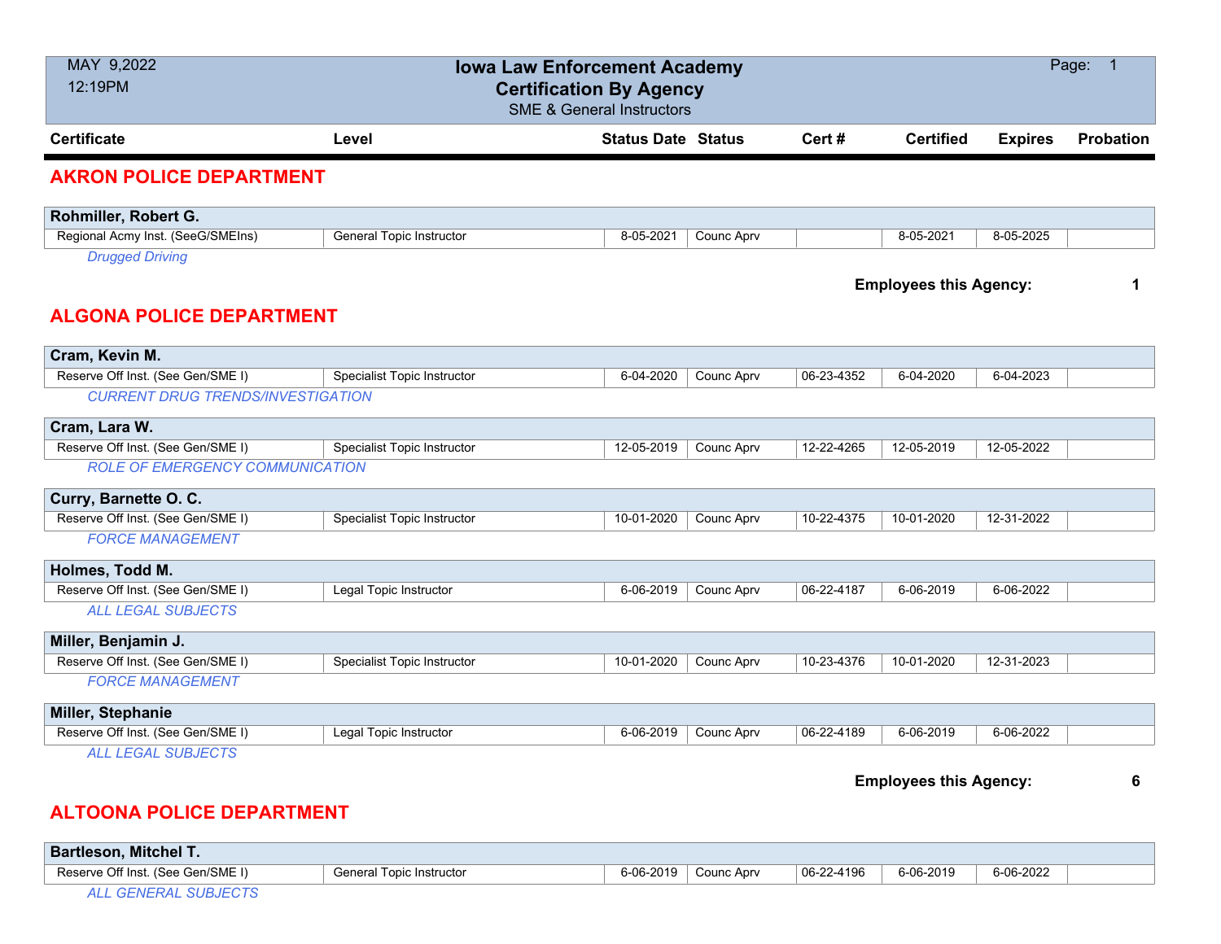# Iowa Law Enforcement Academy
## Certification By Agency
SME & General Instructors

MAY 9,2022
12:19PM

| Certificate | Level | Status Date | Status | Cert # | Certified | Expires | Probation |
|---|---|---|---|---|---|---|---|

## AKRON POLICE DEPARTMENT

**Rohmiller, Robert G.**

| Certificate | Level | Status Date | Status | Cert # | Certified | Expires | Probation |
|---|---|---|---|---|---|---|---|
| Regional Acmy Inst. (SeeG/SMEIns) | General Topic Instructor | 8-05-2021 | Counc Aprv | | 8-05-2021 | 8-05-2025 | |

*Drugged Driving*

**Employees this Agency: 1**

## ALGONA POLICE DEPARTMENT

**Cram, Kevin M.**

| Certificate | Level | Status Date | Status | Cert # | Certified | Expires | Probation |
|---|---|---|---|---|---|---|---|
| Reserve Off Inst. (See Gen/SME I) | Specialist Topic Instructor | 6-04-2020 | Counc Aprv | 06-23-4352 | 6-04-2020 | 6-04-2023 | |

*CURRENT DRUG TRENDS/INVESTIGATION*

**Cram, Lara W.**

| Certificate | Level | Status Date | Status | Cert # | Certified | Expires | Probation |
|---|---|---|---|---|---|---|---|
| Reserve Off Inst. (See Gen/SME I) | Specialist Topic Instructor | 12-05-2019 | Counc Aprv | 12-22-4265 | 12-05-2019 | 12-05-2022 | |

*ROLE OF EMERGENCY COMMUNICATION*

**Curry, Barnette O. C.**

| Certificate | Level | Status Date | Status | Cert # | Certified | Expires | Probation |
|---|---|---|---|---|---|---|---|
| Reserve Off Inst. (See Gen/SME I) | Specialist Topic Instructor | 10-01-2020 | Counc Aprv | 10-22-4375 | 10-01-2020 | 12-31-2022 | |

*FORCE MANAGEMENT*

**Holmes, Todd M.**

| Certificate | Level | Status Date | Status | Cert # | Certified | Expires | Probation |
|---|---|---|---|---|---|---|---|
| Reserve Off Inst. (See Gen/SME I) | Legal Topic Instructor | 6-06-2019 | Counc Aprv | 06-22-4187 | 6-06-2019 | 6-06-2022 | |

*ALL LEGAL SUBJECTS*

**Miller, Benjamin J.**

| Certificate | Level | Status Date | Status | Cert # | Certified | Expires | Probation |
|---|---|---|---|---|---|---|---|
| Reserve Off Inst. (See Gen/SME I) | Specialist Topic Instructor | 10-01-2020 | Counc Aprv | 10-23-4376 | 10-01-2020 | 12-31-2023 | |

*FORCE MANAGEMENT*

**Miller, Stephanie**

| Certificate | Level | Status Date | Status | Cert # | Certified | Expires | Probation |
|---|---|---|---|---|---|---|---|
| Reserve Off Inst. (See Gen/SME I) | Legal Topic Instructor | 6-06-2019 | Counc Aprv | 06-22-4189 | 6-06-2019 | 6-06-2022 | |

*ALL LEGAL SUBJECTS*

**Employees this Agency: 6**

## ALTOONA POLICE DEPARTMENT

**Bartleson, Mitchel T.**

| Certificate | Level | Status Date | Status | Cert # | Certified | Expires | Probation |
|---|---|---|---|---|---|---|---|
| Reserve Off Inst. (See Gen/SME I) | General Topic Instructor | 6-06-2019 | Counc Aprv | 06-22-4196 | 6-06-2019 | 6-06-2022 | |

*ALL GENERAL SUBJECTS*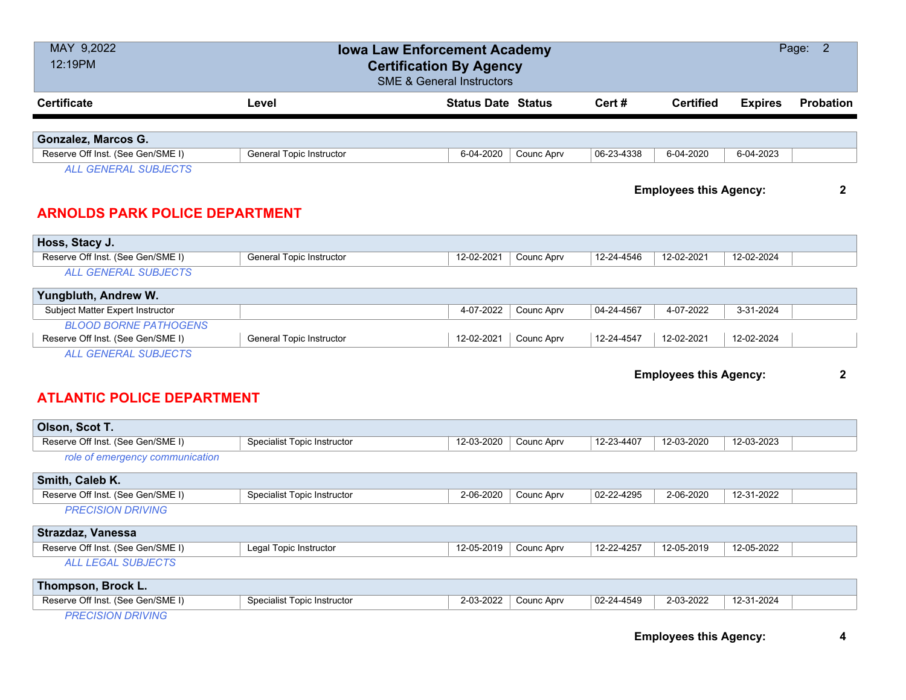# Iowa Law Enforcement Academy
## Certification By Agency
SME & General Instructors

| Certificate | Level | Status Date | Status | Cert # | Certified | Expires | Probation |
|---|---|---|---|---|---|---|---|
| **Gonzalez, Marcos G.** | | | | | | | |
| Reserve Off Inst. (See Gen/SME I) | General Topic Instructor | 6-04-2020 | Counc Aprv | 06-23-4338 | 6-04-2020 | 6-04-2023 | |
| *ALL GENERAL SUBJECTS* | | | | | | | |

**Employees this Agency: 2**

## ARNOLDS PARK POLICE DEPARTMENT

| Certificate | Level | Status Date | Status | Cert # | Certified | Expires | Probation |
|---|---|---|---|---|---|---|---|
| **Hoss, Stacy J.** | | | | | | | |
| Reserve Off Inst. (See Gen/SME I) | General Topic Instructor | 12-02-2021 | Counc Aprv | 12-24-4546 | 12-02-2021 | 12-02-2024 | |
| *ALL GENERAL SUBJECTS* | | | | | | | |
| **Yungbluth, Andrew W.** | | | | | | | |
| Subject Matter Expert Instructor | | 4-07-2022 | Counc Aprv | 04-24-4567 | 4-07-2022 | 3-31-2024 | |
| *BLOOD BORNE PATHOGENS* | | | | | | | |
| Reserve Off Inst. (See Gen/SME I) | General Topic Instructor | 12-02-2021 | Counc Aprv | 12-24-4547 | 12-02-2021 | 12-02-2024 | |
| *ALL GENERAL SUBJECTS* | | | | | | | |

**Employees this Agency: 2**

## ATLANTIC POLICE DEPARTMENT

| Certificate | Level | Status Date | Status | Cert # | Certified | Expires | Probation |
|---|---|---|---|---|---|---|---|
| **Olson, Scot T.** | | | | | | | |
| Reserve Off Inst. (See Gen/SME I) | Specialist Topic Instructor | 12-03-2020 | Counc Aprv | 12-23-4407 | 12-03-2020 | 12-03-2023 | |
| *role of emergency communication* | | | | | | | |
| **Smith, Caleb K.** | | | | | | | |
| Reserve Off Inst. (See Gen/SME I) | Specialist Topic Instructor | 2-06-2020 | Counc Aprv | 02-22-4295 | 2-06-2020 | 12-31-2022 | |
| *PRECISION DRIVING* | | | | | | | |
| **Strazdaz, Vanessa** | | | | | | | |
| Reserve Off Inst. (See Gen/SME I) | Legal Topic Instructor | 12-05-2019 | Counc Aprv | 12-22-4257 | 12-05-2019 | 12-05-2022 | |
| *ALL LEGAL SUBJECTS* | | | | | | | |
| **Thompson, Brock L.** | | | | | | | |
| Reserve Off Inst. (See Gen/SME I) | Specialist Topic Instructor | 2-03-2022 | Counc Aprv | 02-24-4549 | 2-03-2022 | 12-31-2024 | |
| *PRECISION DRIVING* | | | | | | | |

**Employees this Agency: 4**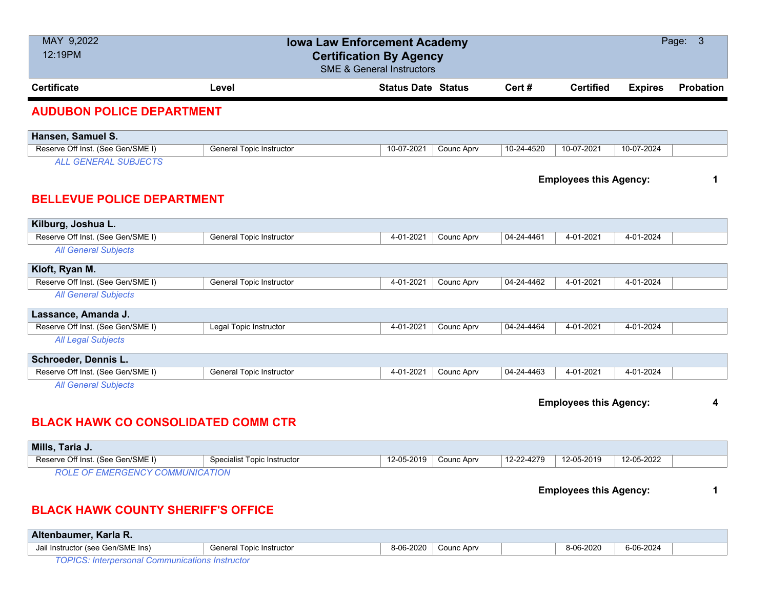# Iowa Law Enforcement Academy
## Certification By Agency
SME & General Instructors

MAY 9,2022
12:19PM

| Certificate | Level | Status Date | Status | Cert # | Certified | Expires | Probation |
|---|---|---|---|---|---|---|---|

## AUDUBON POLICE DEPARTMENT

**Hansen, Samuel S.**

| Certificate | Level | Status Date | Status | Cert # | Certified | Expires | Probation |
|---|---|---|---|---|---|---|---|
| Reserve Off Inst. (See Gen/SME I) | General Topic Instructor | 10-07-2021 | Counc Aprv | 10-24-4520 | 10-07-2021 | 10-07-2024 | |

*ALL GENERAL SUBJECTS*

**Employees this Agency: 1**

## BELLEVUE POLICE DEPARTMENT

**Kilburg, Joshua L.**

| Certificate | Level | Status Date | Status | Cert # | Certified | Expires | Probation |
|---|---|---|---|---|---|---|---|
| Reserve Off Inst. (See Gen/SME I) | General Topic Instructor | 4-01-2021 | Counc Aprv | 04-24-4461 | 4-01-2021 | 4-01-2024 | |

*All General Subjects*

**Kloft, Ryan M.**

| Certificate | Level | Status Date | Status | Cert # | Certified | Expires | Probation |
|---|---|---|---|---|---|---|---|
| Reserve Off Inst. (See Gen/SME I) | General Topic Instructor | 4-01-2021 | Counc Aprv | 04-24-4462 | 4-01-2021 | 4-01-2024 | |

*All General Subjects*

**Lassance, Amanda J.**

| Certificate | Level | Status Date | Status | Cert # | Certified | Expires | Probation |
|---|---|---|---|---|---|---|---|
| Reserve Off Inst. (See Gen/SME I) | Legal Topic Instructor | 4-01-2021 | Counc Aprv | 04-24-4464 | 4-01-2021 | 4-01-2024 | |

*All Legal Subjects*

**Schroeder, Dennis L.**

| Certificate | Level | Status Date | Status | Cert # | Certified | Expires | Probation |
|---|---|---|---|---|---|---|---|
| Reserve Off Inst. (See Gen/SME I) | General Topic Instructor | 4-01-2021 | Counc Aprv | 04-24-4463 | 4-01-2021 | 4-01-2024 | |

*All General Subjects*

**Employees this Agency: 4**

## BLACK HAWK CO CONSOLIDATED COMM CTR

**Mills, Taria J.**

| Certificate | Level | Status Date | Status | Cert # | Certified | Expires | Probation |
|---|---|---|---|---|---|---|---|
| Reserve Off Inst. (See Gen/SME I) | Specialist Topic Instructor | 12-05-2019 | Counc Aprv | 12-22-4279 | 12-05-2019 | 12-05-2022 | |

*ROLE OF EMERGENCY COMMUNICATION*

**Employees this Agency: 1**

## BLACK HAWK COUNTY SHERIFF'S OFFICE

**Altenbaumer, Karla R.**

| Certificate | Level | Status Date | Status | Cert # | Certified | Expires | Probation |
|---|---|---|---|---|---|---|---|
| Jail Instructor (see Gen/SME Ins) | General Topic Instructor | 8-06-2020 | Counc Aprv | | 8-06-2020 | 6-06-2024 | |

*TOPICS: Interpersonal Communications Instructor*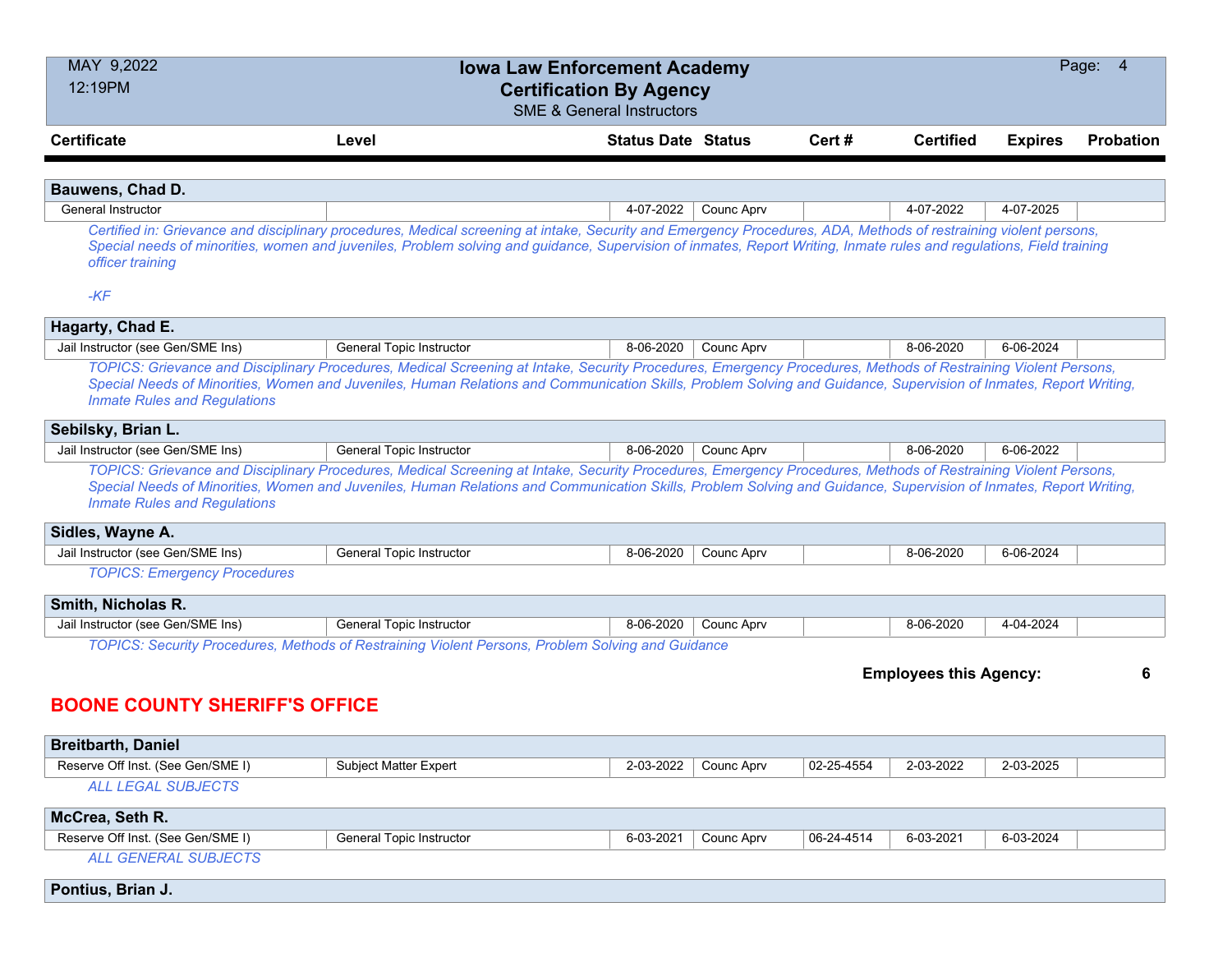| Certificate | Level | Status Date | Status | Cert # | Certified | Expires | Probation |
|---|---|---|---|---|---|---|---|

**Bauwens, Chad D.**

| Certificate | Level | Status Date | Status | Cert # | Certified | Expires | Probation |
|---|---|---|---|---|---|---|---|
| General Instructor | | 4-07-2022 | Counc Aprv | | 4-07-2022 | 4-07-2025 | |

*Certified in: Grievance and disciplinary procedures, Medical screening at intake, Security and Emergency Procedures, ADA, Methods of restraining violent persons, Special needs of minorities, women and juveniles, Problem solving and guidance, Supervision of inmates, Report Writing, Inmate rules and regulations, Field training officer training*

*-KF*

**Hagarty, Chad E.**

| Certificate | Level | Status Date | Status | Cert # | Certified | Expires | Probation |
|---|---|---|---|---|---|---|---|
| Jail Instructor (see Gen/SME Ins) | General Topic Instructor | 8-06-2020 | Counc Aprv | | 8-06-2020 | 6-06-2024 | |

*TOPICS: Grievance and Disciplinary Procedures, Medical Screening at Intake, Security Procedures, Emergency Procedures, Methods of Restraining Violent Persons, Special Needs of Minorities, Women and Juveniles, Human Relations and Communication Skills, Problem Solving and Guidance, Supervision of Inmates, Report Writing, Inmate Rules and Regulations*

**Sebilsky, Brian L.**

| Certificate | Level | Status Date | Status | Cert # | Certified | Expires | Probation |
|---|---|---|---|---|---|---|---|
| Jail Instructor (see Gen/SME Ins) | General Topic Instructor | 8-06-2020 | Counc Aprv | | 8-06-2020 | 6-06-2022 | |

*TOPICS: Grievance and Disciplinary Procedures, Medical Screening at Intake, Security Procedures, Emergency Procedures, Methods of Restraining Violent Persons, Special Needs of Minorities, Women and Juveniles, Human Relations and Communication Skills, Problem Solving and Guidance, Supervision of Inmates, Report Writing, Inmate Rules and Regulations*

**Sidles, Wayne A.**

| Certificate | Level | Status Date | Status | Cert # | Certified | Expires | Probation |
|---|---|---|---|---|---|---|---|
| Jail Instructor (see Gen/SME Ins) | General Topic Instructor | 8-06-2020 | Counc Aprv | | 8-06-2020 | 6-06-2024 | |

*TOPICS: Emergency Procedures*

**Smith, Nicholas R.**

| Certificate | Level | Status Date | Status | Cert # | Certified | Expires | Probation |
|---|---|---|---|---|---|---|---|
| Jail Instructor (see Gen/SME Ins) | General Topic Instructor | 8-06-2020 | Counc Aprv | | 8-06-2020 | 4-04-2024 | |

*TOPICS: Security Procedures, Methods of Restraining Violent Persons, Problem Solving and Guidance*

**Employees this Agency: 6**

## BOONE COUNTY SHERIFF'S OFFICE

**Breitbarth, Daniel**

| Certificate | Level | Status Date | Status | Cert # | Certified | Expires | Probation |
|---|---|---|---|---|---|---|---|
| Reserve Off Inst. (See Gen/SME I) | Subject Matter Expert | 2-03-2022 | Counc Aprv | 02-25-4554 | 2-03-2022 | 2-03-2025 | |

*ALL LEGAL SUBJECTS*

**McCrea, Seth R.**

| Certificate | Level | Status Date | Status | Cert # | Certified | Expires | Probation |
|---|---|---|---|---|---|---|---|
| Reserve Off Inst. (See Gen/SME I) | General Topic Instructor | 6-03-2021 | Counc Aprv | 06-24-4514 | 6-03-2021 | 6-03-2024 | |

*ALL GENERAL SUBJECTS*

**Pontius, Brian J.**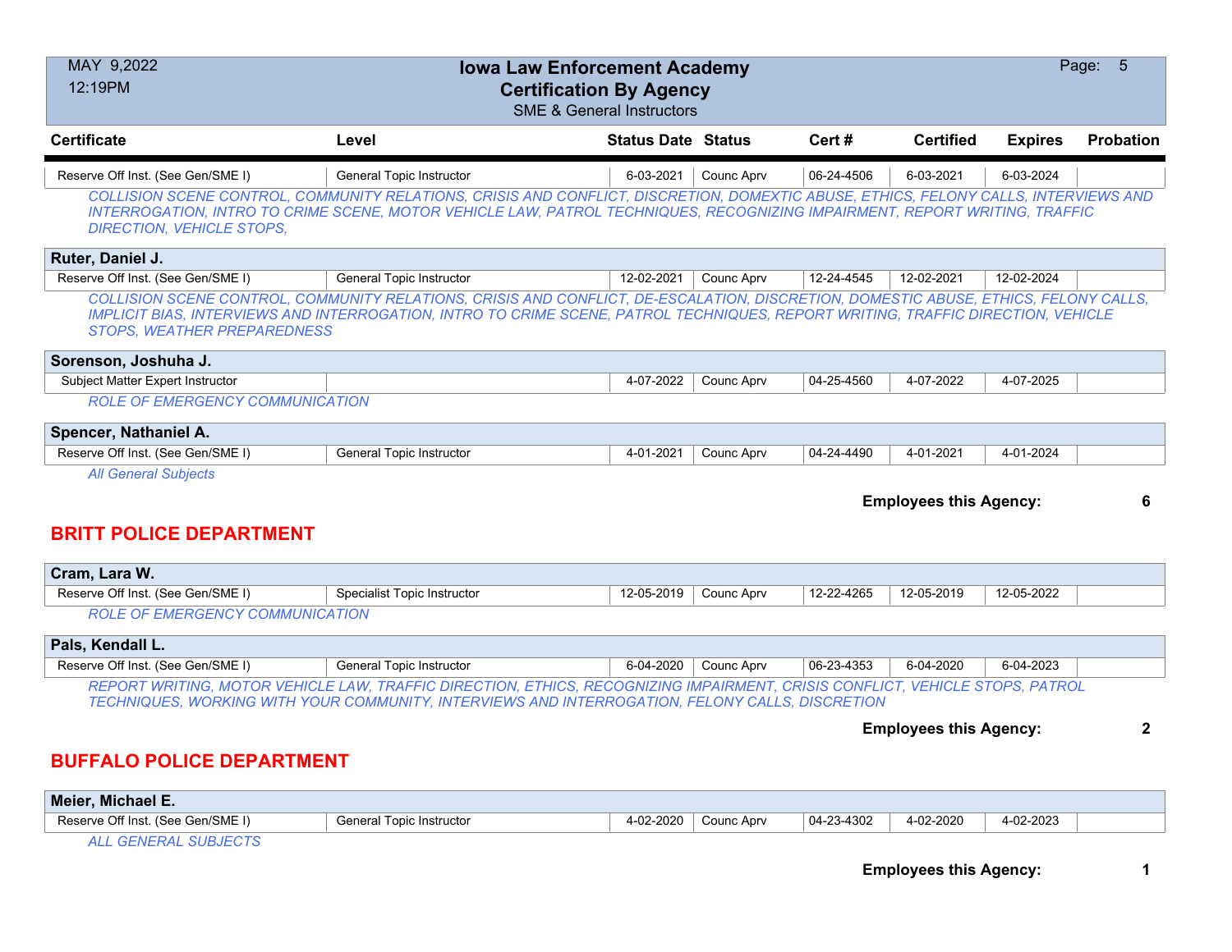| Certificate | Level | Status Date | Status | Cert # | Certified | Expires | Probation |
|---|---|---|---|---|---|---|---|
| Reserve Off Inst. (See Gen/SME I) | General Topic Instructor | 6-03-2021 | Counc Aprv | 06-24-4506 | 6-03-2021 | 6-03-2024 | |

*COLLISION SCENE CONTROL, COMMUNITY RELATIONS, CRISIS AND CONFLICT, DISCRETION, DOMEXTIC ABUSE, ETHICS, FELONY CALLS, INTERVIEWS AND INTERROGATION, INTRO TO CRIME SCENE, MOTOR VEHICLE LAW, PATROL TECHNIQUES, RECOGNIZING IMPAIRMENT, REPORT WRITING, TRAFFIC DIRECTION, VEHICLE STOPS,*

**Ruter, Daniel J.**

| Certificate | Level | Status Date | Status | Cert # | Certified | Expires | Probation |
|---|---|---|---|---|---|---|---|
| Reserve Off Inst. (See Gen/SME I) | General Topic Instructor | 12-02-2021 | Counc Aprv | 12-24-4545 | 12-02-2021 | 12-02-2024 | |

*COLLISION SCENE CONTROL, COMMUNITY RELATIONS, CRISIS AND CONFLICT, DE-ESCALATION, DISCRETION, DOMESTIC ABUSE, ETHICS, FELONY CALLS, IMPLICIT BIAS, INTERVIEWS AND INTERROGATION, INTRO TO CRIME SCENE, PATROL TECHNIQUES, REPORT WRITING, TRAFFIC DIRECTION, VEHICLE STOPS, WEATHER PREPAREDNESS*

**Sorenson, Joshuha J.**

| Certificate | Level | Status Date | Status | Cert # | Certified | Expires | Probation |
|---|---|---|---|---|---|---|---|
| Subject Matter Expert Instructor | | 4-07-2022 | Counc Aprv | 04-25-4560 | 4-07-2022 | 4-07-2025 | |

*ROLE OF EMERGENCY COMMUNICATION*

**Spencer, Nathaniel A.**

| Certificate | Level | Status Date | Status | Cert # | Certified | Expires | Probation |
|---|---|---|---|---|---|---|---|
| Reserve Off Inst. (See Gen/SME I) | General Topic Instructor | 4-01-2021 | Counc Aprv | 04-24-4490 | 4-01-2021 | 4-01-2024 | |

*All General Subjects*

**Employees this Agency: 6**

## BRITT POLICE DEPARTMENT

**Cram, Lara W.**

| Certificate | Level | Status Date | Status | Cert # | Certified | Expires | Probation |
|---|---|---|---|---|---|---|---|
| Reserve Off Inst. (See Gen/SME I) | Specialist Topic Instructor | 12-05-2019 | Counc Aprv | 12-22-4265 | 12-05-2019 | 12-05-2022 | |

*ROLE OF EMERGENCY COMMUNICATION*

**Pals, Kendall L.**

| Certificate | Level | Status Date | Status | Cert # | Certified | Expires | Probation |
|---|---|---|---|---|---|---|---|
| Reserve Off Inst. (See Gen/SME I) | General Topic Instructor | 6-04-2020 | Counc Aprv | 06-23-4353 | 6-04-2020 | 6-04-2023 | |

*REPORT WRITING, MOTOR VEHICLE LAW, TRAFFIC DIRECTION, ETHICS, RECOGNIZING IMPAIRMENT, CRISIS CONFLICT, VEHICLE STOPS, PATROL TECHNIQUES, WORKING WITH YOUR COMMUNITY, INTERVIEWS AND INTERROGATION, FELONY CALLS, DISCRETION*

**Employees this Agency: 2**

## BUFFALO POLICE DEPARTMENT

**Meier, Michael E.**

| Certificate | Level | Status Date | Status | Cert # | Certified | Expires | Probation |
|---|---|---|---|---|---|---|---|
| Reserve Off Inst. (See Gen/SME I) | General Topic Instructor | 4-02-2020 | Counc Aprv | 04-23-4302 | 4-02-2020 | 4-02-2023 | |

*ALL GENERAL SUBJECTS*

**Employees this Agency: 1**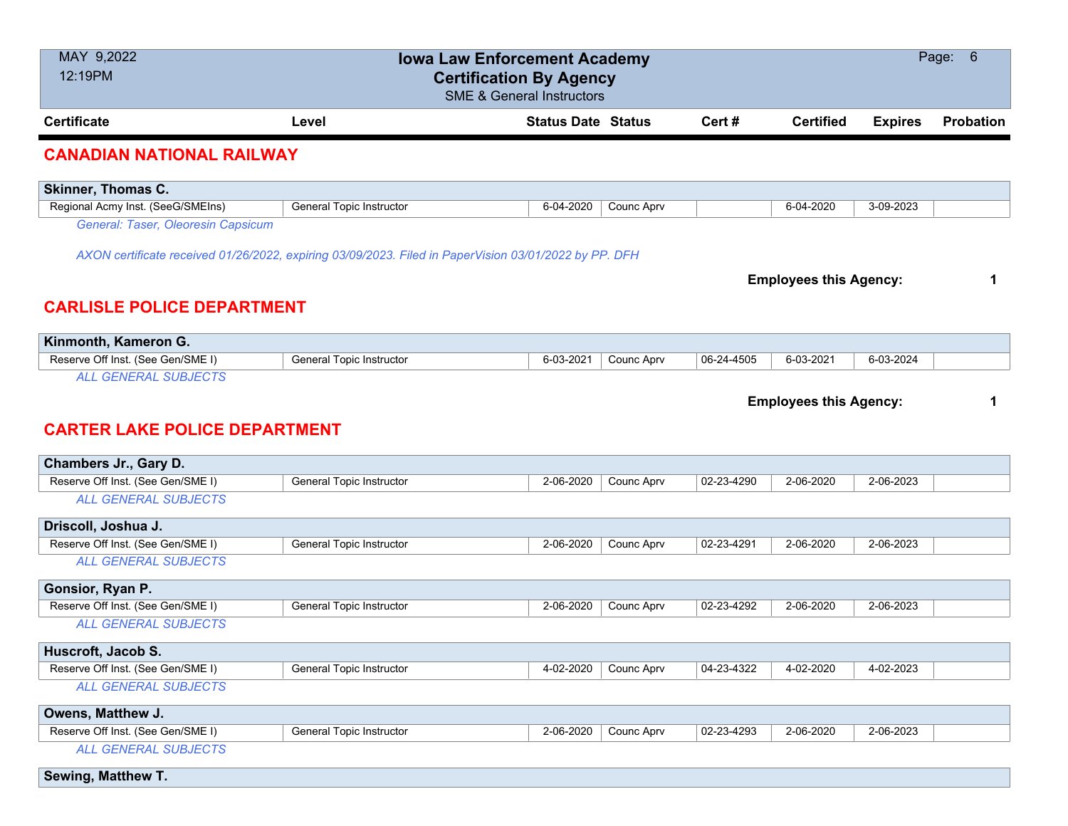| Certificate | Level | Status Date | Status | Cert # | Certified | Expires | Probation |
|---|---|---|---|---|---|---|---|

## CANADIAN NATIONAL RAILWAY

**Skinner, Thomas C.**

| Certificate | Level | Status Date | Status | Cert # | Certified | Expires | Probation |
|---|---|---|---|---|---|---|---|
| Regional Acmy Inst. (SeeG/SMEIns) | General Topic Instructor | 6-04-2020 | Counc Aprv | | 6-04-2020 | 3-09-2023 | |

*General: Taser, Oleoresin Capsicum*

*AXON certificate received 01/26/2022, expiring 03/09/2023. Filed in PaperVision 03/01/2022 by PP. DFH*

**Employees this Agency: 1**

## CARLISLE POLICE DEPARTMENT

**Kinmonth, Kameron G.**

| Certificate | Level | Status Date | Status | Cert # | Certified | Expires | Probation |
|---|---|---|---|---|---|---|---|
| Reserve Off Inst. (See Gen/SME I) | General Topic Instructor | 6-03-2021 | Counc Aprv | 06-24-4505 | 6-03-2021 | 6-03-2024 | |

*ALL GENERAL SUBJECTS*

**Employees this Agency: 1**

## CARTER LAKE POLICE DEPARTMENT

**Chambers Jr., Gary D.**

| Certificate | Level | Status Date | Status | Cert # | Certified | Expires | Probation |
|---|---|---|---|---|---|---|---|
| Reserve Off Inst. (See Gen/SME I) | General Topic Instructor | 2-06-2020 | Counc Aprv | 02-23-4290 | 2-06-2020 | 2-06-2023 | |

*ALL GENERAL SUBJECTS*

**Driscoll, Joshua J.**

| Certificate | Level | Status Date | Status | Cert # | Certified | Expires | Probation |
|---|---|---|---|---|---|---|---|
| Reserve Off Inst. (See Gen/SME I) | General Topic Instructor | 2-06-2020 | Counc Aprv | 02-23-4291 | 2-06-2020 | 2-06-2023 | |

*ALL GENERAL SUBJECTS*

**Gonsior, Ryan P.**

| Certificate | Level | Status Date | Status | Cert # | Certified | Expires | Probation |
|---|---|---|---|---|---|---|---|
| Reserve Off Inst. (See Gen/SME I) | General Topic Instructor | 2-06-2020 | Counc Aprv | 02-23-4292 | 2-06-2020 | 2-06-2023 | |

*ALL GENERAL SUBJECTS*

**Huscroft, Jacob S.**

| Certificate | Level | Status Date | Status | Cert # | Certified | Expires | Probation |
|---|---|---|---|---|---|---|---|
| Reserve Off Inst. (See Gen/SME I) | General Topic Instructor | 4-02-2020 | Counc Aprv | 04-23-4322 | 4-02-2020 | 4-02-2023 | |

*ALL GENERAL SUBJECTS*

**Owens, Matthew J.**

| Certificate | Level | Status Date | Status | Cert # | Certified | Expires | Probation |
|---|---|---|---|---|---|---|---|
| Reserve Off Inst. (See Gen/SME I) | General Topic Instructor | 2-06-2020 | Counc Aprv | 02-23-4293 | 2-06-2020 | 2-06-2023 | |

*ALL GENERAL SUBJECTS*

**Sewing, Matthew T.**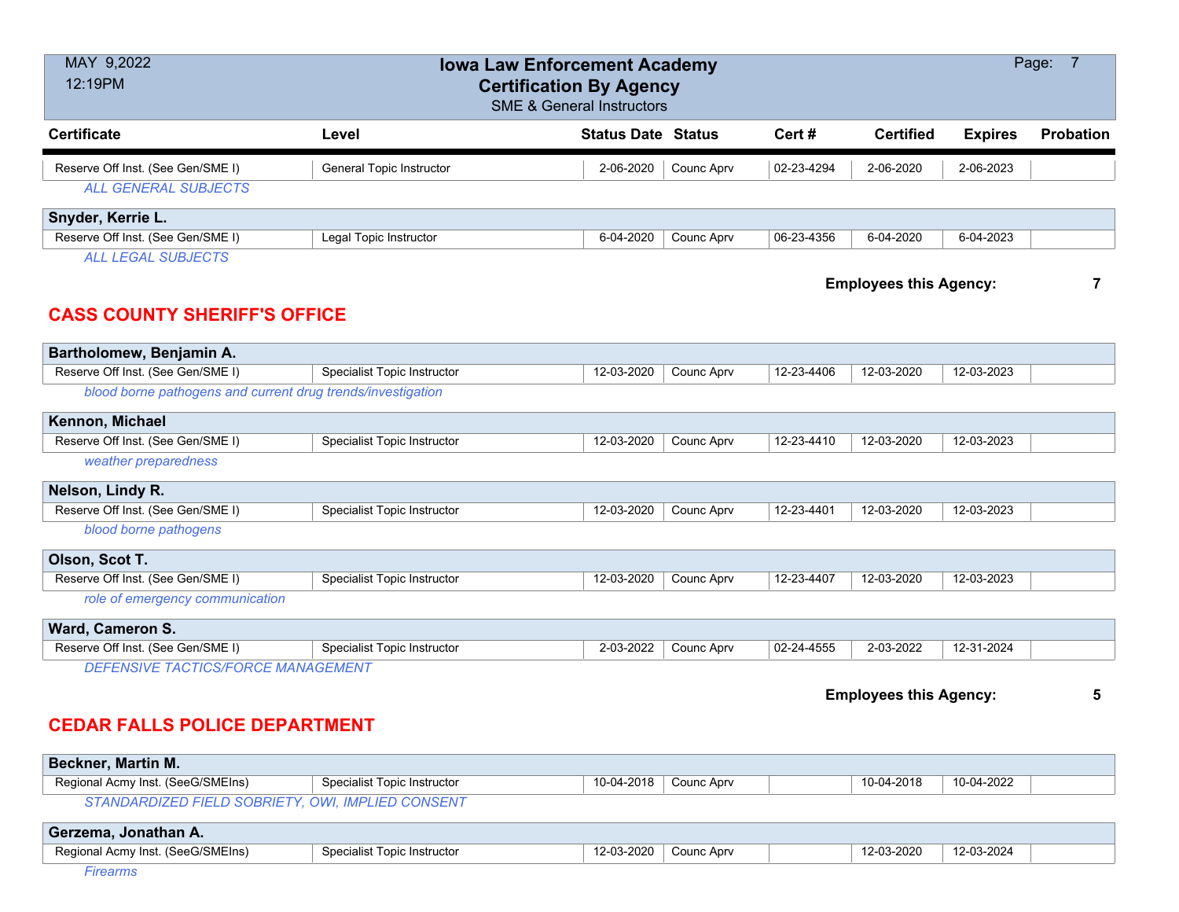| Certificate | Level | Status Date | Status | Cert # | Certified | Expires | Probation |
|---|---|---|---|---|---|---|---|
| Reserve Off Inst. (See Gen/SME I) | General Topic Instructor | 2-06-2020 | Counc Aprv | 02-23-4294 | 2-06-2020 | 2-06-2023 | |

*ALL GENERAL SUBJECTS*

**Snyder, Kerrie L.**

| Certificate | Level | Status Date | Status | Cert # | Certified | Expires | Probation |
|---|---|---|---|---|---|---|---|
| Reserve Off Inst. (See Gen/SME I) | Legal Topic Instructor | 6-04-2020 | Counc Aprv | 06-23-4356 | 6-04-2020 | 6-04-2023 | |

*ALL LEGAL SUBJECTS*

**Employees this Agency: 7**

## CASS COUNTY SHERIFF'S OFFICE

**Bartholomew, Benjamin A.**

| Certificate | Level | Status Date | Status | Cert # | Certified | Expires | Probation |
|---|---|---|---|---|---|---|---|
| Reserve Off Inst. (See Gen/SME I) | Specialist Topic Instructor | 12-03-2020 | Counc Aprv | 12-23-4406 | 12-03-2020 | 12-03-2023 | |

*blood borne pathogens and current drug trends/investigation*

**Kennon, Michael**

| Certificate | Level | Status Date | Status | Cert # | Certified | Expires | Probation |
|---|---|---|---|---|---|---|---|
| Reserve Off Inst. (See Gen/SME I) | Specialist Topic Instructor | 12-03-2020 | Counc Aprv | 12-23-4410 | 12-03-2020 | 12-03-2023 | |

*weather preparedness*

**Nelson, Lindy R.**

| Certificate | Level | Status Date | Status | Cert # | Certified | Expires | Probation |
|---|---|---|---|---|---|---|---|
| Reserve Off Inst. (See Gen/SME I) | Specialist Topic Instructor | 12-03-2020 | Counc Aprv | 12-23-4401 | 12-03-2020 | 12-03-2023 | |

*blood borne pathogens*

**Olson, Scot T.**

| Certificate | Level | Status Date | Status | Cert # | Certified | Expires | Probation |
|---|---|---|---|---|---|---|---|
| Reserve Off Inst. (See Gen/SME I) | Specialist Topic Instructor | 12-03-2020 | Counc Aprv | 12-23-4407 | 12-03-2020 | 12-03-2023 | |

*role of emergency communication*

**Ward, Cameron S.**

| Certificate | Level | Status Date | Status | Cert # | Certified | Expires | Probation |
|---|---|---|---|---|---|---|---|
| Reserve Off Inst. (See Gen/SME I) | Specialist Topic Instructor | 2-03-2022 | Counc Aprv | 02-24-4555 | 2-03-2022 | 12-31-2024 | |

*DEFENSIVE TACTICS/FORCE MANAGEMENT*

**Employees this Agency: 5**

## CEDAR FALLS POLICE DEPARTMENT

**Beckner, Martin M.**

| Certificate | Level | Status Date | Status | Cert # | Certified | Expires | Probation |
|---|---|---|---|---|---|---|---|
| Regional Acmy Inst. (SeeG/SMEIns) | Specialist Topic Instructor | 10-04-2018 | Counc Aprv | | 10-04-2018 | 10-04-2022 | |

*STANDARDIZED FIELD SOBRIETY, OWI, IMPLIED CONSENT*

**Gerzema, Jonathan A.**

| Certificate | Level | Status Date | Status | Cert # | Certified | Expires | Probation |
|---|---|---|---|---|---|---|---|
| Regional Acmy Inst. (SeeG/SMEIns) | Specialist Topic Instructor | 12-03-2020 | Counc Aprv | | 12-03-2020 | 12-03-2024 | |

*Firearms*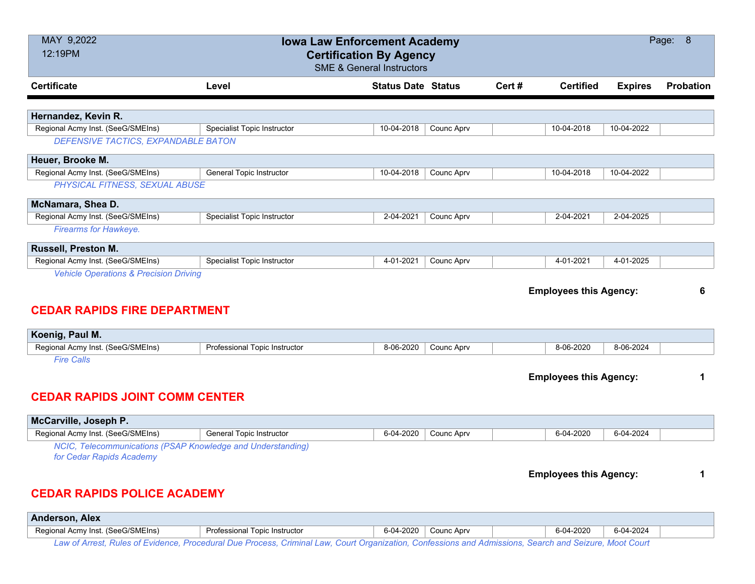# Iowa Law Enforcement Academy
## Certification By Agency
SME & General Instructors

| Certificate | Level | Status Date | Status | Cert # | Certified | Expires | Probation |
|---|---|---|---|---|---|---|---|
| **Hernandez, Kevin R.** | | | | | | | |
| Regional Acmy Inst. (SeeG/SMEIns) | Specialist Topic Instructor | 10-04-2018 | Counc Aprv | | 10-04-2018 | 10-04-2022 | |

*DEFENSIVE TACTICS, EXPANDABLE BATON*

| Certificate | Level | Status Date | Status | Cert # | Certified | Expires | Probation |
|---|---|---|---|---|---|---|---|
| **Heuer, Brooke M.** | | | | | | | |
| Regional Acmy Inst. (SeeG/SMEIns) | General Topic Instructor | 10-04-2018 | Counc Aprv | | 10-04-2018 | 10-04-2022 | |

*PHYSICAL FITNESS, SEXUAL ABUSE*

| Certificate | Level | Status Date | Status | Cert # | Certified | Expires | Probation |
|---|---|---|---|---|---|---|---|
| **McNamara, Shea D.** | | | | | | | |
| Regional Acmy Inst. (SeeG/SMEIns) | Specialist Topic Instructor | 2-04-2021 | Counc Aprv | | 2-04-2021 | 2-04-2025 | |

*Firearms for Hawkeye.*

| Certificate | Level | Status Date | Status | Cert # | Certified | Expires | Probation |
|---|---|---|---|---|---|---|---|
| **Russell, Preston M.** | | | | | | | |
| Regional Acmy Inst. (SeeG/SMEIns) | Specialist Topic Instructor | 4-01-2021 | Counc Aprv | | 4-01-2021 | 4-01-2025 | |

*Vehicle Operations & Precision Driving*

**Employees this Agency: 6**

## CEDAR RAPIDS FIRE DEPARTMENT

| Certificate | Level | Status Date | Status | Cert # | Certified | Expires | Probation |
|---|---|---|---|---|---|---|---|
| **Koenig, Paul M.** | | | | | | | |
| Regional Acmy Inst. (SeeG/SMEIns) | Professional Topic Instructor | 8-06-2020 | Counc Aprv | | 8-06-2020 | 8-06-2024 | |

*Fire Calls*

**Employees this Agency: 1**

## CEDAR RAPIDS JOINT COMM CENTER

| Certificate | Level | Status Date | Status | Cert # | Certified | Expires | Probation |
|---|---|---|---|---|---|---|---|
| **McCarville, Joseph P.** | | | | | | | |
| Regional Acmy Inst. (SeeG/SMEIns) | General Topic Instructor | 6-04-2020 | Counc Aprv | | 6-04-2020 | 6-04-2024 | |

*NCIC, Telecommunications (PSAP Knowledge and Understanding)*
*for Cedar Rapids Academy*

**Employees this Agency: 1**

## CEDAR RAPIDS POLICE ACADEMY

| Certificate | Level | Status Date | Status | Cert # | Certified | Expires | Probation |
|---|---|---|---|---|---|---|---|
| **Anderson, Alex** | | | | | | | |
| Regional Acmy Inst. (SeeG/SMEIns) | Professional Topic Instructor | 6-04-2020 | Counc Aprv | | 6-04-2020 | 6-04-2024 | |

*Law of Arrest, Rules of Evidence, Procedural Due Process, Criminal Law, Court Organization, Confessions and Admissions, Search and Seizure, Moot Court*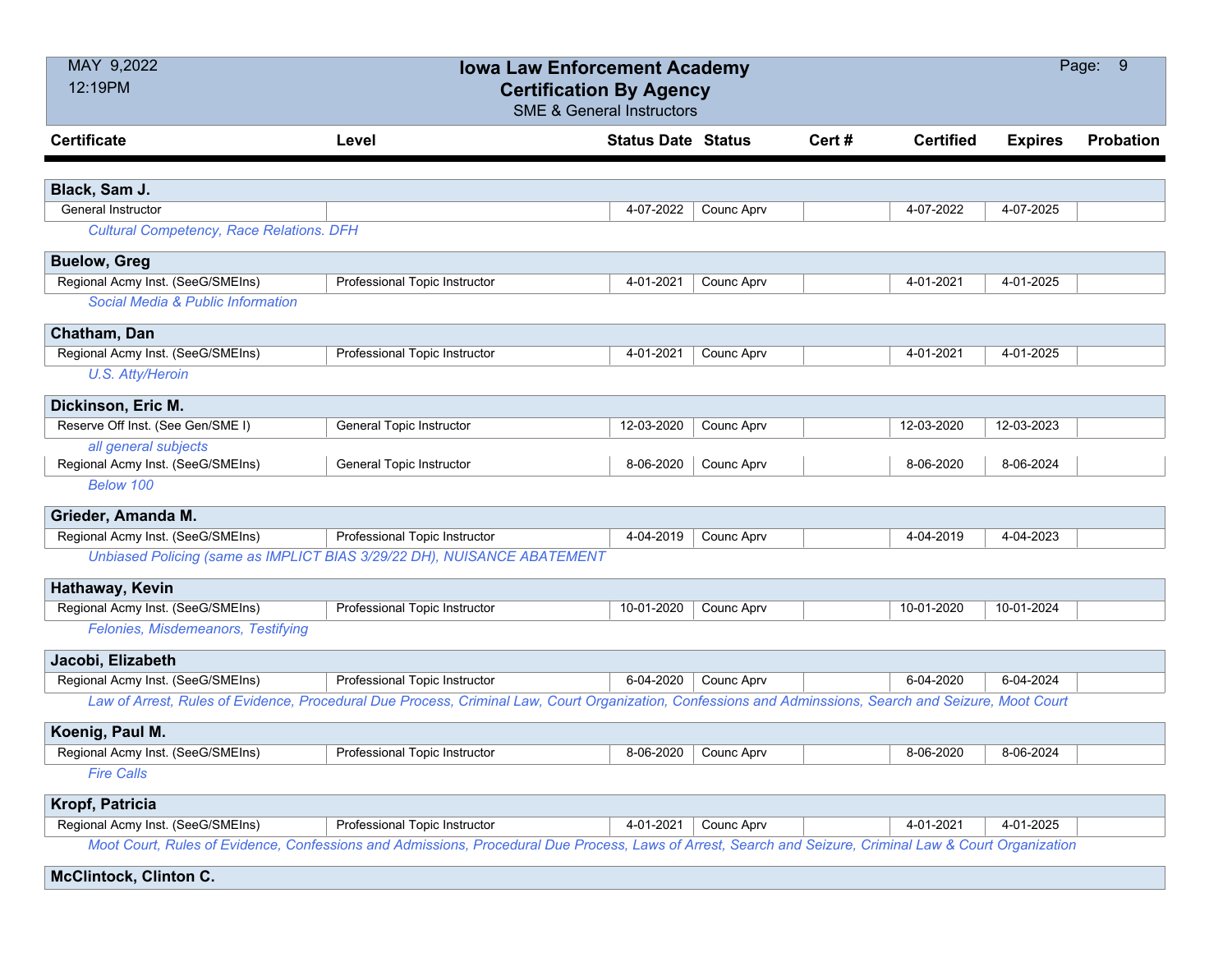# Iowa Law Enforcement Academy
## Certification By Agency
SME & General Instructors

MAY 9,2022
12:19PM

| Certificate | Level | Status Date | Status | Cert # | Certified | Expires | Probation |
|---|---|---|---|---|---|---|---|
| **Black, Sam J.** | | | | | | | |
| General Instructor | | 4-07-2022 | Counc Aprv | | 4-07-2022 | 4-07-2025 | |
| *Cultural Competency, Race Relations. DFH* | | | | | | | |
| **Buelow, Greg** | | | | | | | |
| Regional Acmy Inst. (SeeG/SMEIns) | Professional Topic Instructor | 4-01-2021 | Counc Aprv | | 4-01-2021 | 4-01-2025 | |
| *Social Media & Public Information* | | | | | | | |
| **Chatham, Dan** | | | | | | | |
| Regional Acmy Inst. (SeeG/SMEIns) | Professional Topic Instructor | 4-01-2021 | Counc Aprv | | 4-01-2021 | 4-01-2025 | |
| *U.S. Atty/Heroin* | | | | | | | |
| **Dickinson, Eric M.** | | | | | | | |
| Reserve Off Inst. (See Gen/SME I) | General Topic Instructor | 12-03-2020 | Counc Aprv | | 12-03-2020 | 12-03-2023 | |
| *all general subjects* | | | | | | | |
| Regional Acmy Inst. (SeeG/SMEIns) | General Topic Instructor | 8-06-2020 | Counc Aprv | | 8-06-2020 | 8-06-2024 | |
| *Below 100* | | | | | | | |
| **Grieder, Amanda M.** | | | | | | | |
| Regional Acmy Inst. (SeeG/SMEIns) | Professional Topic Instructor | 4-04-2019 | Counc Aprv | | 4-04-2019 | 4-04-2023 | |
| *Unbiased Policing (same as IMPLICT BIAS 3/29/22 DH), NUISANCE ABATEMENT* | | | | | | | |
| **Hathaway, Kevin** | | | | | | | |
| Regional Acmy Inst. (SeeG/SMEIns) | Professional Topic Instructor | 10-01-2020 | Counc Aprv | | 10-01-2020 | 10-01-2024 | |
| *Felonies, Misdemeanors, Testifying* | | | | | | | |
| **Jacobi, Elizabeth** | | | | | | | |
| Regional Acmy Inst. (SeeG/SMEIns) | Professional Topic Instructor | 6-04-2020 | Counc Aprv | | 6-04-2020 | 6-04-2024 | |
| *Law of Arrest, Rules of Evidence, Procedural Due Process, Criminal Law, Court Organization, Confessions and Adminssions, Search and Seizure, Moot Court* | | | | | | | |
| **Koenig, Paul M.** | | | | | | | |
| Regional Acmy Inst. (SeeG/SMEIns) | Professional Topic Instructor | 8-06-2020 | Counc Aprv | | 8-06-2020 | 8-06-2024 | |
| *Fire Calls* | | | | | | | |
| **Kropf, Patricia** | | | | | | | |
| Regional Acmy Inst. (SeeG/SMEIns) | Professional Topic Instructor | 4-01-2021 | Counc Aprv | | 4-01-2021 | 4-01-2025 | |
| *Moot Court, Rules of Evidence, Confessions and Admissions, Procedural Due Process, Laws of Arrest, Search and Seizure, Criminal Law & Court Organization* | | | | | | | |
| **McClintock, Clinton C.** | | | | | | | |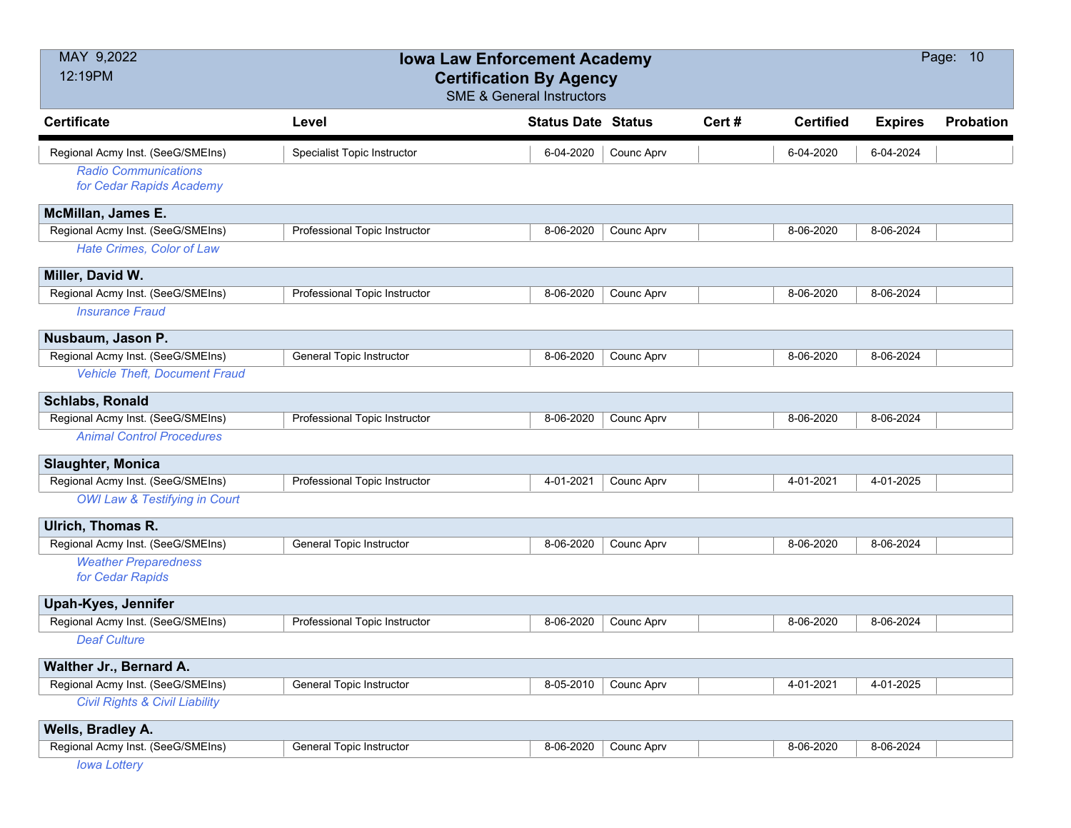# Iowa Law Enforcement Academy
## Certification By Agency
### SME & General Instructors

MAY 9,2022
12:19PM

| Certificate | Level | Status Date | Status | Cert # | Certified | Expires | Probation |
|---|---|---|---|---|---|---|---|
| Regional Acmy Inst. (SeeG/SMEIns) | Specialist Topic Instructor | 6-04-2020 | Counc Aprv | | 6-04-2020 | 6-04-2024 | |
| *Radio Communications for Cedar Rapids Academy* | | | | | | | |
| **McMillan, James E.** | | | | | | | |
| Regional Acmy Inst. (SeeG/SMEIns) | Professional Topic Instructor | 8-06-2020 | Counc Aprv | | 8-06-2020 | 8-06-2024 | |
| *Hate Crimes, Color of Law* | | | | | | | |
| **Miller, David W.** | | | | | | | |
| Regional Acmy Inst. (SeeG/SMEIns) | Professional Topic Instructor | 8-06-2020 | Counc Aprv | | 8-06-2020 | 8-06-2024 | |
| *Insurance Fraud* | | | | | | | |
| **Nusbaum, Jason P.** | | | | | | | |
| Regional Acmy Inst. (SeeG/SMEIns) | General Topic Instructor | 8-06-2020 | Counc Aprv | | 8-06-2020 | 8-06-2024 | |
| *Vehicle Theft, Document Fraud* | | | | | | | |
| **Schlabs, Ronald** | | | | | | | |
| Regional Acmy Inst. (SeeG/SMEIns) | Professional Topic Instructor | 8-06-2020 | Counc Aprv | | 8-06-2020 | 8-06-2024 | |
| *Animal Control Procedures* | | | | | | | |
| **Slaughter, Monica** | | | | | | | |
| Regional Acmy Inst. (SeeG/SMEIns) | Professional Topic Instructor | 4-01-2021 | Counc Aprv | | 4-01-2021 | 4-01-2025 | |
| *OWI Law & Testifying in Court* | | | | | | | |
| **Ulrich, Thomas R.** | | | | | | | |
| Regional Acmy Inst. (SeeG/SMEIns) | General Topic Instructor | 8-06-2020 | Counc Aprv | | 8-06-2020 | 8-06-2024 | |
| *Weather Preparedness for Cedar Rapids* | | | | | | | |
| **Upah-Kyes, Jennifer** | | | | | | | |
| Regional Acmy Inst. (SeeG/SMEIns) | Professional Topic Instructor | 8-06-2020 | Counc Aprv | | 8-06-2020 | 8-06-2024 | |
| *Deaf Culture* | | | | | | | |
| **Walther Jr., Bernard A.** | | | | | | | |
| Regional Acmy Inst. (SeeG/SMEIns) | General Topic Instructor | 8-05-2010 | Counc Aprv | | 4-01-2021 | 4-01-2025 | |
| *Civil Rights & Civil Liability* | | | | | | | |
| **Wells, Bradley A.** | | | | | | | |
| Regional Acmy Inst. (SeeG/SMEIns) | General Topic Instructor | 8-06-2020 | Counc Aprv | | 8-06-2020 | 8-06-2024 | |
| *Iowa Lottery* | | | | | | | |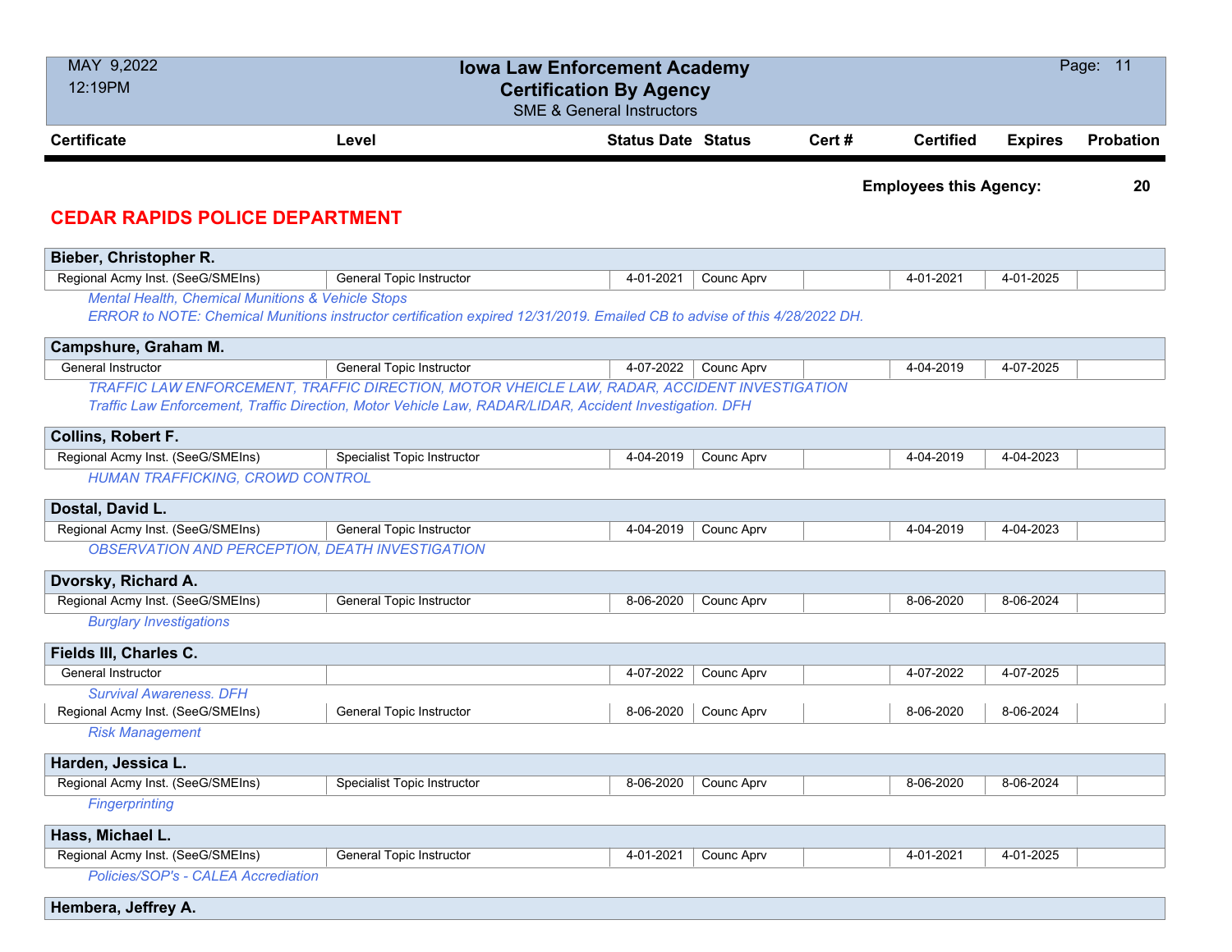# Iowa Law Enforcement Academy
## Certification By Agency
SME & General Instructors

MAY 9,2022
12:19PM

**Employees this Agency: 20**

## CEDAR RAPIDS POLICE DEPARTMENT

| Certificate | Level | Status Date | Status | Cert # | Certified | Expires | Probation |
|---|---|---|---|---|---|---|---|
| **Bieber, Christopher R.** | | | | | | | |
| Regional Acmy Inst. (SeeG/SMEIns) | General Topic Instructor | 4-01-2021 | Counc Aprv | | 4-01-2021 | 4-01-2025 | |
| *Mental Health, Chemical Munitions & Vehicle Stops* | | | | | | | |
| *ERROR to NOTE: Chemical Munitions instructor certification expired 12/31/2019. Emailed CB to advise of this 4/28/2022 DH.* | | | | | | | |
| **Campshure, Graham M.** | | | | | | | |
| General Instructor | General Topic Instructor | 4-07-2022 | Counc Aprv | | 4-04-2019 | 4-07-2025 | |
| *TRAFFIC LAW ENFORCEMENT, TRAFFIC DIRECTION, MOTOR VHEICLE LAW, RADAR, ACCIDENT INVESTIGATION* | | | | | | | |
| *Traffic Law Enforcement, Traffic Direction, Motor Vehicle Law, RADAR/LIDAR, Accident Investigation. DFH* | | | | | | | |
| **Collins, Robert F.** | | | | | | | |
| Regional Acmy Inst. (SeeG/SMEIns) | Specialist Topic Instructor | 4-04-2019 | Counc Aprv | | 4-04-2019 | 4-04-2023 | |
| *HUMAN TRAFFICKING, CROWD CONTROL* | | | | | | | |
| **Dostal, David L.** | | | | | | | |
| Regional Acmy Inst. (SeeG/SMEIns) | General Topic Instructor | 4-04-2019 | Counc Aprv | | 4-04-2019 | 4-04-2023 | |
| *OBSERVATION AND PERCEPTION, DEATH INVESTIGATION* | | | | | | | |
| **Dvorsky, Richard A.** | | | | | | | |
| Regional Acmy Inst. (SeeG/SMEIns) | General Topic Instructor | 8-06-2020 | Counc Aprv | | 8-06-2020 | 8-06-2024 | |
| *Burglary Investigations* | | | | | | | |
| **Fields III, Charles C.** | | | | | | | |
| General Instructor | | 4-07-2022 | Counc Aprv | | 4-07-2022 | 4-07-2025 | |
| *Survival Awareness. DFH* | | | | | | | |
| Regional Acmy Inst. (SeeG/SMEIns) | General Topic Instructor | 8-06-2020 | Counc Aprv | | 8-06-2020 | 8-06-2024 | |
| *Risk Management* | | | | | | | |
| **Harden, Jessica L.** | | | | | | | |
| Regional Acmy Inst. (SeeG/SMEIns) | Specialist Topic Instructor | 8-06-2020 | Counc Aprv | | 8-06-2020 | 8-06-2024 | |
| *Fingerprinting* | | | | | | | |
| **Hass, Michael L.** | | | | | | | |
| Regional Acmy Inst. (SeeG/SMEIns) | General Topic Instructor | 4-01-2021 | Counc Aprv | | 4-01-2021 | 4-01-2025 | |
| *Policies/SOP's - CALEA Accrediation* | | | | | | | |
| **Hembera, Jeffrey A.** | | | | | | | |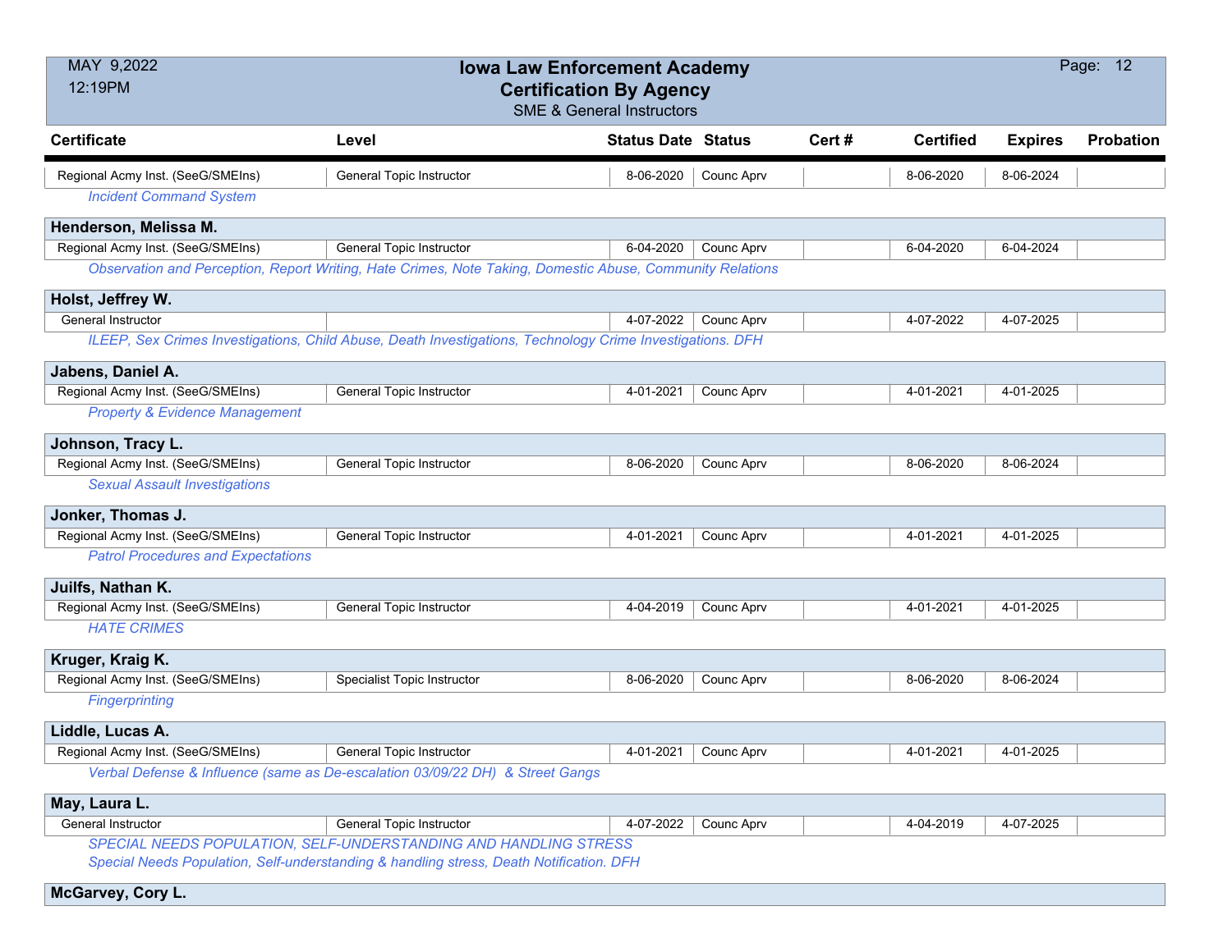# Iowa Law Enforcement Academy
## Certification By Agency
### SME & General Instructors

MAY 9,2022
12:19PM

| Certificate | Level | Status Date | Status | Cert # | Certified | Expires | Probation |
|---|---|---|---|---|---|---|---|
| Regional Acmy Inst. (SeeG/SMEIns) | General Topic Instructor | 8-06-2020 | Counc Aprv | | 8-06-2020 | 8-06-2024 | |
| *Incident Command System* | | | | | | | |
| **Henderson, Melissa M.** | | | | | | | |
| Regional Acmy Inst. (SeeG/SMEIns) | General Topic Instructor | 6-04-2020 | Counc Aprv | | 6-04-2020 | 6-04-2024 | |
| *Observation and Perception, Report Writing, Hate Crimes, Note Taking, Domestic Abuse, Community Relations* | | | | | | | |
| **Holst, Jeffrey W.** | | | | | | | |
| General Instructor | | 4-07-2022 | Counc Aprv | | 4-07-2022 | 4-07-2025 | |
| *ILEEP, Sex Crimes Investigations, Child Abuse, Death Investigations, Technology Crime Investigations. DFH* | | | | | | | |
| **Jabens, Daniel A.** | | | | | | | |
| Regional Acmy Inst. (SeeG/SMEIns) | General Topic Instructor | 4-01-2021 | Counc Aprv | | 4-01-2021 | 4-01-2025 | |
| *Property & Evidence Management* | | | | | | | |
| **Johnson, Tracy L.** | | | | | | | |
| Regional Acmy Inst. (SeeG/SMEIns) | General Topic Instructor | 8-06-2020 | Counc Aprv | | 8-06-2020 | 8-06-2024 | |
| *Sexual Assault Investigations* | | | | | | | |
| **Jonker, Thomas J.** | | | | | | | |
| Regional Acmy Inst. (SeeG/SMEIns) | General Topic Instructor | 4-01-2021 | Counc Aprv | | 4-01-2021 | 4-01-2025 | |
| *Patrol Procedures and Expectations* | | | | | | | |
| **Juilfs, Nathan K.** | | | | | | | |
| Regional Acmy Inst. (SeeG/SMEIns) | General Topic Instructor | 4-04-2019 | Counc Aprv | | 4-01-2021 | 4-01-2025 | |
| *HATE CRIMES* | | | | | | | |
| **Kruger, Kraig K.** | | | | | | | |
| Regional Acmy Inst. (SeeG/SMEIns) | Specialist Topic Instructor | 8-06-2020 | Counc Aprv | | 8-06-2020 | 8-06-2024 | |
| *Fingerprinting* | | | | | | | |
| **Liddle, Lucas A.** | | | | | | | |
| Regional Acmy Inst. (SeeG/SMEIns) | General Topic Instructor | 4-01-2021 | Counc Aprv | | 4-01-2021 | 4-01-2025 | |
| *Verbal Defense & Influence (same as De-escalation 03/09/22 DH) & Street Gangs* | | | | | | | |
| **May, Laura L.** | | | | | | | |
| General Instructor | General Topic Instructor | 4-07-2022 | Counc Aprv | | 4-04-2019 | 4-07-2025 | |
| *SPECIAL NEEDS POPULATION, SELF-UNDERSTANDING AND HANDLING STRESS* <br> *Special Needs Population, Self-understanding & handling stress, Death Notification. DFH* | | | | | | | |
| **McGarvey, Cory L.** | | | | | | | |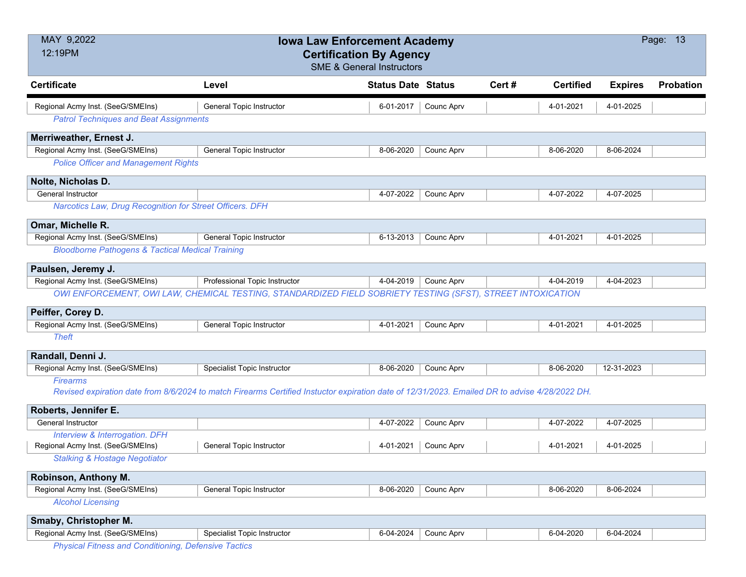# Iowa Law Enforcement Academy
## Certification By Agency
### SME & General Instructors

| Certificate | Level | Status Date | Status | Cert # | Certified | Expires | Probation |
|---|---|---|---|---|---|---|---|
| Regional Acmy Inst. (SeeG/SMEIns) | General Topic Instructor | 6-01-2017 | Counc Aprv | | 4-01-2021 | 4-01-2025 | |
| *Patrol Techniques and Beat Assignments* | | | | | | | |
| **Merriweather, Ernest J.** | | | | | | | |
| Regional Acmy Inst. (SeeG/SMEIns) | General Topic Instructor | 8-06-2020 | Counc Aprv | | 8-06-2020 | 8-06-2024 | |
| *Police Officer and Management Rights* | | | | | | | |
| **Nolte, Nicholas D.** | | | | | | | |
| General Instructor | | 4-07-2022 | Counc Aprv | | 4-07-2022 | 4-07-2025 | |
| *Narcotics Law, Drug Recognition for Street Officers. DFH* | | | | | | | |
| **Omar, Michelle R.** | | | | | | | |
| Regional Acmy Inst. (SeeG/SMEIns) | General Topic Instructor | 6-13-2013 | Counc Aprv | | 4-01-2021 | 4-01-2025 | |
| *Bloodborne Pathogens & Tactical Medical Training* | | | | | | | |
| **Paulsen, Jeremy J.** | | | | | | | |
| Regional Acmy Inst. (SeeG/SMEIns) | Professional Topic Instructor | 4-04-2019 | Counc Aprv | | 4-04-2019 | 4-04-2023 | |
| *OWI ENFORCEMENT, OWI LAW, CHEMICAL TESTING, STANDARDIZED FIELD SOBRIETY TESTING (SFST), STREET INTOXICATION* | | | | | | | |
| **Peiffer, Corey D.** | | | | | | | |
| Regional Acmy Inst. (SeeG/SMEIns) | General Topic Instructor | 4-01-2021 | Counc Aprv | | 4-01-2021 | 4-01-2025 | |
| *Theft* | | | | | | | |
| **Randall, Denni J.** | | | | | | | |
| Regional Acmy Inst. (SeeG/SMEIns) | Specialist Topic Instructor | 8-06-2020 | Counc Aprv | | 8-06-2020 | 12-31-2023 | |
| *Firearms* | | | | | | | |
| *Revised expiration date from 8/6/2024 to match Firearms Certified Instuctor expiration date of 12/31/2023. Emailed DR to advise 4/28/2022 DH.* | | | | | | | |
| **Roberts, Jennifer E.** | | | | | | | |
| General Instructor | | 4-07-2022 | Counc Aprv | | 4-07-2022 | 4-07-2025 | |
| *Interview & Interrogation. DFH* | | | | | | | |
| Regional Acmy Inst. (SeeG/SMEIns) | General Topic Instructor | 4-01-2021 | Counc Aprv | | 4-01-2021 | 4-01-2025 | |
| *Stalking & Hostage Negotiator* | | | | | | | |
| **Robinson, Anthony M.** | | | | | | | |
| Regional Acmy Inst. (SeeG/SMEIns) | General Topic Instructor | 8-06-2020 | Counc Aprv | | 8-06-2020 | 8-06-2024 | |
| *Alcohol Licensing* | | | | | | | |
| **Smaby, Christopher M.** | | | | | | | |
| Regional Acmy Inst. (SeeG/SMEIns) | Specialist Topic Instructor | 6-04-2024 | Counc Aprv | | 6-04-2020 | 6-04-2024 | |
| *Physical Fitness and Conditioning, Defensive Tactics* | | | | | | | |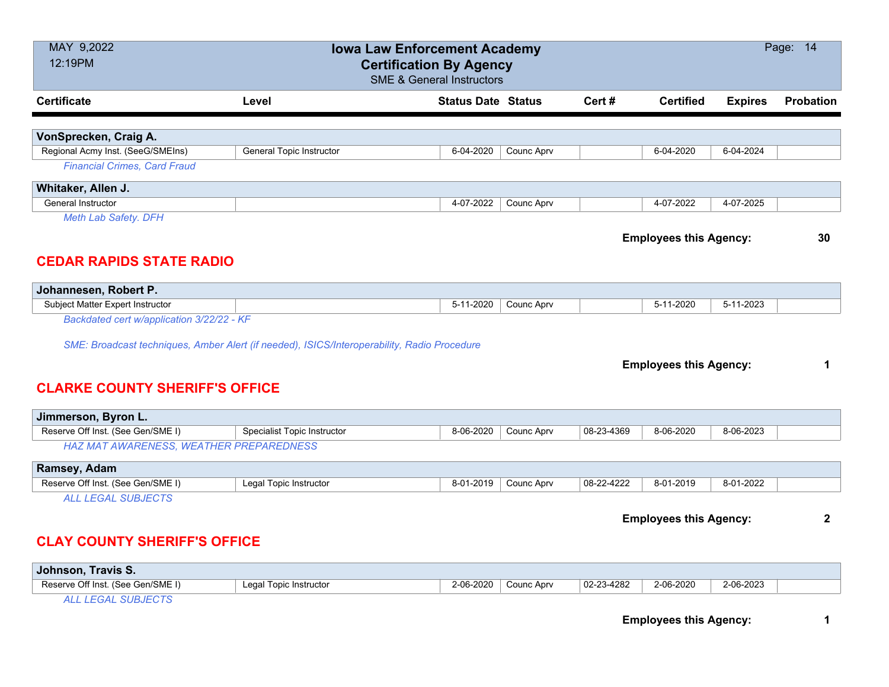| Certificate | Level | Status Date | Status | Cert # | Certified | Expires | Probation |
|---|---|---|---|---|---|---|---|

**VonSprecken, Craig A.**

| Regional Acmy Inst. (SeeG/SMEIns) | General Topic Instructor | 6-04-2020 | Counc Aprv | | 6-04-2020 | 6-04-2024 | |
|---|---|---|---|---|---|---|---|

*Financial Crimes, Card Fraud*

**Whitaker, Allen J.**

| General Instructor | | 4-07-2022 | Counc Aprv | | 4-07-2022 | 4-07-2025 | |
|---|---|---|---|---|---|---|---|

*Meth Lab Safety. DFH*

**Employees this Agency: 30**

## CEDAR RAPIDS STATE RADIO

**Johannesen, Robert P.**

| Subject Matter Expert Instructor | | 5-11-2020 | Counc Aprv | | 5-11-2020 | 5-11-2023 | |
|---|---|---|---|---|---|---|---|

*Backdated cert w/application 3/22/22 - KF*

*SME: Broadcast techniques, Amber Alert (if needed), ISICS/Interoperability, Radio Procedure*

**Employees this Agency: 1**

## CLARKE COUNTY SHERIFF'S OFFICE

**Jimmerson, Byron L.**

| Reserve Off Inst. (See Gen/SME I) | Specialist Topic Instructor | 8-06-2020 | Counc Aprv | 08-23-4369 | 8-06-2020 | 8-06-2023 | |
|---|---|---|---|---|---|---|---|

*HAZ MAT AWARENESS, WEATHER PREPAREDNESS*

**Ramsey, Adam**

| Reserve Off Inst. (See Gen/SME I) | Legal Topic Instructor | 8-01-2019 | Counc Aprv | 08-22-4222 | 8-01-2019 | 8-01-2022 | |
|---|---|---|---|---|---|---|---|

*ALL LEGAL SUBJECTS*

**Employees this Agency: 2**

## CLAY COUNTY SHERIFF'S OFFICE

**Johnson, Travis S.**

| Reserve Off Inst. (See Gen/SME I) | Legal Topic Instructor | 2-06-2020 | Counc Aprv | 02-23-4282 | 2-06-2020 | 2-06-2023 | |
|---|---|---|---|---|---|---|---|

*ALL LEGAL SUBJECTS*

**Employees this Agency: 1**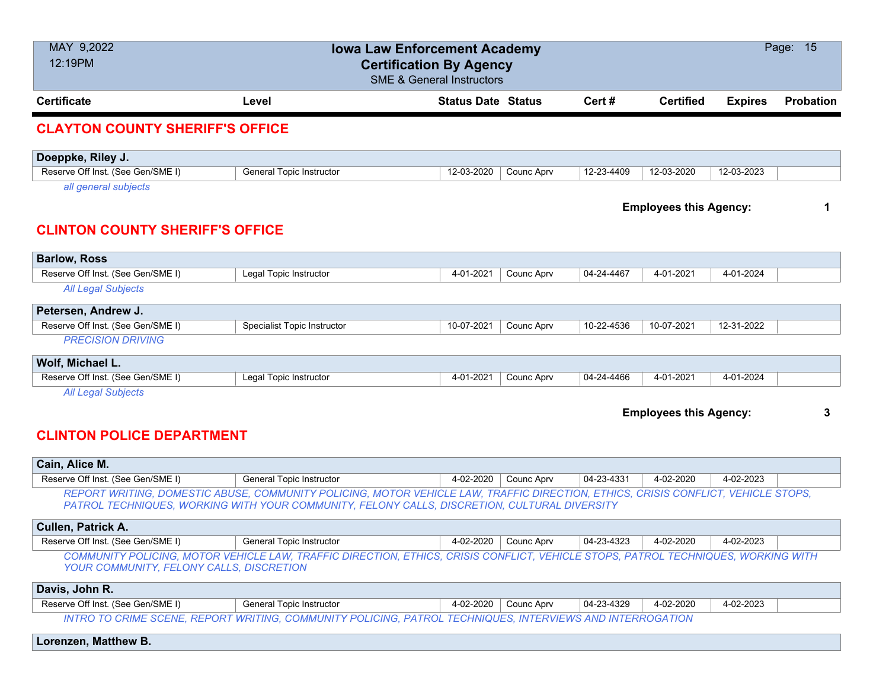| Certificate | Level | Status Date | Status | Cert # | Certified | Expires | Probation |
|---|---|---|---|---|---|---|---|

## CLAYTON COUNTY SHERIFF'S OFFICE

**Doeppke, Riley J.**

| Reserve Off Inst. (See Gen/SME I) | General Topic Instructor | 12-03-2020 | Counc Aprv | 12-23-4409 | 12-03-2020 | 12-03-2023 | |
|---|---|---|---|---|---|---|---|

*all general subjects*

**Employees this Agency: 1**

## CLINTON COUNTY SHERIFF'S OFFICE

**Barlow, Ross**

| Reserve Off Inst. (See Gen/SME I) | Legal Topic Instructor | 4-01-2021 | Counc Aprv | 04-24-4467 | 4-01-2021 | 4-01-2024 | |
|---|---|---|---|---|---|---|---|

*All Legal Subjects*

**Petersen, Andrew J.**

| Reserve Off Inst. (See Gen/SME I) | Specialist Topic Instructor | 10-07-2021 | Counc Aprv | 10-22-4536 | 10-07-2021 | 12-31-2022 | |
|---|---|---|---|---|---|---|---|

*PRECISION DRIVING*

**Wolf, Michael L.**

| Reserve Off Inst. (See Gen/SME I) | Legal Topic Instructor | 4-01-2021 | Counc Aprv | 04-24-4466 | 4-01-2021 | 4-01-2024 | |
|---|---|---|---|---|---|---|---|

*All Legal Subjects*

**Employees this Agency: 3**

## CLINTON POLICE DEPARTMENT

**Cain, Alice M.**

| Reserve Off Inst. (See Gen/SME I) | General Topic Instructor | 4-02-2020 | Counc Aprv | 04-23-4331 | 4-02-2020 | 4-02-2023 | |
|---|---|---|---|---|---|---|---|

*REPORT WRITING, DOMESTIC ABUSE, COMMUNITY POLICING, MOTOR VEHICLE LAW, TRAFFIC DIRECTION, ETHICS, CRISIS CONFLICT, VEHICLE STOPS, PATROL TECHNIQUES, WORKING WITH YOUR COMMUNITY, FELONY CALLS, DISCRETION, CULTURAL DIVERSITY*

**Cullen, Patrick A.**

| Reserve Off Inst. (See Gen/SME I) | General Topic Instructor | 4-02-2020 | Counc Aprv | 04-23-4323 | 4-02-2020 | 4-02-2023 | |
|---|---|---|---|---|---|---|---|

*COMMUNITY POLICING, MOTOR VEHICLE LAW, TRAFFIC DIRECTION, ETHICS, CRISIS CONFLICT, VEHICLE STOPS, PATROL TECHNIQUES, WORKING WITH YOUR COMMUNITY, FELONY CALLS, DISCRETION*

**Davis, John R.**

| Reserve Off Inst. (See Gen/SME I) | General Topic Instructor | 4-02-2020 | Counc Aprv | 04-23-4329 | 4-02-2020 | 4-02-2023 | |
|---|---|---|---|---|---|---|---|

*INTRO TO CRIME SCENE, REPORT WRITING, COMMUNITY POLICING, PATROL TECHNIQUES, INTERVIEWS AND INTERROGATION*

**Lorenzen, Matthew B.**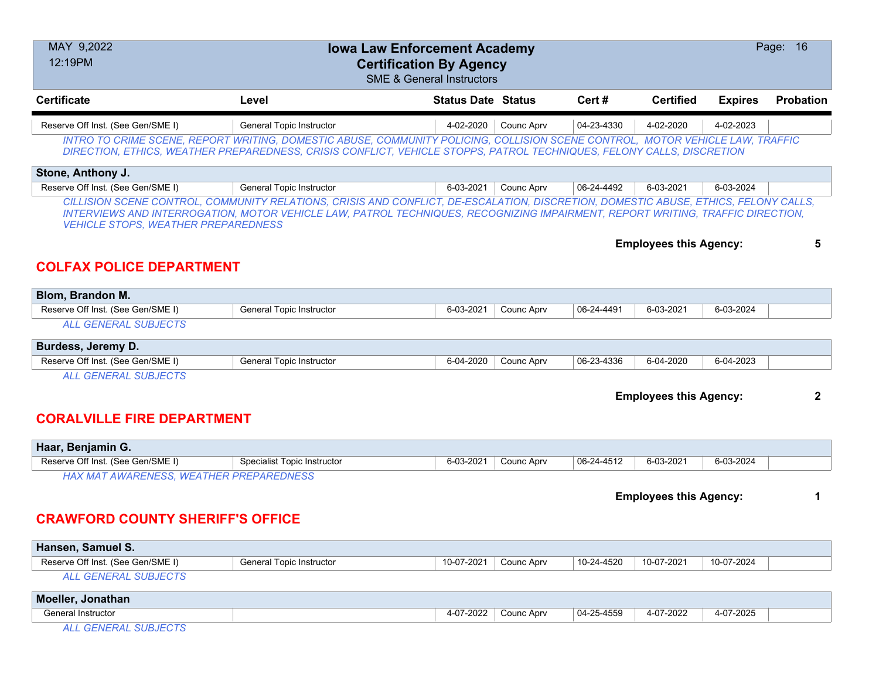| Certificate | Level | Status Date | Status | Cert # | Certified | Expires | Probation |
|---|---|---|---|---|---|---|---|
| Reserve Off Inst. (See Gen/SME I) | General Topic Instructor | 4-02-2020 | Counc Aprv | 04-23-4330 | 4-02-2020 | 4-02-2023 | |

*INTRO TO CRIME SCENE, REPORT WRITING, DOMESTIC ABUSE, COMMUNITY POLICING, COLLISION SCENE CONTROL, MOTOR VEHICLE LAW, TRAFFIC DIRECTION, ETHICS, WEATHER PREPAREDNESS, CRISIS CONFLICT, VEHICLE STOPPS, PATROL TECHNIQUES, FELONY CALLS, DISCRETION*

**Stone, Anthony J.**

| Certificate | Level | Status Date | Status | Cert # | Certified | Expires | Probation |
|---|---|---|---|---|---|---|---|
| Reserve Off Inst. (See Gen/SME I) | General Topic Instructor | 6-03-2021 | Counc Aprv | 06-24-4492 | 6-03-2021 | 6-03-2024 | |

*CILLISION SCENE CONTROL, COMMUNITY RELATIONS, CRISIS AND CONFLICT, DE-ESCALATION, DISCRETION, DOMESTIC ABUSE, ETHICS, FELONY CALLS, INTERVIEWS AND INTERROGATION, MOTOR VEHICLE LAW, PATROL TECHNIQUES, RECOGNIZING IMPAIRMENT, REPORT WRITING, TRAFFIC DIRECTION, VEHICLE STOPS, WEATHER PREPAREDNESS*

**Employees this Agency: 5**

## COLFAX POLICE DEPARTMENT

**Blom, Brandon M.**

| Certificate | Level | Status Date | Status | Cert # | Certified | Expires | Probation |
|---|---|---|---|---|---|---|---|
| Reserve Off Inst. (See Gen/SME I) | General Topic Instructor | 6-03-2021 | Counc Aprv | 06-24-4491 | 6-03-2021 | 6-03-2024 | |

*ALL GENERAL SUBJECTS*

**Burdess, Jeremy D.**

| Certificate | Level | Status Date | Status | Cert # | Certified | Expires | Probation |
|---|---|---|---|---|---|---|---|
| Reserve Off Inst. (See Gen/SME I) | General Topic Instructor | 6-04-2020 | Counc Aprv | 06-23-4336 | 6-04-2020 | 6-04-2023 | |

*ALL GENERAL SUBJECTS*

**Employees this Agency: 2**

## CORALVILLE FIRE DEPARTMENT

**Haar, Benjamin G.**

| Certificate | Level | Status Date | Status | Cert # | Certified | Expires | Probation |
|---|---|---|---|---|---|---|---|
| Reserve Off Inst. (See Gen/SME I) | Specialist Topic Instructor | 6-03-2021 | Counc Aprv | 06-24-4512 | 6-03-2021 | 6-03-2024 | |

*HAX MAT AWARENESS, WEATHER PREPAREDNESS*

**Employees this Agency: 1**

## CRAWFORD COUNTY SHERIFF'S OFFICE

**Hansen, Samuel S.**

| Certificate | Level | Status Date | Status | Cert # | Certified | Expires | Probation |
|---|---|---|---|---|---|---|---|
| Reserve Off Inst. (See Gen/SME I) | General Topic Instructor | 10-07-2021 | Counc Aprv | 10-24-4520 | 10-07-2021 | 10-07-2024 | |

*ALL GENERAL SUBJECTS*

**Moeller, Jonathan**

| Certificate | Level | Status Date | Status | Cert # | Certified | Expires | Probation |
|---|---|---|---|---|---|---|---|
| General Instructor | | 4-07-2022 | Counc Aprv | 04-25-4559 | 4-07-2022 | 4-07-2025 | |

*ALL GENERAL SUBJECTS*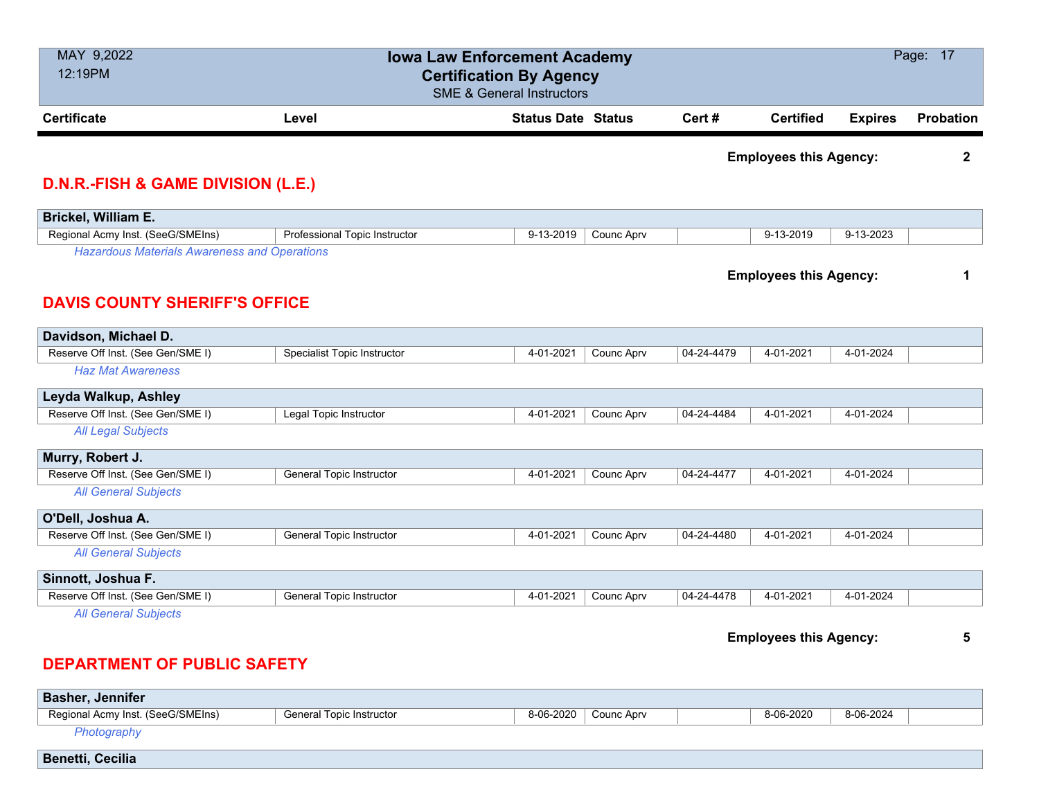| Certificate | Level | Status Date | Status | Cert # | Certified | Expires | Probation |
|---|---|---|---|---|---|---|---|

**Employees this Agency: 2**

## D.N.R.-FISH & GAME DIVISION (L.E.)

**Brickel, William E.**

| Certificate | Level | Status Date | Status | Cert # | Certified | Expires | Probation |
|---|---|---|---|---|---|---|---|
| Regional Acmy Inst. (SeeG/SMEIns) | Professional Topic Instructor | 9-13-2019 | Counc Aprv | | 9-13-2019 | 9-13-2023 | |

*Hazardous Materials Awareness and Operations*

**Employees this Agency: 1**

## DAVIS COUNTY SHERIFF'S OFFICE

**Davidson, Michael D.**

| Certificate | Level | Status Date | Status | Cert # | Certified | Expires | Probation |
|---|---|---|---|---|---|---|---|
| Reserve Off Inst. (See Gen/SME I) | Specialist Topic Instructor | 4-01-2021 | Counc Aprv | 04-24-4479 | 4-01-2021 | 4-01-2024 | |

*Haz Mat Awareness*

**Leyda Walkup, Ashley**

| Certificate | Level | Status Date | Status | Cert # | Certified | Expires | Probation |
|---|---|---|---|---|---|---|---|
| Reserve Off Inst. (See Gen/SME I) | Legal Topic Instructor | 4-01-2021 | Counc Aprv | 04-24-4484 | 4-01-2021 | 4-01-2024 | |

*All Legal Subjects*

**Murry, Robert J.**

| Certificate | Level | Status Date | Status | Cert # | Certified | Expires | Probation |
|---|---|---|---|---|---|---|---|
| Reserve Off Inst. (See Gen/SME I) | General Topic Instructor | 4-01-2021 | Counc Aprv | 04-24-4477 | 4-01-2021 | 4-01-2024 | |

*All General Subjects*

**O'Dell, Joshua A.**

| Certificate | Level | Status Date | Status | Cert # | Certified | Expires | Probation |
|---|---|---|---|---|---|---|---|
| Reserve Off Inst. (See Gen/SME I) | General Topic Instructor | 4-01-2021 | Counc Aprv | 04-24-4480 | 4-01-2021 | 4-01-2024 | |

*All General Subjects*

**Sinnott, Joshua F.**

| Certificate | Level | Status Date | Status | Cert # | Certified | Expires | Probation |
|---|---|---|---|---|---|---|---|
| Reserve Off Inst. (See Gen/SME I) | General Topic Instructor | 4-01-2021 | Counc Aprv | 04-24-4478 | 4-01-2021 | 4-01-2024 | |

*All General Subjects*

**Employees this Agency: 5**

## DEPARTMENT OF PUBLIC SAFETY

**Basher, Jennifer**

| Certificate | Level | Status Date | Status | Cert # | Certified | Expires | Probation |
|---|---|---|---|---|---|---|---|
| Regional Acmy Inst. (SeeG/SMEIns) | General Topic Instructor | 8-06-2020 | Counc Aprv | | 8-06-2020 | 8-06-2024 | |

*Photography*

**Benetti, Cecilia**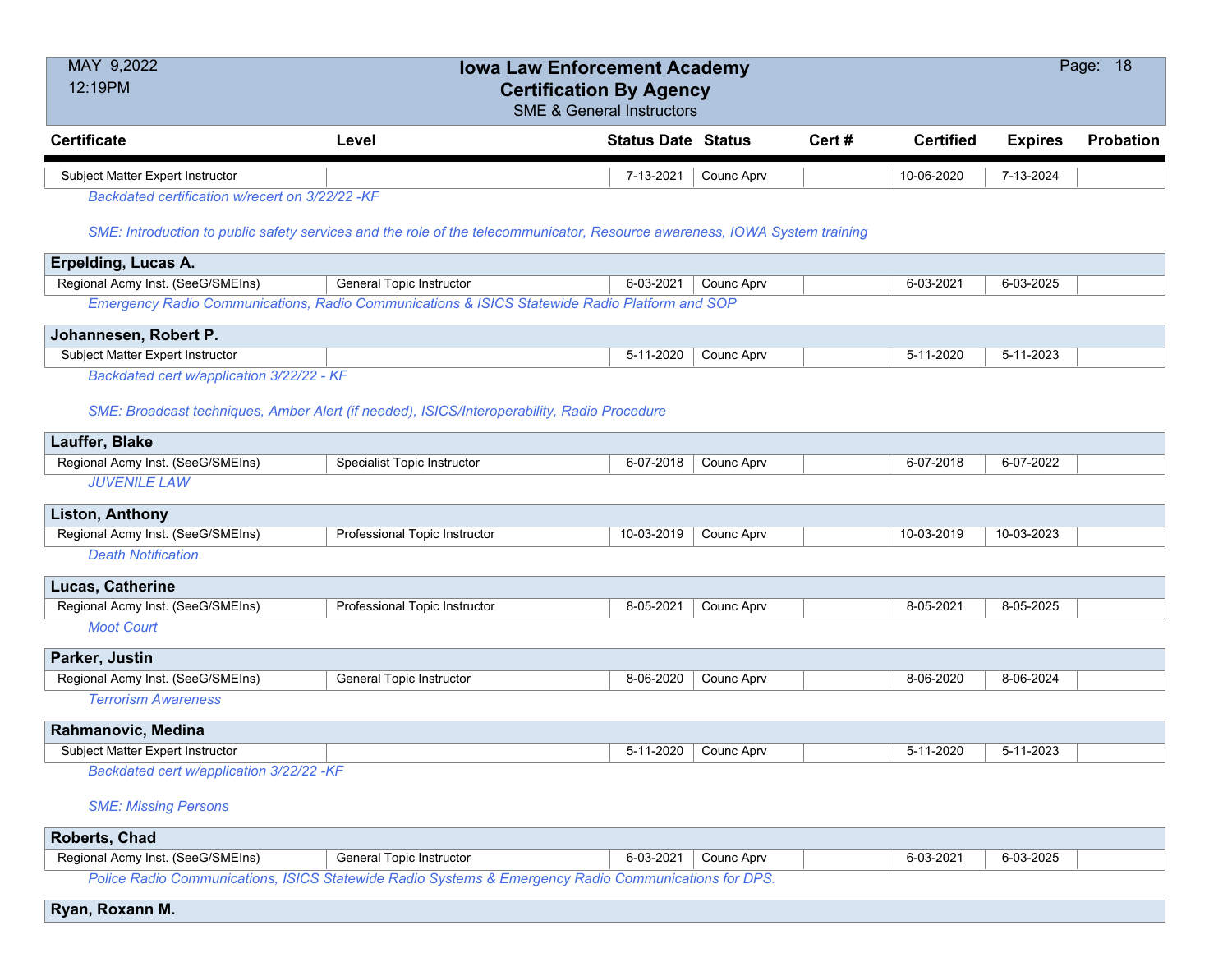| Certificate | Level | Status Date | Status | Cert # | Certified | Expires | Probation |
|---|---|---|---|---|---|---|---|
| Subject Matter Expert Instructor | | 7-13-2021 | Counc Aprv | | 10-06-2020 | 7-13-2024 | |

*Backdated certification w/recert on 3/22/22 -KF*

*SME: Introduction to public safety services and the role of the telecommunicator, Resource awareness, IOWA System training*

**Erpelding, Lucas A.**

| Certificate | Level | Status Date | Status | Cert # | Certified | Expires | Probation |
|---|---|---|---|---|---|---|---|
| Regional Acmy Inst. (SeeG/SMEIns) | General Topic Instructor | 6-03-2021 | Counc Aprv | | 6-03-2021 | 6-03-2025 | |

*Emergency Radio Communications, Radio Communications & ISICS Statewide Radio Platform and SOP*

**Johannesen, Robert P.**

| Certificate | Level | Status Date | Status | Cert # | Certified | Expires | Probation |
|---|---|---|---|---|---|---|---|
| Subject Matter Expert Instructor | | 5-11-2020 | Counc Aprv | | 5-11-2020 | 5-11-2023 | |

*Backdated cert w/application 3/22/22 - KF*

*SME: Broadcast techniques, Amber Alert (if needed), ISICS/Interoperability, Radio Procedure*

**Lauffer, Blake**

| Certificate | Level | Status Date | Status | Cert # | Certified | Expires | Probation |
|---|---|---|---|---|---|---|---|
| Regional Acmy Inst. (SeeG/SMEIns) | Specialist Topic Instructor | 6-07-2018 | Counc Aprv | | 6-07-2018 | 6-07-2022 | |

*JUVENILE LAW*

**Liston, Anthony**

| Certificate | Level | Status Date | Status | Cert # | Certified | Expires | Probation |
|---|---|---|---|---|---|---|---|
| Regional Acmy Inst. (SeeG/SMEIns) | Professional Topic Instructor | 10-03-2019 | Counc Aprv | | 10-03-2019 | 10-03-2023 | |

*Death Notification*

**Lucas, Catherine**

| Certificate | Level | Status Date | Status | Cert # | Certified | Expires | Probation |
|---|---|---|---|---|---|---|---|
| Regional Acmy Inst. (SeeG/SMEIns) | Professional Topic Instructor | 8-05-2021 | Counc Aprv | | 8-05-2021 | 8-05-2025 | |

*Moot Court*

**Parker, Justin**

| Certificate | Level | Status Date | Status | Cert # | Certified | Expires | Probation |
|---|---|---|---|---|---|---|---|
| Regional Acmy Inst. (SeeG/SMEIns) | General Topic Instructor | 8-06-2020 | Counc Aprv | | 8-06-2020 | 8-06-2024 | |

*Terrorism Awareness*

**Rahmanovic, Medina**

| Certificate | Level | Status Date | Status | Cert # | Certified | Expires | Probation |
|---|---|---|---|---|---|---|---|
| Subject Matter Expert Instructor | | 5-11-2020 | Counc Aprv | | 5-11-2020 | 5-11-2023 | |

*Backdated cert w/application 3/22/22 -KF*

*SME: Missing Persons*

**Roberts, Chad**

| Certificate | Level | Status Date | Status | Cert # | Certified | Expires | Probation |
|---|---|---|---|---|---|---|---|
| Regional Acmy Inst. (SeeG/SMEIns) | General Topic Instructor | 6-03-2021 | Counc Aprv | | 6-03-2021 | 6-03-2025 | |

*Police Radio Communications, ISICS Statewide Radio Systems & Emergency Radio Communications for DPS.*

**Ryan, Roxann M.**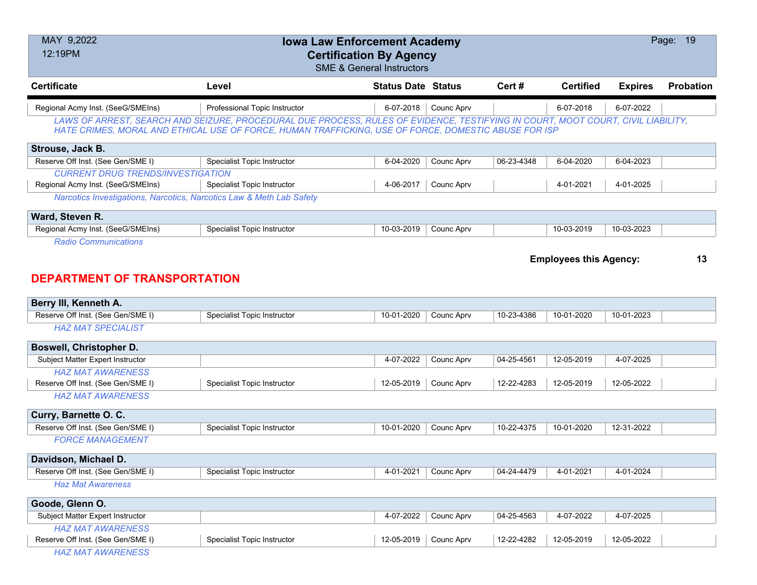| Certificate | Level | Status Date | Status | Cert # | Certified | Expires | Probation |
|---|---|---|---|---|---|---|---|
| Regional Acmy Inst. (SeeG/SMEIns) | Professional Topic Instructor | 6-07-2018 | Counc Aprv | | 6-07-2018 | 6-07-2022 | |

*LAWS OF ARREST, SEARCH AND SEIZURE, PROCEDURAL DUE PROCESS, RULES OF EVIDENCE, TESTIFYING IN COURT, MOOT COURT, CIVIL LIABILITY, HATE CRIMES, MORAL AND ETHICAL USE OF FORCE, HUMAN TRAFFICKING, USE OF FORCE, DOMESTIC ABUSE FOR ISP*

**Strouse, Jack B.**

| Certificate | Level | Status Date | Status | Cert # | Certified | Expires | Probation |
|---|---|---|---|---|---|---|---|
| Reserve Off Inst. (See Gen/SME I) | Specialist Topic Instructor | 6-04-2020 | Counc Aprv | 06-23-4348 | 6-04-2020 | 6-04-2023 | |

*CURRENT DRUG TRENDS/INVESTIGATION*

| Certificate | Level | Status Date | Status | Cert # | Certified | Expires | Probation |
|---|---|---|---|---|---|---|---|
| Regional Acmy Inst. (SeeG/SMEIns) | Specialist Topic Instructor | 4-06-2017 | Counc Aprv | | 4-01-2021 | 4-01-2025 | |

*Narcotics Investigations, Narcotics, Narcotics Law & Meth Lab Safety*

**Ward, Steven R.**

| Certificate | Level | Status Date | Status | Cert # | Certified | Expires | Probation |
|---|---|---|---|---|---|---|---|
| Regional Acmy Inst. (SeeG/SMEIns) | Specialist Topic Instructor | 10-03-2019 | Counc Aprv | | 10-03-2019 | 10-03-2023 | |

*Radio Communications*

**Employees this Agency: 13**

## DEPARTMENT OF TRANSPORTATION

**Berry III, Kenneth A.**

| Certificate | Level | Status Date | Status | Cert # | Certified | Expires | Probation |
|---|---|---|---|---|---|---|---|
| Reserve Off Inst. (See Gen/SME I) | Specialist Topic Instructor | 10-01-2020 | Counc Aprv | 10-23-4386 | 10-01-2020 | 10-01-2023 | |

*HAZ MAT SPECIALIST*

**Boswell, Christopher D.**

| Certificate | Level | Status Date | Status | Cert # | Certified | Expires | Probation |
|---|---|---|---|---|---|---|---|
| Subject Matter Expert Instructor | | 4-07-2022 | Counc Aprv | 04-25-4561 | 12-05-2019 | 4-07-2025 | |

*HAZ MAT AWARENESS*

| Certificate | Level | Status Date | Status | Cert # | Certified | Expires | Probation |
|---|---|---|---|---|---|---|---|
| Reserve Off Inst. (See Gen/SME I) | Specialist Topic Instructor | 12-05-2019 | Counc Aprv | 12-22-4283 | 12-05-2019 | 12-05-2022 | |

*HAZ MAT AWARENESS*

**Curry, Barnette O. C.**

| Certificate | Level | Status Date | Status | Cert # | Certified | Expires | Probation |
|---|---|---|---|---|---|---|---|
| Reserve Off Inst. (See Gen/SME I) | Specialist Topic Instructor | 10-01-2020 | Counc Aprv | 10-22-4375 | 10-01-2020 | 12-31-2022 | |

*FORCE MANAGEMENT*

**Davidson, Michael D.**

| Certificate | Level | Status Date | Status | Cert # | Certified | Expires | Probation |
|---|---|---|---|---|---|---|---|
| Reserve Off Inst. (See Gen/SME I) | Specialist Topic Instructor | 4-01-2021 | Counc Aprv | 04-24-4479 | 4-01-2021 | 4-01-2024 | |

*Haz Mat Awareness*

**Goode, Glenn O.**

| Certificate | Level | Status Date | Status | Cert # | Certified | Expires | Probation |
|---|---|---|---|---|---|---|---|
| Subject Matter Expert Instructor | | 4-07-2022 | Counc Aprv | 04-25-4563 | 4-07-2022 | 4-07-2025 | |

*HAZ MAT AWARENESS*

| Certificate | Level | Status Date | Status | Cert # | Certified | Expires | Probation |
|---|---|---|---|---|---|---|---|
| Reserve Off Inst. (See Gen/SME I) | Specialist Topic Instructor | 12-05-2019 | Counc Aprv | 12-22-4282 | 12-05-2019 | 12-05-2022 | |

*HAZ MAT AWARENESS*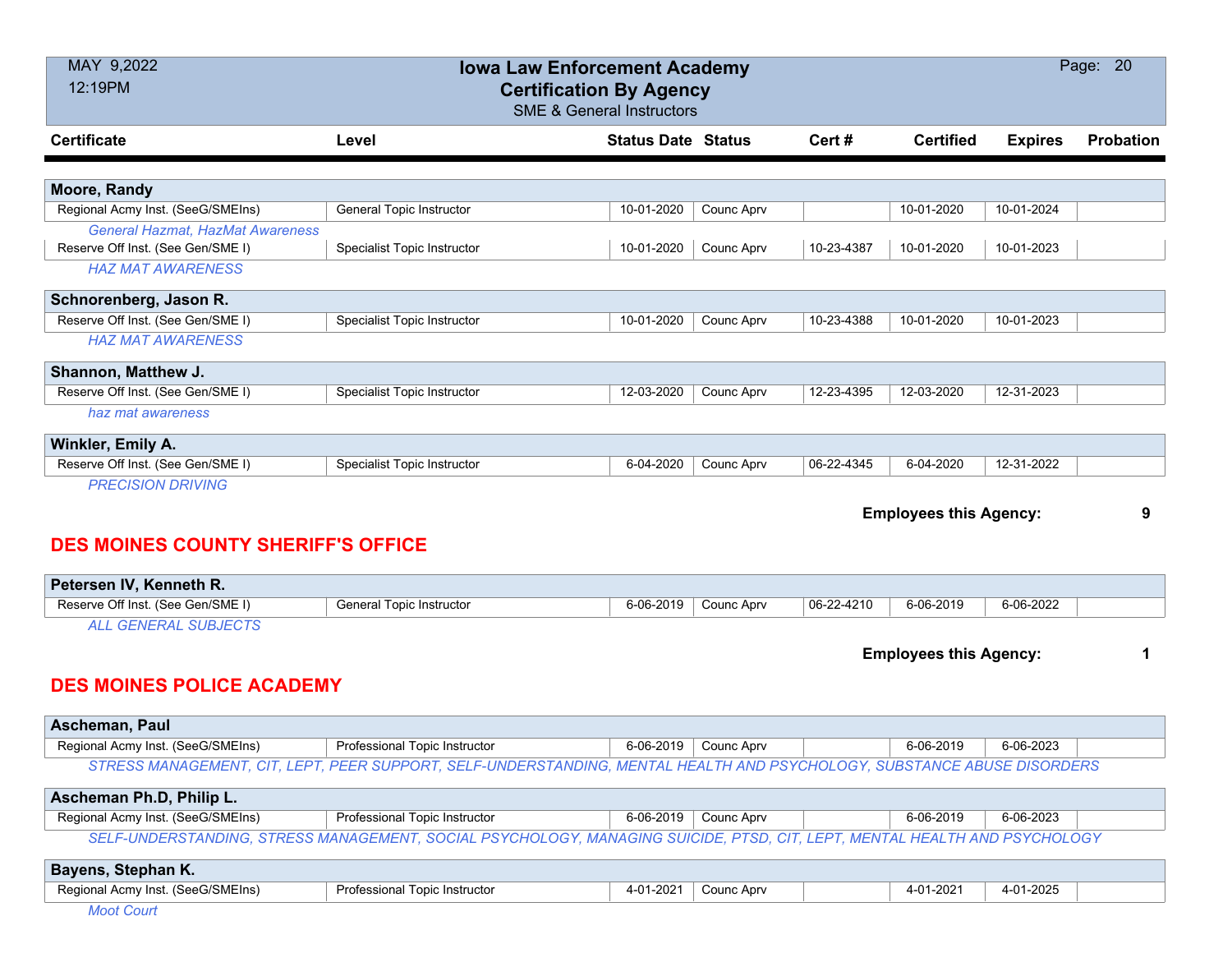# Iowa Law Enforcement Academy
## Certification By Agency
SME & General Instructors

| Certificate | Level | Status Date | Status | Cert # | Certified | Expires | Probation |
|---|---|---|---|---|---|---|---|
| **Moore, Randy** | | | | | | | |
| Regional Acmy Inst. (SeeG/SMEIns) | General Topic Instructor | 10-01-2020 | Counc Aprv | | 10-01-2020 | 10-01-2024 | |
| *General Hazmat, HazMat Awareness* | | | | | | | |
| Reserve Off Inst. (See Gen/SME I) | Specialist Topic Instructor | 10-01-2020 | Counc Aprv | 10-23-4387 | 10-01-2020 | 10-01-2023 | |
| *HAZ MAT AWARENESS* | | | | | | | |
| **Schnorenberg, Jason R.** | | | | | | | |
| Reserve Off Inst. (See Gen/SME I) | Specialist Topic Instructor | 10-01-2020 | Counc Aprv | 10-23-4388 | 10-01-2020 | 10-01-2023 | |
| *HAZ MAT AWARENESS* | | | | | | | |
| **Shannon, Matthew J.** | | | | | | | |
| Reserve Off Inst. (See Gen/SME I) | Specialist Topic Instructor | 12-03-2020 | Counc Aprv | 12-23-4395 | 12-03-2020 | 12-31-2023 | |
| *haz mat awareness* | | | | | | | |
| **Winkler, Emily A.** | | | | | | | |
| Reserve Off Inst. (See Gen/SME I) | Specialist Topic Instructor | 6-04-2020 | Counc Aprv | 06-22-4345 | 6-04-2020 | 12-31-2022 | |
| *PRECISION DRIVING* | | | | | | | |

**Employees this Agency: 9**

## DES MOINES COUNTY SHERIFF'S OFFICE

| Certificate | Level | Status Date | Status | Cert # | Certified | Expires | Probation |
|---|---|---|---|---|---|---|---|
| **Petersen IV, Kenneth R.** | | | | | | | |
| Reserve Off Inst. (See Gen/SME I) | General Topic Instructor | 6-06-2019 | Counc Aprv | 06-22-4210 | 6-06-2019 | 6-06-2022 | |
| *ALL GENERAL SUBJECTS* | | | | | | | |

**Employees this Agency: 1**

## DES MOINES POLICE ACADEMY

| Certificate | Level | Status Date | Status | Cert # | Certified | Expires | Probation |
|---|---|---|---|---|---|---|---|
| **Ascheman, Paul** | | | | | | | |
| Regional Acmy Inst. (SeeG/SMEIns) | Professional Topic Instructor | 6-06-2019 | Counc Aprv | | 6-06-2019 | 6-06-2023 | |
| *STRESS MANAGEMENT, CIT, LEPT, PEER SUPPORT, SELF-UNDERSTANDING, MENTAL HEALTH AND PSYCHOLOGY, SUBSTANCE ABUSE DISORDERS* | | | | | | | |
| **Ascheman Ph.D, Philip L.** | | | | | | | |
| Regional Acmy Inst. (SeeG/SMEIns) | Professional Topic Instructor | 6-06-2019 | Counc Aprv | | 6-06-2019 | 6-06-2023 | |
| *SELF-UNDERSTANDING, STRESS MANAGEMENT, SOCIAL PSYCHOLOGY, MANAGING SUICIDE, PTSD, CIT, LEPT, MENTAL HEALTH AND PSYCHOLOGY* | | | | | | | |
| **Bayens, Stephan K.** | | | | | | | |
| Regional Acmy Inst. (SeeG/SMEIns) | Professional Topic Instructor | 4-01-2021 | Counc Aprv | | 4-01-2021 | 4-01-2025 | |
| *Moot Court* | | | | | | | |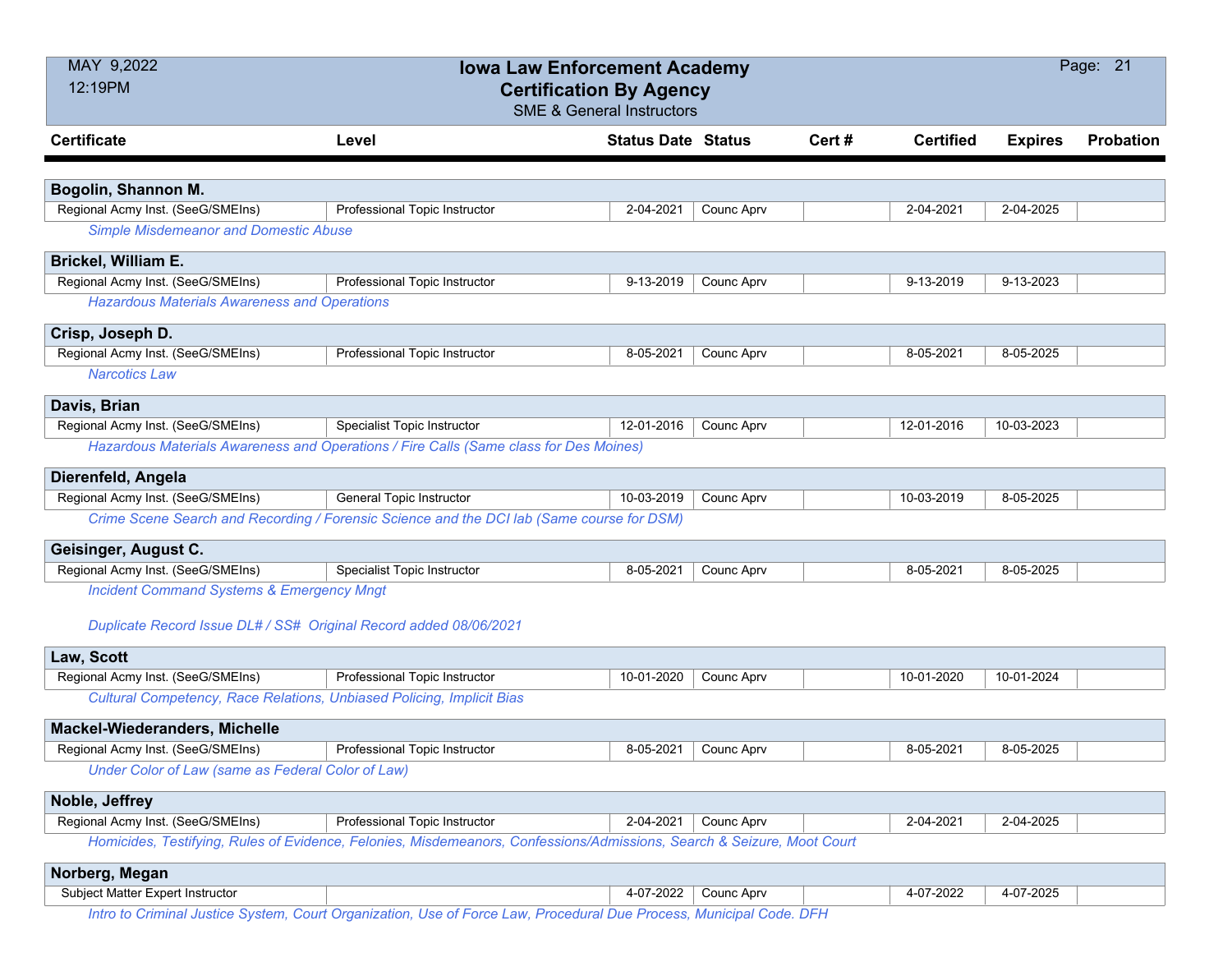# Iowa Law Enforcement Academy
## Certification By Agency
SME & General Instructors

MAY 9,2022
12:19PM

| Certificate | Level | Status Date | Status | Cert # | Certified | Expires | Probation |
|---|---|---|---|---|---|---|---|
| **Bogolin, Shannon M.** | | | | | | | |
| Regional Acmy Inst. (SeeG/SMEIns) | Professional Topic Instructor | 2-04-2021 | Counc Aprv | | 2-04-2021 | 2-04-2025 | |
| *Simple Misdemeanor and Domestic Abuse* | | | | | | | |
| **Brickel, William E.** | | | | | | | |
| Regional Acmy Inst. (SeeG/SMEIns) | Professional Topic Instructor | 9-13-2019 | Counc Aprv | | 9-13-2019 | 9-13-2023 | |
| *Hazardous Materials Awareness and Operations* | | | | | | | |
| **Crisp, Joseph D.** | | | | | | | |
| Regional Acmy Inst. (SeeG/SMEIns) | Professional Topic Instructor | 8-05-2021 | Counc Aprv | | 8-05-2021 | 8-05-2025 | |
| *Narcotics Law* | | | | | | | |
| **Davis, Brian** | | | | | | | |
| Regional Acmy Inst. (SeeG/SMEIns) | Specialist Topic Instructor | 12-01-2016 | Counc Aprv | | 12-01-2016 | 10-03-2023 | |
| *Hazardous Materials Awareness and Operations / Fire Calls (Same class for Des Moines)* | | | | | | | |
| **Dierenfeld, Angela** | | | | | | | |
| Regional Acmy Inst. (SeeG/SMEIns) | General Topic Instructor | 10-03-2019 | Counc Aprv | | 10-03-2019 | 8-05-2025 | |
| *Crime Scene Search and Recording / Forensic Science and the DCI lab (Same course for DSM)* | | | | | | | |
| **Geisinger, August C.** | | | | | | | |
| Regional Acmy Inst. (SeeG/SMEIns) | Specialist Topic Instructor | 8-05-2021 | Counc Aprv | | 8-05-2021 | 8-05-2025 | |
| *Incident Command Systems & Emergency Mngt* <br> *Duplicate Record Issue DL# / SS# Original Record added 08/06/2021* | | | | | | | |
| **Law, Scott** | | | | | | | |
| Regional Acmy Inst. (SeeG/SMEIns) | Professional Topic Instructor | 10-01-2020 | Counc Aprv | | 10-01-2020 | 10-01-2024 | |
| *Cultural Competency, Race Relations, Unbiased Policing, Implicit Bias* | | | | | | | |
| **Mackel-Wiederanders, Michelle** | | | | | | | |
| Regional Acmy Inst. (SeeG/SMEIns) | Professional Topic Instructor | 8-05-2021 | Counc Aprv | | 8-05-2021 | 8-05-2025 | |
| *Under Color of Law (same as Federal Color of Law)* | | | | | | | |
| **Noble, Jeffrey** | | | | | | | |
| Regional Acmy Inst. (SeeG/SMEIns) | Professional Topic Instructor | 2-04-2021 | Counc Aprv | | 2-04-2021 | 2-04-2025 | |
| *Homicides, Testifying, Rules of Evidence, Felonies, Misdemeanors, Confessions/Admissions, Search & Seizure, Moot Court* | | | | | | | |
| **Norberg, Megan** | | | | | | | |
| Subject Matter Expert Instructor | | 4-07-2022 | Counc Aprv | | 4-07-2022 | 4-07-2025 | |
| *Intro to Criminal Justice System, Court Organization, Use of Force Law, Procedural Due Process, Municipal Code. DFH* | | | | | | | |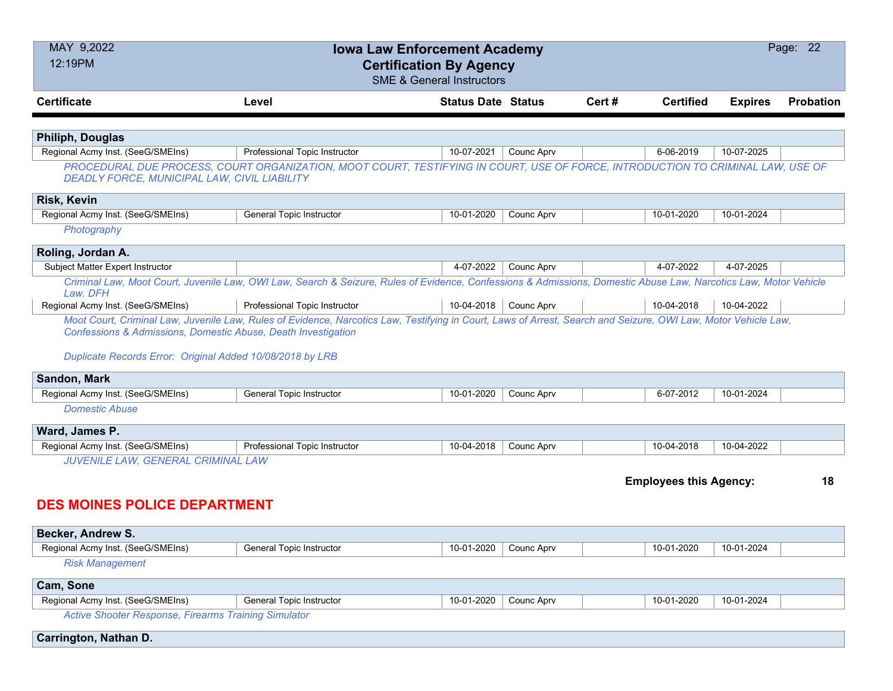| Certificate | Level | Status Date | Status | Cert # | Certified | Expires | Probation |
|---|---|---|---|---|---|---|---|

**Philiph, Douglas**

| Regional Acmy Inst. (SeeG/SMEIns) | Professional Topic Instructor | 10-07-2021 | Counc Aprv | | 6-06-2019 | 10-07-2025 | |
|---|---|---|---|---|---|---|---|

*PROCEDURAL DUE PROCESS, COURT ORGANIZATION, MOOT COURT, TESTIFYING IN COURT, USE OF FORCE, INTRODUCTION TO CRIMINAL LAW, USE OF DEADLY FORCE, MUNICIPAL LAW, CIVIL LIABILITY*

**Risk, Kevin**

| Regional Acmy Inst. (SeeG/SMEIns) | General Topic Instructor | 10-01-2020 | Counc Aprv | | 10-01-2020 | 10-01-2024 | |
|---|---|---|---|---|---|---|---|

*Photography*

**Roling, Jordan A.**

| Subject Matter Expert Instructor | | 4-07-2022 | Counc Aprv | | 4-07-2022 | 4-07-2025 | |
|---|---|---|---|---|---|---|---|

*Criminal Law, Moot Court, Juvenile Law, OWI Law, Search & Seizure, Rules of Evidence, Confessions & Admissions, Domestic Abuse Law, Narcotics Law, Motor Vehicle Law. DFH*

| Regional Acmy Inst. (SeeG/SMEIns) | Professional Topic Instructor | 10-04-2018 | Counc Aprv | | 10-04-2018 | 10-04-2022 | |
|---|---|---|---|---|---|---|---|

*Moot Court, Criminal Law, Juvenile Law, Rules of Evidence, Narcotics Law, Testifying in Court, Laws of Arrest, Search and Seizure, OWI Law, Motor Vehicle Law, Confessions & Admissions, Domestic Abuse, Death Investigation*

*Duplicate Records Error: Original Added 10/08/2018 by LRB*

**Sandon, Mark**

| Regional Acmy Inst. (SeeG/SMEIns) | General Topic Instructor | 10-01-2020 | Counc Aprv | | 6-07-2012 | 10-01-2024 | |
|---|---|---|---|---|---|---|---|

*Domestic Abuse*

**Ward, James P.**

| Regional Acmy Inst. (SeeG/SMEIns) | Professional Topic Instructor | 10-04-2018 | Counc Aprv | | 10-04-2018 | 10-04-2022 | |
|---|---|---|---|---|---|---|---|

*JUVENILE LAW, GENERAL CRIMINAL LAW*

**Employees this Agency: 18**

## DES MOINES POLICE DEPARTMENT

**Becker, Andrew S.**

| Regional Acmy Inst. (SeeG/SMEIns) | General Topic Instructor | 10-01-2020 | Counc Aprv | | 10-01-2020 | 10-01-2024 | |
|---|---|---|---|---|---|---|---|

*Risk Management*

**Cam, Sone**

| Regional Acmy Inst. (SeeG/SMEIns) | General Topic Instructor | 10-01-2020 | Counc Aprv | | 10-01-2020 | 10-01-2024 | |
|---|---|---|---|---|---|---|---|

*Active Shooter Response, Firearms Training Simulator*

**Carrington, Nathan D.**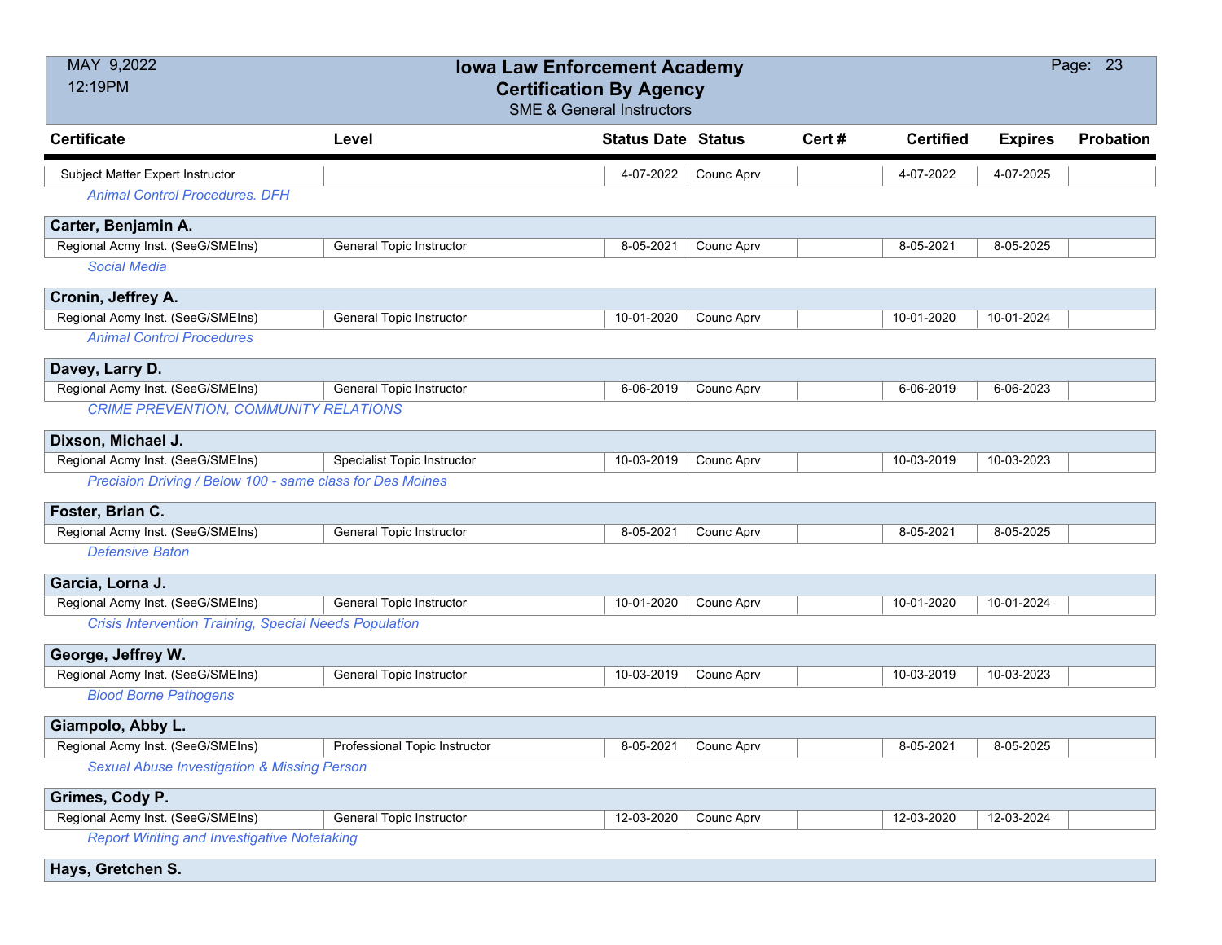# Iowa Law Enforcement Academy
## Certification By Agency
### SME & General Instructors

| Certificate | Level | Status Date | Status | Cert # | Certified | Expires | Probation |
|---|---|---|---|---|---|---|---|
| Subject Matter Expert Instructor | | 4-07-2022 | Counc Aprv | | 4-07-2022 | 4-07-2025 | |
| *Animal Control Procedures. DFH* | | | | | | | |
| **Carter, Benjamin A.** | | | | | | | |
| Regional Acmy Inst. (SeeG/SMEIns) | General Topic Instructor | 8-05-2021 | Counc Aprv | | 8-05-2021 | 8-05-2025 | |
| *Social Media* | | | | | | | |
| **Cronin, Jeffrey A.** | | | | | | | |
| Regional Acmy Inst. (SeeG/SMEIns) | General Topic Instructor | 10-01-2020 | Counc Aprv | | 10-01-2020 | 10-01-2024 | |
| *Animal Control Procedures* | | | | | | | |
| **Davey, Larry D.** | | | | | | | |
| Regional Acmy Inst. (SeeG/SMEIns) | General Topic Instructor | 6-06-2019 | Counc Aprv | | 6-06-2019 | 6-06-2023 | |
| *CRIME PREVENTION, COMMUNITY RELATIONS* | | | | | | | |
| **Dixson, Michael J.** | | | | | | | |
| Regional Acmy Inst. (SeeG/SMEIns) | Specialist Topic Instructor | 10-03-2019 | Counc Aprv | | 10-03-2019 | 10-03-2023 | |
| *Precision Driving / Below 100 - same class for Des Moines* | | | | | | | |
| **Foster, Brian C.** | | | | | | | |
| Regional Acmy Inst. (SeeG/SMEIns) | General Topic Instructor | 8-05-2021 | Counc Aprv | | 8-05-2021 | 8-05-2025 | |
| *Defensive Baton* | | | | | | | |
| **Garcia, Lorna J.** | | | | | | | |
| Regional Acmy Inst. (SeeG/SMEIns) | General Topic Instructor | 10-01-2020 | Counc Aprv | | 10-01-2020 | 10-01-2024 | |
| *Crisis Intervention Training, Special Needs Population* | | | | | | | |
| **George, Jeffrey W.** | | | | | | | |
| Regional Acmy Inst. (SeeG/SMEIns) | General Topic Instructor | 10-03-2019 | Counc Aprv | | 10-03-2019 | 10-03-2023 | |
| *Blood Borne Pathogens* | | | | | | | |
| **Giampolo, Abby L.** | | | | | | | |
| Regional Acmy Inst. (SeeG/SMEIns) | Professional Topic Instructor | 8-05-2021 | Counc Aprv | | 8-05-2021 | 8-05-2025 | |
| *Sexual Abuse Investigation & Missing Person* | | | | | | | |
| **Grimes, Cody P.** | | | | | | | |
| Regional Acmy Inst. (SeeG/SMEIns) | General Topic Instructor | 12-03-2020 | Counc Aprv | | 12-03-2020 | 12-03-2024 | |
| *Report Wiriting and Investigative Notetaking* | | | | | | | |
| **Hays, Gretchen S.** | | | | | | | |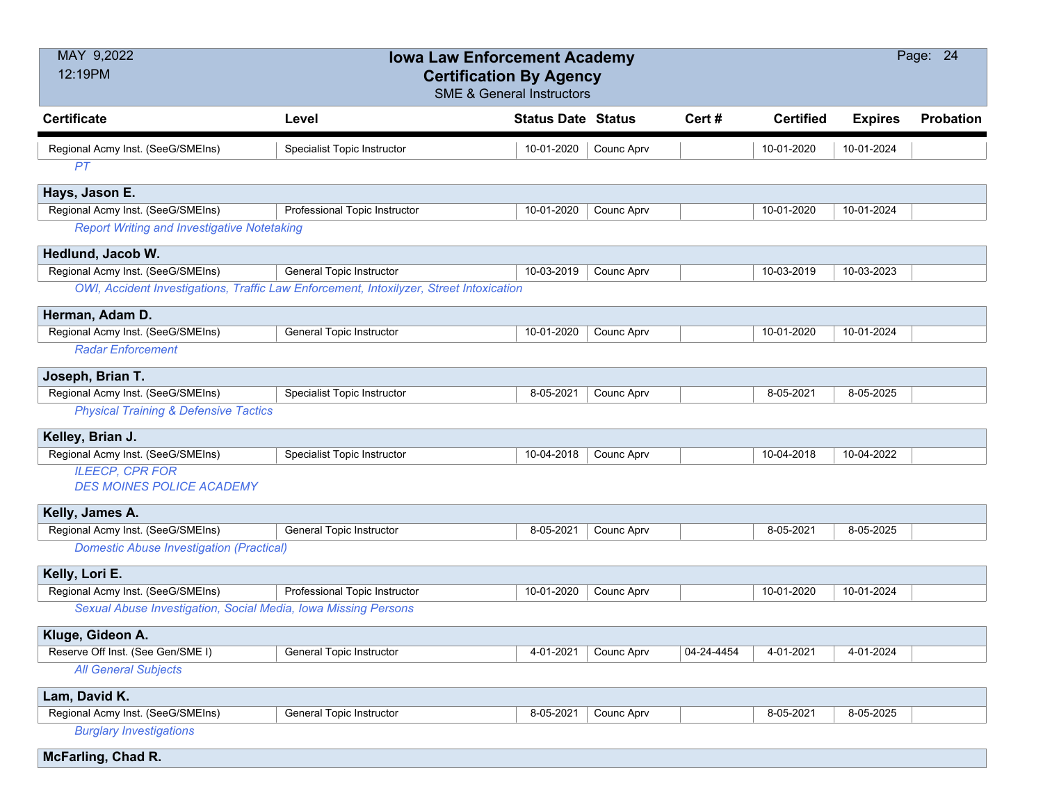# Iowa Law Enforcement Academy

## Certification By Agency

SME & General Instructors

| Certificate | Level | Status Date | Status | Cert # | Certified | Expires | Probation |
|---|---|---|---|---|---|---|---|
| Regional Acmy Inst. (SeeG/SMEIns) | Specialist Topic Instructor | 10-01-2020 | Counc Aprv | | 10-01-2020 | 10-01-2024 | |
| *PT* | | | | | | | |
| **Hays, Jason E.** | | | | | | | |
| Regional Acmy Inst. (SeeG/SMEIns) | Professional Topic Instructor | 10-01-2020 | Counc Aprv | | 10-01-2020 | 10-01-2024 | |
| *Report Writing and Investigative Notetaking* | | | | | | | |
| **Hedlund, Jacob W.** | | | | | | | |
| Regional Acmy Inst. (SeeG/SMEIns) | General Topic Instructor | 10-03-2019 | Counc Aprv | | 10-03-2019 | 10-03-2023 | |
| *OWI, Accident Investigations, Traffic Law Enforcement, Intoxilyzer, Street Intoxication* | | | | | | | |
| **Herman, Adam D.** | | | | | | | |
| Regional Acmy Inst. (SeeG/SMEIns) | General Topic Instructor | 10-01-2020 | Counc Aprv | | 10-01-2020 | 10-01-2024 | |
| *Radar Enforcement* | | | | | | | |
| **Joseph, Brian T.** | | | | | | | |
| Regional Acmy Inst. (SeeG/SMEIns) | Specialist Topic Instructor | 8-05-2021 | Counc Aprv | | 8-05-2021 | 8-05-2025 | |
| *Physical Training & Defensive Tactics* | | | | | | | |
| **Kelley, Brian J.** | | | | | | | |
| Regional Acmy Inst. (SeeG/SMEIns) | Specialist Topic Instructor | 10-04-2018 | Counc Aprv | | 10-04-2018 | 10-04-2022 | |
| *ILEECP, CPR FOR DES MOINES POLICE ACADEMY* | | | | | | | |
| **Kelly, James A.** | | | | | | | |
| Regional Acmy Inst. (SeeG/SMEIns) | General Topic Instructor | 8-05-2021 | Counc Aprv | | 8-05-2021 | 8-05-2025 | |
| *Domestic Abuse Investigation (Practical)* | | | | | | | |
| **Kelly, Lori E.** | | | | | | | |
| Regional Acmy Inst. (SeeG/SMEIns) | Professional Topic Instructor | 10-01-2020 | Counc Aprv | | 10-01-2020 | 10-01-2024 | |
| *Sexual Abuse Investigation, Social Media, Iowa Missing Persons* | | | | | | | |
| **Kluge, Gideon A.** | | | | | | | |
| Reserve Off Inst. (See Gen/SME I) | General Topic Instructor | 4-01-2021 | Counc Aprv | 04-24-4454 | 4-01-2021 | 4-01-2024 | |
| *All General Subjects* | | | | | | | |
| **Lam, David K.** | | | | | | | |
| Regional Acmy Inst. (SeeG/SMEIns) | General Topic Instructor | 8-05-2021 | Counc Aprv | | 8-05-2021 | 8-05-2025 | |
| *Burglary Investigations* | | | | | | | |
| **McFarling, Chad R.** | | | | | | | |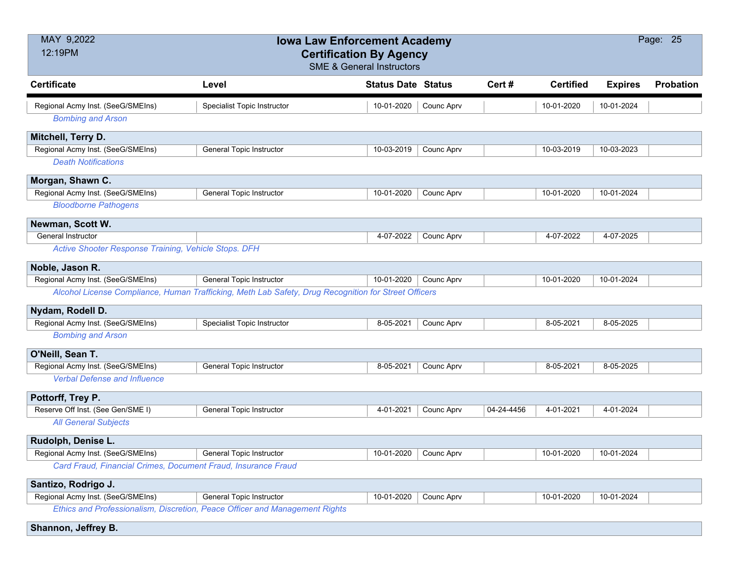# Iowa Law Enforcement Academy
## Certification By Agency
### SME & General Instructors

| Certificate | Level | Status Date | Status | Cert # | Certified | Expires | Probation |
|---|---|---|---|---|---|---|---|
| Regional Acmy Inst. (SeeG/SMEIns) | Specialist Topic Instructor | 10-01-2020 | Counc Aprv | | 10-01-2020 | 10-01-2024 | |
| *Bombing and Arson* | | | | | | | |
| **Mitchell, Terry D.** | | | | | | | |
| Regional Acmy Inst. (SeeG/SMEIns) | General Topic Instructor | 10-03-2019 | Counc Aprv | | 10-03-2019 | 10-03-2023 | |
| *Death Notifications* | | | | | | | |
| **Morgan, Shawn C.** | | | | | | | |
| Regional Acmy Inst. (SeeG/SMEIns) | General Topic Instructor | 10-01-2020 | Counc Aprv | | 10-01-2020 | 10-01-2024 | |
| *Bloodborne Pathogens* | | | | | | | |
| **Newman, Scott W.** | | | | | | | |
| General Instructor | | 4-07-2022 | Counc Aprv | | 4-07-2022 | 4-07-2025 | |
| *Active Shooter Response Training, Vehicle Stops. DFH* | | | | | | | |
| **Noble, Jason R.** | | | | | | | |
| Regional Acmy Inst. (SeeG/SMEIns) | General Topic Instructor | 10-01-2020 | Counc Aprv | | 10-01-2020 | 10-01-2024 | |
| *Alcohol License Compliance, Human Trafficking, Meth Lab Safety, Drug Recognition for Street Officers* | | | | | | | |
| **Nydam, Rodell D.** | | | | | | | |
| Regional Acmy Inst. (SeeG/SMEIns) | Specialist Topic Instructor | 8-05-2021 | Counc Aprv | | 8-05-2021 | 8-05-2025 | |
| *Bombing and Arson* | | | | | | | |
| **O'Neill, Sean T.** | | | | | | | |
| Regional Acmy Inst. (SeeG/SMEIns) | General Topic Instructor | 8-05-2021 | Counc Aprv | | 8-05-2021 | 8-05-2025 | |
| *Verbal Defense and Influence* | | | | | | | |
| **Pottorff, Trey P.** | | | | | | | |
| Reserve Off Inst. (See Gen/SME I) | General Topic Instructor | 4-01-2021 | Counc Aprv | 04-24-4456 | 4-01-2021 | 4-01-2024 | |
| *All General Subjects* | | | | | | | |
| **Rudolph, Denise L.** | | | | | | | |
| Regional Acmy Inst. (SeeG/SMEIns) | General Topic Instructor | 10-01-2020 | Counc Aprv | | 10-01-2020 | 10-01-2024 | |
| *Card Fraud, Financial Crimes, Document Fraud, Insurance Fraud* | | | | | | | |
| **Santizo, Rodrigo J.** | | | | | | | |
| Regional Acmy Inst. (SeeG/SMEIns) | General Topic Instructor | 10-01-2020 | Counc Aprv | | 10-01-2020 | 10-01-2024 | |
| *Ethics and Professionalism, Discretion, Peace Officer and Management Rights* | | | | | | | |
| **Shannon, Jeffrey B.** | | | | | | | |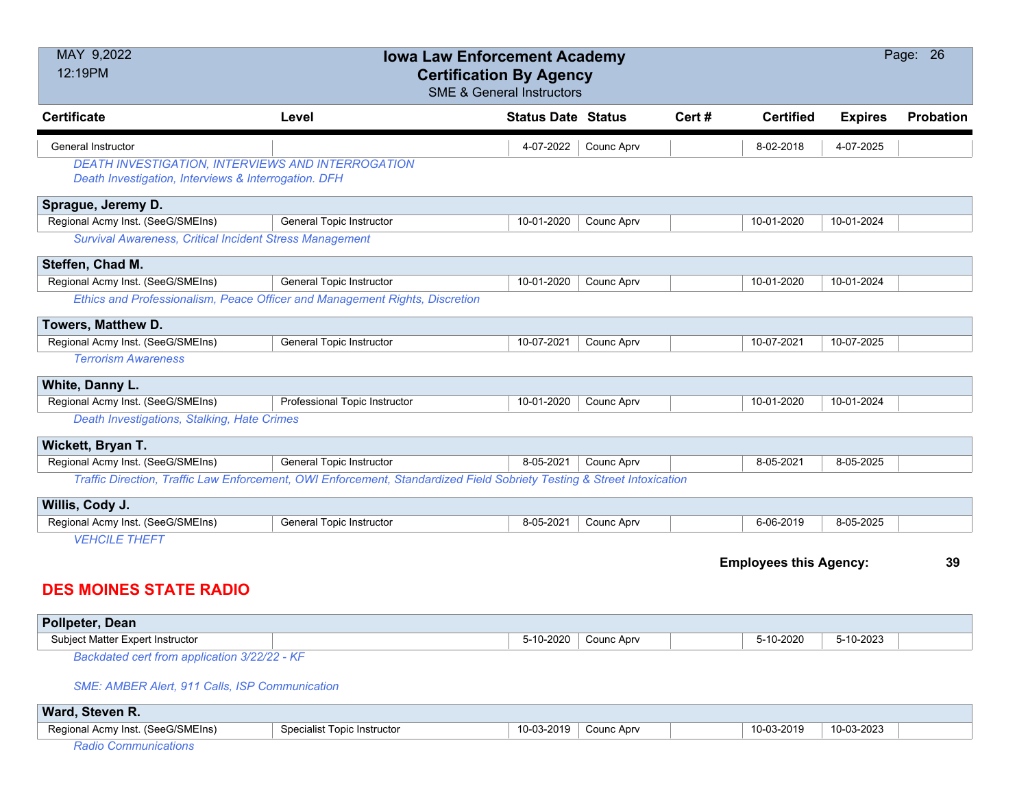| Certificate | Level | Status Date | Status | Cert # | Certified | Expires | Probation |
|---|---|---|---|---|---|---|---|
| General Instructor | | 4-07-2022 | Counc Aprv | | 8-02-2018 | 4-07-2025 | |

*DEATH INVESTIGATION, INTERVIEWS AND INTERROGATION*
*Death Investigation, Interviews & Interrogation. DFH*

**Sprague, Jeremy D.**

| Certificate | Level | Status Date | Status | Cert # | Certified | Expires | Probation |
|---|---|---|---|---|---|---|---|
| Regional Acmy Inst. (SeeG/SMEIns) | General Topic Instructor | 10-01-2020 | Counc Aprv | | 10-01-2020 | 10-01-2024 | |

*Survival Awareness, Critical Incident Stress Management*

**Steffen, Chad M.**

| Certificate | Level | Status Date | Status | Cert # | Certified | Expires | Probation |
|---|---|---|---|---|---|---|---|
| Regional Acmy Inst. (SeeG/SMEIns) | General Topic Instructor | 10-01-2020 | Counc Aprv | | 10-01-2020 | 10-01-2024 | |

*Ethics and Professionalism, Peace Officer and Management Rights, Discretion*

**Towers, Matthew D.**

| Certificate | Level | Status Date | Status | Cert # | Certified | Expires | Probation |
|---|---|---|---|---|---|---|---|
| Regional Acmy Inst. (SeeG/SMEIns) | General Topic Instructor | 10-07-2021 | Counc Aprv | | 10-07-2021 | 10-07-2025 | |

*Terrorism Awareness*

**White, Danny L.**

| Certificate | Level | Status Date | Status | Cert # | Certified | Expires | Probation |
|---|---|---|---|---|---|---|---|
| Regional Acmy Inst. (SeeG/SMEIns) | Professional Topic Instructor | 10-01-2020 | Counc Aprv | | 10-01-2020 | 10-01-2024 | |

*Death Investigations, Stalking, Hate Crimes*

**Wickett, Bryan T.**

| Certificate | Level | Status Date | Status | Cert # | Certified | Expires | Probation |
|---|---|---|---|---|---|---|---|
| Regional Acmy Inst. (SeeG/SMEIns) | General Topic Instructor | 8-05-2021 | Counc Aprv | | 8-05-2021 | 8-05-2025 | |

*Traffic Direction, Traffic Law Enforcement, OWI Enforcement, Standardized Field Sobriety Testing & Street Intoxication*

**Willis, Cody J.**

| Certificate | Level | Status Date | Status | Cert # | Certified | Expires | Probation |
|---|---|---|---|---|---|---|---|
| Regional Acmy Inst. (SeeG/SMEIns) | General Topic Instructor | 8-05-2021 | Counc Aprv | | 6-06-2019 | 8-05-2025 | |

*VEHCILE THEFT*

**Employees this Agency: 39**

## DES MOINES STATE RADIO

**Pollpeter, Dean**

| Certificate | Level | Status Date | Status | Cert # | Certified | Expires | Probation |
|---|---|---|---|---|---|---|---|
| Subject Matter Expert Instructor | | 5-10-2020 | Counc Aprv | | 5-10-2020 | 5-10-2023 | |

*Backdated cert from application 3/22/22 - KF*

*SME: AMBER Alert, 911 Calls, ISP Communication*

**Ward, Steven R.**

| Certificate | Level | Status Date | Status | Cert # | Certified | Expires | Probation |
|---|---|---|---|---|---|---|---|
| Regional Acmy Inst. (SeeG/SMEIns) | Specialist Topic Instructor | 10-03-2019 | Counc Aprv | | 10-03-2019 | 10-03-2023 | |

*Radio Communications*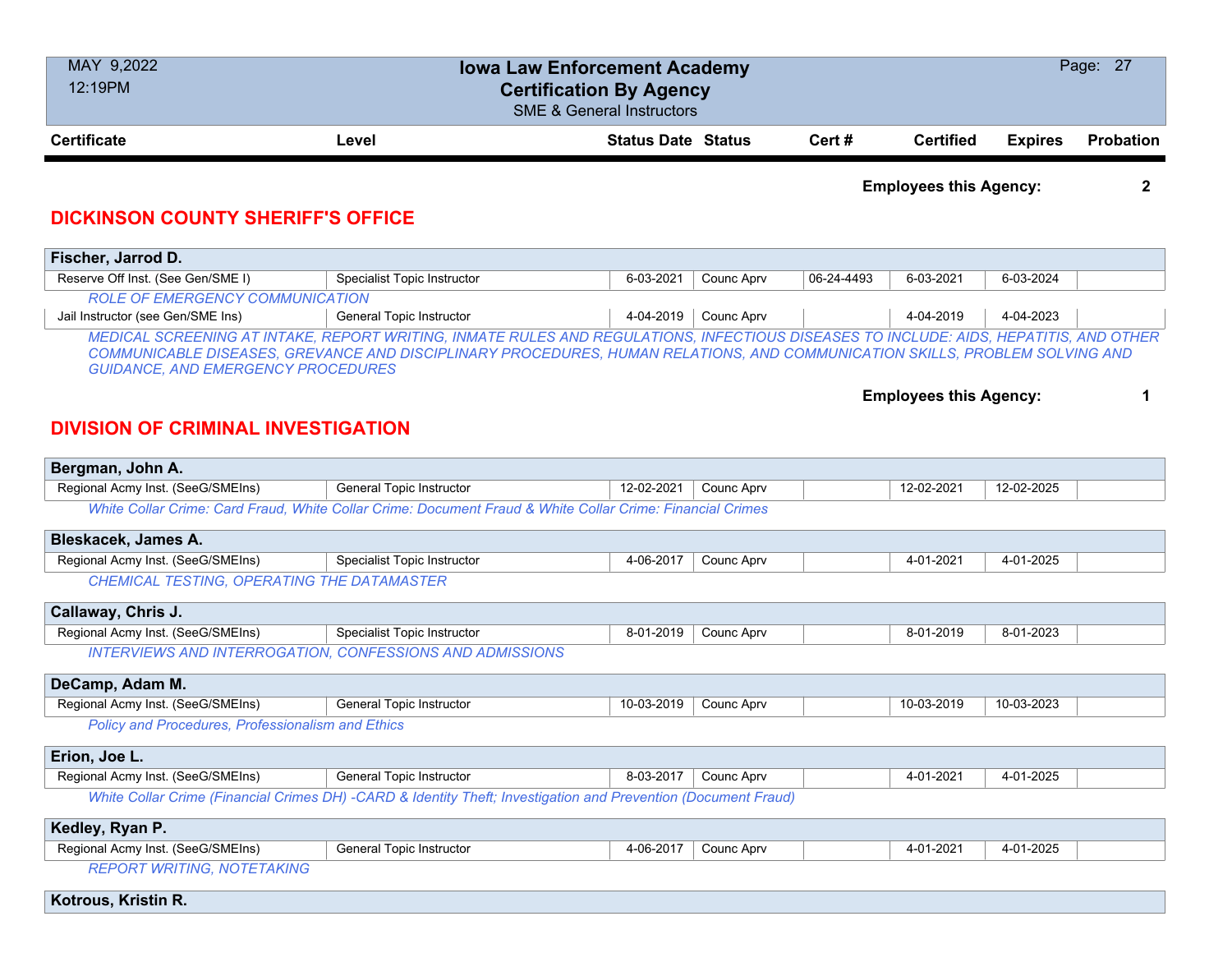| Certificate | Level | Status Date | Status | Cert # | Certified | Expires | Probation |
|---|---|---|---|---|---|---|---|

**Employees this Agency: 2**

## DICKINSON COUNTY SHERIFF'S OFFICE

**Fischer, Jarrod D.**

| Certificate | Level | Status Date | Status | Cert # | Certified | Expires | Probation |
|---|---|---|---|---|---|---|---|
| Reserve Off Inst. (See Gen/SME I) | Specialist Topic Instructor | 6-03-2021 | Counc Aprv | 06-24-4493 | 6-03-2021 | 6-03-2024 | |

*ROLE OF EMERGENCY COMMUNICATION*

| Certificate | Level | Status Date | Status | Cert # | Certified | Expires | Probation |
|---|---|---|---|---|---|---|---|
| Jail Instructor (see Gen/SME Ins) | General Topic Instructor | 4-04-2019 | Counc Aprv | | 4-04-2019 | 4-04-2023 | |

*MEDICAL SCREENING AT INTAKE, REPORT WRITING, INMATE RULES AND REGULATIONS, INFECTIOUS DISEASES TO INCLUDE: AIDS, HEPATITIS, AND OTHER COMMUNICABLE DISEASES, GREVANCE AND DISCIPLINARY PROCEDURES, HUMAN RELATIONS, AND COMMUNICATION SKILLS, PROBLEM SOLVING AND GUIDANCE, AND EMERGENCY PROCEDURES*

**Employees this Agency: 1**

## DIVISION OF CRIMINAL INVESTIGATION

**Bergman, John A.**

| Certificate | Level | Status Date | Status | Cert # | Certified | Expires | Probation |
|---|---|---|---|---|---|---|---|
| Regional Acmy Inst. (SeeG/SMEIns) | General Topic Instructor | 12-02-2021 | Counc Aprv | | 12-02-2021 | 12-02-2025 | |

*White Collar Crime: Card Fraud, White Collar Crime: Document Fraud & White Collar Crime: Financial Crimes*

**Bleskacek, James A.**

| Certificate | Level | Status Date | Status | Cert # | Certified | Expires | Probation |
|---|---|---|---|---|---|---|---|
| Regional Acmy Inst. (SeeG/SMEIns) | Specialist Topic Instructor | 4-06-2017 | Counc Aprv | | 4-01-2021 | 4-01-2025 | |

*CHEMICAL TESTING, OPERATING THE DATAMASTER*

**Callaway, Chris J.**

| Certificate | Level | Status Date | Status | Cert # | Certified | Expires | Probation |
|---|---|---|---|---|---|---|---|
| Regional Acmy Inst. (SeeG/SMEIns) | Specialist Topic Instructor | 8-01-2019 | Counc Aprv | | 8-01-2019 | 8-01-2023 | |

*INTERVIEWS AND INTERROGATION, CONFESSIONS AND ADMISSIONS*

**DeCamp, Adam M.**

| Certificate | Level | Status Date | Status | Cert # | Certified | Expires | Probation |
|---|---|---|---|---|---|---|---|
| Regional Acmy Inst. (SeeG/SMEIns) | General Topic Instructor | 10-03-2019 | Counc Aprv | | 10-03-2019 | 10-03-2023 | |

*Policy and Procedures, Professionalism and Ethics*

**Erion, Joe L.**

| Certificate | Level | Status Date | Status | Cert # | Certified | Expires | Probation |
|---|---|---|---|---|---|---|---|
| Regional Acmy Inst. (SeeG/SMEIns) | General Topic Instructor | 8-03-2017 | Counc Aprv | | 4-01-2021 | 4-01-2025 | |

*White Collar Crime (Financial Crimes DH) -CARD & Identity Theft; Investigation and Prevention (Document Fraud)*

**Kedley, Ryan P.**

| Certificate | Level | Status Date | Status | Cert # | Certified | Expires | Probation |
|---|---|---|---|---|---|---|---|
| Regional Acmy Inst. (SeeG/SMEIns) | General Topic Instructor | 4-06-2017 | Counc Aprv | | 4-01-2021 | 4-01-2025 | |

*REPORT WRITING, NOTETAKING*

**Kotrous, Kristin R.**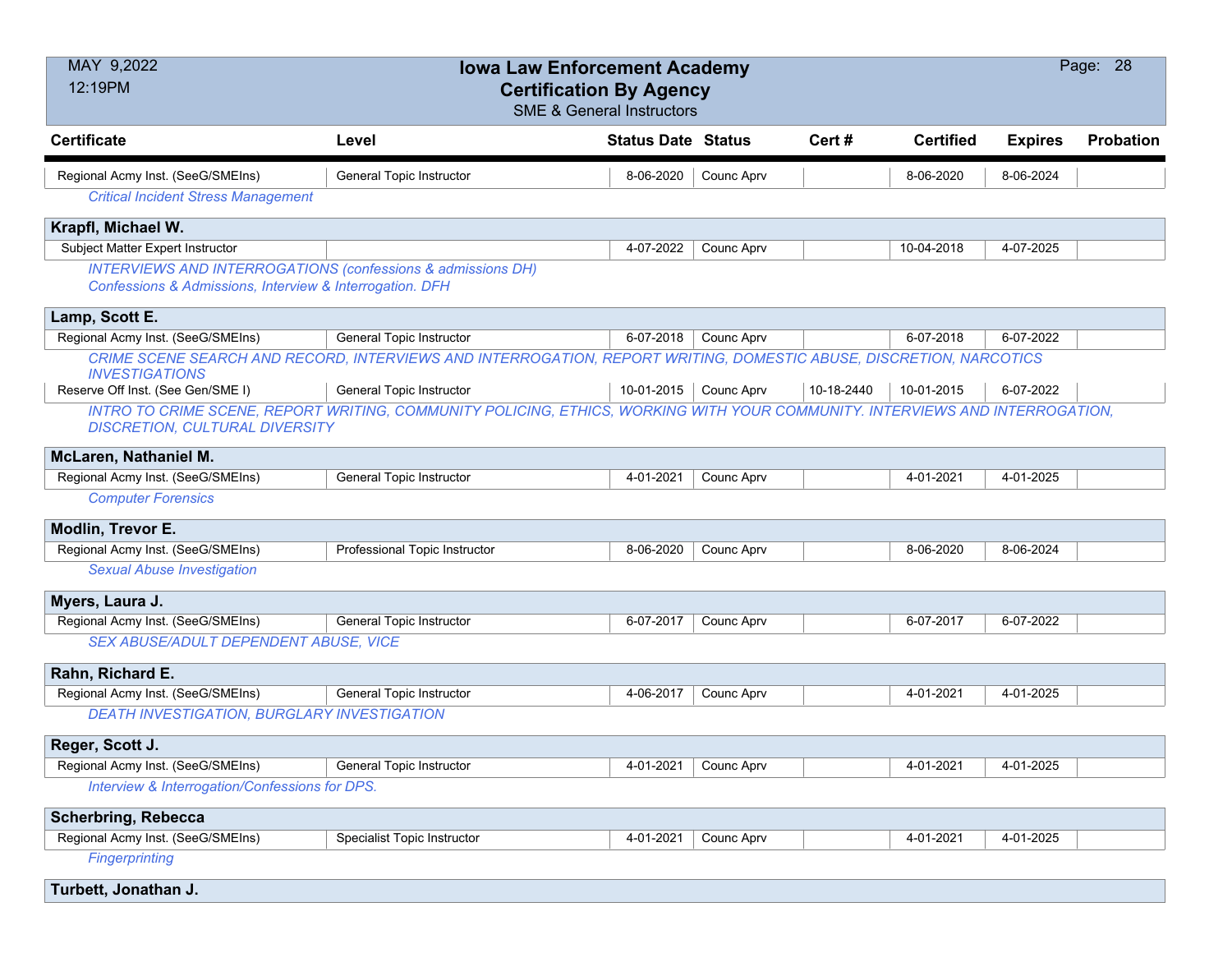# Iowa Law Enforcement Academy
## Certification By Agency
### SME & General Instructors

MAY 9,2022
12:19PM

| Certificate | Level | Status Date | Status | Cert # | Certified | Expires | Probation |
|---|---|---|---|---|---|---|---|
| Regional Acmy Inst. (SeeG/SMEIns) | General Topic Instructor | 8-06-2020 | Counc Aprv | | 8-06-2020 | 8-06-2024 | |
| *Critical Incident Stress Management* | | | | | | | |
| **Krapfl, Michael W.** | | | | | | | |
| Subject Matter Expert Instructor | | 4-07-2022 | Counc Aprv | | 10-04-2018 | 4-07-2025 | |
| *INTERVIEWS AND INTERROGATIONS (confessions & admissions DH) Confessions & Admissions, Interview & Interrogation. DFH* | | | | | | | |
| **Lamp, Scott E.** | | | | | | | |
| Regional Acmy Inst. (SeeG/SMEIns) | General Topic Instructor | 6-07-2018 | Counc Aprv | | 6-07-2018 | 6-07-2022 | |
| *CRIME SCENE SEARCH AND RECORD, INTERVIEWS AND INTERROGATION, REPORT WRITING, DOMESTIC ABUSE, DISCRETION, NARCOTICS INVESTIGATIONS* | | | | | | | |
| Reserve Off Inst. (See Gen/SME I) | General Topic Instructor | 10-01-2015 | Counc Aprv | 10-18-2440 | 10-01-2015 | 6-07-2022 | |
| *INTRO TO CRIME SCENE, REPORT WRITING, COMMUNITY POLICING, ETHICS, WORKING WITH YOUR COMMUNITY. INTERVIEWS AND INTERROGATION, DISCRETION, CULTURAL DIVERSITY* | | | | | | | |
| **McLaren, Nathaniel M.** | | | | | | | |
| Regional Acmy Inst. (SeeG/SMEIns) | General Topic Instructor | 4-01-2021 | Counc Aprv | | 4-01-2021 | 4-01-2025 | |
| *Computer Forensics* | | | | | | | |
| **Modlin, Trevor E.** | | | | | | | |
| Regional Acmy Inst. (SeeG/SMEIns) | Professional Topic Instructor | 8-06-2020 | Counc Aprv | | 8-06-2020 | 8-06-2024 | |
| *Sexual Abuse Investigation* | | | | | | | |
| **Myers, Laura J.** | | | | | | | |
| Regional Acmy Inst. (SeeG/SMEIns) | General Topic Instructor | 6-07-2017 | Counc Aprv | | 6-07-2017 | 6-07-2022 | |
| *SEX ABUSE/ADULT DEPENDENT ABUSE, VICE* | | | | | | | |
| **Rahn, Richard E.** | | | | | | | |
| Regional Acmy Inst. (SeeG/SMEIns) | General Topic Instructor | 4-06-2017 | Counc Aprv | | 4-01-2021 | 4-01-2025 | |
| *DEATH INVESTIGATION, BURGLARY INVESTIGATION* | | | | | | | |
| **Reger, Scott J.** | | | | | | | |
| Regional Acmy Inst. (SeeG/SMEIns) | General Topic Instructor | 4-01-2021 | Counc Aprv | | 4-01-2021 | 4-01-2025 | |
| *Interview & Interrogation/Confessions for DPS.* | | | | | | | |
| **Scherbring, Rebecca** | | | | | | | |
| Regional Acmy Inst. (SeeG/SMEIns) | Specialist Topic Instructor | 4-01-2021 | Counc Aprv | | 4-01-2021 | 4-01-2025 | |
| *Fingerprinting* | | | | | | | |
| **Turbett, Jonathan J.** | | | | | | | |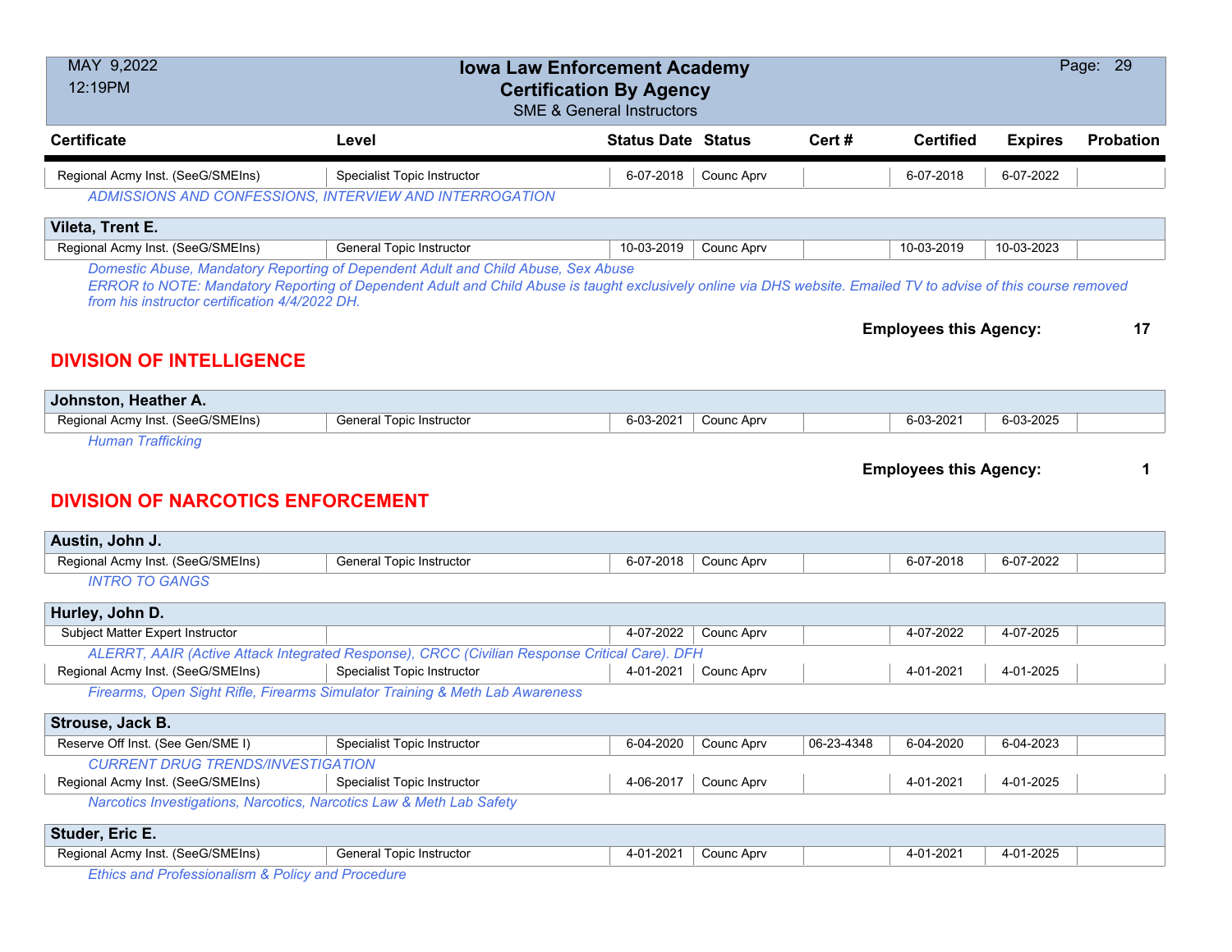# Iowa Law Enforcement Academy
## Certification By Agency
SME & General Instructors

MAY 9,2022
12:19PM

| Certificate | Level | Status Date | Status | Cert # | Certified | Expires | Probation |
|---|---|---|---|---|---|---|---|
| Regional Acmy Inst. (SeeG/SMEIns) | Specialist Topic Instructor | 6-07-2018 | Counc Aprv | | 6-07-2018 | 6-07-2022 | |

*ADMISSIONS AND CONFESSIONS, INTERVIEW AND INTERROGATION*

**Vileta, Trent E.**

| Certificate | Level | Status Date | Status | Cert # | Certified | Expires | Probation |
|---|---|---|---|---|---|---|---|
| Regional Acmy Inst. (SeeG/SMEIns) | General Topic Instructor | 10-03-2019 | Counc Aprv | | 10-03-2019 | 10-03-2023 | |

*Domestic Abuse, Mandatory Reporting of Dependent Adult and Child Abuse, Sex Abuse*
*ERROR to NOTE: Mandatory Reporting of Dependent Adult and Child Abuse is taught exclusively online via DHS website. Emailed TV to advise of this course removed from his instructor certification 4/4/2022 DH.*

**Employees this Agency: 17**

## DIVISION OF INTELLIGENCE

**Johnston, Heather A.**

| Certificate | Level | Status Date | Status | Cert # | Certified | Expires | Probation |
|---|---|---|---|---|---|---|---|
| Regional Acmy Inst. (SeeG/SMEIns) | General Topic Instructor | 6-03-2021 | Counc Aprv | | 6-03-2021 | 6-03-2025 | |

*Human Trafficking*

**Employees this Agency: 1**

## DIVISION OF NARCOTICS ENFORCEMENT

**Austin, John J.**

| Certificate | Level | Status Date | Status | Cert # | Certified | Expires | Probation |
|---|---|---|---|---|---|---|---|
| Regional Acmy Inst. (SeeG/SMEIns) | General Topic Instructor | 6-07-2018 | Counc Aprv | | 6-07-2018 | 6-07-2022 | |

*INTRO TO GANGS*

**Hurley, John D.**

| Certificate | Level | Status Date | Status | Cert # | Certified | Expires | Probation |
|---|---|---|---|---|---|---|---|
| Subject Matter Expert Instructor | | 4-07-2022 | Counc Aprv | | 4-07-2022 | 4-07-2025 | |

*ALERRT, AAIR (Active Attack Integrated Response), CRCC (Civilian Response Critical Care). DFH*

| Certificate | Level | Status Date | Status | Cert # | Certified | Expires | Probation |
|---|---|---|---|---|---|---|---|
| Regional Acmy Inst. (SeeG/SMEIns) | Specialist Topic Instructor | 4-01-2021 | Counc Aprv | | 4-01-2021 | 4-01-2025 | |

*Firearms, Open Sight Rifle, Firearms Simulator Training & Meth Lab Awareness*

**Strouse, Jack B.**

| Certificate | Level | Status Date | Status | Cert # | Certified | Expires | Probation |
|---|---|---|---|---|---|---|---|
| Reserve Off Inst. (See Gen/SME I) | Specialist Topic Instructor | 6-04-2020 | Counc Aprv | 06-23-4348 | 6-04-2020 | 6-04-2023 | |

*CURRENT DRUG TRENDS/INVESTIGATION*

| Certificate | Level | Status Date | Status | Cert # | Certified | Expires | Probation |
|---|---|---|---|---|---|---|---|
| Regional Acmy Inst. (SeeG/SMEIns) | Specialist Topic Instructor | 4-06-2017 | Counc Aprv | | 4-01-2021 | 4-01-2025 | |

*Narcotics Investigations, Narcotics, Narcotics Law & Meth Lab Safety*

**Studer, Eric E.**

| Certificate | Level | Status Date | Status | Cert # | Certified | Expires | Probation |
|---|---|---|---|---|---|---|---|
| Regional Acmy Inst. (SeeG/SMEIns) | General Topic Instructor | 4-01-2021 | Counc Aprv | | 4-01-2021 | 4-01-2025 | |

*Ethics and Professionalism & Policy and Procedure*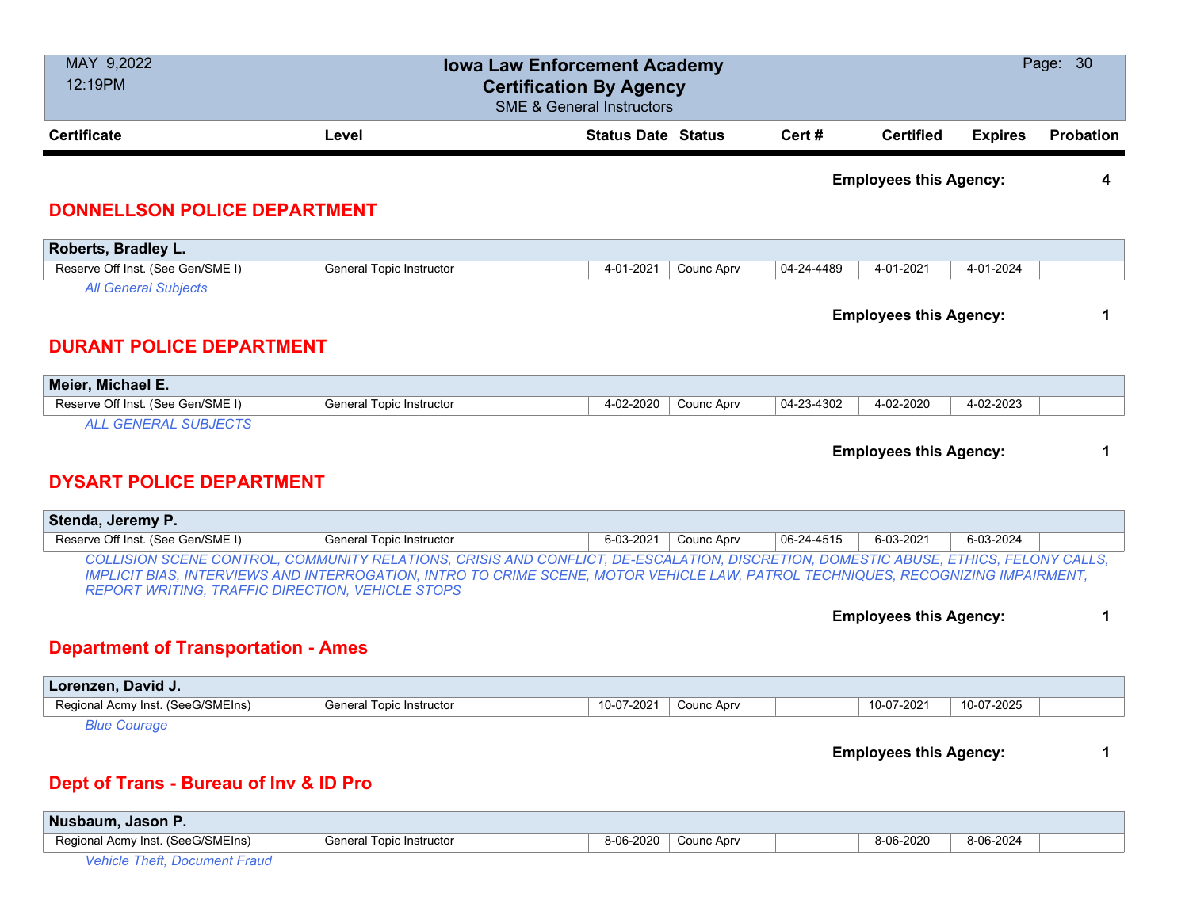| Certificate | Level | Status Date | Status | Cert # | Certified | Expires | Probation |
|---|---|---|---|---|---|---|---|

**Employees this Agency: 4**

## DONNELLSON POLICE DEPARTMENT

**Roberts, Bradley L.**

| Certificate | Level | Status Date | Status | Cert # | Certified | Expires | Probation |
|---|---|---|---|---|---|---|---|
| Reserve Off Inst. (See Gen/SME I) | General Topic Instructor | 4-01-2021 | Counc Aprv | 04-24-4489 | 4-01-2021 | 4-01-2024 | |

*All General Subjects*

**Employees this Agency: 1**

## DURANT POLICE DEPARTMENT

**Meier, Michael E.**

| Certificate | Level | Status Date | Status | Cert # | Certified | Expires | Probation |
|---|---|---|---|---|---|---|---|
| Reserve Off Inst. (See Gen/SME I) | General Topic Instructor | 4-02-2020 | Counc Aprv | 04-23-4302 | 4-02-2020 | 4-02-2023 | |

*ALL GENERAL SUBJECTS*

**Employees this Agency: 1**

## DYSART POLICE DEPARTMENT

**Stenda, Jeremy P.**

| Certificate | Level | Status Date | Status | Cert # | Certified | Expires | Probation |
|---|---|---|---|---|---|---|---|
| Reserve Off Inst. (See Gen/SME I) | General Topic Instructor | 6-03-2021 | Counc Aprv | 06-24-4515 | 6-03-2021 | 6-03-2024 | |

*COLLISION SCENE CONTROL, COMMUNITY RELATIONS, CRISIS AND CONFLICT, DE-ESCALATION, DISCRETION, DOMESTIC ABUSE, ETHICS, FELONY CALLS, IMPLICIT BIAS, INTERVIEWS AND INTERROGATION, INTRO TO CRIME SCENE, MOTOR VEHICLE LAW, PATROL TECHNIQUES, RECOGNIZING IMPAIRMENT, REPORT WRITING, TRAFFIC DIRECTION, VEHICLE STOPS*

**Employees this Agency: 1**

## Department of Transportation - Ames

**Lorenzen, David J.**

| Certificate | Level | Status Date | Status | Cert # | Certified | Expires | Probation |
|---|---|---|---|---|---|---|---|
| Regional Acmy Inst. (SeeG/SMEIns) | General Topic Instructor | 10-07-2021 | Counc Aprv | | 10-07-2021 | 10-07-2025 | |

*Blue Courage*

**Employees this Agency: 1**

## Dept of Trans - Bureau of Inv & ID Pro

**Nusbaum, Jason P.**

| Certificate | Level | Status Date | Status | Cert # | Certified | Expires | Probation |
|---|---|---|---|---|---|---|---|
| Regional Acmy Inst. (SeeG/SMEIns) | General Topic Instructor | 8-06-2020 | Counc Aprv | | 8-06-2020 | 8-06-2024 | |

*Vehicle Theft, Document Fraud*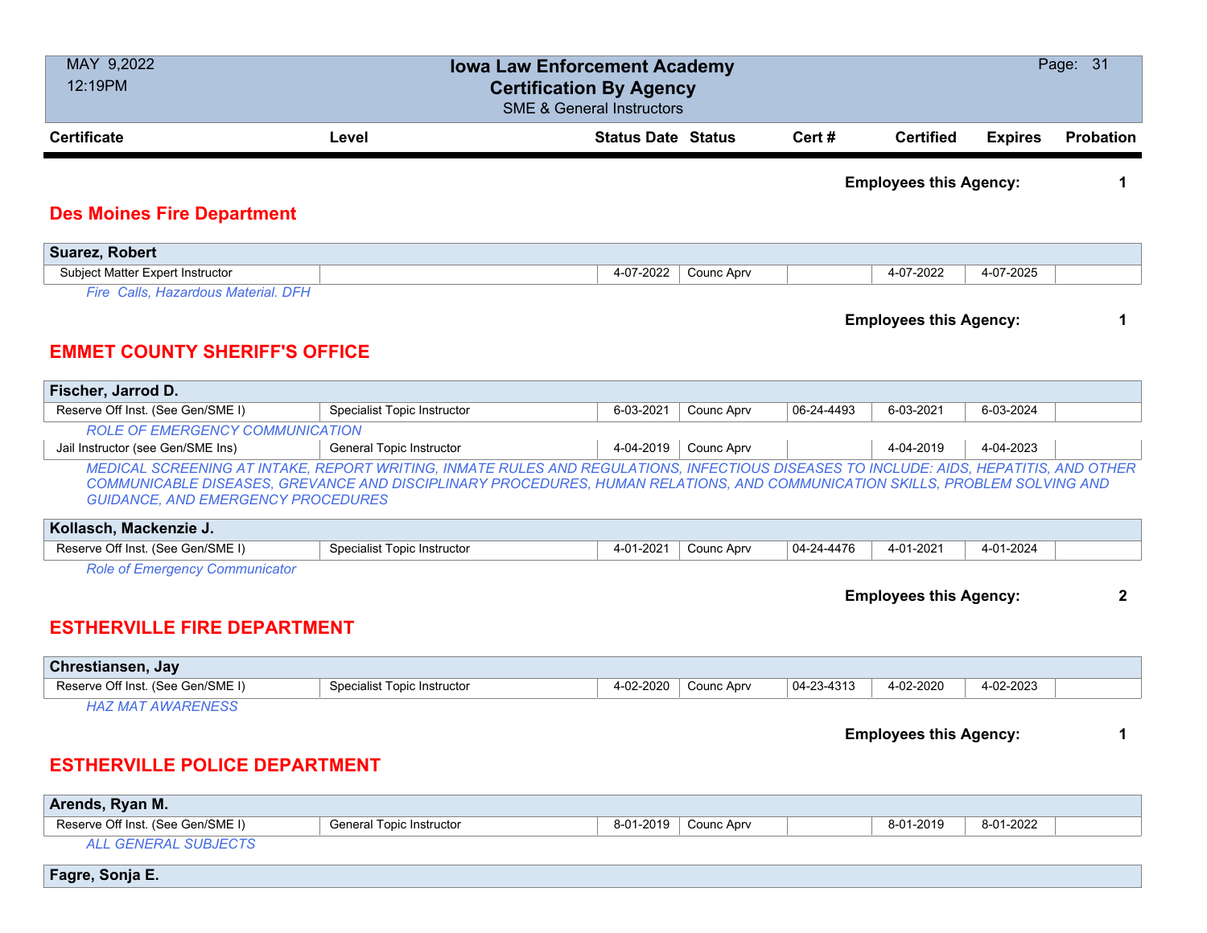# Iowa Law Enforcement Academy
## Certification By Agency
SME & General Instructors

| Certificate | Level | Status Date | Status | Cert # | Certified | Expires | Probation |
|---|---|---|---|---|---|---|---|

**Employees this Agency: 1**

## Des Moines Fire Department

**Suarez, Robert**

| Certificate | Level | Status Date | Status | Cert # | Certified | Expires | Probation |
|---|---|---|---|---|---|---|---|
| Subject Matter Expert Instructor | | 4-07-2022 | Counc Aprv | | 4-07-2022 | 4-07-2025 | |

*Fire Calls, Hazardous Material. DFH*

**Employees this Agency: 1**

## EMMET COUNTY SHERIFF'S OFFICE

**Fischer, Jarrod D.**

| Certificate | Level | Status Date | Status | Cert # | Certified | Expires | Probation |
|---|---|---|---|---|---|---|---|
| Reserve Off Inst. (See Gen/SME I) | Specialist Topic Instructor | 6-03-2021 | Counc Aprv | 06-24-4493 | 6-03-2021 | 6-03-2024 | |

*ROLE OF EMERGENCY COMMUNICATION*

| Certificate | Level | Status Date | Status | Cert # | Certified | Expires | Probation |
|---|---|---|---|---|---|---|---|
| Jail Instructor (see Gen/SME Ins) | General Topic Instructor | 4-04-2019 | Counc Aprv | | 4-04-2019 | 4-04-2023 | |

*MEDICAL SCREENING AT INTAKE, REPORT WRITING, INMATE RULES AND REGULATIONS, INFECTIOUS DISEASES TO INCLUDE: AIDS, HEPATITIS, AND OTHER COMMUNICABLE DISEASES, GREVANCE AND DISCIPLINARY PROCEDURES, HUMAN RELATIONS, AND COMMUNICATION SKILLS, PROBLEM SOLVING AND GUIDANCE, AND EMERGENCY PROCEDURES*

**Kollasch, Mackenzie J.**

| Certificate | Level | Status Date | Status | Cert # | Certified | Expires | Probation |
|---|---|---|---|---|---|---|---|
| Reserve Off Inst. (See Gen/SME I) | Specialist Topic Instructor | 4-01-2021 | Counc Aprv | 04-24-4476 | 4-01-2021 | 4-01-2024 | |

*Role of Emergency Communicator*

**Employees this Agency: 2**

## ESTHERVILLE FIRE DEPARTMENT

**Chrestiansen, Jay**

| Certificate | Level | Status Date | Status | Cert # | Certified | Expires | Probation |
|---|---|---|---|---|---|---|---|
| Reserve Off Inst. (See Gen/SME I) | Specialist Topic Instructor | 4-02-2020 | Counc Aprv | 04-23-4313 | 4-02-2020 | 4-02-2023 | |

*HAZ MAT AWARENESS*

**Employees this Agency: 1**

## ESTHERVILLE POLICE DEPARTMENT

**Arends, Ryan M.**

| Certificate | Level | Status Date | Status | Cert # | Certified | Expires | Probation |
|---|---|---|---|---|---|---|---|
| Reserve Off Inst. (See Gen/SME I) | General Topic Instructor | 8-01-2019 | Counc Aprv | | 8-01-2019 | 8-01-2022 | |

*ALL GENERAL SUBJECTS*

**Fagre, Sonja E.**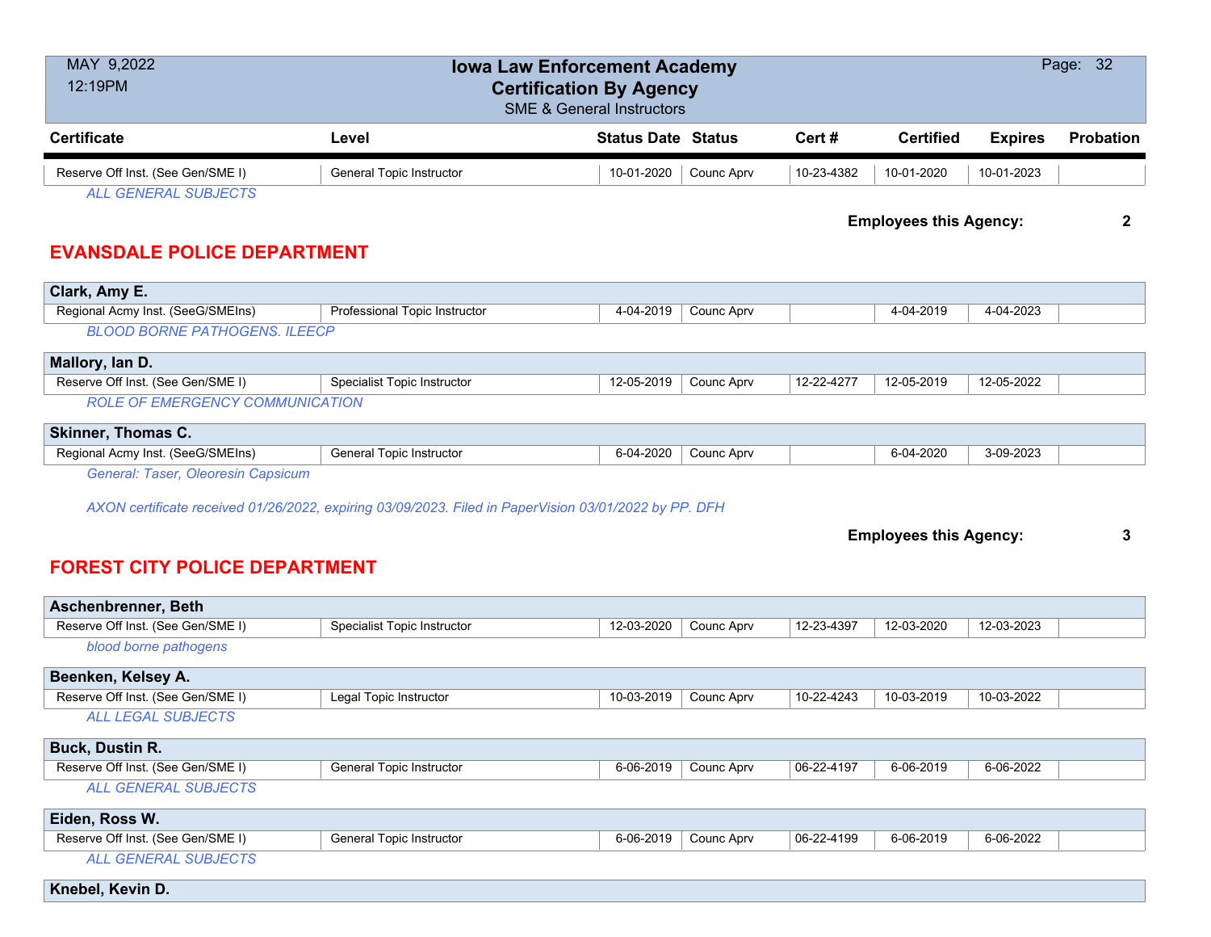| Certificate | Level | Status Date | Status | Cert # | Certified | Expires | Probation |
|---|---|---|---|---|---|---|---|
| Reserve Off Inst. (See Gen/SME I) | General Topic Instructor | 10-01-2020 | Counc Aprv | 10-23-4382 | 10-01-2020 | 10-01-2023 | |

*ALL GENERAL SUBJECTS*

**Employees this Agency: 2**

## EVANSDALE POLICE DEPARTMENT

**Clark, Amy E.**

| Certificate | Level | Status Date | Status | Cert # | Certified | Expires | Probation |
|---|---|---|---|---|---|---|---|
| Regional Acmy Inst. (SeeG/SMEIns) | Professional Topic Instructor | 4-04-2019 | Counc Aprv | | 4-04-2019 | 4-04-2023 | |

*BLOOD BORNE PATHOGENS. ILEECP*

**Mallory, Ian D.**

| Certificate | Level | Status Date | Status | Cert # | Certified | Expires | Probation |
|---|---|---|---|---|---|---|---|
| Reserve Off Inst. (See Gen/SME I) | Specialist Topic Instructor | 12-05-2019 | Counc Aprv | 12-22-4277 | 12-05-2019 | 12-05-2022 | |

*ROLE OF EMERGENCY COMMUNICATION*

**Skinner, Thomas C.**

| Certificate | Level | Status Date | Status | Cert # | Certified | Expires | Probation |
|---|---|---|---|---|---|---|---|
| Regional Acmy Inst. (SeeG/SMEIns) | General Topic Instructor | 6-04-2020 | Counc Aprv | | 6-04-2020 | 3-09-2023 | |

*General: Taser, Oleoresin Capsicum*

*AXON certificate received 01/26/2022, expiring 03/09/2023. Filed in PaperVision 03/01/2022 by PP. DFH*

**Employees this Agency: 3**

## FOREST CITY POLICE DEPARTMENT

**Aschenbrenner, Beth**

| Certificate | Level | Status Date | Status | Cert # | Certified | Expires | Probation |
|---|---|---|---|---|---|---|---|
| Reserve Off Inst. (See Gen/SME I) | Specialist Topic Instructor | 12-03-2020 | Counc Aprv | 12-23-4397 | 12-03-2020 | 12-03-2023 | |

*blood borne pathogens*

**Beenken, Kelsey A.**

| Certificate | Level | Status Date | Status | Cert # | Certified | Expires | Probation |
|---|---|---|---|---|---|---|---|
| Reserve Off Inst. (See Gen/SME I) | Legal Topic Instructor | 10-03-2019 | Counc Aprv | 10-22-4243 | 10-03-2019 | 10-03-2022 | |

*ALL LEGAL SUBJECTS*

**Buck, Dustin R.**

| Certificate | Level | Status Date | Status | Cert # | Certified | Expires | Probation |
|---|---|---|---|---|---|---|---|
| Reserve Off Inst. (See Gen/SME I) | General Topic Instructor | 6-06-2019 | Counc Aprv | 06-22-4197 | 6-06-2019 | 6-06-2022 | |

*ALL GENERAL SUBJECTS*

**Eiden, Ross W.**

| Certificate | Level | Status Date | Status | Cert # | Certified | Expires | Probation |
|---|---|---|---|---|---|---|---|
| Reserve Off Inst. (See Gen/SME I) | General Topic Instructor | 6-06-2019 | Counc Aprv | 06-22-4199 | 6-06-2019 | 6-06-2022 | |

*ALL GENERAL SUBJECTS*

**Knebel, Kevin D.**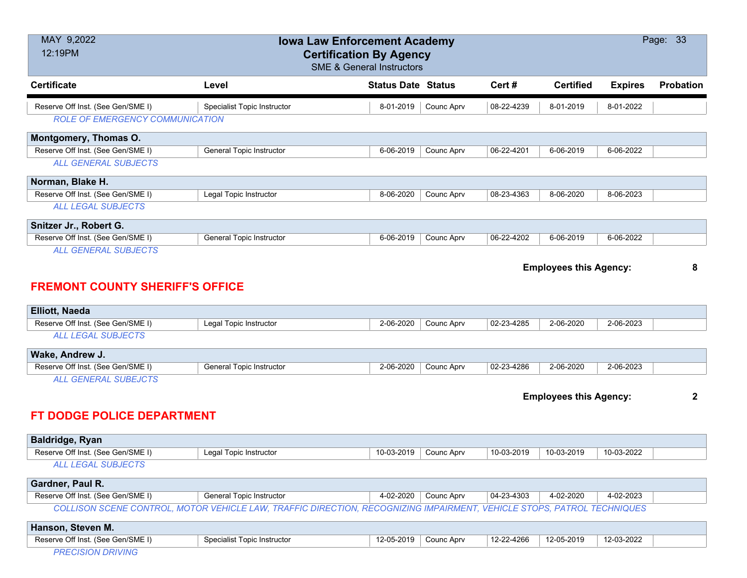| Certificate | Level | Status Date | Status | Cert # | Certified | Expires | Probation |
|---|---|---|---|---|---|---|---|
| Reserve Off Inst. (See Gen/SME I) | Specialist Topic Instructor | 8-01-2019 | Counc Aprv | 08-22-4239 | 8-01-2019 | 8-01-2022 | |

*ROLE OF EMERGENCY COMMUNICATION*

**Montgomery, Thomas O.**

| Certificate | Level | Status Date | Status | Cert # | Certified | Expires | Probation |
|---|---|---|---|---|---|---|---|
| Reserve Off Inst. (See Gen/SME I) | General Topic Instructor | 6-06-2019 | Counc Aprv | 06-22-4201 | 6-06-2019 | 6-06-2022 | |

*ALL GENERAL SUBJECTS*

**Norman, Blake H.**

| Certificate | Level | Status Date | Status | Cert # | Certified | Expires | Probation |
|---|---|---|---|---|---|---|---|
| Reserve Off Inst. (See Gen/SME I) | Legal Topic Instructor | 8-06-2020 | Counc Aprv | 08-23-4363 | 8-06-2020 | 8-06-2023 | |

*ALL LEGAL SUBJECTS*

**Snitzer Jr., Robert G.**

| Certificate | Level | Status Date | Status | Cert # | Certified | Expires | Probation |
|---|---|---|---|---|---|---|---|
| Reserve Off Inst. (See Gen/SME I) | General Topic Instructor | 6-06-2019 | Counc Aprv | 06-22-4202 | 6-06-2019 | 6-06-2022 | |

*ALL GENERAL SUBJECTS*

**Employees this Agency: 8**

## FREMONT COUNTY SHERIFF'S OFFICE

**Elliott, Naeda**

| Certificate | Level | Status Date | Status | Cert # | Certified | Expires | Probation |
|---|---|---|---|---|---|---|---|
| Reserve Off Inst. (See Gen/SME I) | Legal Topic Instructor | 2-06-2020 | Counc Aprv | 02-23-4285 | 2-06-2020 | 2-06-2023 | |

*ALL LEGAL SUBJECTS*

**Wake, Andrew J.**

| Certificate | Level | Status Date | Status | Cert # | Certified | Expires | Probation |
|---|---|---|---|---|---|---|---|
| Reserve Off Inst. (See Gen/SME I) | General Topic Instructor | 2-06-2020 | Counc Aprv | 02-23-4286 | 2-06-2020 | 2-06-2023 | |

*ALL GENERAL SUBEJCTS*

**Employees this Agency: 2**

## FT DODGE POLICE DEPARTMENT

**Baldridge, Ryan**

| Certificate | Level | Status Date | Status | Cert # | Certified | Expires | Probation |
|---|---|---|---|---|---|---|---|
| Reserve Off Inst. (See Gen/SME I) | Legal Topic Instructor | 10-03-2019 | Counc Aprv | 10-03-2019 | 10-03-2019 | 10-03-2022 | |

*ALL LEGAL SUBJECTS*

**Gardner, Paul R.**

| Certificate | Level | Status Date | Status | Cert # | Certified | Expires | Probation |
|---|---|---|---|---|---|---|---|
| Reserve Off Inst. (See Gen/SME I) | General Topic Instructor | 4-02-2020 | Counc Aprv | 04-23-4303 | 4-02-2020 | 4-02-2023 | |

*COLLISON SCENE CONTROL, MOTOR VEHICLE LAW, TRAFFIC DIRECTION, RECOGNIZING IMPAIRMENT, VEHICLE STOPS, PATROL TECHNIQUES*

**Hanson, Steven M.**

| Certificate | Level | Status Date | Status | Cert # | Certified | Expires | Probation |
|---|---|---|---|---|---|---|---|
| Reserve Off Inst. (See Gen/SME I) | Specialist Topic Instructor | 12-05-2019 | Counc Aprv | 12-22-4266 | 12-05-2019 | 12-03-2022 | |

*PRECISION DRIVING*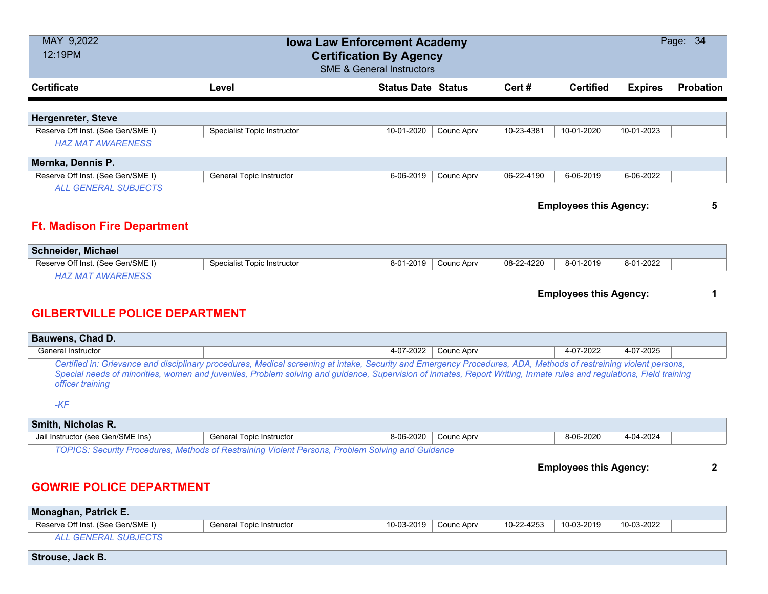| Certificate | Level | Status Date | Status | Cert # | Certified | Expires | Probation |
|---|---|---|---|---|---|---|---|

**Hergenreter, Steve**

| Reserve Off Inst. (See Gen/SME I) | Specialist Topic Instructor | 10-01-2020 | Counc Aprv | 10-23-4381 | 10-01-2020 | 10-01-2023 | |
|---|---|---|---|---|---|---|---|

*HAZ MAT AWARENESS*

**Mernka, Dennis P.**

| Reserve Off Inst. (See Gen/SME I) | General Topic Instructor | 6-06-2019 | Counc Aprv | 06-22-4190 | 6-06-2019 | 6-06-2022 | |
|---|---|---|---|---|---|---|---|

*ALL GENERAL SUBJECTS*

**Employees this Agency: 5**

## Ft. Madison Fire Department

**Schneider, Michael**

| Reserve Off Inst. (See Gen/SME I) | Specialist Topic Instructor | 8-01-2019 | Counc Aprv | 08-22-4220 | 8-01-2019 | 8-01-2022 | |
|---|---|---|---|---|---|---|---|

*HAZ MAT AWARENESS*

**Employees this Agency: 1**

## GILBERTVILLE POLICE DEPARTMENT

**Bauwens, Chad D.**

| General Instructor | | 4-07-2022 | Counc Aprv | | 4-07-2022 | 4-07-2025 | |
|---|---|---|---|---|---|---|---|

*Certified in: Grievance and disciplinary procedures, Medical screening at intake, Security and Emergency Procedures, ADA, Methods of restraining violent persons, Special needs of minorities, women and juveniles, Problem solving and guidance, Supervision of inmates, Report Writing, Inmate rules and regulations, Field training officer training*

*-KF*

**Smith, Nicholas R.**

| Jail Instructor (see Gen/SME Ins) | General Topic Instructor | 8-06-2020 | Counc Aprv | | 8-06-2020 | 4-04-2024 | |
|---|---|---|---|---|---|---|---|

*TOPICS: Security Procedures, Methods of Restraining Violent Persons, Problem Solving and Guidance*

**Employees this Agency: 2**

## GOWRIE POLICE DEPARTMENT

**Monaghan, Patrick E.**

| Reserve Off Inst. (See Gen/SME I) | General Topic Instructor | 10-03-2019 | Counc Aprv | 10-22-4253 | 10-03-2019 | 10-03-2022 | |
|---|---|---|---|---|---|---|---|

*ALL GENERAL SUBJECTS*

**Strouse, Jack B.**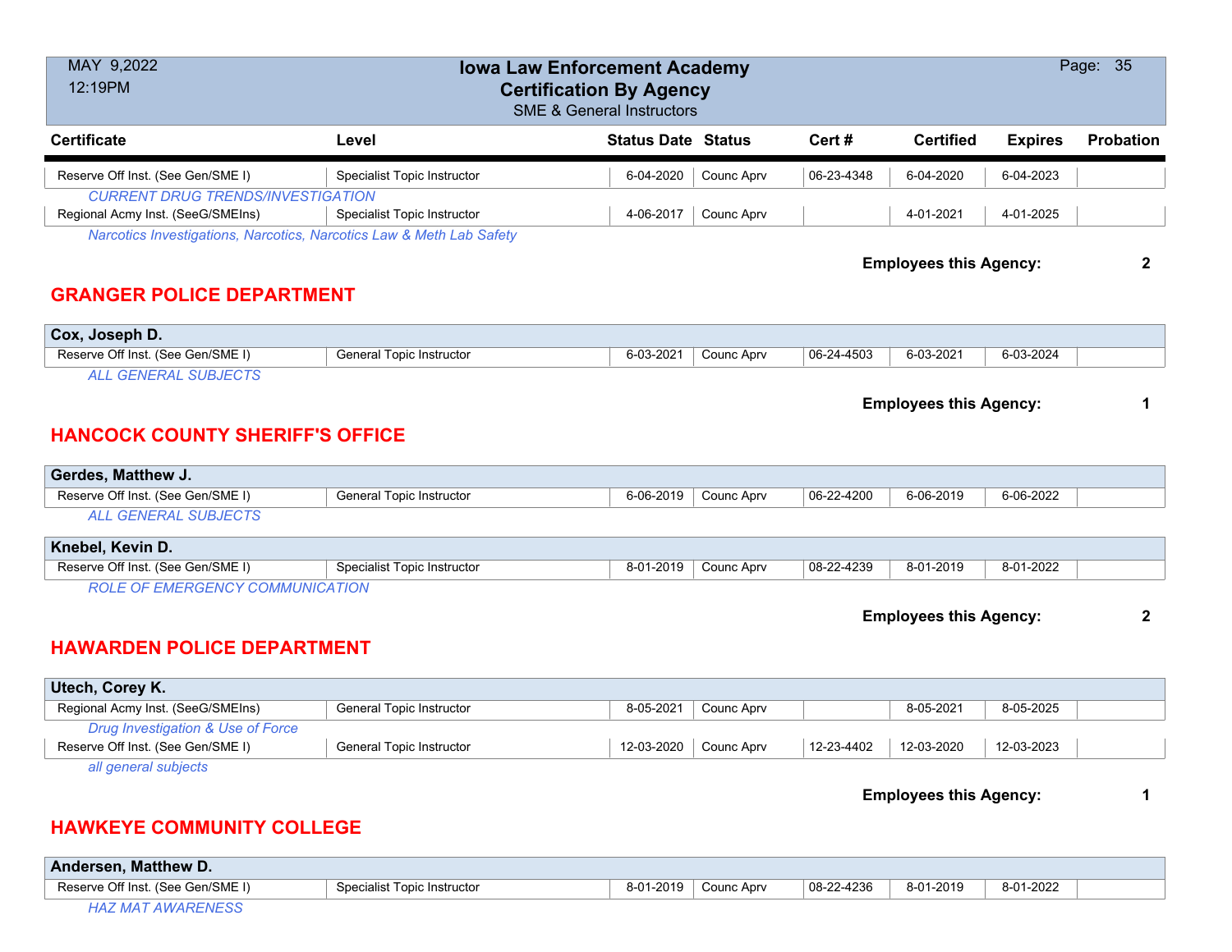# Iowa Law Enforcement Academy
## Certification By Agency
SME & General Instructors

MAY 9,2022
12:19PM

| Certificate | Level | Status Date | Status | Cert # | Certified | Expires | Probation |
|---|---|---|---|---|---|---|---|
| Reserve Off Inst. (See Gen/SME I) | Specialist Topic Instructor | 6-04-2020 | Counc Aprv | 06-23-4348 | 6-04-2020 | 6-04-2023 | |
| *CURRENT DRUG TRENDS/INVESTIGATION* | | | | | | | |
| Regional Acmy Inst. (SeeG/SMEIns) | Specialist Topic Instructor | 4-06-2017 | Counc Aprv | | 4-01-2021 | 4-01-2025 | |
| *Narcotics Investigations, Narcotics, Narcotics Law & Meth Lab Safety* | | | | | | | |

**Employees this Agency: 2**

## GRANGER POLICE DEPARTMENT

**Cox, Joseph D.**

| Certificate | Level | Status Date | Status | Cert # | Certified | Expires | Probation |
|---|---|---|---|---|---|---|---|
| Reserve Off Inst. (See Gen/SME I) | General Topic Instructor | 6-03-2021 | Counc Aprv | 06-24-4503 | 6-03-2021 | 6-03-2024 | |
| *ALL GENERAL SUBJECTS* | | | | | | | |

**Employees this Agency: 1**

## HANCOCK COUNTY SHERIFF'S OFFICE

**Gerdes, Matthew J.**

| Certificate | Level | Status Date | Status | Cert # | Certified | Expires | Probation |
|---|---|---|---|---|---|---|---|
| Reserve Off Inst. (See Gen/SME I) | General Topic Instructor | 6-06-2019 | Counc Aprv | 06-22-4200 | 6-06-2019 | 6-06-2022 | |
| *ALL GENERAL SUBJECTS* | | | | | | | |

**Knebel, Kevin D.**

| Certificate | Level | Status Date | Status | Cert # | Certified | Expires | Probation |
|---|---|---|---|---|---|---|---|
| Reserve Off Inst. (See Gen/SME I) | Specialist Topic Instructor | 8-01-2019 | Counc Aprv | 08-22-4239 | 8-01-2019 | 8-01-2022 | |
| *ROLE OF EMERGENCY COMMUNICATION* | | | | | | | |

**Employees this Agency: 2**

## HAWARDEN POLICE DEPARTMENT

**Utech, Corey K.**

| Certificate | Level | Status Date | Status | Cert # | Certified | Expires | Probation |
|---|---|---|---|---|---|---|---|
| Regional Acmy Inst. (SeeG/SMEIns) | General Topic Instructor | 8-05-2021 | Counc Aprv | | 8-05-2021 | 8-05-2025 | |
| *Drug Investigation & Use of Force* | | | | | | | |
| Reserve Off Inst. (See Gen/SME I) | General Topic Instructor | 12-03-2020 | Counc Aprv | 12-23-4402 | 12-03-2020 | 12-03-2023 | |
| *all general subjects* | | | | | | | |

**Employees this Agency: 1**

## HAWKEYE COMMUNITY COLLEGE

**Andersen, Matthew D.**

| Certificate | Level | Status Date | Status | Cert # | Certified | Expires | Probation |
|---|---|---|---|---|---|---|---|
| Reserve Off Inst. (See Gen/SME I) | Specialist Topic Instructor | 8-01-2019 | Counc Aprv | 08-22-4236 | 8-01-2019 | 8-01-2022 | |
| *HAZ MAT AWARENESS* | | | | | | | |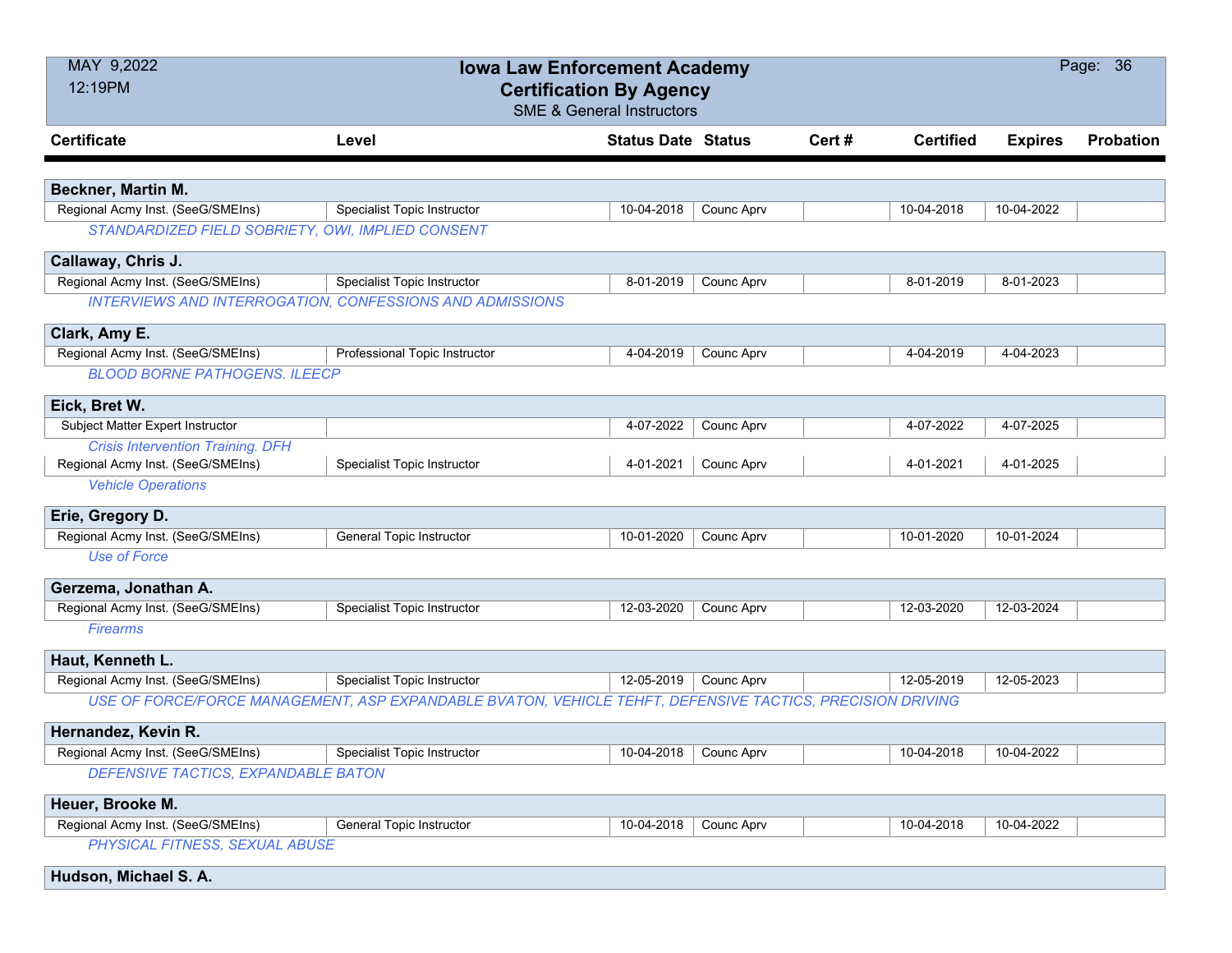# Iowa Law Enforcement Academy
## Certification By Agency
SME & General Instructors

MAY 9,2022
12:19PM

| Certificate | Level | Status Date | Status | Cert # | Certified | Expires | Probation |
|---|---|---|---|---|---|---|---|
| **Beckner, Martin M.** | | | | | | | |
| Regional Acmy Inst. (SeeG/SMEIns) | Specialist Topic Instructor | 10-04-2018 | Counc Aprv | | 10-04-2018 | 10-04-2022 | |
| *STANDARDIZED FIELD SOBRIETY, OWI, IMPLIED CONSENT* | | | | | | | |
| **Callaway, Chris J.** | | | | | | | |
| Regional Acmy Inst. (SeeG/SMEIns) | Specialist Topic Instructor | 8-01-2019 | Counc Aprv | | 8-01-2019 | 8-01-2023 | |
| *INTERVIEWS AND INTERROGATION, CONFESSIONS AND ADMISSIONS* | | | | | | | |
| **Clark, Amy E.** | | | | | | | |
| Regional Acmy Inst. (SeeG/SMEIns) | Professional Topic Instructor | 4-04-2019 | Counc Aprv | | 4-04-2019 | 4-04-2023 | |
| *BLOOD BORNE PATHOGENS. ILEECP* | | | | | | | |
| **Eick, Bret W.** | | | | | | | |
| Subject Matter Expert Instructor | | 4-07-2022 | Counc Aprv | | 4-07-2022 | 4-07-2025 | |
| *Crisis Intervention Training. DFH* | | | | | | | |
| Regional Acmy Inst. (SeeG/SMEIns) | Specialist Topic Instructor | 4-01-2021 | Counc Aprv | | 4-01-2021 | 4-01-2025 | |
| *Vehicle Operations* | | | | | | | |
| **Erie, Gregory D.** | | | | | | | |
| Regional Acmy Inst. (SeeG/SMEIns) | General Topic Instructor | 10-01-2020 | Counc Aprv | | 10-01-2020 | 10-01-2024 | |
| *Use of Force* | | | | | | | |
| **Gerzema, Jonathan A.** | | | | | | | |
| Regional Acmy Inst. (SeeG/SMEIns) | Specialist Topic Instructor | 12-03-2020 | Counc Aprv | | 12-03-2020 | 12-03-2024 | |
| *Firearms* | | | | | | | |
| **Haut, Kenneth L.** | | | | | | | |
| Regional Acmy Inst. (SeeG/SMEIns) | Specialist Topic Instructor | 12-05-2019 | Counc Aprv | | 12-05-2019 | 12-05-2023 | |
| *USE OF FORCE/FORCE MANAGEMENT, ASP EXPANDABLE BVATON, VEHICLE TEHFT, DEFENSIVE TACTICS, PRECISION DRIVING* | | | | | | | |
| **Hernandez, Kevin R.** | | | | | | | |
| Regional Acmy Inst. (SeeG/SMEIns) | Specialist Topic Instructor | 10-04-2018 | Counc Aprv | | 10-04-2018 | 10-04-2022 | |
| *DEFENSIVE TACTICS, EXPANDABLE BATON* | | | | | | | |
| **Heuer, Brooke M.** | | | | | | | |
| Regional Acmy Inst. (SeeG/SMEIns) | General Topic Instructor | 10-04-2018 | Counc Aprv | | 10-04-2018 | 10-04-2022 | |
| *PHYSICAL FITNESS, SEXUAL ABUSE* | | | | | | | |
| **Hudson, Michael S. A.** | | | | | | | |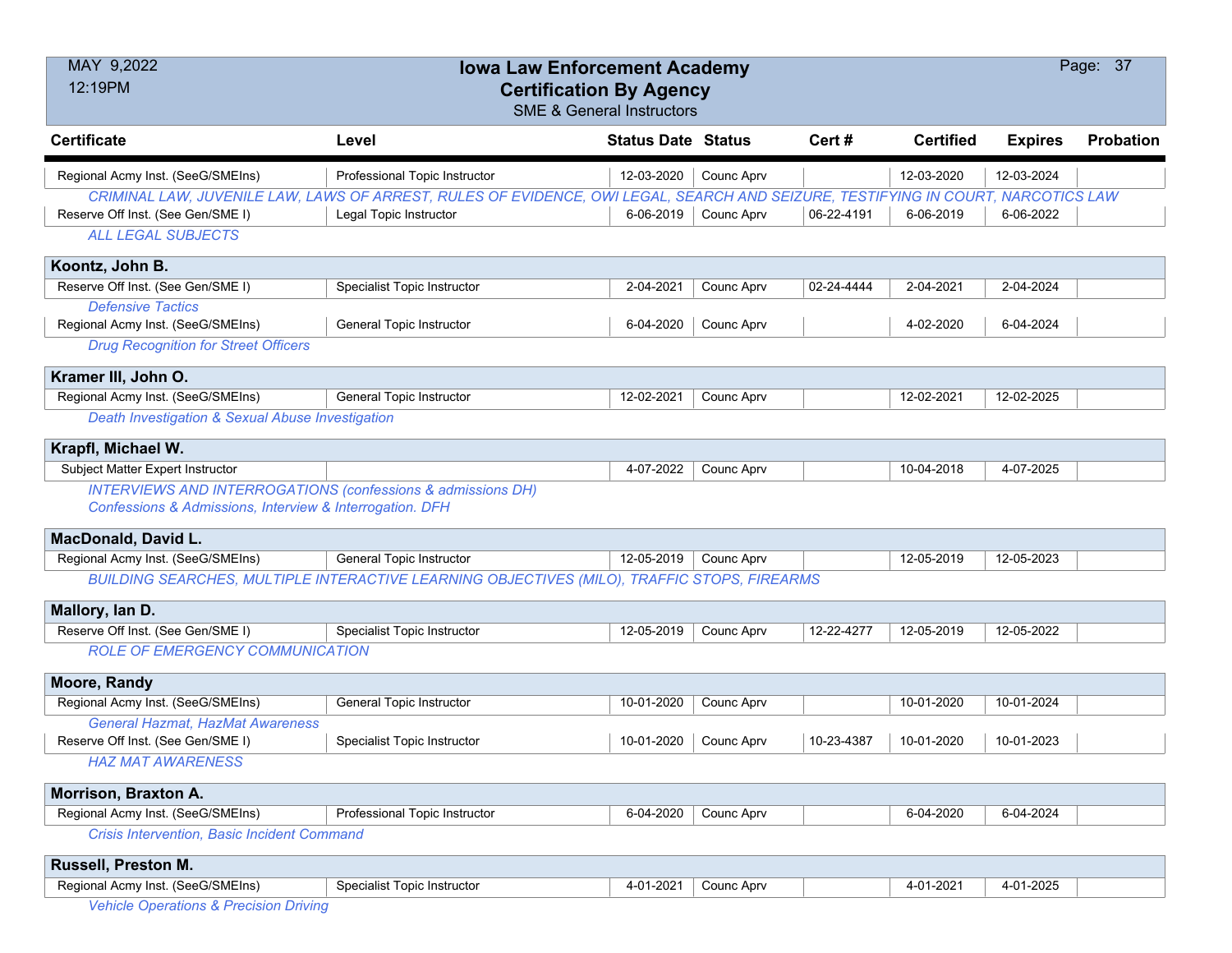# Iowa Law Enforcement Academy
## Certification By Agency
### SME & General Instructors

MAY 9,2022
12:19PM

| Certificate | Level | Status Date | Status | Cert # | Certified | Expires | Probation |
|---|---|---|---|---|---|---|---|
| Regional Acmy Inst. (SeeG/SMEIns) | Professional Topic Instructor | 12-03-2020 | Counc Aprv | | 12-03-2020 | 12-03-2024 | |
| *CRIMINAL LAW, JUVENILE LAW, LAWS OF ARREST, RULES OF EVIDENCE, OWI LEGAL, SEARCH AND SEIZURE, TESTIFYING IN COURT, NARCOTICS LAW* | | | | | | | |
| Reserve Off Inst. (See Gen/SME I) | Legal Topic Instructor | 6-06-2019 | Counc Aprv | 06-22-4191 | 6-06-2019 | 6-06-2022 | |
| *ALL LEGAL SUBJECTS* | | | | | | | |
| **Koontz, John B.** | | | | | | | |
| Reserve Off Inst. (See Gen/SME I) | Specialist Topic Instructor | 2-04-2021 | Counc Aprv | 02-24-4444 | 2-04-2021 | 2-04-2024 | |
| *Defensive Tactics* | | | | | | | |
| Regional Acmy Inst. (SeeG/SMEIns) | General Topic Instructor | 6-04-2020 | Counc Aprv | | 4-02-2020 | 6-04-2024 | |
| *Drug Recognition for Street Officers* | | | | | | | |
| **Kramer III, John O.** | | | | | | | |
| Regional Acmy Inst. (SeeG/SMEIns) | General Topic Instructor | 12-02-2021 | Counc Aprv | | 12-02-2021 | 12-02-2025 | |
| *Death Investigation & Sexual Abuse Investigation* | | | | | | | |
| **Krapfl, Michael W.** | | | | | | | |
| Subject Matter Expert Instructor | | 4-07-2022 | Counc Aprv | | 10-04-2018 | 4-07-2025 | |
| *INTERVIEWS AND INTERROGATIONS (confessions & admissions DH)* *Confessions & Admissions, Interview & Interrogation. DFH* | | | | | | | |
| **MacDonald, David L.** | | | | | | | |
| Regional Acmy Inst. (SeeG/SMEIns) | General Topic Instructor | 12-05-2019 | Counc Aprv | | 12-05-2019 | 12-05-2023 | |
| *BUILDING SEARCHES, MULTIPLE INTERACTIVE LEARNING OBJECTIVES (MILO), TRAFFIC STOPS, FIREARMS* | | | | | | | |
| **Mallory, Ian D.** | | | | | | | |
| Reserve Off Inst. (See Gen/SME I) | Specialist Topic Instructor | 12-05-2019 | Counc Aprv | 12-22-4277 | 12-05-2019 | 12-05-2022 | |
| *ROLE OF EMERGENCY COMMUNICATION* | | | | | | | |
| **Moore, Randy** | | | | | | | |
| Regional Acmy Inst. (SeeG/SMEIns) | General Topic Instructor | 10-01-2020 | Counc Aprv | | 10-01-2020 | 10-01-2024 | |
| *General Hazmat, HazMat Awareness* | | | | | | | |
| Reserve Off Inst. (See Gen/SME I) | Specialist Topic Instructor | 10-01-2020 | Counc Aprv | 10-23-4387 | 10-01-2020 | 10-01-2023 | |
| *HAZ MAT AWARENESS* | | | | | | | |
| **Morrison, Braxton A.** | | | | | | | |
| Regional Acmy Inst. (SeeG/SMEIns) | Professional Topic Instructor | 6-04-2020 | Counc Aprv | | 6-04-2020 | 6-04-2024 | |
| *Crisis Intervention, Basic Incident Command* | | | | | | | |
| **Russell, Preston M.** | | | | | | | |
| Regional Acmy Inst. (SeeG/SMEIns) | Specialist Topic Instructor | 4-01-2021 | Counc Aprv | | 4-01-2021 | 4-01-2025 | |
| *Vehicle Operations & Precision Driving* | | | | | | | |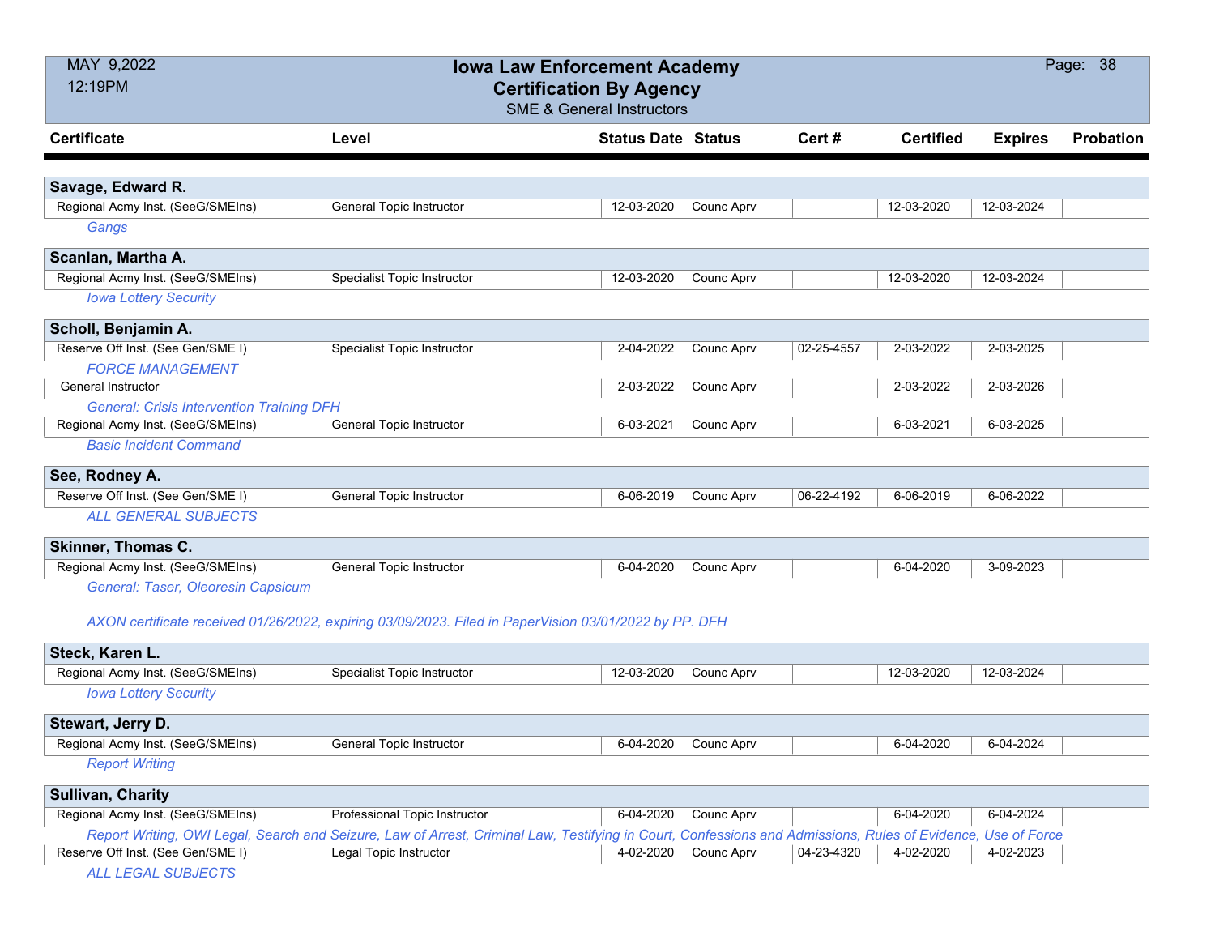# Iowa Law Enforcement Academy
## Certification By Agency
### SME & General Instructors

MAY 9,2022
12:19PM

| Certificate | Level | Status Date | Status | Cert # | Certified | Expires | Probation |
|---|---|---|---|---|---|---|---|
| **Savage, Edward R.** | | | | | | | |
| Regional Acmy Inst. (SeeG/SMEIns) | General Topic Instructor | 12-03-2020 | Counc Aprv | | 12-03-2020 | 12-03-2024 | |
| *Gangs* | | | | | | | |
| **Scanlan, Martha A.** | | | | | | | |
| Regional Acmy Inst. (SeeG/SMEIns) | Specialist Topic Instructor | 12-03-2020 | Counc Aprv | | 12-03-2020 | 12-03-2024 | |
| *Iowa Lottery Security* | | | | | | | |
| **Scholl, Benjamin A.** | | | | | | | |
| Reserve Off Inst. (See Gen/SME I) | Specialist Topic Instructor | 2-04-2022 | Counc Aprv | 02-25-4557 | 2-03-2022 | 2-03-2025 | |
| *FORCE MANAGEMENT* | | | | | | | |
| General Instructor | | 2-03-2022 | Counc Aprv | | 2-03-2022 | 2-03-2026 | |
| *General: Crisis Intervention Training DFH* | | | | | | | |
| Regional Acmy Inst. (SeeG/SMEIns) | General Topic Instructor | 6-03-2021 | Counc Aprv | | 6-03-2021 | 6-03-2025 | |
| *Basic Incident Command* | | | | | | | |
| **See, Rodney A.** | | | | | | | |
| Reserve Off Inst. (See Gen/SME I) | General Topic Instructor | 6-06-2019 | Counc Aprv | 06-22-4192 | 6-06-2019 | 6-06-2022 | |
| *ALL GENERAL SUBJECTS* | | | | | | | |
| **Skinner, Thomas C.** | | | | | | | |
| Regional Acmy Inst. (SeeG/SMEIns) | General Topic Instructor | 6-04-2020 | Counc Aprv | | 6-04-2020 | 3-09-2023 | |
| *General: Taser, Oleoresin Capsicum* | | | | | | | |
| *AXON certificate received 01/26/2022, expiring 03/09/2023. Filed in PaperVision 03/01/2022 by PP. DFH* | | | | | | | |
| **Steck, Karen L.** | | | | | | | |
| Regional Acmy Inst. (SeeG/SMEIns) | Specialist Topic Instructor | 12-03-2020 | Counc Aprv | | 12-03-2020 | 12-03-2024 | |
| *Iowa Lottery Security* | | | | | | | |
| **Stewart, Jerry D.** | | | | | | | |
| Regional Acmy Inst. (SeeG/SMEIns) | General Topic Instructor | 6-04-2020 | Counc Aprv | | 6-04-2020 | 6-04-2024 | |
| *Report Writing* | | | | | | | |
| **Sullivan, Charity** | | | | | | | |
| Regional Acmy Inst. (SeeG/SMEIns) | Professional Topic Instructor | 6-04-2020 | Counc Aprv | | 6-04-2020 | 6-04-2024 | |
| *Report Writing, OWI Legal, Search and Seizure, Law of Arrest, Criminal Law, Testifying in Court, Confessions and Admissions, Rules of Evidence, Use of Force* | | | | | | | |
| Reserve Off Inst. (See Gen/SME I) | Legal Topic Instructor | 4-02-2020 | Counc Aprv | 04-23-4320 | 4-02-2020 | 4-02-2023 | |
| *ALL LEGAL SUBJECTS* | | | | | | | |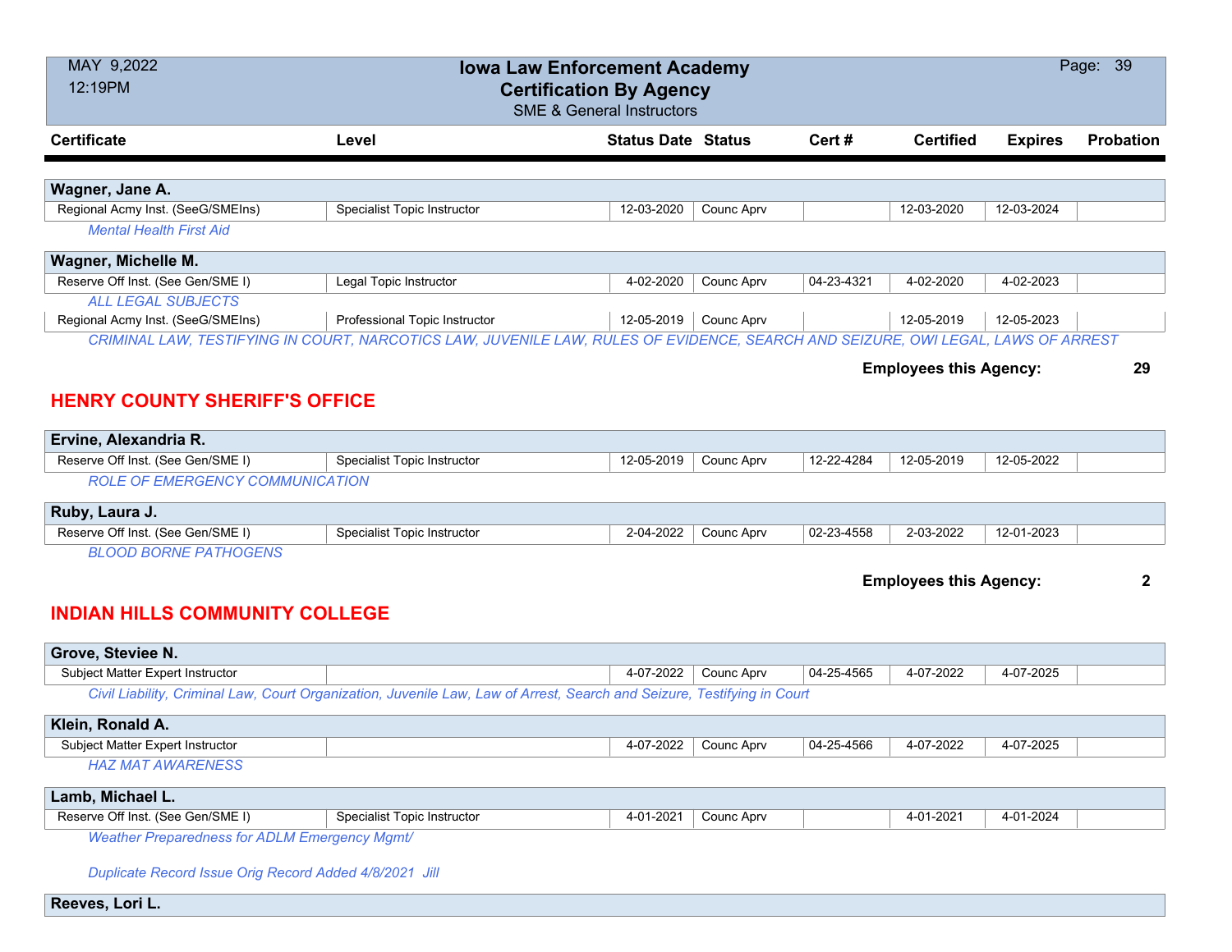# Iowa Law Enforcement Academy
## Certification By Agency
SME & General Instructors

| Certificate | Level | Status Date | Status | Cert # | Certified | Expires | Probation |
|---|---|---|---|---|---|---|---|
| **Wagner, Jane A.** | | | | | | | |
| Regional Acmy Inst. (SeeG/SMEIns) | Specialist Topic Instructor | 12-03-2020 | Counc Aprv | | 12-03-2020 | 12-03-2024 | |
| *Mental Health First Aid* | | | | | | | |
| **Wagner, Michelle M.** | | | | | | | |
| Reserve Off Inst. (See Gen/SME I) | Legal Topic Instructor | 4-02-2020 | Counc Aprv | 04-23-4321 | 4-02-2020 | 4-02-2023 | |
| *ALL LEGAL SUBJECTS* | | | | | | | |
| Regional Acmy Inst. (SeeG/SMEIns) | Professional Topic Instructor | 12-05-2019 | Counc Aprv | | 12-05-2019 | 12-05-2023 | |
| *CRIMINAL LAW, TESTIFYING IN COURT, NARCOTICS LAW, JUVENILE LAW, RULES OF EVIDENCE, SEARCH AND SEIZURE, OWI LEGAL, LAWS OF ARREST* | | | | | | | |

**Employees this Agency: 29**

## HENRY COUNTY SHERIFF'S OFFICE

| Certificate | Level | Status Date | Status | Cert # | Certified | Expires | Probation |
|---|---|---|---|---|---|---|---|
| **Ervine, Alexandria R.** | | | | | | | |
| Reserve Off Inst. (See Gen/SME I) | Specialist Topic Instructor | 12-05-2019 | Counc Aprv | 12-22-4284 | 12-05-2019 | 12-05-2022 | |
| *ROLE OF EMERGENCY COMMUNICATION* | | | | | | | |
| **Ruby, Laura J.** | | | | | | | |
| Reserve Off Inst. (See Gen/SME I) | Specialist Topic Instructor | 2-04-2022 | Counc Aprv | 02-23-4558 | 2-03-2022 | 12-01-2023 | |
| *BLOOD BORNE PATHOGENS* | | | | | | | |

**Employees this Agency: 2**

## INDIAN HILLS COMMUNITY COLLEGE

| Certificate | Level | Status Date | Status | Cert # | Certified | Expires | Probation |
|---|---|---|---|---|---|---|---|
| **Grove, Steviee N.** | | | | | | | |
| Subject Matter Expert Instructor | | 4-07-2022 | Counc Aprv | 04-25-4565 | 4-07-2022 | 4-07-2025 | |
| *Civil Liability, Criminal Law, Court Organization, Juvenile Law, Law of Arrest, Search and Seizure, Testifying in Court* | | | | | | | |
| **Klein, Ronald A.** | | | | | | | |
| Subject Matter Expert Instructor | | 4-07-2022 | Counc Aprv | 04-25-4566 | 4-07-2022 | 4-07-2025 | |
| *HAZ MAT AWARENESS* | | | | | | | |
| **Lamb, Michael L.** | | | | | | | |
| Reserve Off Inst. (See Gen/SME I) | Specialist Topic Instructor | 4-01-2021 | Counc Aprv | | 4-01-2021 | 4-01-2024 | |
| *Weather Preparedness for ADLM Emergency Mgmt/* | | | | | | | |
| *Duplicate Record Issue Orig Record Added 4/8/2021 Jill* | | | | | | | |
| **Reeves, Lori L.** | | | | | | | |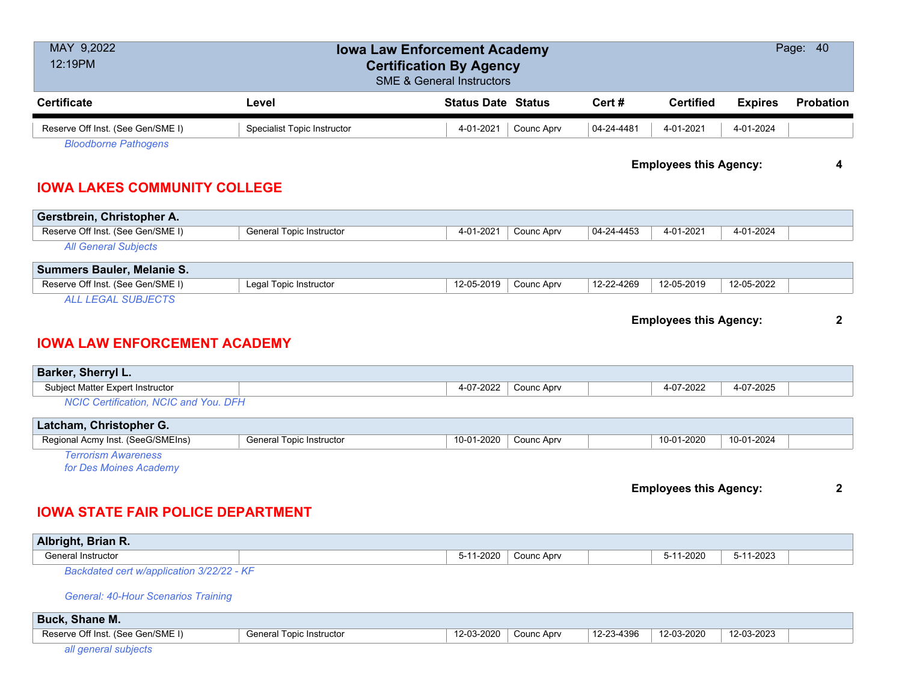| Certificate | Level | Status Date | Status | Cert # | Certified | Expires | Probation |
|---|---|---|---|---|---|---|---|
| Reserve Off Inst. (See Gen/SME I) | Specialist Topic Instructor | 4-01-2021 | Counc Aprv | 04-24-4481 | 4-01-2021 | 4-01-2024 | |

*Bloodborne Pathogens*

**Employees this Agency: 4**

## IOWA LAKES COMMUNITY COLLEGE

**Gerstbrein, Christopher A.**

| Certificate | Level | Status Date | Status | Cert # | Certified | Expires | Probation |
|---|---|---|---|---|---|---|---|
| Reserve Off Inst. (See Gen/SME I) | General Topic Instructor | 4-01-2021 | Counc Aprv | 04-24-4453 | 4-01-2021 | 4-01-2024 | |

*All General Subjects*

**Summers Bauler, Melanie S.**

| Certificate | Level | Status Date | Status | Cert # | Certified | Expires | Probation |
|---|---|---|---|---|---|---|---|
| Reserve Off Inst. (See Gen/SME I) | Legal Topic Instructor | 12-05-2019 | Counc Aprv | 12-22-4269 | 12-05-2019 | 12-05-2022 | |

*ALL LEGAL SUBJECTS*

**Employees this Agency: 2**

## IOWA LAW ENFORCEMENT ACADEMY

**Barker, Sherryl L.**

| Certificate | Level | Status Date | Status | Cert # | Certified | Expires | Probation |
|---|---|---|---|---|---|---|---|
| Subject Matter Expert Instructor | | 4-07-2022 | Counc Aprv | | 4-07-2022 | 4-07-2025 | |

*NCIC Certification, NCIC and You. DFH*

**Latcham, Christopher G.**

| Certificate | Level | Status Date | Status | Cert # | Certified | Expires | Probation |
|---|---|---|---|---|---|---|---|
| Regional Acmy Inst. (SeeG/SMEIns) | General Topic Instructor | 10-01-2020 | Counc Aprv | | 10-01-2020 | 10-01-2024 | |

*Terrorism Awareness*
*for Des Moines Academy*

**Employees this Agency: 2**

## IOWA STATE FAIR POLICE DEPARTMENT

**Albright, Brian R.**

| Certificate | Level | Status Date | Status | Cert # | Certified | Expires | Probation |
|---|---|---|---|---|---|---|---|
| General Instructor | | 5-11-2020 | Counc Aprv | | 5-11-2020 | 5-11-2023 | |

*Backdated cert w/application 3/22/22 - KF*

*General: 40-Hour Scenarios Training*

**Buck, Shane M.**

| Certificate | Level | Status Date | Status | Cert # | Certified | Expires | Probation |
|---|---|---|---|---|---|---|---|
| Reserve Off Inst. (See Gen/SME I) | General Topic Instructor | 12-03-2020 | Counc Aprv | 12-23-4396 | 12-03-2020 | 12-03-2023 | |

*all general subjects*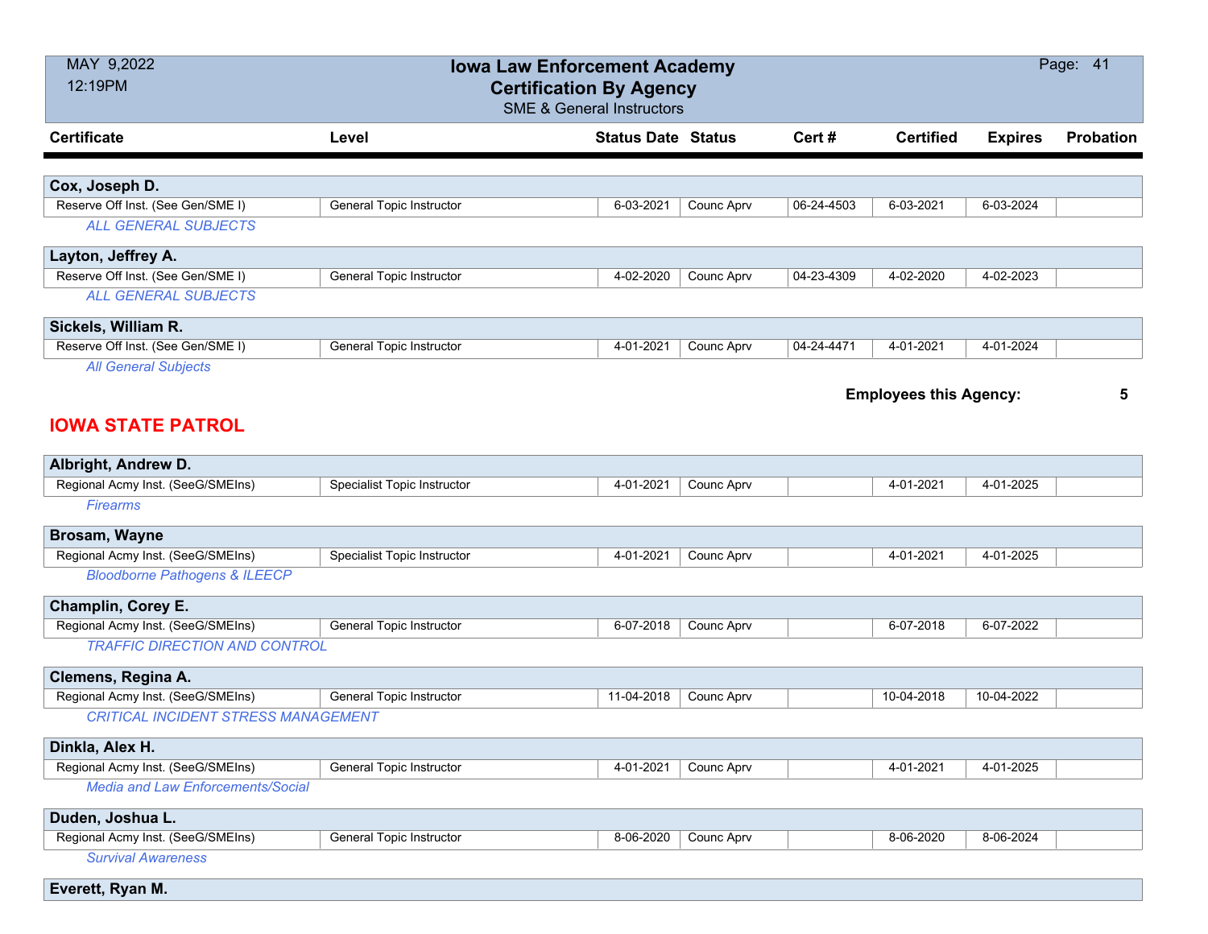# Iowa Law Enforcement Academy
## Certification By Agency
SME & General Instructors

| Certificate | Level | Status Date | Status | Cert # | Certified | Expires | Probation |
|---|---|---|---|---|---|---|---|
| **Cox, Joseph D.** | | | | | | | |
| Reserve Off Inst. (See Gen/SME I) | General Topic Instructor | 6-03-2021 | Counc Aprv | 06-24-4503 | 6-03-2021 | 6-03-2024 | |
| *ALL GENERAL SUBJECTS* | | | | | | | |
| **Layton, Jeffrey A.** | | | | | | | |
| Reserve Off Inst. (See Gen/SME I) | General Topic Instructor | 4-02-2020 | Counc Aprv | 04-23-4309 | 4-02-2020 | 4-02-2023 | |
| *ALL GENERAL SUBJECTS* | | | | | | | |
| **Sickels, William R.** | | | | | | | |
| Reserve Off Inst. (See Gen/SME I) | General Topic Instructor | 4-01-2021 | Counc Aprv | 04-24-4471 | 4-01-2021 | 4-01-2024 | |
| *All General Subjects* | | | | | | | |

**Employees this Agency: 5**

## IOWA STATE PATROL

| Certificate | Level | Status Date | Status | Cert # | Certified | Expires | Probation |
|---|---|---|---|---|---|---|---|
| **Albright, Andrew D.** | | | | | | | |
| Regional Acmy Inst. (SeeG/SMEIns) | Specialist Topic Instructor | 4-01-2021 | Counc Aprv | | 4-01-2021 | 4-01-2025 | |
| *Firearms* | | | | | | | |
| **Brosam, Wayne** | | | | | | | |
| Regional Acmy Inst. (SeeG/SMEIns) | Specialist Topic Instructor | 4-01-2021 | Counc Aprv | | 4-01-2021 | 4-01-2025 | |
| *Bloodborne Pathogens & ILEECP* | | | | | | | |
| **Champlin, Corey E.** | | | | | | | |
| Regional Acmy Inst. (SeeG/SMEIns) | General Topic Instructor | 6-07-2018 | Counc Aprv | | 6-07-2018 | 6-07-2022 | |
| *TRAFFIC DIRECTION AND CONTROL* | | | | | | | |
| **Clemens, Regina A.** | | | | | | | |
| Regional Acmy Inst. (SeeG/SMEIns) | General Topic Instructor | 11-04-2018 | Counc Aprv | | 10-04-2018 | 10-04-2022 | |
| *CRITICAL INCIDENT STRESS MANAGEMENT* | | | | | | | |
| **Dinkla, Alex H.** | | | | | | | |
| Regional Acmy Inst. (SeeG/SMEIns) | General Topic Instructor | 4-01-2021 | Counc Aprv | | 4-01-2021 | 4-01-2025 | |
| *Media and Law Enforcements/Social* | | | | | | | |
| **Duden, Joshua L.** | | | | | | | |
| Regional Acmy Inst. (SeeG/SMEIns) | General Topic Instructor | 8-06-2020 | Counc Aprv | | 8-06-2020 | 8-06-2024 | |
| *Survival Awareness* | | | | | | | |
| **Everett, Ryan M.** | | | | | | | |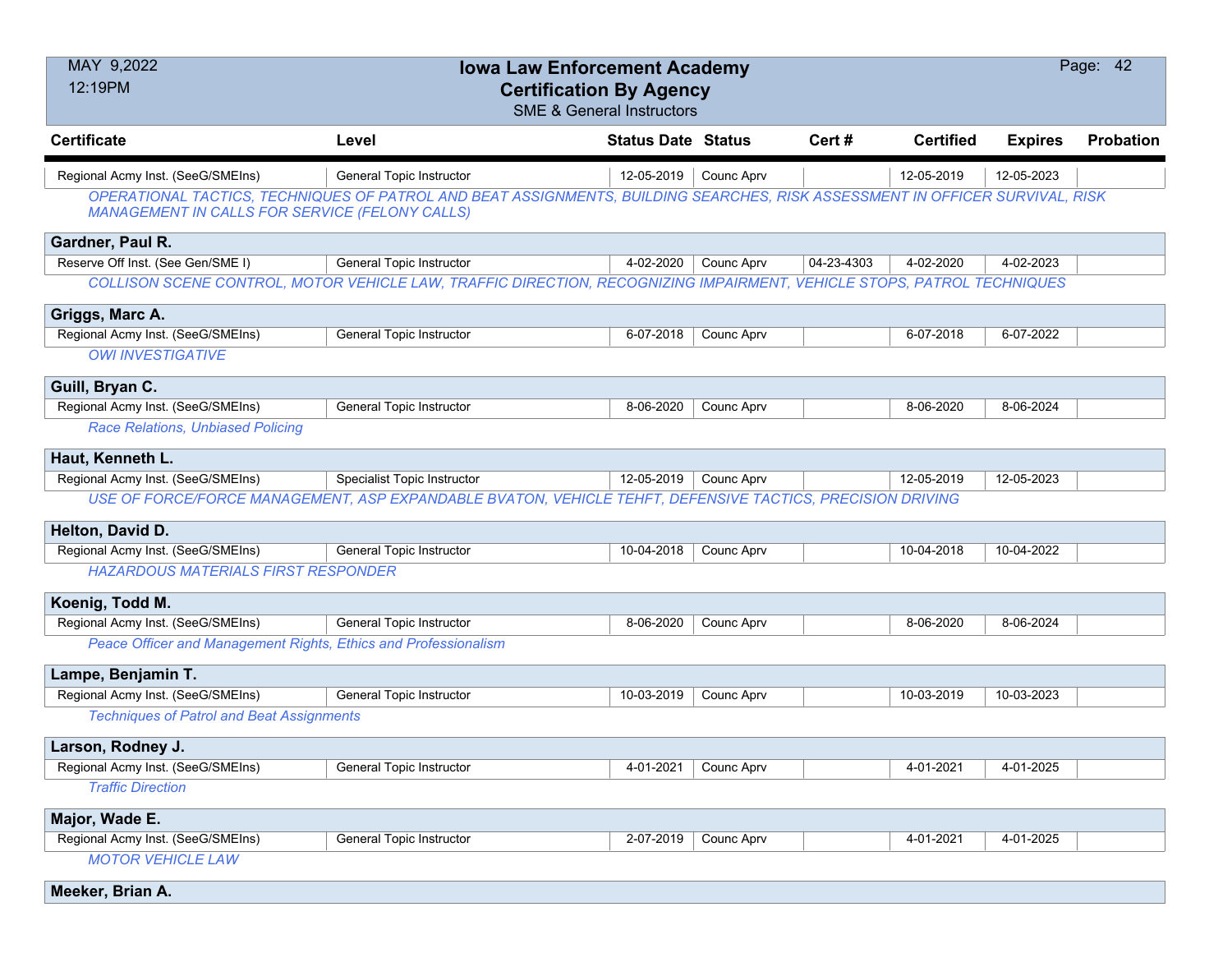# Iowa Law Enforcement Academy
## Certification By Agency
SME & General Instructors

| Certificate | Level | Status Date | Status | Cert # | Certified | Expires | Probation |
|---|---|---|---|---|---|---|---|
| Regional Acmy Inst. (SeeG/SMEIns) | General Topic Instructor | 12-05-2019 | Counc Aprv | | 12-05-2019 | 12-05-2023 | |

*OPERATIONAL TACTICS, TECHNIQUES OF PATROL AND BEAT ASSIGNMENTS, BUILDING SEARCHES, RISK ASSESSMENT IN OFFICER SURVIVAL, RISK MANAGEMENT IN CALLS FOR SERVICE (FELONY CALLS)*

**Gardner, Paul R.**

| Certificate | Level | Status Date | Status | Cert # | Certified | Expires | Probation |
|---|---|---|---|---|---|---|---|
| Reserve Off Inst. (See Gen/SME I) | General Topic Instructor | 4-02-2020 | Counc Aprv | 04-23-4303 | 4-02-2020 | 4-02-2023 | |

*COLLISON SCENE CONTROL, MOTOR VEHICLE LAW, TRAFFIC DIRECTION, RECOGNIZING IMPAIRMENT, VEHICLE STOPS, PATROL TECHNIQUES*

**Griggs, Marc A.**

| Certificate | Level | Status Date | Status | Cert # | Certified | Expires | Probation |
|---|---|---|---|---|---|---|---|
| Regional Acmy Inst. (SeeG/SMEIns) | General Topic Instructor | 6-07-2018 | Counc Aprv | | 6-07-2018 | 6-07-2022 | |

*OWI INVESTIGATIVE*

**Guill, Bryan C.**

| Certificate | Level | Status Date | Status | Cert # | Certified | Expires | Probation |
|---|---|---|---|---|---|---|---|
| Regional Acmy Inst. (SeeG/SMEIns) | General Topic Instructor | 8-06-2020 | Counc Aprv | | 8-06-2020 | 8-06-2024 | |

*Race Relations, Unbiased Policing*

**Haut, Kenneth L.**

| Certificate | Level | Status Date | Status | Cert # | Certified | Expires | Probation |
|---|---|---|---|---|---|---|---|
| Regional Acmy Inst. (SeeG/SMEIns) | Specialist Topic Instructor | 12-05-2019 | Counc Aprv | | 12-05-2019 | 12-05-2023 | |

*USE OF FORCE/FORCE MANAGEMENT, ASP EXPANDABLE BVATON, VEHICLE TEHFT, DEFENSIVE TACTICS, PRECISION DRIVING*

**Helton, David D.**

| Certificate | Level | Status Date | Status | Cert # | Certified | Expires | Probation |
|---|---|---|---|---|---|---|---|
| Regional Acmy Inst. (SeeG/SMEIns) | General Topic Instructor | 10-04-2018 | Counc Aprv | | 10-04-2018 | 10-04-2022 | |

*HAZARDOUS MATERIALS FIRST RESPONDER*

**Koenig, Todd M.**

| Certificate | Level | Status Date | Status | Cert # | Certified | Expires | Probation |
|---|---|---|---|---|---|---|---|
| Regional Acmy Inst. (SeeG/SMEIns) | General Topic Instructor | 8-06-2020 | Counc Aprv | | 8-06-2020 | 8-06-2024 | |

*Peace Officer and Management Rights, Ethics and Professionalism*

**Lampe, Benjamin T.**

| Certificate | Level | Status Date | Status | Cert # | Certified | Expires | Probation |
|---|---|---|---|---|---|---|---|
| Regional Acmy Inst. (SeeG/SMEIns) | General Topic Instructor | 10-03-2019 | Counc Aprv | | 10-03-2019 | 10-03-2023 | |

*Techniques of Patrol and Beat Assignments*

**Larson, Rodney J.**

| Certificate | Level | Status Date | Status | Cert # | Certified | Expires | Probation |
|---|---|---|---|---|---|---|---|
| Regional Acmy Inst. (SeeG/SMEIns) | General Topic Instructor | 4-01-2021 | Counc Aprv | | 4-01-2021 | 4-01-2025 | |

*Traffic Direction*

**Major, Wade E.**

| Certificate | Level | Status Date | Status | Cert # | Certified | Expires | Probation |
|---|---|---|---|---|---|---|---|
| Regional Acmy Inst. (SeeG/SMEIns) | General Topic Instructor | 2-07-2019 | Counc Aprv | | 4-01-2021 | 4-01-2025 | |

*MOTOR VEHICLE LAW*

**Meeker, Brian A.**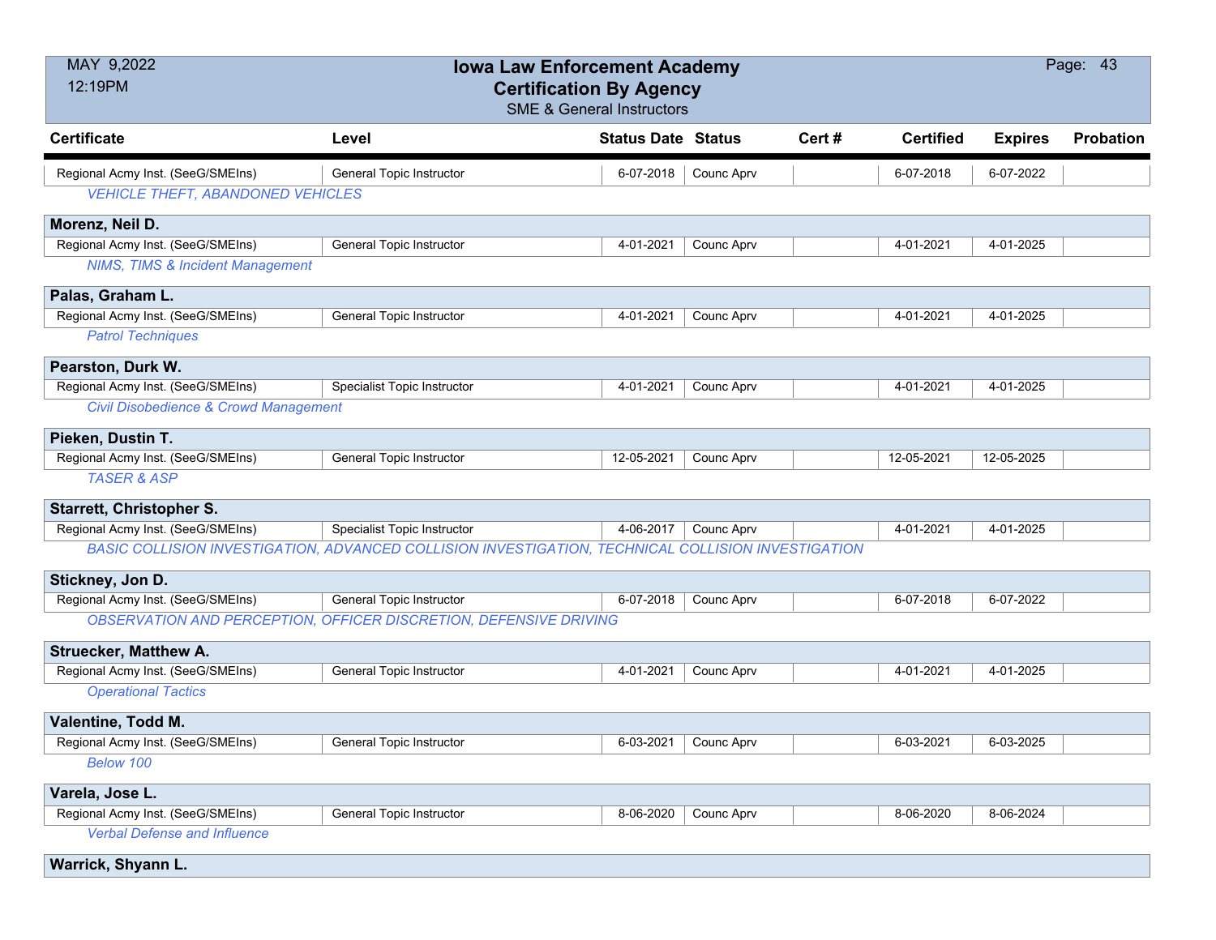| Certificate | Level | Status Date | Status | Cert # | Certified | Expires | Probation |
|---|---|---|---|---|---|---|---|
| Regional Acmy Inst. (SeeG/SMEIns) | General Topic Instructor | 6-07-2018 | Counc Aprv | | 6-07-2018 | 6-07-2022 | |
| *VEHICLE THEFT, ABANDONED VEHICLES* | | | | | | | |
| **Morenz, Neil D.** | | | | | | | |
| Regional Acmy Inst. (SeeG/SMEIns) | General Topic Instructor | 4-01-2021 | Counc Aprv | | 4-01-2021 | 4-01-2025 | |
| *NIMS, TIMS & Incident Management* | | | | | | | |
| **Palas, Graham L.** | | | | | | | |
| Regional Acmy Inst. (SeeG/SMEIns) | General Topic Instructor | 4-01-2021 | Counc Aprv | | 4-01-2021 | 4-01-2025 | |
| *Patrol Techniques* | | | | | | | |
| **Pearston, Durk W.** | | | | | | | |
| Regional Acmy Inst. (SeeG/SMEIns) | Specialist Topic Instructor | 4-01-2021 | Counc Aprv | | 4-01-2021 | 4-01-2025 | |
| *Civil Disobedience & Crowd Management* | | | | | | | |
| **Pieken, Dustin T.** | | | | | | | |
| Regional Acmy Inst. (SeeG/SMEIns) | General Topic Instructor | 12-05-2021 | Counc Aprv | | 12-05-2021 | 12-05-2025 | |
| *TASER & ASP* | | | | | | | |
| **Starrett, Christopher S.** | | | | | | | |
| Regional Acmy Inst. (SeeG/SMEIns) | Specialist Topic Instructor | 4-06-2017 | Counc Aprv | | 4-01-2021 | 4-01-2025 | |
| *BASIC COLLISION INVESTIGATION, ADVANCED COLLISION INVESTIGATION, TECHNICAL COLLISION INVESTIGATION* | | | | | | | |
| **Stickney, Jon D.** | | | | | | | |
| Regional Acmy Inst. (SeeG/SMEIns) | General Topic Instructor | 6-07-2018 | Counc Aprv | | 6-07-2018 | 6-07-2022 | |
| *OBSERVATION AND PERCEPTION, OFFICER DISCRETION, DEFENSIVE DRIVING* | | | | | | | |
| **Struecker, Matthew A.** | | | | | | | |
| Regional Acmy Inst. (SeeG/SMEIns) | General Topic Instructor | 4-01-2021 | Counc Aprv | | 4-01-2021 | 4-01-2025 | |
| *Operational Tactics* | | | | | | | |
| **Valentine, Todd M.** | | | | | | | |
| Regional Acmy Inst. (SeeG/SMEIns) | General Topic Instructor | 6-03-2021 | Counc Aprv | | 6-03-2021 | 6-03-2025 | |
| *Below 100* | | | | | | | |
| **Varela, Jose L.** | | | | | | | |
| Regional Acmy Inst. (SeeG/SMEIns) | General Topic Instructor | 8-06-2020 | Counc Aprv | | 8-06-2020 | 8-06-2024 | |
| *Verbal Defense and Influence* | | | | | | | |
| **Warrick, Shyann L.** | | | | | | | |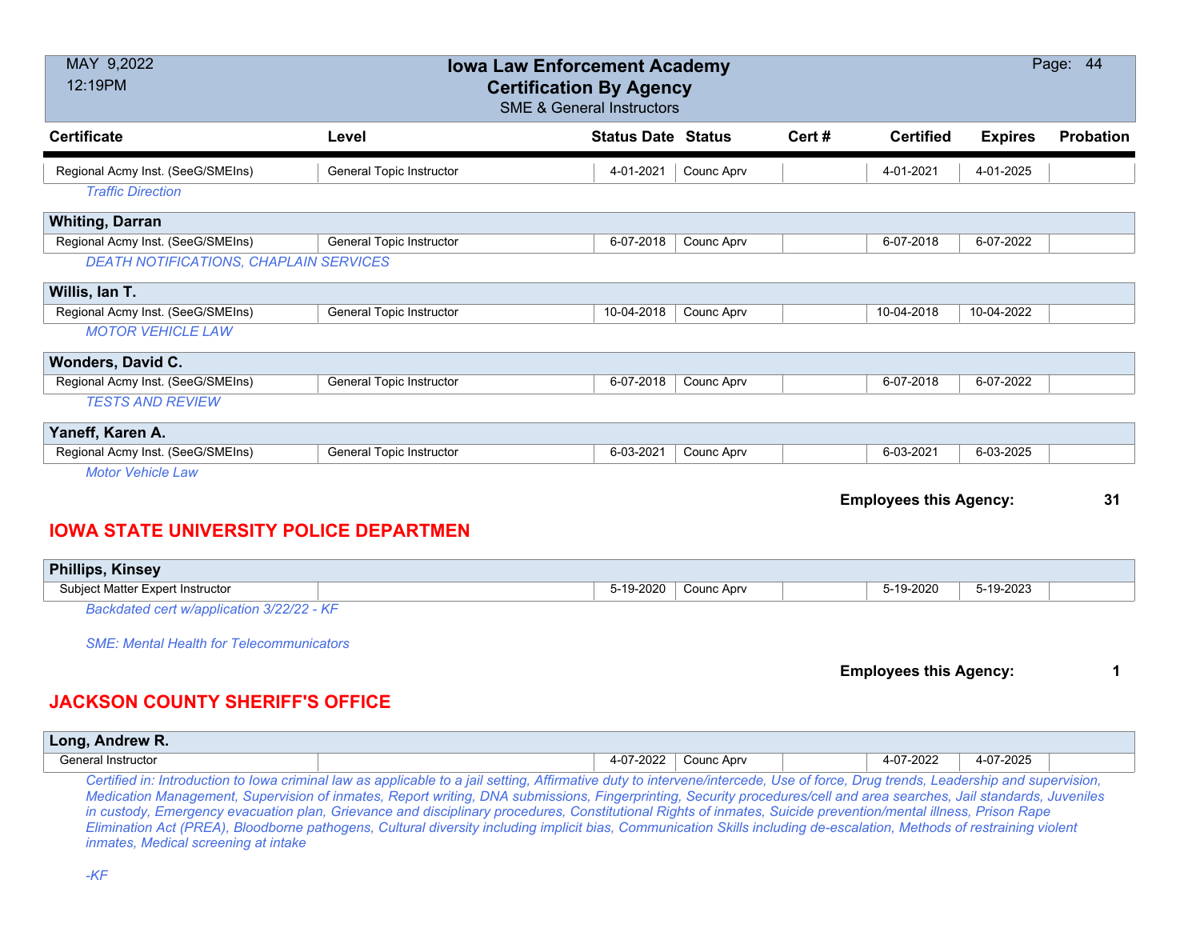| Certificate | Level | Status Date | Status | Cert # | Certified | Expires | Probation |
|---|---|---|---|---|---|---|---|
| Regional Acmy Inst. (SeeG/SMEIns) | General Topic Instructor | 4-01-2021 | Counc Aprv | | 4-01-2021 | 4-01-2025 | |

*Traffic Direction*

**Whiting, Darran**

| Certificate | Level | Status Date | Status | Cert # | Certified | Expires | Probation |
|---|---|---|---|---|---|---|---|
| Regional Acmy Inst. (SeeG/SMEIns) | General Topic Instructor | 6-07-2018 | Counc Aprv | | 6-07-2018 | 6-07-2022 | |

*DEATH NOTIFICATIONS, CHAPLAIN SERVICES*

**Willis, Ian T.**

| Certificate | Level | Status Date | Status | Cert # | Certified | Expires | Probation |
|---|---|---|---|---|---|---|---|
| Regional Acmy Inst. (SeeG/SMEIns) | General Topic Instructor | 10-04-2018 | Counc Aprv | | 10-04-2018 | 10-04-2022 | |

*MOTOR VEHICLE LAW*

**Wonders, David C.**

| Certificate | Level | Status Date | Status | Cert # | Certified | Expires | Probation |
|---|---|---|---|---|---|---|---|
| Regional Acmy Inst. (SeeG/SMEIns) | General Topic Instructor | 6-07-2018 | Counc Aprv | | 6-07-2018 | 6-07-2022 | |

*TESTS AND REVIEW*

**Yaneff, Karen A.**

| Certificate | Level | Status Date | Status | Cert # | Certified | Expires | Probation |
|---|---|---|---|---|---|---|---|
| Regional Acmy Inst. (SeeG/SMEIns) | General Topic Instructor | 6-03-2021 | Counc Aprv | | 6-03-2021 | 6-03-2025 | |

*Motor Vehicle Law*

**Employees this Agency: 31**

## IOWA STATE UNIVERSITY POLICE DEPARTMEN

**Phillips, Kinsey**

| Certificate | Level | Status Date | Status | Cert # | Certified | Expires | Probation |
|---|---|---|---|---|---|---|---|
| Subject Matter Expert Instructor | | 5-19-2020 | Counc Aprv | | 5-19-2020 | 5-19-2023 | |

*Backdated cert w/application 3/22/22 - KF*

*SME: Mental Health for Telecommunicators*

**Employees this Agency: 1**

## JACKSON COUNTY SHERIFF'S OFFICE

**Long, Andrew R.**

| Certificate | Level | Status Date | Status | Cert # | Certified | Expires | Probation |
|---|---|---|---|---|---|---|---|
| General Instructor | | 4-07-2022 | Counc Aprv | | 4-07-2022 | 4-07-2025 | |

*Certified in: Introduction to Iowa criminal law as applicable to a jail setting, Affirmative duty to intervene/intercede, Use of force, Drug trends, Leadership and supervision, Medication Management, Supervision of inmates, Report writing, DNA submissions, Fingerprinting, Security procedures/cell and area searches, Jail standards, Juveniles in custody, Emergency evacuation plan, Grievance and disciplinary procedures, Constitutional Rights of inmates, Suicide prevention/mental illness, Prison Rape Elimination Act (PREA), Bloodborne pathogens, Cultural diversity including implicit bias, Communication Skills including de-escalation, Methods of restraining violent inmates, Medical screening at intake*

*-KF*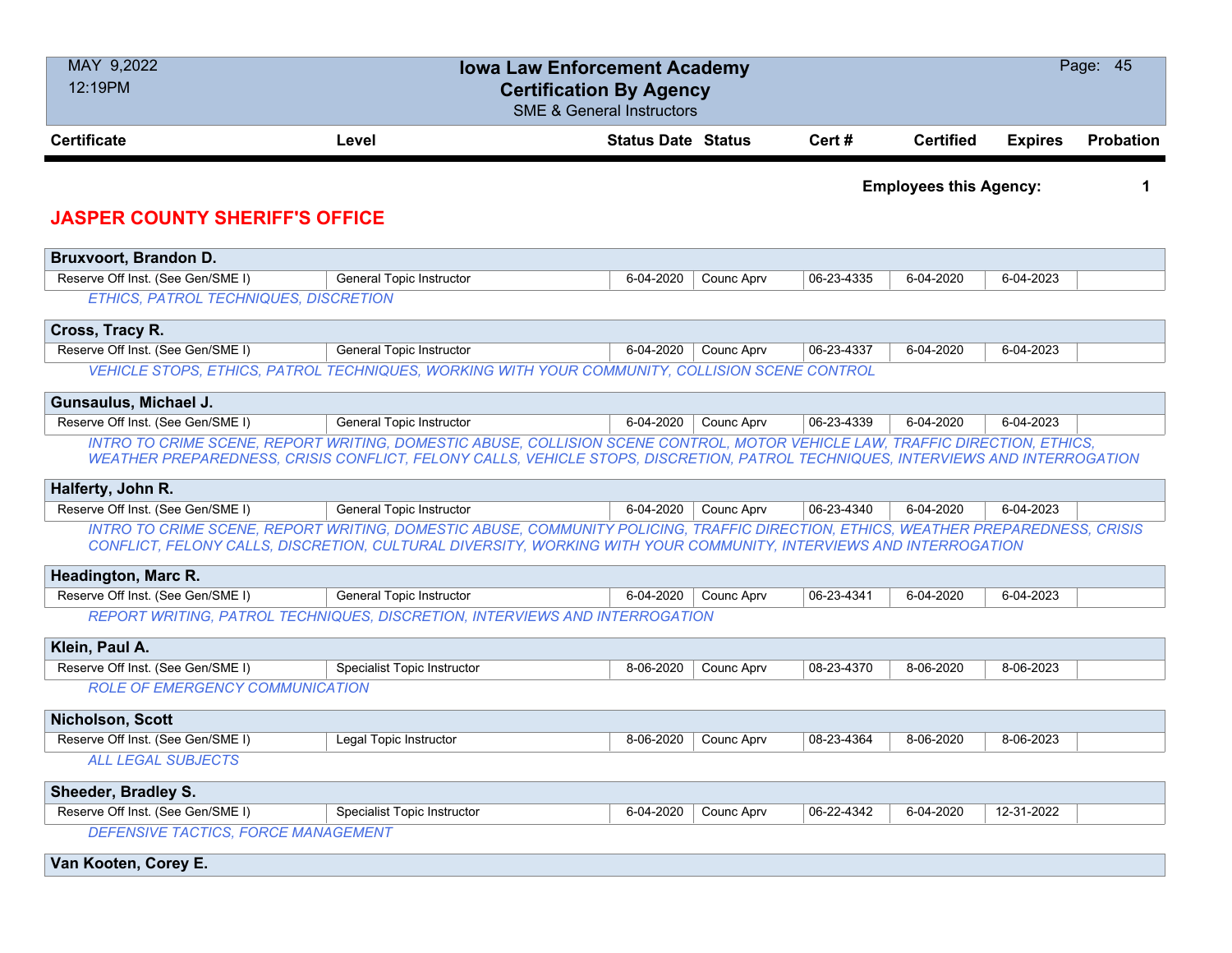# Iowa Law Enforcement Academy
## Certification By Agency
SME & General Instructors

MAY 9,2022
12:19PM

**Employees this Agency: 1**

## JASPER COUNTY SHERIFF'S OFFICE

| Certificate | Level | Status Date | Status | Cert # | Certified | Expires | Probation |
|---|---|---|---|---|---|---|---|
| **Bruxvoort, Brandon D.** | | | | | | | |
| Reserve Off Inst. (See Gen/SME I) | General Topic Instructor | 6-04-2020 | Counc Aprv | 06-23-4335 | 6-04-2020 | 6-04-2023 | |
| *ETHICS, PATROL TECHNIQUES, DISCRETION* | | | | | | | |
| **Cross, Tracy R.** | | | | | | | |
| Reserve Off Inst. (See Gen/SME I) | General Topic Instructor | 6-04-2020 | Counc Aprv | 06-23-4337 | 6-04-2020 | 6-04-2023 | |
| *VEHICLE STOPS, ETHICS, PATROL TECHNIQUES, WORKING WITH YOUR COMMUNITY, COLLISION SCENE CONTROL* | | | | | | | |
| **Gunsaulus, Michael J.** | | | | | | | |
| Reserve Off Inst. (See Gen/SME I) | General Topic Instructor | 6-04-2020 | Counc Aprv | 06-23-4339 | 6-04-2020 | 6-04-2023 | |
| *INTRO TO CRIME SCENE, REPORT WRITING, DOMESTIC ABUSE, COLLISION SCENE CONTROL, MOTOR VEHICLE LAW, TRAFFIC DIRECTION, ETHICS, WEATHER PREPAREDNESS, CRISIS CONFLICT, FELONY CALLS, VEHICLE STOPS, DISCRETION, PATROL TECHNIQUES, INTERVIEWS AND INTERROGATION* | | | | | | | |
| **Halferty, John R.** | | | | | | | |
| Reserve Off Inst. (See Gen/SME I) | General Topic Instructor | 6-04-2020 | Counc Aprv | 06-23-4340 | 6-04-2020 | 6-04-2023 | |
| *INTRO TO CRIME SCENE, REPORT WRITING, DOMESTIC ABUSE, COMMUNITY POLICING, TRAFFIC DIRECTION, ETHICS, WEATHER PREPAREDNESS, CRISIS CONFLICT, FELONY CALLS, DISCRETION, CULTURAL DIVERSITY, WORKING WITH YOUR COMMUNITY, INTERVIEWS AND INTERROGATION* | | | | | | | |
| **Headington, Marc R.** | | | | | | | |
| Reserve Off Inst. (See Gen/SME I) | General Topic Instructor | 6-04-2020 | Counc Aprv | 06-23-4341 | 6-04-2020 | 6-04-2023 | |
| *REPORT WRITING, PATROL TECHNIQUES, DISCRETION, INTERVIEWS AND INTERROGATION* | | | | | | | |
| **Klein, Paul A.** | | | | | | | |
| Reserve Off Inst. (See Gen/SME I) | Specialist Topic Instructor | 8-06-2020 | Counc Aprv | 08-23-4370 | 8-06-2020 | 8-06-2023 | |
| *ROLE OF EMERGENCY COMMUNICATION* | | | | | | | |
| **Nicholson, Scott** | | | | | | | |
| Reserve Off Inst. (See Gen/SME I) | Legal Topic Instructor | 8-06-2020 | Counc Aprv | 08-23-4364 | 8-06-2020 | 8-06-2023 | |
| *ALL LEGAL SUBJECTS* | | | | | | | |
| **Sheeder, Bradley S.** | | | | | | | |
| Reserve Off Inst. (See Gen/SME I) | Specialist Topic Instructor | 6-04-2020 | Counc Aprv | 06-22-4342 | 6-04-2020 | 12-31-2022 | |
| *DEFENSIVE TACTICS, FORCE MANAGEMENT* | | | | | | | |
| **Van Kooten, Corey E.** | | | | | | | |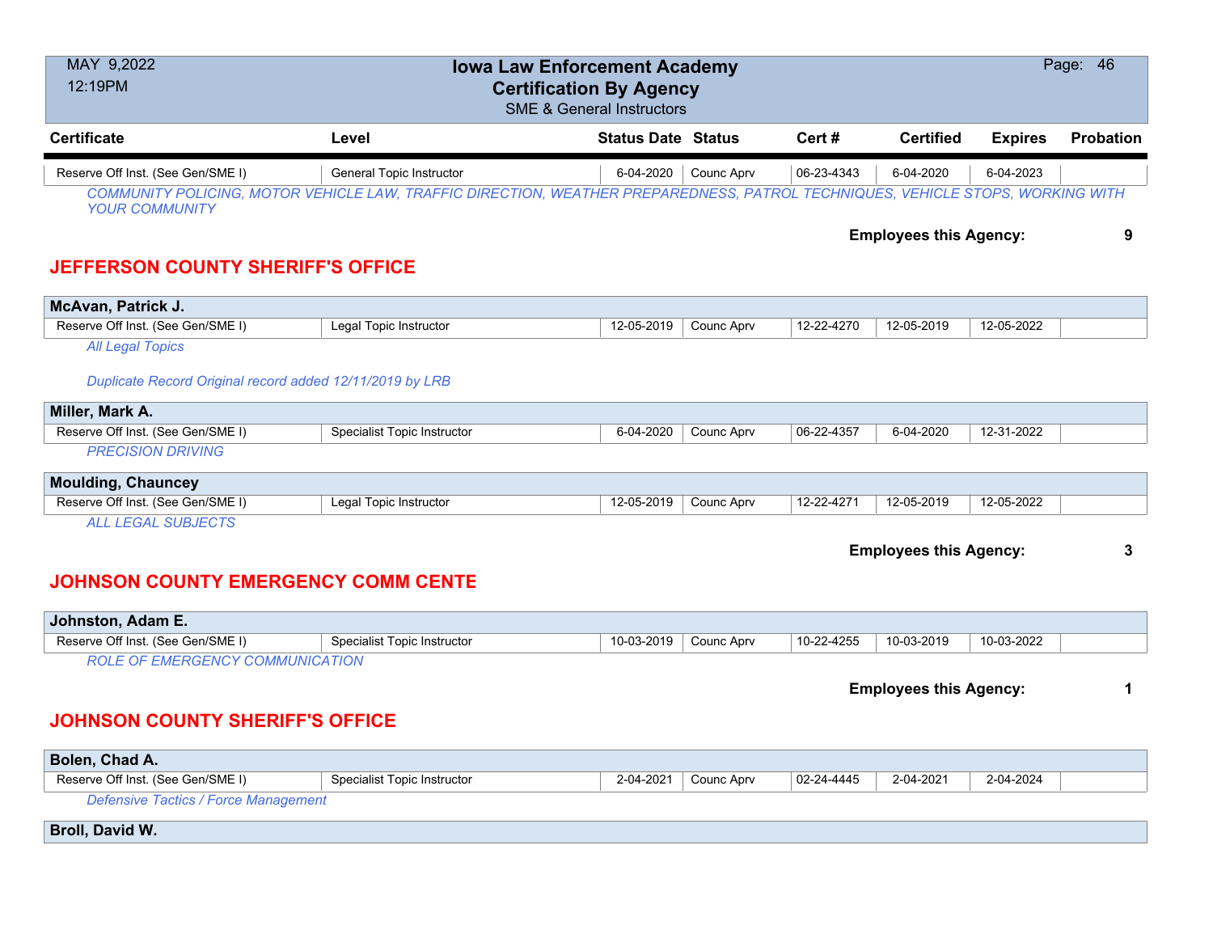| Certificate | Level | Status Date | Status | Cert # | Certified | Expires | Probation |
|---|---|---|---|---|---|---|---|
| Reserve Off Inst. (See Gen/SME I) | General Topic Instructor | 6-04-2020 | Counc Aprv | 06-23-4343 | 6-04-2020 | 6-04-2023 | |

*COMMUNITY POLICING, MOTOR VEHICLE LAW, TRAFFIC DIRECTION, WEATHER PREPAREDNESS, PATROL TECHNIQUES, VEHICLE STOPS, WORKING WITH YOUR COMMUNITY*

**Employees this Agency: 9**

## JEFFERSON COUNTY SHERIFF'S OFFICE

**McAvan, Patrick J.**

| Certificate | Level | Status Date | Status | Cert # | Certified | Expires | Probation |
|---|---|---|---|---|---|---|---|
| Reserve Off Inst. (See Gen/SME I) | Legal Topic Instructor | 12-05-2019 | Counc Aprv | 12-22-4270 | 12-05-2019 | 12-05-2022 | |

*All Legal Topics*

*Duplicate Record Original record added 12/11/2019 by LRB*

**Miller, Mark A.**

| Certificate | Level | Status Date | Status | Cert # | Certified | Expires | Probation |
|---|---|---|---|---|---|---|---|
| Reserve Off Inst. (See Gen/SME I) | Specialist Topic Instructor | 6-04-2020 | Counc Aprv | 06-22-4357 | 6-04-2020 | 12-31-2022 | |

*PRECISION DRIVING*

**Moulding, Chauncey**

| Certificate | Level | Status Date | Status | Cert # | Certified | Expires | Probation |
|---|---|---|---|---|---|---|---|
| Reserve Off Inst. (See Gen/SME I) | Legal Topic Instructor | 12-05-2019 | Counc Aprv | 12-22-4271 | 12-05-2019 | 12-05-2022 | |

*ALL LEGAL SUBJECTS*

**Employees this Agency: 3**

## JOHNSON COUNTY EMERGENCY COMM CENTE

**Johnston, Adam E.**

| Certificate | Level | Status Date | Status | Cert # | Certified | Expires | Probation |
|---|---|---|---|---|---|---|---|
| Reserve Off Inst. (See Gen/SME I) | Specialist Topic Instructor | 10-03-2019 | Counc Aprv | 10-22-4255 | 10-03-2019 | 10-03-2022 | |

*ROLE OF EMERGENCY COMMUNICATION*

**Employees this Agency: 1**

## JOHNSON COUNTY SHERIFF'S OFFICE

**Bolen, Chad A.**

| Certificate | Level | Status Date | Status | Cert # | Certified | Expires | Probation |
|---|---|---|---|---|---|---|---|
| Reserve Off Inst. (See Gen/SME I) | Specialist Topic Instructor | 2-04-2021 | Counc Aprv | 02-24-4445 | 2-04-2021 | 2-04-2024 | |

*Defensive Tactics / Force Management*

**Broll, David W.**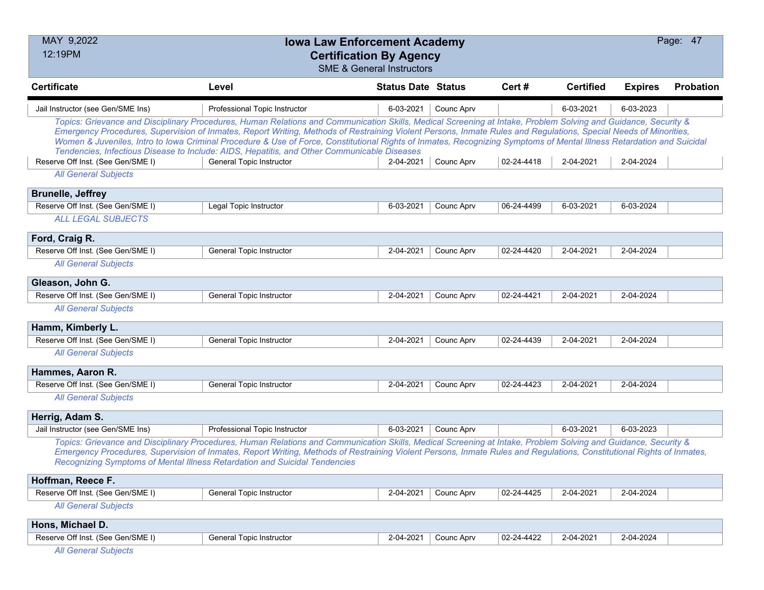# Iowa Law Enforcement Academy
## Certification By Agency
### SME & General Instructors

| Certificate | Level | Status Date | Status | Cert # | Certified | Expires | Probation |
|---|---|---|---|---|---|---|---|
| Jail Instructor (see Gen/SME Ins) | Professional Topic Instructor | 6-03-2021 | Counc Aprv | | 6-03-2021 | 6-03-2023 | |

*Topics: Grievance and Disciplinary Procedures, Human Relations and Communication Skills, Medical Screening at Intake, Problem Solving and Guidance, Security & Emergency Procedures, Supervision of Inmates, Report Writing, Methods of Restraining Violent Persons, Inmate Rules and Regulations, Special Needs of Minorities, Women & Juveniles, Intro to Iowa Criminal Procedure & Use of Force, Constitutional Rights of Inmates, Recognizing Symptoms of Mental Illness Retardation and Suicidal Tendencies, Infectious Disease to Include: AIDS, Hepatitis, and Other Communicable Diseases*

| Certificate | Level | Status Date | Status | Cert # | Certified | Expires | Probation |
|---|---|---|---|---|---|---|---|
| Reserve Off Inst. (See Gen/SME I) | General Topic Instructor | 2-04-2021 | Counc Aprv | 02-24-4418 | 2-04-2021 | 2-04-2024 | |

*All General Subjects*

**Brunelle, Jeffrey**

| Certificate | Level | Status Date | Status | Cert # | Certified | Expires | Probation |
|---|---|---|---|---|---|---|---|
| Reserve Off Inst. (See Gen/SME I) | Legal Topic Instructor | 6-03-2021 | Counc Aprv | 06-24-4499 | 6-03-2021 | 6-03-2024 | |

*ALL LEGAL SUBJECTS*

**Ford, Craig R.**

| Certificate | Level | Status Date | Status | Cert # | Certified | Expires | Probation |
|---|---|---|---|---|---|---|---|
| Reserve Off Inst. (See Gen/SME I) | General Topic Instructor | 2-04-2021 | Counc Aprv | 02-24-4420 | 2-04-2021 | 2-04-2024 | |

*All General Subjects*

**Gleason, John G.**

| Certificate | Level | Status Date | Status | Cert # | Certified | Expires | Probation |
|---|---|---|---|---|---|---|---|
| Reserve Off Inst. (See Gen/SME I) | General Topic Instructor | 2-04-2021 | Counc Aprv | 02-24-4421 | 2-04-2021 | 2-04-2024 | |

*All General Subjects*

**Hamm, Kimberly L.**

| Certificate | Level | Status Date | Status | Cert # | Certified | Expires | Probation |
|---|---|---|---|---|---|---|---|
| Reserve Off Inst. (See Gen/SME I) | General Topic Instructor | 2-04-2021 | Counc Aprv | 02-24-4439 | 2-04-2021 | 2-04-2024 | |

*All General Subjects*

**Hammes, Aaron R.**

| Certificate | Level | Status Date | Status | Cert # | Certified | Expires | Probation |
|---|---|---|---|---|---|---|---|
| Reserve Off Inst. (See Gen/SME I) | General Topic Instructor | 2-04-2021 | Counc Aprv | 02-24-4423 | 2-04-2021 | 2-04-2024 | |

*All General Subjects*

**Herrig, Adam S.**

| Certificate | Level | Status Date | Status | Cert # | Certified | Expires | Probation |
|---|---|---|---|---|---|---|---|
| Jail Instructor (see Gen/SME Ins) | Professional Topic Instructor | 6-03-2021 | Counc Aprv | | 6-03-2021 | 6-03-2023 | |

*Topics: Grievance and Disciplinary Procedures, Human Relations and Communication Skills, Medical Screening at Intake, Problem Solving and Guidance, Security & Emergency Procedures, Supervision of Inmates, Report Writing, Methods of Restraining Violent Persons, Inmate Rules and Regulations, Constitutional Rights of Inmates, Recognizing Symptoms of Mental Illness Retardation and Suicidal Tendencies*

**Hoffman, Reece F.**

| Certificate | Level | Status Date | Status | Cert # | Certified | Expires | Probation |
|---|---|---|---|---|---|---|---|
| Reserve Off Inst. (See Gen/SME I) | General Topic Instructor | 2-04-2021 | Counc Aprv | 02-24-4425 | 2-04-2021 | 2-04-2024 | |

*All General Subjects*

**Hons, Michael D.**

| Certificate | Level | Status Date | Status | Cert # | Certified | Expires | Probation |
|---|---|---|---|---|---|---|---|
| Reserve Off Inst. (See Gen/SME I) | General Topic Instructor | 2-04-2021 | Counc Aprv | 02-24-4422 | 2-04-2021 | 2-04-2024 | |

*All General Subjects*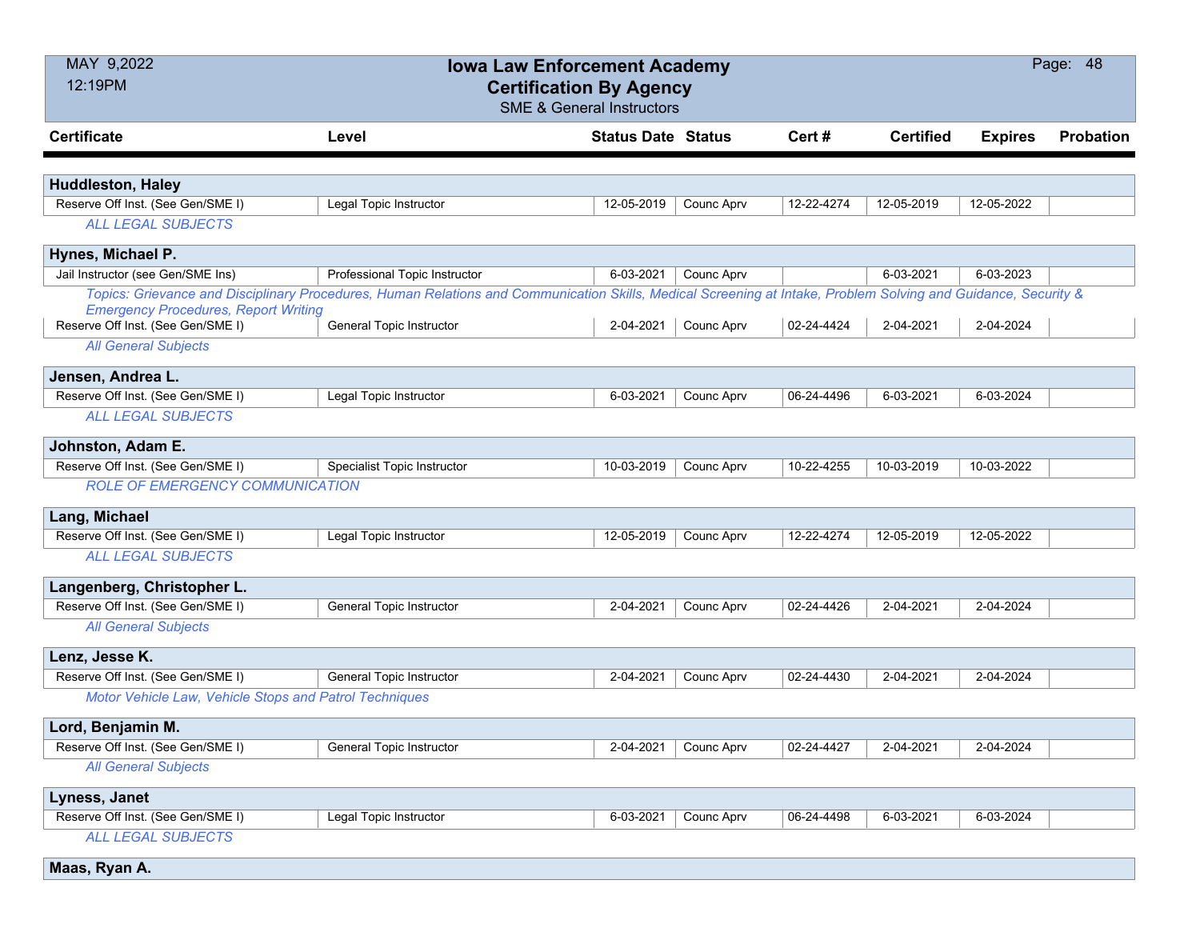# Iowa Law Enforcement Academy
## Certification By Agency
### SME & General Instructors

| Certificate | Level | Status Date | Status | Cert # | Certified | Expires | Probation |
|---|---|---|---|---|---|---|---|
| **Huddleston, Haley** | | | | | | | |
| Reserve Off Inst. (See Gen/SME I) | Legal Topic Instructor | 12-05-2019 | Counc Aprv | 12-22-4274 | 12-05-2019 | 12-05-2022 | |
| *ALL LEGAL SUBJECTS* | | | | | | | |
| **Hynes, Michael P.** | | | | | | | |
| Jail Instructor (see Gen/SME Ins) | Professional Topic Instructor | 6-03-2021 | Counc Aprv | | 6-03-2021 | 6-03-2023 | |
| *Topics: Grievance and Disciplinary Procedures, Human Relations and Communication Skills, Medical Screening at Intake, Problem Solving and Guidance, Security & Emergency Procedures, Report Writing* | | | | | | | |
| Reserve Off Inst. (See Gen/SME I) | General Topic Instructor | 2-04-2021 | Counc Aprv | 02-24-4424 | 2-04-2021 | 2-04-2024 | |
| *All General Subjects* | | | | | | | |
| **Jensen, Andrea L.** | | | | | | | |
| Reserve Off Inst. (See Gen/SME I) | Legal Topic Instructor | 6-03-2021 | Counc Aprv | 06-24-4496 | 6-03-2021 | 6-03-2024 | |
| *ALL LEGAL SUBJECTS* | | | | | | | |
| **Johnston, Adam E.** | | | | | | | |
| Reserve Off Inst. (See Gen/SME I) | Specialist Topic Instructor | 10-03-2019 | Counc Aprv | 10-22-4255 | 10-03-2019 | 10-03-2022 | |
| *ROLE OF EMERGENCY COMMUNICATION* | | | | | | | |
| **Lang, Michael** | | | | | | | |
| Reserve Off Inst. (See Gen/SME I) | Legal Topic Instructor | 12-05-2019 | Counc Aprv | 12-22-4274 | 12-05-2019 | 12-05-2022 | |
| *ALL LEGAL SUBJECTS* | | | | | | | |
| **Langenberg, Christopher L.** | | | | | | | |
| Reserve Off Inst. (See Gen/SME I) | General Topic Instructor | 2-04-2021 | Counc Aprv | 02-24-4426 | 2-04-2021 | 2-04-2024 | |
| *All General Subjects* | | | | | | | |
| **Lenz, Jesse K.** | | | | | | | |
| Reserve Off Inst. (See Gen/SME I) | General Topic Instructor | 2-04-2021 | Counc Aprv | 02-24-4430 | 2-04-2021 | 2-04-2024 | |
| *Motor Vehicle Law, Vehicle Stops and Patrol Techniques* | | | | | | | |
| **Lord, Benjamin M.** | | | | | | | |
| Reserve Off Inst. (See Gen/SME I) | General Topic Instructor | 2-04-2021 | Counc Aprv | 02-24-4427 | 2-04-2021 | 2-04-2024 | |
| *All General Subjects* | | | | | | | |
| **Lyness, Janet** | | | | | | | |
| Reserve Off Inst. (See Gen/SME I) | Legal Topic Instructor | 6-03-2021 | Counc Aprv | 06-24-4498 | 6-03-2021 | 6-03-2024 | |
| *ALL LEGAL SUBJECTS* | | | | | | | |
| **Maas, Ryan A.** | | | | | | | |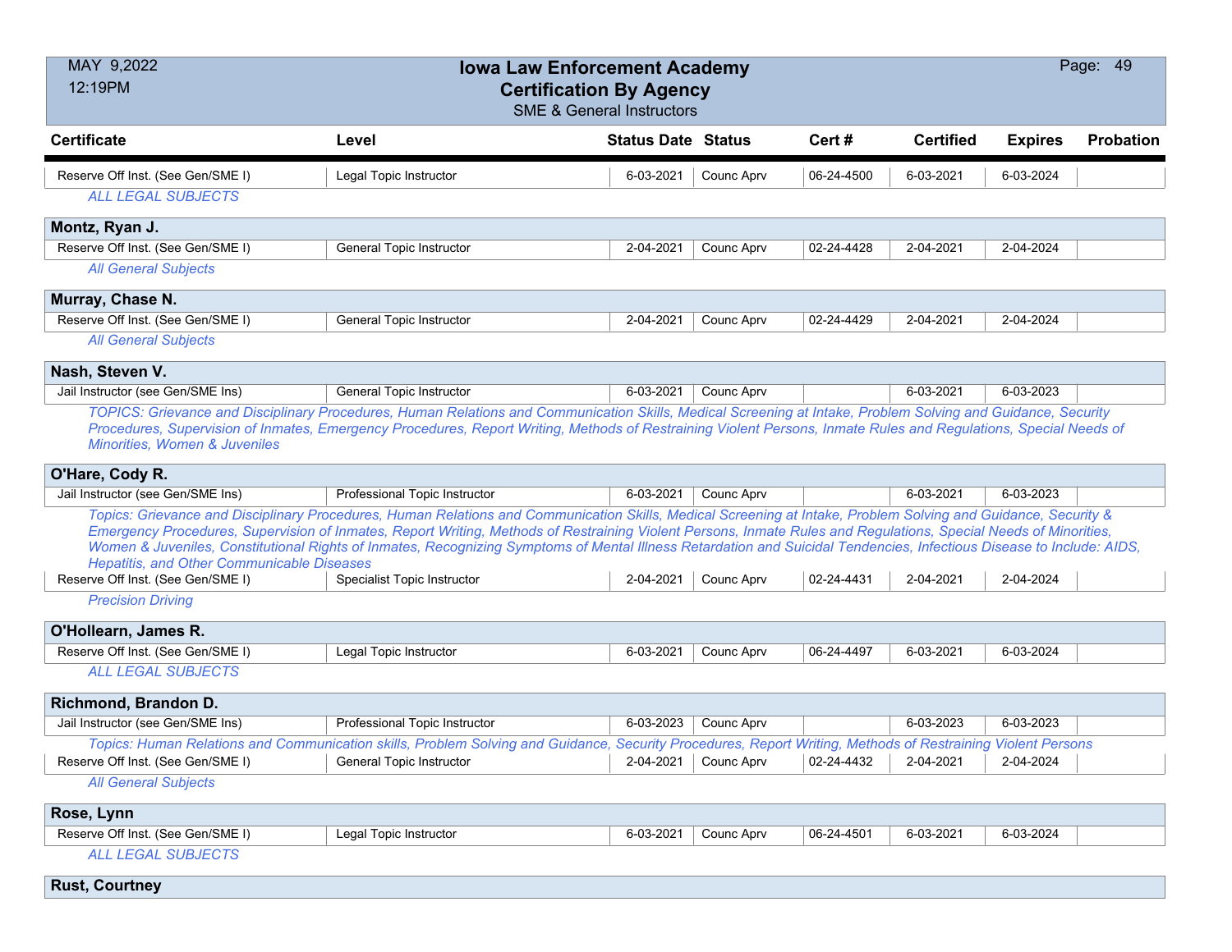| Certificate | Level | Status Date | Status | Cert # | Certified | Expires | Probation |
|---|---|---|---|---|---|---|---|
| Reserve Off Inst. (See Gen/SME I) | Legal Topic Instructor | 6-03-2021 | Counc Aprv | 06-24-4500 | 6-03-2021 | 6-03-2024 | |

*ALL LEGAL SUBJECTS*

**Montz, Ryan J.**

| Certificate | Level | Status Date | Status | Cert # | Certified | Expires | Probation |
|---|---|---|---|---|---|---|---|
| Reserve Off Inst. (See Gen/SME I) | General Topic Instructor | 2-04-2021 | Counc Aprv | 02-24-4428 | 2-04-2021 | 2-04-2024 | |

*All General Subjects*

**Murray, Chase N.**

| Certificate | Level | Status Date | Status | Cert # | Certified | Expires | Probation |
|---|---|---|---|---|---|---|---|
| Reserve Off Inst. (See Gen/SME I) | General Topic Instructor | 2-04-2021 | Counc Aprv | 02-24-4429 | 2-04-2021 | 2-04-2024 | |

*All General Subjects*

**Nash, Steven V.**

| Certificate | Level | Status Date | Status | Cert # | Certified | Expires | Probation |
|---|---|---|---|---|---|---|---|
| Jail Instructor (see Gen/SME Ins) | General Topic Instructor | 6-03-2021 | Counc Aprv | | 6-03-2021 | 6-03-2023 | |

*TOPICS: Grievance and Disciplinary Procedures, Human Relations and Communication Skills, Medical Screening at Intake, Problem Solving and Guidance, Security Procedures, Supervision of Inmates, Emergency Procedures, Report Writing, Methods of Restraining Violent Persons, Inmate Rules and Regulations, Special Needs of Minorities, Women & Juveniles*

**O'Hare, Cody R.**

| Certificate | Level | Status Date | Status | Cert # | Certified | Expires | Probation |
|---|---|---|---|---|---|---|---|
| Jail Instructor (see Gen/SME Ins) | Professional Topic Instructor | 6-03-2021 | Counc Aprv | | 6-03-2021 | 6-03-2023 | |

*Topics: Grievance and Disciplinary Procedures, Human Relations and Communication Skills, Medical Screening at Intake, Problem Solving and Guidance, Security & Emergency Procedures, Supervision of Inmates, Report Writing, Methods of Restraining Violent Persons, Inmate Rules and Regulations, Special Needs of Minorities, Women & Juveniles, Constitutional Rights of Inmates, Recognizing Symptoms of Mental Illness Retardation and Suicidal Tendencies, Infectious Disease to Include: AIDS, Hepatitis, and Other Communicable Diseases*

| Certificate | Level | Status Date | Status | Cert # | Certified | Expires | Probation |
|---|---|---|---|---|---|---|---|
| Reserve Off Inst. (See Gen/SME I) | Specialist Topic Instructor | 2-04-2021 | Counc Aprv | 02-24-4431 | 2-04-2021 | 2-04-2024 | |

*Precision Driving*

**O'Hollearn, James R.**

| Certificate | Level | Status Date | Status | Cert # | Certified | Expires | Probation |
|---|---|---|---|---|---|---|---|
| Reserve Off Inst. (See Gen/SME I) | Legal Topic Instructor | 6-03-2021 | Counc Aprv | 06-24-4497 | 6-03-2021 | 6-03-2024 | |

*ALL LEGAL SUBJECTS*

**Richmond, Brandon D.**

| Certificate | Level | Status Date | Status | Cert # | Certified | Expires | Probation |
|---|---|---|---|---|---|---|---|
| Jail Instructor (see Gen/SME Ins) | Professional Topic Instructor | 6-03-2023 | Counc Aprv | | 6-03-2023 | 6-03-2023 | |

*Topics: Human Relations and Communication skills, Problem Solving and Guidance, Security Procedures, Report Writing, Methods of Restraining Violent Persons*

| Certificate | Level | Status Date | Status | Cert # | Certified | Expires | Probation |
|---|---|---|---|---|---|---|---|
| Reserve Off Inst. (See Gen/SME I) | General Topic Instructor | 2-04-2021 | Counc Aprv | 02-24-4432 | 2-04-2021 | 2-04-2024 | |

*All General Subjects*

**Rose, Lynn**

| Certificate | Level | Status Date | Status | Cert # | Certified | Expires | Probation |
|---|---|---|---|---|---|---|---|
| Reserve Off Inst. (See Gen/SME I) | Legal Topic Instructor | 6-03-2021 | Counc Aprv | 06-24-4501 | 6-03-2021 | 6-03-2024 | |

*ALL LEGAL SUBJECTS*

**Rust, Courtney**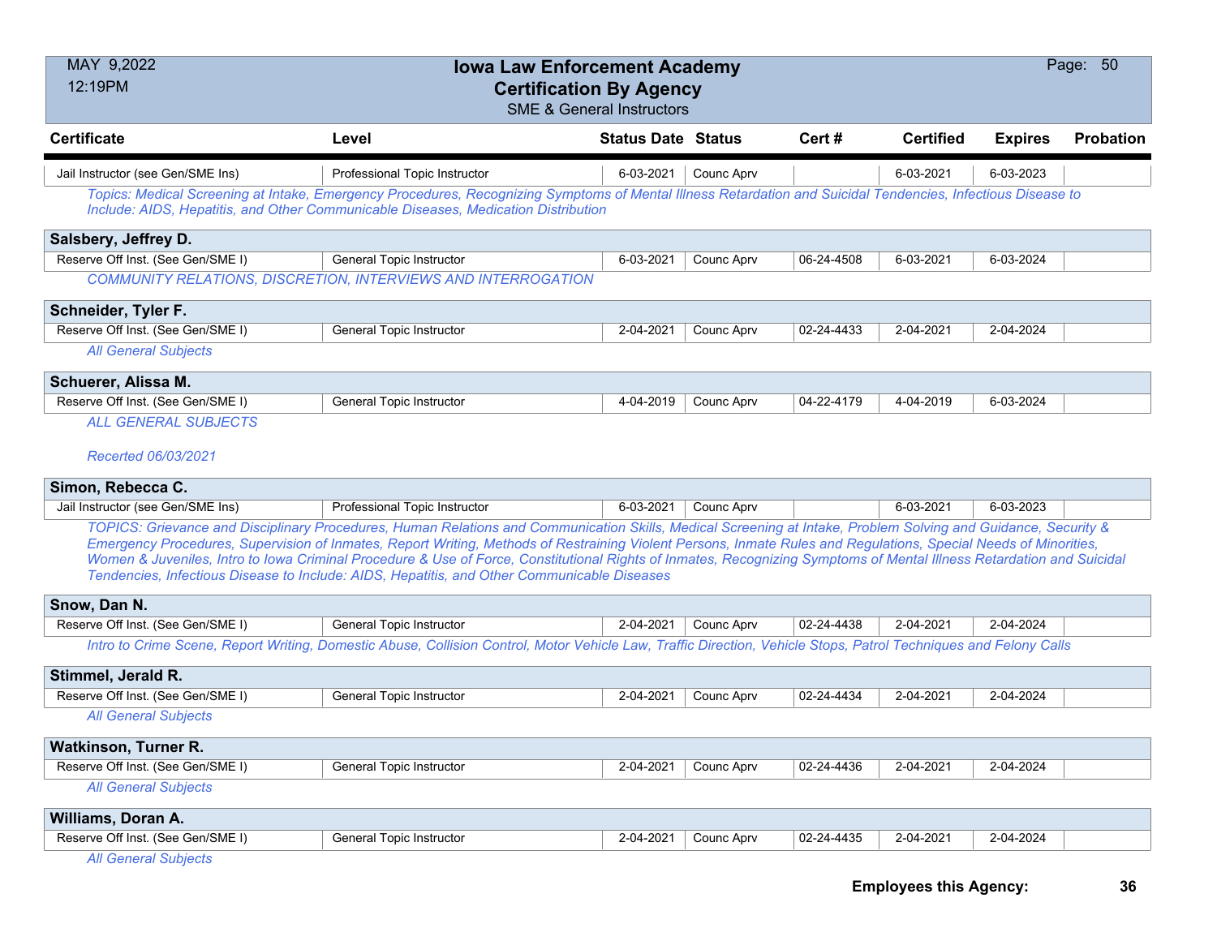# Iowa Law Enforcement Academy
## Certification By Agency
### SME & General Instructors

MAY 9,2022
12:19PM

| Certificate | Level | Status Date | Status | Cert # | Certified | Expires | Probation |
|---|---|---|---|---|---|---|---|
| Jail Instructor (see Gen/SME Ins) | Professional Topic Instructor | 6-03-2021 | Counc Aprv | | 6-03-2021 | 6-03-2023 | |

*Topics: Medical Screening at Intake, Emergency Procedures, Recognizing Symptoms of Mental Illness Retardation and Suicidal Tendencies, Infectious Disease to Include: AIDS, Hepatitis, and Other Communicable Diseases, Medication Distribution*

**Salsbery, Jeffrey D.**

| Certificate | Level | Status Date | Status | Cert # | Certified | Expires | Probation |
|---|---|---|---|---|---|---|---|
| Reserve Off Inst. (See Gen/SME I) | General Topic Instructor | 6-03-2021 | Counc Aprv | 06-24-4508 | 6-03-2021 | 6-03-2024 | |

*COMMUNITY RELATIONS, DISCRETION, INTERVIEWS AND INTERROGATION*

**Schneider, Tyler F.**

| Certificate | Level | Status Date | Status | Cert # | Certified | Expires | Probation |
|---|---|---|---|---|---|---|---|
| Reserve Off Inst. (See Gen/SME I) | General Topic Instructor | 2-04-2021 | Counc Aprv | 02-24-4433 | 2-04-2021 | 2-04-2024 | |

*All General Subjects*

**Schuerer, Alissa M.**

| Certificate | Level | Status Date | Status | Cert # | Certified | Expires | Probation |
|---|---|---|---|---|---|---|---|
| Reserve Off Inst. (See Gen/SME I) | General Topic Instructor | 4-04-2019 | Counc Aprv | 04-22-4179 | 4-04-2019 | 6-03-2024 | |

*ALL GENERAL SUBJECTS*

*Recerted 06/03/2021*

**Simon, Rebecca C.**

| Certificate | Level | Status Date | Status | Cert # | Certified | Expires | Probation |
|---|---|---|---|---|---|---|---|
| Jail Instructor (see Gen/SME Ins) | Professional Topic Instructor | 6-03-2021 | Counc Aprv | | 6-03-2021 | 6-03-2023 | |

*TOPICS: Grievance and Disciplinary Procedures, Human Relations and Communication Skills, Medical Screening at Intake, Problem Solving and Guidance, Security & Emergency Procedures, Supervision of Inmates, Report Writing, Methods of Restraining Violent Persons, Inmate Rules and Regulations, Special Needs of Minorities, Women & Juveniles, Intro to Iowa Criminal Procedure & Use of Force, Constitutional Rights of Inmates, Recognizing Symptoms of Mental Illness Retardation and Suicidal Tendencies, Infectious Disease to Include: AIDS, Hepatitis, and Other Communicable Diseases*

**Snow, Dan N.**

| Certificate | Level | Status Date | Status | Cert # | Certified | Expires | Probation |
|---|---|---|---|---|---|---|---|
| Reserve Off Inst. (See Gen/SME I) | General Topic Instructor | 2-04-2021 | Counc Aprv | 02-24-4438 | 2-04-2021 | 2-04-2024 | |

*Intro to Crime Scene, Report Writing, Domestic Abuse, Collision Control, Motor Vehicle Law, Traffic Direction, Vehicle Stops, Patrol Techniques and Felony Calls*

**Stimmel, Jerald R.**

| Certificate | Level | Status Date | Status | Cert # | Certified | Expires | Probation |
|---|---|---|---|---|---|---|---|
| Reserve Off Inst. (See Gen/SME I) | General Topic Instructor | 2-04-2021 | Counc Aprv | 02-24-4434 | 2-04-2021 | 2-04-2024 | |

*All General Subjects*

**Watkinson, Turner R.**

| Certificate | Level | Status Date | Status | Cert # | Certified | Expires | Probation |
|---|---|---|---|---|---|---|---|
| Reserve Off Inst. (See Gen/SME I) | General Topic Instructor | 2-04-2021 | Counc Aprv | 02-24-4436 | 2-04-2021 | 2-04-2024 | |

*All General Subjects*

**Williams, Doran A.**

| Certificate | Level | Status Date | Status | Cert # | Certified | Expires | Probation |
|---|---|---|---|---|---|---|---|
| Reserve Off Inst. (See Gen/SME I) | General Topic Instructor | 2-04-2021 | Counc Aprv | 02-24-4435 | 2-04-2021 | 2-04-2024 | |

*All General Subjects*

**Employees this Agency: 36**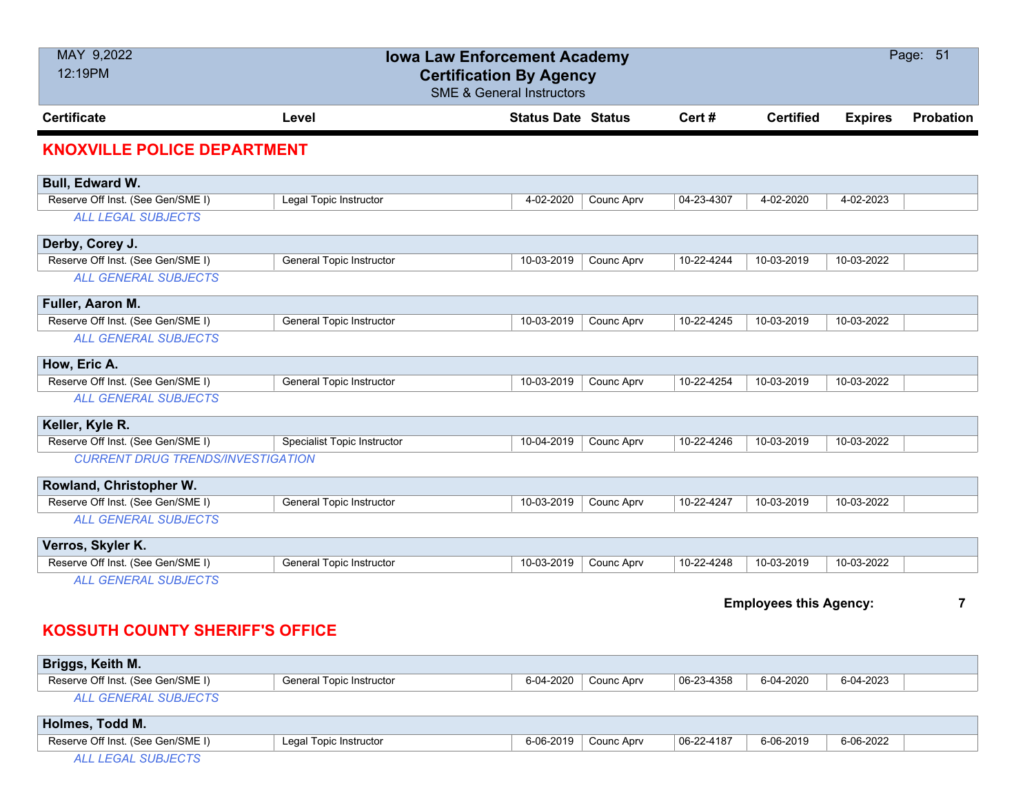## KNOXVILLE POLICE DEPARTMENT

| Certificate | Level | Status Date | Status | Cert # | Certified | Expires | Probation |
|---|---|---|---|---|---|---|---|
| **Bull, Edward W.** | | | | | | | |
| Reserve Off Inst. (See Gen/SME I) | Legal Topic Instructor | 4-02-2020 | Counc Aprv | 04-23-4307 | 4-02-2020 | 4-02-2023 | |
| *ALL LEGAL SUBJECTS* | | | | | | | |
| **Derby, Corey J.** | | | | | | | |
| Reserve Off Inst. (See Gen/SME I) | General Topic Instructor | 10-03-2019 | Counc Aprv | 10-22-4244 | 10-03-2019 | 10-03-2022 | |
| *ALL GENERAL SUBJECTS* | | | | | | | |
| **Fuller, Aaron M.** | | | | | | | |
| Reserve Off Inst. (See Gen/SME I) | General Topic Instructor | 10-03-2019 | Counc Aprv | 10-22-4245 | 10-03-2019 | 10-03-2022 | |
| *ALL GENERAL SUBJECTS* | | | | | | | |
| **How, Eric A.** | | | | | | | |
| Reserve Off Inst. (See Gen/SME I) | General Topic Instructor | 10-03-2019 | Counc Aprv | 10-22-4254 | 10-03-2019 | 10-03-2022 | |
| *ALL GENERAL SUBJECTS* | | | | | | | |
| **Keller, Kyle R.** | | | | | | | |
| Reserve Off Inst. (See Gen/SME I) | Specialist Topic Instructor | 10-04-2019 | Counc Aprv | 10-22-4246 | 10-03-2019 | 10-03-2022 | |
| *CURRENT DRUG TRENDS/INVESTIGATION* | | | | | | | |
| **Rowland, Christopher W.** | | | | | | | |
| Reserve Off Inst. (See Gen/SME I) | General Topic Instructor | 10-03-2019 | Counc Aprv | 10-22-4247 | 10-03-2019 | 10-03-2022 | |
| *ALL GENERAL SUBJECTS* | | | | | | | |
| **Verros, Skyler K.** | | | | | | | |
| Reserve Off Inst. (See Gen/SME I) | General Topic Instructor | 10-03-2019 | Counc Aprv | 10-22-4248 | 10-03-2019 | 10-03-2022 | |
| *ALL GENERAL SUBJECTS* | | | | | | | |

**Employees this Agency: 7**

## KOSSUTH COUNTY SHERIFF'S OFFICE

| Certificate | Level | Status Date | Status | Cert # | Certified | Expires | Probation |
|---|---|---|---|---|---|---|---|
| **Briggs, Keith M.** | | | | | | | |
| Reserve Off Inst. (See Gen/SME I) | General Topic Instructor | 6-04-2020 | Counc Aprv | 06-23-4358 | 6-04-2020 | 6-04-2023 | |
| *ALL GENERAL SUBJECTS* | | | | | | | |
| **Holmes, Todd M.** | | | | | | | |
| Reserve Off Inst. (See Gen/SME I) | Legal Topic Instructor | 6-06-2019 | Counc Aprv | 06-22-4187 | 6-06-2019 | 6-06-2022 | |
| *ALL LEGAL SUBJECTS* | | | | | | | |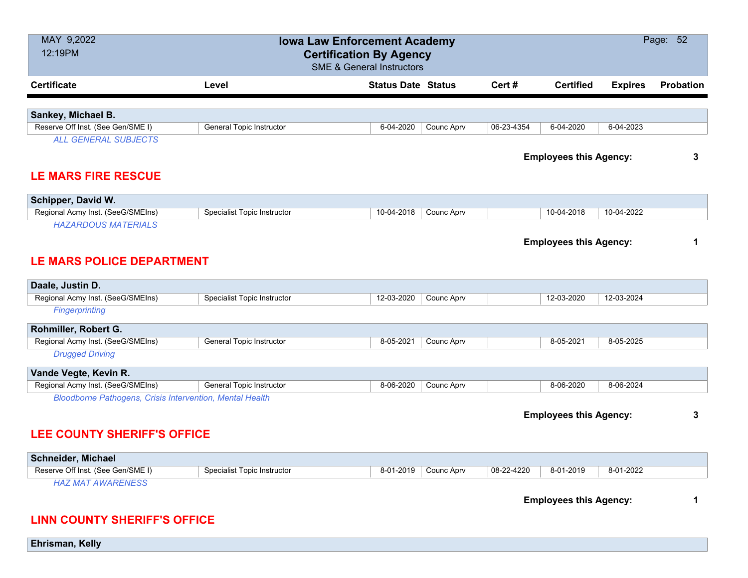# Iowa Law Enforcement Academy
## Certification By Agency
SME & General Instructors

MAY 9,2022
12:19PM

| Certificate | Level | Status Date | Status | Cert # | Certified | Expires | Probation |
|---|---|---|---|---|---|---|---|
| **Sankey, Michael B.** | | | | | | | |
| Reserve Off Inst. (See Gen/SME I) | General Topic Instructor | 6-04-2020 | Counc Aprv | 06-23-4354 | 6-04-2020 | 6-04-2023 | |

*ALL GENERAL SUBJECTS*

**Employees this Agency: 3**

## LE MARS FIRE RESCUE

| Certificate | Level | Status Date | Status | Cert # | Certified | Expires | Probation |
|---|---|---|---|---|---|---|---|
| **Schipper, David W.** | | | | | | | |
| Regional Acmy Inst. (SeeG/SMEIns) | Specialist Topic Instructor | 10-04-2018 | Counc Aprv | | 10-04-2018 | 10-04-2022 | |

*HAZARDOUS MATERIALS*

**Employees this Agency: 1**

## LE MARS POLICE DEPARTMENT

| Certificate | Level | Status Date | Status | Cert # | Certified | Expires | Probation |
|---|---|---|---|---|---|---|---|
| **Daale, Justin D.** | | | | | | | |
| Regional Acmy Inst. (SeeG/SMEIns) | Specialist Topic Instructor | 12-03-2020 | Counc Aprv | | 12-03-2020 | 12-03-2024 | |

*Fingerprinting*

| Certificate | Level | Status Date | Status | Cert # | Certified | Expires | Probation |
|---|---|---|---|---|---|---|---|
| **Rohmiller, Robert G.** | | | | | | | |
| Regional Acmy Inst. (SeeG/SMEIns) | General Topic Instructor | 8-05-2021 | Counc Aprv | | 8-05-2021 | 8-05-2025 | |

*Drugged Driving*

| Certificate | Level | Status Date | Status | Cert # | Certified | Expires | Probation |
|---|---|---|---|---|---|---|---|
| **Vande Vegte, Kevin R.** | | | | | | | |
| Regional Acmy Inst. (SeeG/SMEIns) | General Topic Instructor | 8-06-2020 | Counc Aprv | | 8-06-2020 | 8-06-2024 | |

*Bloodborne Pathogens, Crisis Intervention, Mental Health*

**Employees this Agency: 3**

## LEE COUNTY SHERIFF'S OFFICE

| Certificate | Level | Status Date | Status | Cert # | Certified | Expires | Probation |
|---|---|---|---|---|---|---|---|
| **Schneider, Michael** | | | | | | | |
| Reserve Off Inst. (See Gen/SME I) | Specialist Topic Instructor | 8-01-2019 | Counc Aprv | 08-22-4220 | 8-01-2019 | 8-01-2022 | |

*HAZ MAT AWARENESS*

**Employees this Agency: 1**

## LINN COUNTY SHERIFF'S OFFICE

**Ehrisman, Kelly**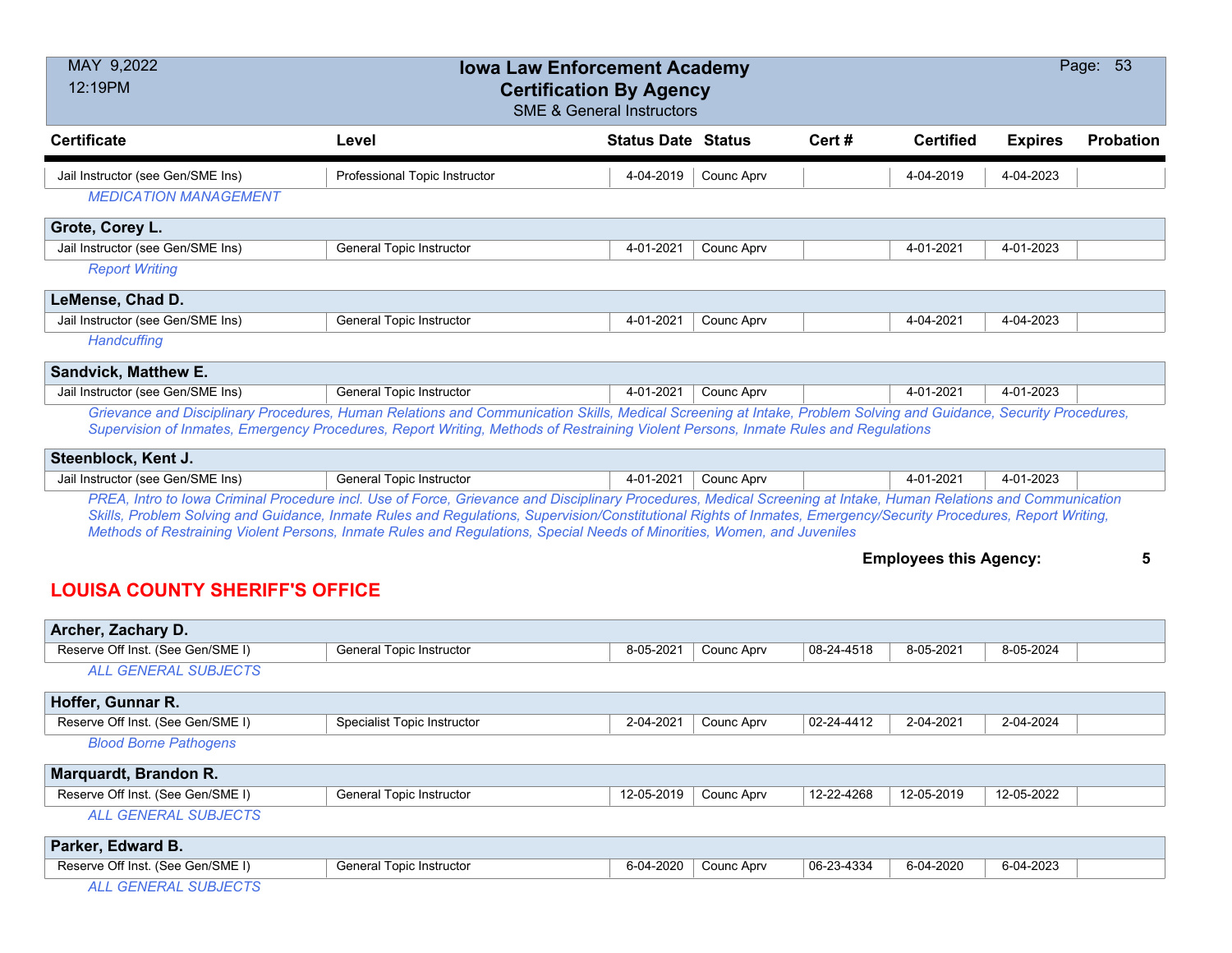| Certificate | Level | Status Date | Status | Cert # | Certified | Expires | Probation |
|---|---|---|---|---|---|---|---|
| Jail Instructor (see Gen/SME Ins) | Professional Topic Instructor | 4-04-2019 | Counc Aprv | | 4-04-2019 | 4-04-2023 | |

*MEDICATION MANAGEMENT*

**Grote, Corey L.**

| Certificate | Level | Status Date | Status | Cert # | Certified | Expires | Probation |
|---|---|---|---|---|---|---|---|
| Jail Instructor (see Gen/SME Ins) | General Topic Instructor | 4-01-2021 | Counc Aprv | | 4-01-2021 | 4-01-2023 | |

*Report Writing*

**LeMense, Chad D.**

| Certificate | Level | Status Date | Status | Cert # | Certified | Expires | Probation |
|---|---|---|---|---|---|---|---|
| Jail Instructor (see Gen/SME Ins) | General Topic Instructor | 4-01-2021 | Counc Aprv | | 4-04-2021 | 4-04-2023 | |

*Handcuffing*

**Sandvick, Matthew E.**

| Certificate | Level | Status Date | Status | Cert # | Certified | Expires | Probation |
|---|---|---|---|---|---|---|---|
| Jail Instructor (see Gen/SME Ins) | General Topic Instructor | 4-01-2021 | Counc Aprv | | 4-01-2021 | 4-01-2023 | |

*Grievance and Disciplinary Procedures, Human Relations and Communication Skills, Medical Screening at Intake, Problem Solving and Guidance, Security Procedures, Supervision of Inmates, Emergency Procedures, Report Writing, Methods of Restraining Violent Persons, Inmate Rules and Regulations*

**Steenblock, Kent J.**

| Certificate | Level | Status Date | Status | Cert # | Certified | Expires | Probation |
|---|---|---|---|---|---|---|---|
| Jail Instructor (see Gen/SME Ins) | General Topic Instructor | 4-01-2021 | Counc Aprv | | 4-01-2021 | 4-01-2023 | |

*PREA, Intro to Iowa Criminal Procedure incl. Use of Force, Grievance and Disciplinary Procedures, Medical Screening at Intake, Human Relations and Communication Skills, Problem Solving and Guidance, Inmate Rules and Regulations, Supervision/Constitutional Rights of Inmates, Emergency/Security Procedures, Report Writing, Methods of Restraining Violent Persons, Inmate Rules and Regulations, Special Needs of Minorities, Women, and Juveniles*

**Employees this Agency: 5**

## LOUISA COUNTY SHERIFF'S OFFICE

**Archer, Zachary D.**

| Certificate | Level | Status Date | Status | Cert # | Certified | Expires | Probation |
|---|---|---|---|---|---|---|---|
| Reserve Off Inst. (See Gen/SME I) | General Topic Instructor | 8-05-2021 | Counc Aprv | 08-24-4518 | 8-05-2021 | 8-05-2024 | |

*ALL GENERAL SUBJECTS*

**Hoffer, Gunnar R.**

| Certificate | Level | Status Date | Status | Cert # | Certified | Expires | Probation |
|---|---|---|---|---|---|---|---|
| Reserve Off Inst. (See Gen/SME I) | Specialist Topic Instructor | 2-04-2021 | Counc Aprv | 02-24-4412 | 2-04-2021 | 2-04-2024 | |

*Blood Borne Pathogens*

**Marquardt, Brandon R.**

| Certificate | Level | Status Date | Status | Cert # | Certified | Expires | Probation |
|---|---|---|---|---|---|---|---|
| Reserve Off Inst. (See Gen/SME I) | General Topic Instructor | 12-05-2019 | Counc Aprv | 12-22-4268 | 12-05-2019 | 12-05-2022 | |

*ALL GENERAL SUBJECTS*

**Parker, Edward B.**

| Certificate | Level | Status Date | Status | Cert # | Certified | Expires | Probation |
|---|---|---|---|---|---|---|---|
| Reserve Off Inst. (See Gen/SME I) | General Topic Instructor | 6-04-2020 | Counc Aprv | 06-23-4334 | 6-04-2020 | 6-04-2023 | |

*ALL GENERAL SUBJECTS*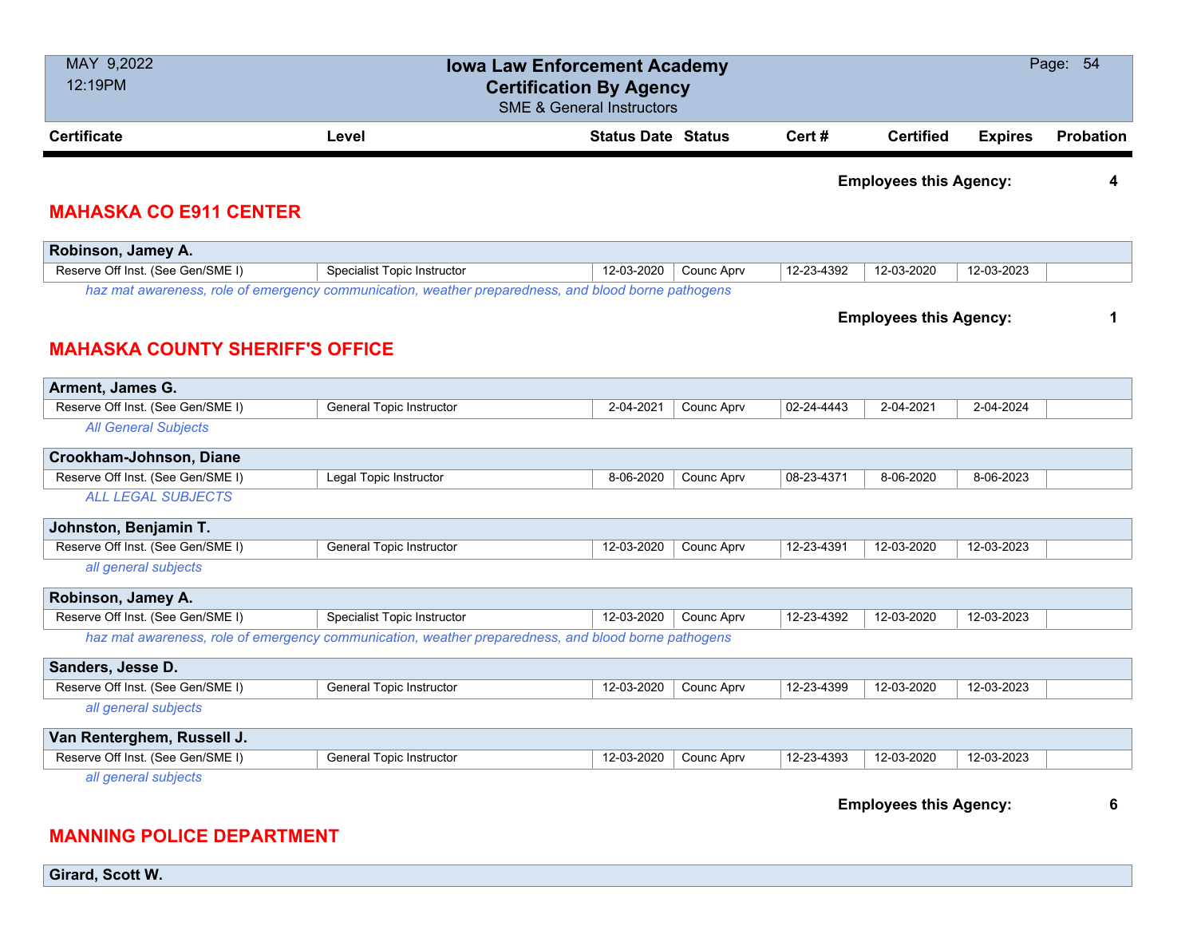| Certificate | Level | Status Date | Status | Cert # | Certified | Expires | Probation |
|---|---|---|---|---|---|---|---|

**Employees this Agency: 4**

## MAHASKA CO E911 CENTER

**Robinson, Jamey A.**

| Certificate | Level | Status Date | Status | Cert # | Certified | Expires | Probation |
|---|---|---|---|---|---|---|---|
| Reserve Off Inst. (See Gen/SME I) | Specialist Topic Instructor | 12-03-2020 | Counc Aprv | 12-23-4392 | 12-03-2020 | 12-03-2023 | |

*haz mat awareness, role of emergency communication, weather preparedness, and blood borne pathogens*

**Employees this Agency: 1**

## MAHASKA COUNTY SHERIFF'S OFFICE

**Arment, James G.**

| Certificate | Level | Status Date | Status | Cert # | Certified | Expires | Probation |
|---|---|---|---|---|---|---|---|
| Reserve Off Inst. (See Gen/SME I) | General Topic Instructor | 2-04-2021 | Counc Aprv | 02-24-4443 | 2-04-2021 | 2-04-2024 | |

*All General Subjects*

**Crookham-Johnson, Diane**

| Certificate | Level | Status Date | Status | Cert # | Certified | Expires | Probation |
|---|---|---|---|---|---|---|---|
| Reserve Off Inst. (See Gen/SME I) | Legal Topic Instructor | 8-06-2020 | Counc Aprv | 08-23-4371 | 8-06-2020 | 8-06-2023 | |

*ALL LEGAL SUBJECTS*

**Johnston, Benjamin T.**

| Certificate | Level | Status Date | Status | Cert # | Certified | Expires | Probation |
|---|---|---|---|---|---|---|---|
| Reserve Off Inst. (See Gen/SME I) | General Topic Instructor | 12-03-2020 | Counc Aprv | 12-23-4391 | 12-03-2020 | 12-03-2023 | |

*all general subjects*

**Robinson, Jamey A.**

| Certificate | Level | Status Date | Status | Cert # | Certified | Expires | Probation |
|---|---|---|---|---|---|---|---|
| Reserve Off Inst. (See Gen/SME I) | Specialist Topic Instructor | 12-03-2020 | Counc Aprv | 12-23-4392 | 12-03-2020 | 12-03-2023 | |

*haz mat awareness, role of emergency communication, weather preparedness, and blood borne pathogens*

**Sanders, Jesse D.**

| Certificate | Level | Status Date | Status | Cert # | Certified | Expires | Probation |
|---|---|---|---|---|---|---|---|
| Reserve Off Inst. (See Gen/SME I) | General Topic Instructor | 12-03-2020 | Counc Aprv | 12-23-4399 | 12-03-2020 | 12-03-2023 | |

*all general subjects*

**Van Renterghem, Russell J.**

| Certificate | Level | Status Date | Status | Cert # | Certified | Expires | Probation |
|---|---|---|---|---|---|---|---|
| Reserve Off Inst. (See Gen/SME I) | General Topic Instructor | 12-03-2020 | Counc Aprv | 12-23-4393 | 12-03-2020 | 12-03-2023 | |

*all general subjects*

**Employees this Agency: 6**

## MANNING POLICE DEPARTMENT

**Girard, Scott W.**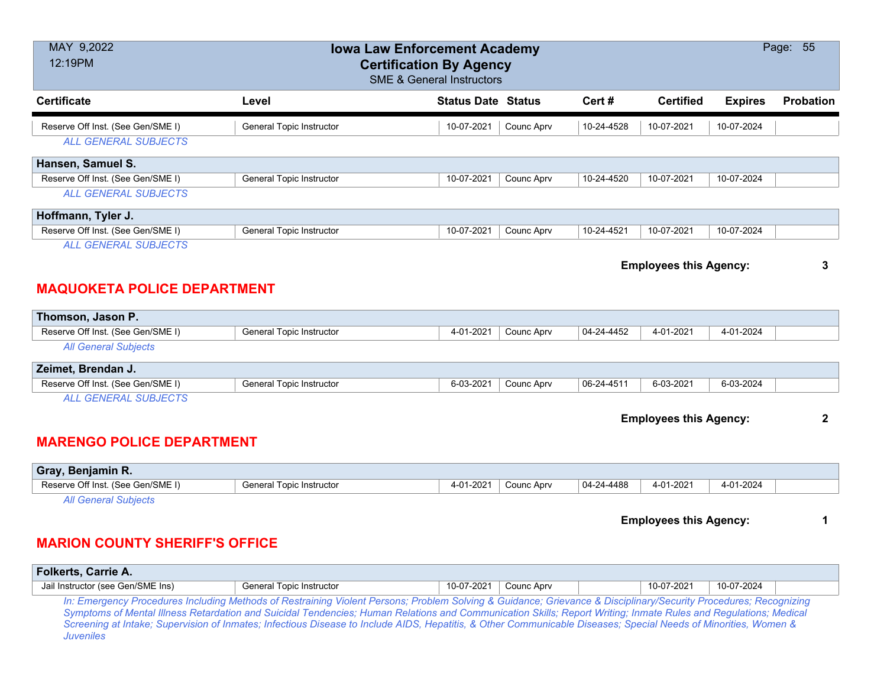| Certificate | Level | Status Date | Status | Cert # | Certified | Expires | Probation |
|---|---|---|---|---|---|---|---|
| Reserve Off Inst. (See Gen/SME I) | General Topic Instructor | 10-07-2021 | Counc Aprv | 10-24-4528 | 10-07-2021 | 10-07-2024 | |

*ALL GENERAL SUBJECTS*

**Hansen, Samuel S.**

| Certificate | Level | Status Date | Status | Cert # | Certified | Expires | Probation |
|---|---|---|---|---|---|---|---|
| Reserve Off Inst. (See Gen/SME I) | General Topic Instructor | 10-07-2021 | Counc Aprv | 10-24-4520 | 10-07-2021 | 10-07-2024 | |

*ALL GENERAL SUBJECTS*

**Hoffmann, Tyler J.**

| Certificate | Level | Status Date | Status | Cert # | Certified | Expires | Probation |
|---|---|---|---|---|---|---|---|
| Reserve Off Inst. (See Gen/SME I) | General Topic Instructor | 10-07-2021 | Counc Aprv | 10-24-4521 | 10-07-2021 | 10-07-2024 | |

*ALL GENERAL SUBJECTS*

**Employees this Agency: 3**

## MAQUOKETA POLICE DEPARTMENT

**Thomson, Jason P.**

| Certificate | Level | Status Date | Status | Cert # | Certified | Expires | Probation |
|---|---|---|---|---|---|---|---|
| Reserve Off Inst. (See Gen/SME I) | General Topic Instructor | 4-01-2021 | Counc Aprv | 04-24-4452 | 4-01-2021 | 4-01-2024 | |

*All General Subjects*

**Zeimet, Brendan J.**

| Certificate | Level | Status Date | Status | Cert # | Certified | Expires | Probation |
|---|---|---|---|---|---|---|---|
| Reserve Off Inst. (See Gen/SME I) | General Topic Instructor | 6-03-2021 | Counc Aprv | 06-24-4511 | 6-03-2021 | 6-03-2024 | |

*ALL GENERAL SUBJECTS*

**Employees this Agency: 2**

## MARENGO POLICE DEPARTMENT

**Gray, Benjamin R.**

| Certificate | Level | Status Date | Status | Cert # | Certified | Expires | Probation |
|---|---|---|---|---|---|---|---|
| Reserve Off Inst. (See Gen/SME I) | General Topic Instructor | 4-01-2021 | Counc Aprv | 04-24-4488 | 4-01-2021 | 4-01-2024 | |

*All General Subjects*

**Employees this Agency: 1**

## MARION COUNTY SHERIFF'S OFFICE

**Folkerts, Carrie A.**

| Certificate | Level | Status Date | Status | Cert # | Certified | Expires | Probation |
|---|---|---|---|---|---|---|---|
| Jail Instructor (see Gen/SME Ins) | General Topic Instructor | 10-07-2021 | Counc Aprv | | 10-07-2021 | 10-07-2024 | |

*In: Emergency Procedures Including Methods of Restraining Violent Persons; Problem Solving & Guidance; Grievance & Disciplinary/Security Procedures; Recognizing Symptoms of Mental Illness Retardation and Suicidal Tendencies; Human Relations and Communication Skills; Report Writing; Inmate Rules and Regulations; Medical Screening at Intake; Supervision of Inmates; Infectious Disease to Include AIDS, Hepatitis, & Other Communicable Diseases; Special Needs of Minorities, Women & Juveniles*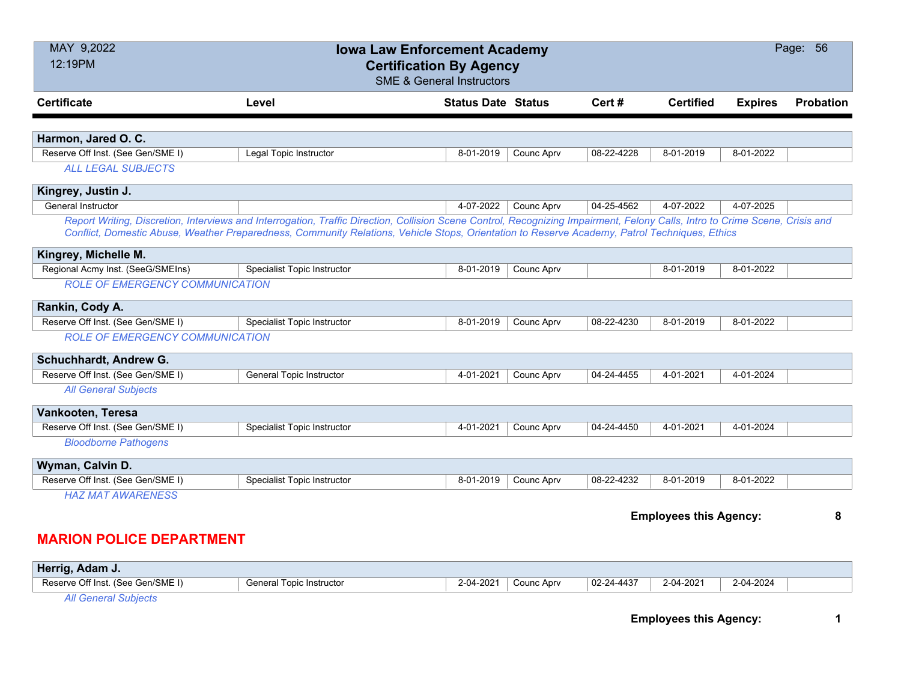| Certificate | Level | Status Date | Status | Cert # | Certified | Expires | Probation |
|---|---|---|---|---|---|---|---|
| **Harmon, Jared O. C.** | | | | | | | |
| Reserve Off Inst. (See Gen/SME I) | Legal Topic Instructor | 8-01-2019 | Counc Aprv | 08-22-4228 | 8-01-2019 | 8-01-2022 | |
| *ALL LEGAL SUBJECTS* | | | | | | | |
| **Kingrey, Justin J.** | | | | | | | |
| General Instructor | | 4-07-2022 | Counc Aprv | 04-25-4562 | 4-07-2022 | 4-07-2025 | |
| *Report Writing, Discretion, Interviews and Interrogation, Traffic Direction, Collision Scene Control, Recognizing Impairment, Felony Calls, Intro to Crime Scene, Crisis and Conflict, Domestic Abuse, Weather Preparedness, Community Relations, Vehicle Stops, Orientation to Reserve Academy, Patrol Techniques, Ethics* | | | | | | | |
| **Kingrey, Michelle M.** | | | | | | | |
| Regional Acmy Inst. (SeeG/SMEIns) | Specialist Topic Instructor | 8-01-2019 | Counc Aprv | | 8-01-2019 | 8-01-2022 | |
| *ROLE OF EMERGENCY COMMUNICATION* | | | | | | | |
| **Rankin, Cody A.** | | | | | | | |
| Reserve Off Inst. (See Gen/SME I) | Specialist Topic Instructor | 8-01-2019 | Counc Aprv | 08-22-4230 | 8-01-2019 | 8-01-2022 | |
| *ROLE OF EMERGENCY COMMUNICATION* | | | | | | | |
| **Schuchhardt, Andrew G.** | | | | | | | |
| Reserve Off Inst. (See Gen/SME I) | General Topic Instructor | 4-01-2021 | Counc Aprv | 04-24-4455 | 4-01-2021 | 4-01-2024 | |
| *All General Subjects* | | | | | | | |
| **Vankooten, Teresa** | | | | | | | |
| Reserve Off Inst. (See Gen/SME I) | Specialist Topic Instructor | 4-01-2021 | Counc Aprv | 04-24-4450 | 4-01-2021 | 4-01-2024 | |
| *Bloodborne Pathogens* | | | | | | | |
| **Wyman, Calvin D.** | | | | | | | |
| Reserve Off Inst. (See Gen/SME I) | Specialist Topic Instructor | 8-01-2019 | Counc Aprv | 08-22-4232 | 8-01-2019 | 8-01-2022 | |
| *HAZ MAT AWARENESS* | | | | | | | |

**Employees this Agency: 8**

## MARION POLICE DEPARTMENT

| Certificate | Level | Status Date | Status | Cert # | Certified | Expires | Probation |
|---|---|---|---|---|---|---|---|
| **Herrig, Adam J.** | | | | | | | |
| Reserve Off Inst. (See Gen/SME I) | General Topic Instructor | 2-04-2021 | Counc Aprv | 02-24-4437 | 2-04-2021 | 2-04-2024 | |
| *All General Subjects* | | | | | | | |

**Employees this Agency: 1**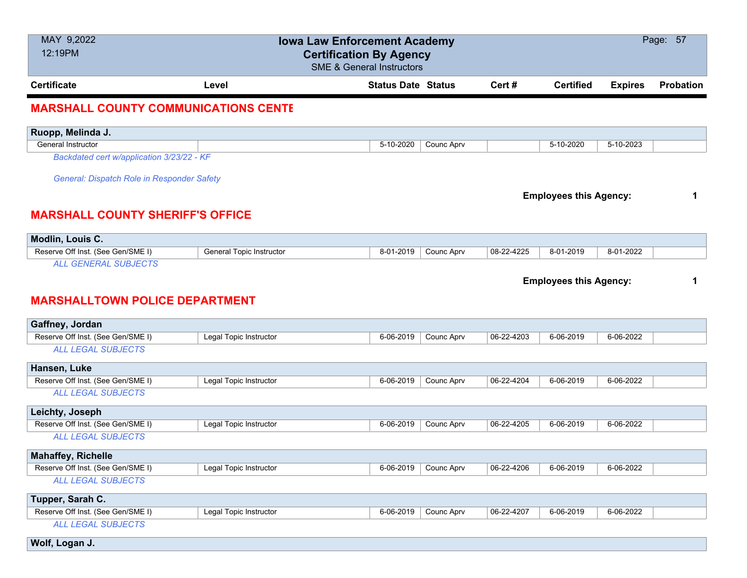# Iowa Law Enforcement Academy
## Certification By Agency
SME & General Instructors

MAY 9,2022
12:19PM

| Certificate | Level | Status Date | Status | Cert # | Certified | Expires | Probation |
|---|---|---|---|---|---|---|---|

## MARSHALL COUNTY COMMUNICATIONS CENTE

**Ruopp, Melinda J.**

| Certificate | Level | Status Date | Status | Cert # | Certified | Expires | Probation |
|---|---|---|---|---|---|---|---|
| General Instructor | | 5-10-2020 | Counc Aprv | | 5-10-2020 | 5-10-2023 | |

*Backdated cert w/application 3/23/22 - KF*

*General: Dispatch Role in Responder Safety*

**Employees this Agency: 1**

## MARSHALL COUNTY SHERIFF'S OFFICE

**Modlin, Louis C.**

| Certificate | Level | Status Date | Status | Cert # | Certified | Expires | Probation |
|---|---|---|---|---|---|---|---|
| Reserve Off Inst. (See Gen/SME I) | General Topic Instructor | 8-01-2019 | Counc Aprv | 08-22-4225 | 8-01-2019 | 8-01-2022 | |

*ALL GENERAL SUBJECTS*

**Employees this Agency: 1**

## MARSHALLTOWN POLICE DEPARTMENT

**Gaffney, Jordan**

| Certificate | Level | Status Date | Status | Cert # | Certified | Expires | Probation |
|---|---|---|---|---|---|---|---|
| Reserve Off Inst. (See Gen/SME I) | Legal Topic Instructor | 6-06-2019 | Counc Aprv | 06-22-4203 | 6-06-2019 | 6-06-2022 | |

*ALL LEGAL SUBJECTS*

**Hansen, Luke**

| Certificate | Level | Status Date | Status | Cert # | Certified | Expires | Probation |
|---|---|---|---|---|---|---|---|
| Reserve Off Inst. (See Gen/SME I) | Legal Topic Instructor | 6-06-2019 | Counc Aprv | 06-22-4204 | 6-06-2019 | 6-06-2022 | |

*ALL LEGAL SUBJECTS*

**Leichty, Joseph**

| Certificate | Level | Status Date | Status | Cert # | Certified | Expires | Probation |
|---|---|---|---|---|---|---|---|
| Reserve Off Inst. (See Gen/SME I) | Legal Topic Instructor | 6-06-2019 | Counc Aprv | 06-22-4205 | 6-06-2019 | 6-06-2022 | |

*ALL LEGAL SUBJECTS*

**Mahaffey, Richelle**

| Certificate | Level | Status Date | Status | Cert # | Certified | Expires | Probation |
|---|---|---|---|---|---|---|---|
| Reserve Off Inst. (See Gen/SME I) | Legal Topic Instructor | 6-06-2019 | Counc Aprv | 06-22-4206 | 6-06-2019 | 6-06-2022 | |

*ALL LEGAL SUBJECTS*

**Tupper, Sarah C.**

| Certificate | Level | Status Date | Status | Cert # | Certified | Expires | Probation |
|---|---|---|---|---|---|---|---|
| Reserve Off Inst. (See Gen/SME I) | Legal Topic Instructor | 6-06-2019 | Counc Aprv | 06-22-4207 | 6-06-2019 | 6-06-2022 | |

*ALL LEGAL SUBJECTS*

**Wolf, Logan J.**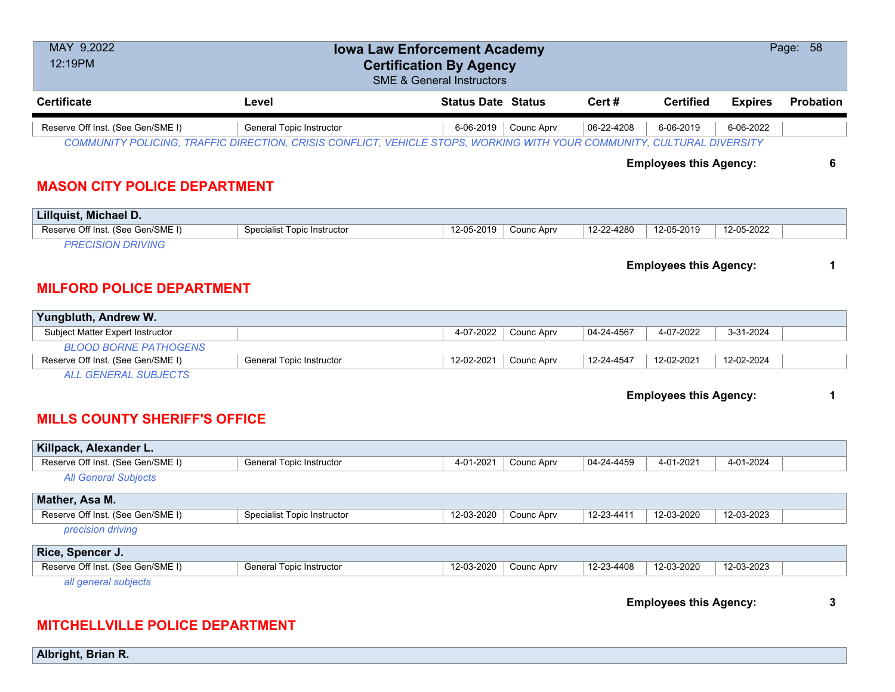# Iowa Law Enforcement Academy
## Certification By Agency
SME & General Instructors

MAY 9,2022
12:19PM

| Certificate | Level | Status Date | Status | Cert # | Certified | Expires | Probation |
|---|---|---|---|---|---|---|---|
| Reserve Off Inst. (See Gen/SME I) | General Topic Instructor | 6-06-2019 | Counc Aprv | 06-22-4208 | 6-06-2019 | 6-06-2022 | |

*COMMUNITY POLICING, TRAFFIC DIRECTION, CRISIS CONFLICT, VEHICLE STOPS, WORKING WITH YOUR COMMUNITY, CULTURAL DIVERSITY*

**Employees this Agency: 6**

## MASON CITY POLICE DEPARTMENT

**Lillquist, Michael D.**

| Certificate | Level | Status Date | Status | Cert # | Certified | Expires | Probation |
|---|---|---|---|---|---|---|---|
| Reserve Off Inst. (See Gen/SME I) | Specialist Topic Instructor | 12-05-2019 | Counc Aprv | 12-22-4280 | 12-05-2019 | 12-05-2022 | |

*PRECISION DRIVING*

**Employees this Agency: 1**

## MILFORD POLICE DEPARTMENT

**Yungbluth, Andrew W.**

| Certificate | Level | Status Date | Status | Cert # | Certified | Expires | Probation |
|---|---|---|---|---|---|---|---|
| Subject Matter Expert Instructor | | 4-07-2022 | Counc Aprv | 04-24-4567 | 4-07-2022 | 3-31-2024 | |

*BLOOD BORNE PATHOGENS*

| Certificate | Level | Status Date | Status | Cert # | Certified | Expires | Probation |
|---|---|---|---|---|---|---|---|
| Reserve Off Inst. (See Gen/SME I) | General Topic Instructor | 12-02-2021 | Counc Aprv | 12-24-4547 | 12-02-2021 | 12-02-2024 | |

*ALL GENERAL SUBJECTS*

**Employees this Agency: 1**

## MILLS COUNTY SHERIFF'S OFFICE

**Killpack, Alexander L.**

| Certificate | Level | Status Date | Status | Cert # | Certified | Expires | Probation |
|---|---|---|---|---|---|---|---|
| Reserve Off Inst. (See Gen/SME I) | General Topic Instructor | 4-01-2021 | Counc Aprv | 04-24-4459 | 4-01-2021 | 4-01-2024 | |

*All General Subjects*

**Mather, Asa M.**

| Certificate | Level | Status Date | Status | Cert # | Certified | Expires | Probation |
|---|---|---|---|---|---|---|---|
| Reserve Off Inst. (See Gen/SME I) | Specialist Topic Instructor | 12-03-2020 | Counc Aprv | 12-23-4411 | 12-03-2020 | 12-03-2023 | |

*precision driving*

**Rice, Spencer J.**

| Certificate | Level | Status Date | Status | Cert # | Certified | Expires | Probation |
|---|---|---|---|---|---|---|---|
| Reserve Off Inst. (See Gen/SME I) | General Topic Instructor | 12-03-2020 | Counc Aprv | 12-23-4408 | 12-03-2020 | 12-03-2023 | |

*all general subjects*

**Employees this Agency: 3**

## MITCHELLVILLE POLICE DEPARTMENT

**Albright, Brian R.**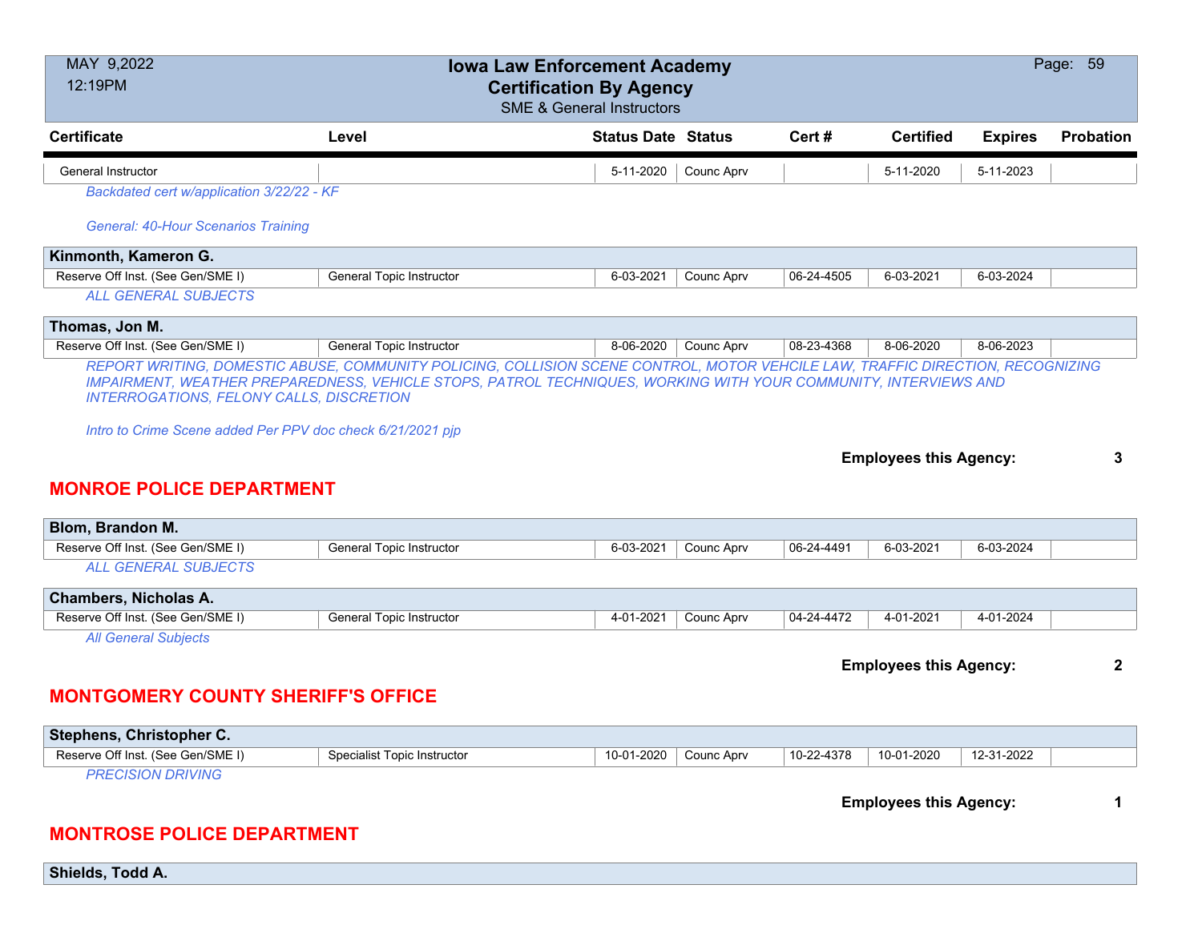| Certificate | Level | Status Date | Status | Cert # | Certified | Expires | Probation |
|---|---|---|---|---|---|---|---|
| General Instructor | | 5-11-2020 | Counc Aprv | | 5-11-2020 | 5-11-2023 | |

*Backdated cert w/application 3/22/22 - KF*

*General: 40-Hour Scenarios Training*

**Kinmonth, Kameron G.**

| Certificate | Level | Status Date | Status | Cert # | Certified | Expires | Probation |
|---|---|---|---|---|---|---|---|
| Reserve Off Inst. (See Gen/SME I) | General Topic Instructor | 6-03-2021 | Counc Aprv | 06-24-4505 | 6-03-2021 | 6-03-2024 | |

*ALL GENERAL SUBJECTS*

**Thomas, Jon M.**

| Certificate | Level | Status Date | Status | Cert # | Certified | Expires | Probation |
|---|---|---|---|---|---|---|---|
| Reserve Off Inst. (See Gen/SME I) | General Topic Instructor | 8-06-2020 | Counc Aprv | 08-23-4368 | 8-06-2020 | 8-06-2023 | |

*REPORT WRITING, DOMESTIC ABUSE, COMMUNITY POLICING, COLLISION SCENE CONTROL, MOTOR VEHCILE LAW, TRAFFIC DIRECTION, RECOGNIZING IMPAIRMENT, WEATHER PREPAREDNESS, VEHICLE STOPS, PATROL TECHNIQUES, WORKING WITH YOUR COMMUNITY, INTERVIEWS AND INTERROGATIONS, FELONY CALLS, DISCRETION*

*Intro to Crime Scene added Per PPV doc check 6/21/2021 pjp*

**Employees this Agency: 3**

## MONROE POLICE DEPARTMENT

**Blom, Brandon M.**

| Certificate | Level | Status Date | Status | Cert # | Certified | Expires | Probation |
|---|---|---|---|---|---|---|---|
| Reserve Off Inst. (See Gen/SME I) | General Topic Instructor | 6-03-2021 | Counc Aprv | 06-24-4491 | 6-03-2021 | 6-03-2024 | |

*ALL GENERAL SUBJECTS*

**Chambers, Nicholas A.**

| Certificate | Level | Status Date | Status | Cert # | Certified | Expires | Probation |
|---|---|---|---|---|---|---|---|
| Reserve Off Inst. (See Gen/SME I) | General Topic Instructor | 4-01-2021 | Counc Aprv | 04-24-4472 | 4-01-2021 | 4-01-2024 | |

*All General Subjects*

**Employees this Agency: 2**

## MONTGOMERY COUNTY SHERIFF'S OFFICE

**Stephens, Christopher C.**

| Certificate | Level | Status Date | Status | Cert # | Certified | Expires | Probation |
|---|---|---|---|---|---|---|---|
| Reserve Off Inst. (See Gen/SME I) | Specialist Topic Instructor | 10-01-2020 | Counc Aprv | 10-22-4378 | 10-01-2020 | 12-31-2022 | |

*PRECISION DRIVING*

**Employees this Agency: 1**

## MONTROSE POLICE DEPARTMENT

**Shields, Todd A.**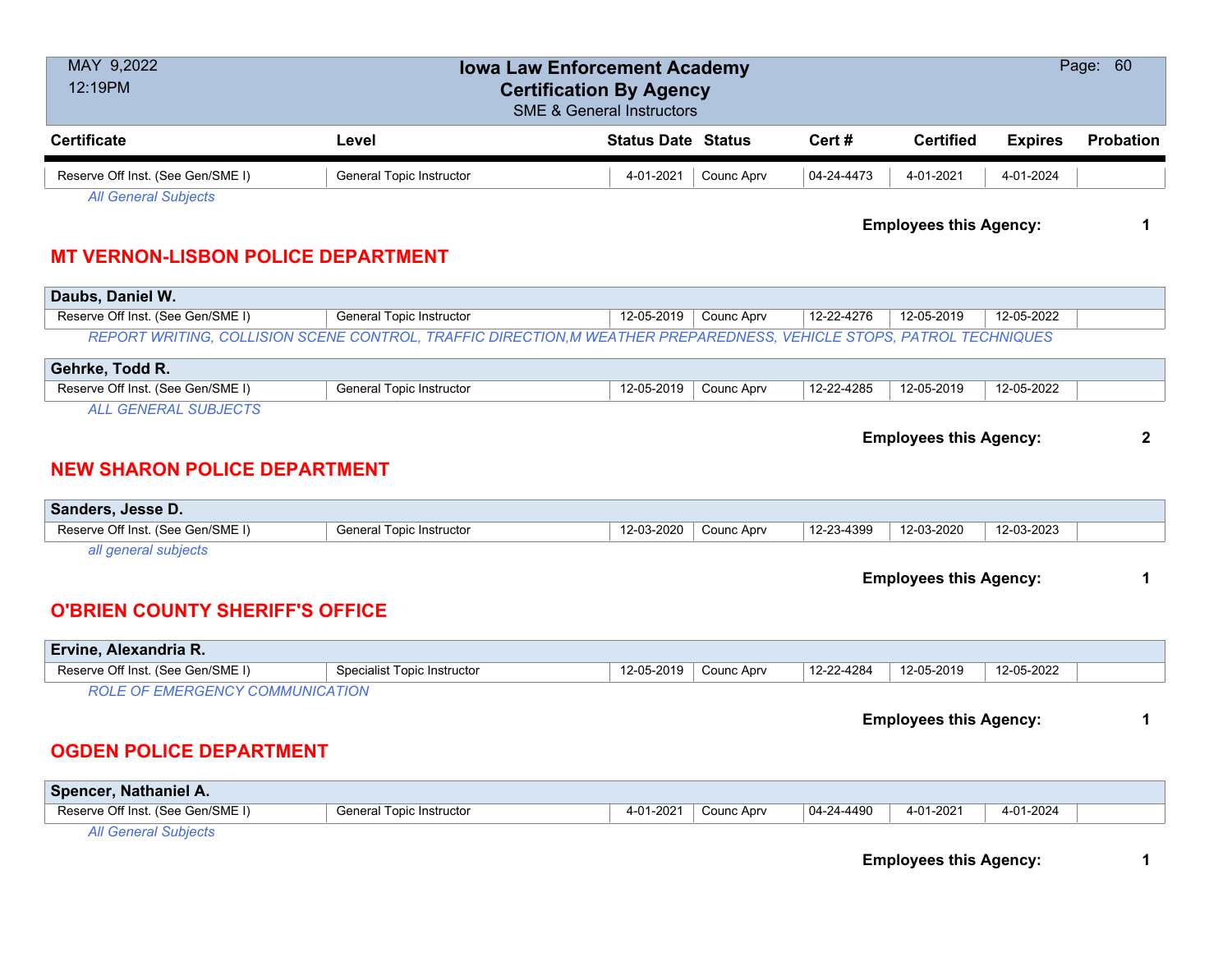| Certificate | Level | Status Date | Status | Cert # | Certified | Expires | Probation |
|---|---|---|---|---|---|---|---|
| Reserve Off Inst. (See Gen/SME I) | General Topic Instructor | 4-01-2021 | Counc Aprv | 04-24-4473 | 4-01-2021 | 4-01-2024 | |

*All General Subjects*

**Employees this Agency: 1**

## MT VERNON-LISBON POLICE DEPARTMENT

**Daubs, Daniel W.**

| Certificate | Level | Status Date | Status | Cert # | Certified | Expires | Probation |
|---|---|---|---|---|---|---|---|
| Reserve Off Inst. (See Gen/SME I) | General Topic Instructor | 12-05-2019 | Counc Aprv | 12-22-4276 | 12-05-2019 | 12-05-2022 | |

*REPORT WRITING, COLLISION SCENE CONTROL, TRAFFIC DIRECTION,M WEATHER PREPAREDNESS, VEHICLE STOPS, PATROL TECHNIQUES*

**Gehrke, Todd R.**

| Certificate | Level | Status Date | Status | Cert # | Certified | Expires | Probation |
|---|---|---|---|---|---|---|---|
| Reserve Off Inst. (See Gen/SME I) | General Topic Instructor | 12-05-2019 | Counc Aprv | 12-22-4285 | 12-05-2019 | 12-05-2022 | |

*ALL GENERAL SUBJECTS*

**Employees this Agency: 2**

## NEW SHARON POLICE DEPARTMENT

**Sanders, Jesse D.**

| Certificate | Level | Status Date | Status | Cert # | Certified | Expires | Probation |
|---|---|---|---|---|---|---|---|
| Reserve Off Inst. (See Gen/SME I) | General Topic Instructor | 12-03-2020 | Counc Aprv | 12-23-4399 | 12-03-2020 | 12-03-2023 | |

*all general subjects*

**Employees this Agency: 1**

## O'BRIEN COUNTY SHERIFF'S OFFICE

**Ervine, Alexandria R.**

| Certificate | Level | Status Date | Status | Cert # | Certified | Expires | Probation |
|---|---|---|---|---|---|---|---|
| Reserve Off Inst. (See Gen/SME I) | Specialist Topic Instructor | 12-05-2019 | Counc Aprv | 12-22-4284 | 12-05-2019 | 12-05-2022 | |

*ROLE OF EMERGENCY COMMUNICATION*

**Employees this Agency: 1**

## OGDEN POLICE DEPARTMENT

**Spencer, Nathaniel A.**

| Certificate | Level | Status Date | Status | Cert # | Certified | Expires | Probation |
|---|---|---|---|---|---|---|---|
| Reserve Off Inst. (See Gen/SME I) | General Topic Instructor | 4-01-2021 | Counc Aprv | 04-24-4490 | 4-01-2021 | 4-01-2024 | |

*All General Subjects*

**Employees this Agency: 1**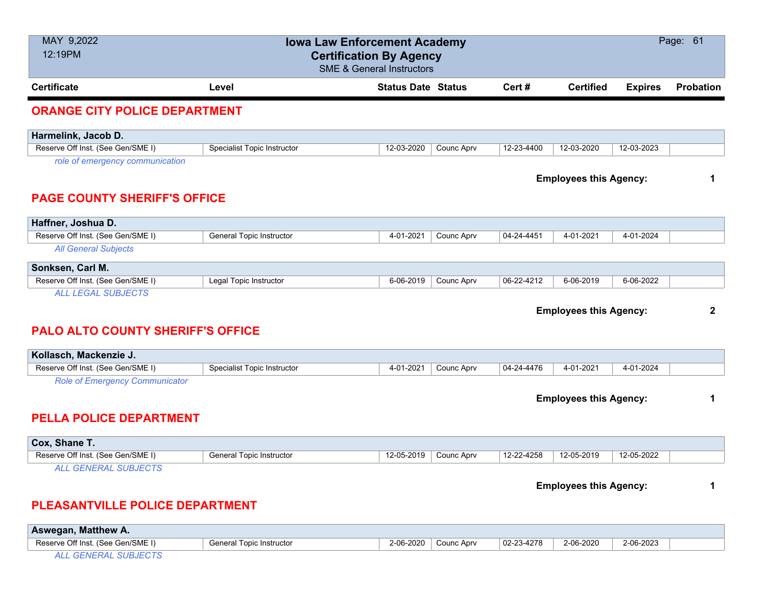# Iowa Law Enforcement Academy
## Certification By Agency
SME & General Instructors

MAY 9,2022
12:19PM

| Certificate | Level | Status Date | Status | Cert # | Certified | Expires | Probation |
|---|---|---|---|---|---|---|---|

## ORANGE CITY POLICE DEPARTMENT

**Harmelink, Jacob D.**

| Certificate | Level | Status Date | Status | Cert # | Certified | Expires | Probation |
|---|---|---|---|---|---|---|---|
| Reserve Off Inst. (See Gen/SME I) | Specialist Topic Instructor | 12-03-2020 | Counc Aprv | 12-23-4400 | 12-03-2020 | 12-03-2023 | |

*role of emergency communication*

**Employees this Agency: 1**

## PAGE COUNTY SHERIFF'S OFFICE

**Haffner, Joshua D.**

| Certificate | Level | Status Date | Status | Cert # | Certified | Expires | Probation |
|---|---|---|---|---|---|---|---|
| Reserve Off Inst. (See Gen/SME I) | General Topic Instructor | 4-01-2021 | Counc Aprv | 04-24-4451 | 4-01-2021 | 4-01-2024 | |

*All General Subjects*

**Sonksen, Carl M.**

| Certificate | Level | Status Date | Status | Cert # | Certified | Expires | Probation |
|---|---|---|---|---|---|---|---|
| Reserve Off Inst. (See Gen/SME I) | Legal Topic Instructor | 6-06-2019 | Counc Aprv | 06-22-4212 | 6-06-2019 | 6-06-2022 | |

*ALL LEGAL SUBJECTS*

**Employees this Agency: 2**

## PALO ALTO COUNTY SHERIFF'S OFFICE

**Kollasch, Mackenzie J.**

| Certificate | Level | Status Date | Status | Cert # | Certified | Expires | Probation |
|---|---|---|---|---|---|---|---|
| Reserve Off Inst. (See Gen/SME I) | Specialist Topic Instructor | 4-01-2021 | Counc Aprv | 04-24-4476 | 4-01-2021 | 4-01-2024 | |

*Role of Emergency Communicator*

**Employees this Agency: 1**

## PELLA POLICE DEPARTMENT

**Cox, Shane T.**

| Certificate | Level | Status Date | Status | Cert # | Certified | Expires | Probation |
|---|---|---|---|---|---|---|---|
| Reserve Off Inst. (See Gen/SME I) | General Topic Instructor | 12-05-2019 | Counc Aprv | 12-22-4258 | 12-05-2019 | 12-05-2022 | |

*ALL GENERAL SUBJECTS*

**Employees this Agency: 1**

## PLEASANTVILLE POLICE DEPARTMENT

**Aswegan, Matthew A.**

| Certificate | Level | Status Date | Status | Cert # | Certified | Expires | Probation |
|---|---|---|---|---|---|---|---|
| Reserve Off Inst. (See Gen/SME I) | General Topic Instructor | 2-06-2020 | Counc Aprv | 02-23-4278 | 2-06-2020 | 2-06-2023 | |

*ALL GENERAL SUBJECTS*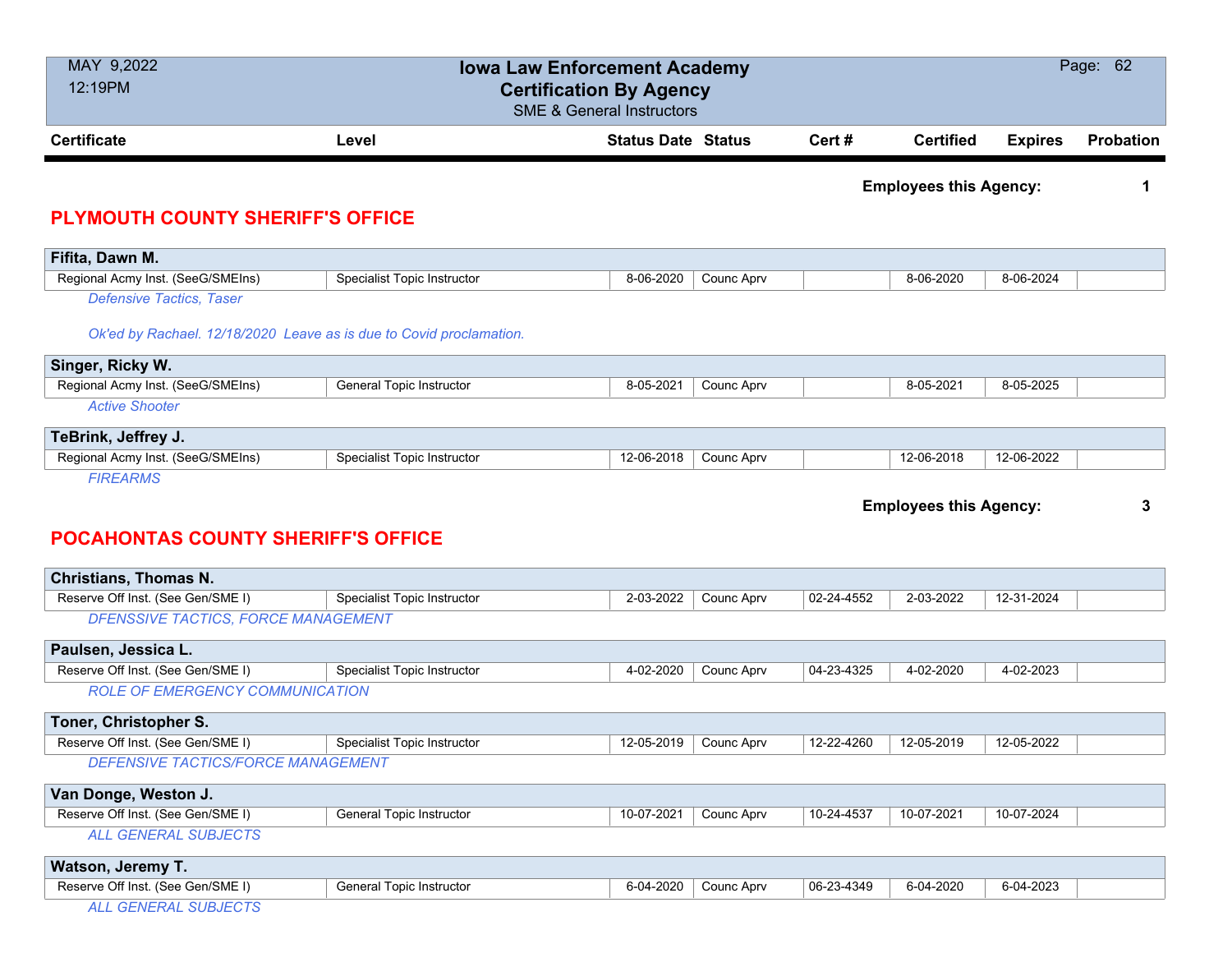# Iowa Law Enforcement Academy
## Certification By Agency
SME & General Instructors

MAY 9,2022
12:19PM

| Certificate | Level | Status Date | Status | Cert # | Certified | Expires | Probation |
|---|---|---|---|---|---|---|---|

**Employees this Agency: 1**

## PLYMOUTH COUNTY SHERIFF'S OFFICE

**Fifita, Dawn M.**

| Certificate | Level | Status Date | Status | Cert # | Certified | Expires | Probation |
|---|---|---|---|---|---|---|---|
| Regional Acmy Inst. (SeeG/SMEIns) | Specialist Topic Instructor | 8-06-2020 | Counc Aprv | | 8-06-2020 | 8-06-2024 | |

*Defensive Tactics, Taser*

*Ok'ed by Rachael. 12/18/2020 Leave as is due to Covid proclamation.*

**Singer, Ricky W.**

| Certificate | Level | Status Date | Status | Cert # | Certified | Expires | Probation |
|---|---|---|---|---|---|---|---|
| Regional Acmy Inst. (SeeG/SMEIns) | General Topic Instructor | 8-05-2021 | Counc Aprv | | 8-05-2021 | 8-05-2025 | |

*Active Shooter*

**TeBrink, Jeffrey J.**

| Certificate | Level | Status Date | Status | Cert # | Certified | Expires | Probation |
|---|---|---|---|---|---|---|---|
| Regional Acmy Inst. (SeeG/SMEIns) | Specialist Topic Instructor | 12-06-2018 | Counc Aprv | | 12-06-2018 | 12-06-2022 | |

*FIREARMS*

**Employees this Agency: 3**

## POCAHONTAS COUNTY SHERIFF'S OFFICE

**Christians, Thomas N.**

| Certificate | Level | Status Date | Status | Cert # | Certified | Expires | Probation |
|---|---|---|---|---|---|---|---|
| Reserve Off Inst. (See Gen/SME I) | Specialist Topic Instructor | 2-03-2022 | Counc Aprv | 02-24-4552 | 2-03-2022 | 12-31-2024 | |

*DFENSSIVE TACTICS, FORCE MANAGEMENT*

**Paulsen, Jessica L.**

| Certificate | Level | Status Date | Status | Cert # | Certified | Expires | Probation |
|---|---|---|---|---|---|---|---|
| Reserve Off Inst. (See Gen/SME I) | Specialist Topic Instructor | 4-02-2020 | Counc Aprv | 04-23-4325 | 4-02-2020 | 4-02-2023 | |

*ROLE OF EMERGENCY COMMUNICATION*

**Toner, Christopher S.**

| Certificate | Level | Status Date | Status | Cert # | Certified | Expires | Probation |
|---|---|---|---|---|---|---|---|
| Reserve Off Inst. (See Gen/SME I) | Specialist Topic Instructor | 12-05-2019 | Counc Aprv | 12-22-4260 | 12-05-2019 | 12-05-2022 | |

*DEFENSIVE TACTICS/FORCE MANAGEMENT*

**Van Donge, Weston J.**

| Certificate | Level | Status Date | Status | Cert # | Certified | Expires | Probation |
|---|---|---|---|---|---|---|---|
| Reserve Off Inst. (See Gen/SME I) | General Topic Instructor | 10-07-2021 | Counc Aprv | 10-24-4537 | 10-07-2021 | 10-07-2024 | |

*ALL GENERAL SUBJECTS*

**Watson, Jeremy T.**

| Certificate | Level | Status Date | Status | Cert # | Certified | Expires | Probation |
|---|---|---|---|---|---|---|---|
| Reserve Off Inst. (See Gen/SME I) | General Topic Instructor | 6-04-2020 | Counc Aprv | 06-23-4349 | 6-04-2020 | 6-04-2023 | |

*ALL GENERAL SUBJECTS*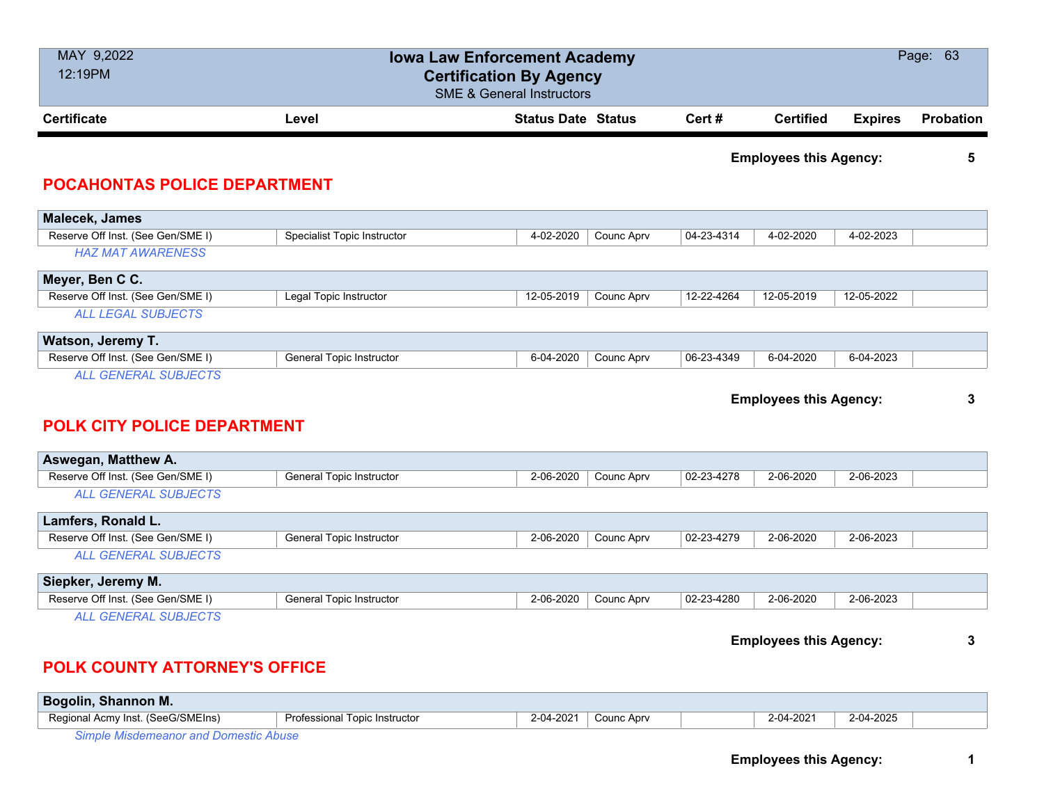| Certificate | Level | Status Date | Status | Cert # | Certified | Expires | Probation |
|---|---|---|---|---|---|---|---|

**Employees this Agency: 5**

## POCAHONTAS POLICE DEPARTMENT

**Malecek, James**

| Reserve Off Inst. (See Gen/SME I) | Specialist Topic Instructor | 4-02-2020 | Counc Aprv | 04-23-4314 | 4-02-2020 | 4-02-2023 | |
|---|---|---|---|---|---|---|---|

*HAZ MAT AWARENESS*

**Meyer, Ben C C.**

| Reserve Off Inst. (See Gen/SME I) | Legal Topic Instructor | 12-05-2019 | Counc Aprv | 12-22-4264 | 12-05-2019 | 12-05-2022 | |
|---|---|---|---|---|---|---|---|

*ALL LEGAL SUBJECTS*

**Watson, Jeremy T.**

| Reserve Off Inst. (See Gen/SME I) | General Topic Instructor | 6-04-2020 | Counc Aprv | 06-23-4349 | 6-04-2020 | 6-04-2023 | |
|---|---|---|---|---|---|---|---|

*ALL GENERAL SUBJECTS*

**Employees this Agency: 3**

## POLK CITY POLICE DEPARTMENT

**Aswegan, Matthew A.**

| Reserve Off Inst. (See Gen/SME I) | General Topic Instructor | 2-06-2020 | Counc Aprv | 02-23-4278 | 2-06-2020 | 2-06-2023 | |
|---|---|---|---|---|---|---|---|

*ALL GENERAL SUBJECTS*

**Lamfers, Ronald L.**

| Reserve Off Inst. (See Gen/SME I) | General Topic Instructor | 2-06-2020 | Counc Aprv | 02-23-4279 | 2-06-2020 | 2-06-2023 | |
|---|---|---|---|---|---|---|---|

*ALL GENERAL SUBJECTS*

**Siepker, Jeremy M.**

| Reserve Off Inst. (See Gen/SME I) | General Topic Instructor | 2-06-2020 | Counc Aprv | 02-23-4280 | 2-06-2020 | 2-06-2023 | |
|---|---|---|---|---|---|---|---|

*ALL GENERAL SUBJECTS*

**Employees this Agency: 3**

## POLK COUNTY ATTORNEY'S OFFICE

**Bogolin, Shannon M.**

| Regional Acmy Inst. (SeeG/SMEIns) | Professional Topic Instructor | 2-04-2021 | Counc Aprv | | 2-04-2021 | 2-04-2025 | |
|---|---|---|---|---|---|---|---|

*Simple Misdemeanor and Domestic Abuse*

**Employees this Agency: 1**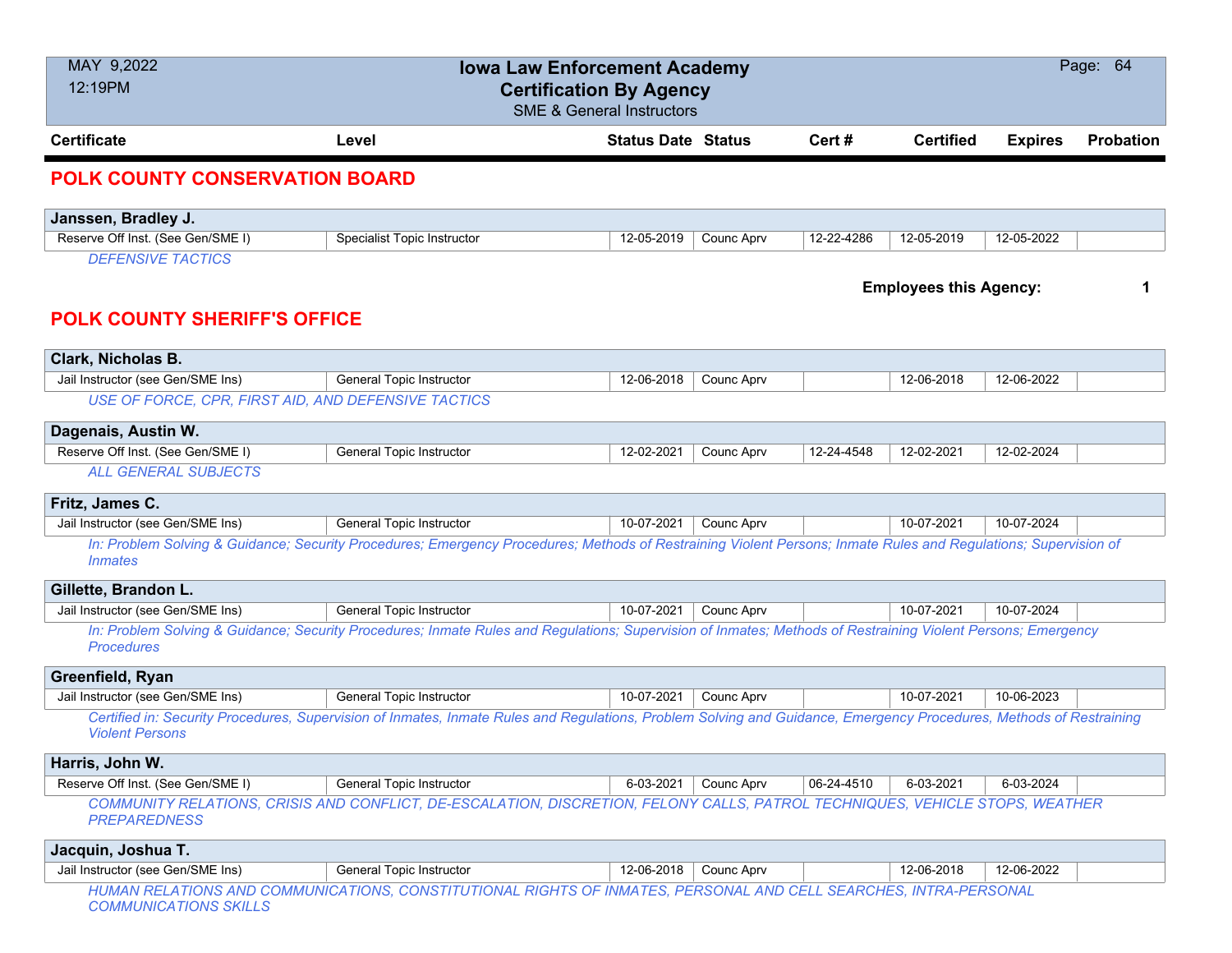# Iowa Law Enforcement Academy
## Certification By Agency
SME & General Instructors

| Certificate | Level | Status Date | Status | Cert # | Certified | Expires | Probation |
|---|---|---|---|---|---|---|---|

## POLK COUNTY CONSERVATION BOARD

**Janssen, Bradley J.**

| Certificate | Level | Status Date | Status | Cert # | Certified | Expires | Probation |
|---|---|---|---|---|---|---|---|
| Reserve Off Inst. (See Gen/SME I) | Specialist Topic Instructor | 12-05-2019 | Counc Aprv | 12-22-4286 | 12-05-2019 | 12-05-2022 | |

*DEFENSIVE TACTICS*

**Employees this Agency: 1**

## POLK COUNTY SHERIFF'S OFFICE

**Clark, Nicholas B.**

| Certificate | Level | Status Date | Status | Cert # | Certified | Expires | Probation |
|---|---|---|---|---|---|---|---|
| Jail Instructor (see Gen/SME Ins) | General Topic Instructor | 12-06-2018 | Counc Aprv | | 12-06-2018 | 12-06-2022 | |

*USE OF FORCE, CPR, FIRST AID, AND DEFENSIVE TACTICS*

**Dagenais, Austin W.**

| Certificate | Level | Status Date | Status | Cert # | Certified | Expires | Probation |
|---|---|---|---|---|---|---|---|
| Reserve Off Inst. (See Gen/SME I) | General Topic Instructor | 12-02-2021 | Counc Aprv | 12-24-4548 | 12-02-2021 | 12-02-2024 | |

*ALL GENERAL SUBJECTS*

**Fritz, James C.**

| Certificate | Level | Status Date | Status | Cert # | Certified | Expires | Probation |
|---|---|---|---|---|---|---|---|
| Jail Instructor (see Gen/SME Ins) | General Topic Instructor | 10-07-2021 | Counc Aprv | | 10-07-2021 | 10-07-2024 | |

*In: Problem Solving & Guidance; Security Procedures; Emergency Procedures; Methods of Restraining Violent Persons; Inmate Rules and Regulations; Supervision of Inmates*

**Gillette, Brandon L.**

| Certificate | Level | Status Date | Status | Cert # | Certified | Expires | Probation |
|---|---|---|---|---|---|---|---|
| Jail Instructor (see Gen/SME Ins) | General Topic Instructor | 10-07-2021 | Counc Aprv | | 10-07-2021 | 10-07-2024 | |

*In: Problem Solving & Guidance; Security Procedures; Inmate Rules and Regulations; Supervision of Inmates; Methods of Restraining Violent Persons; Emergency Procedures*

**Greenfield, Ryan**

| Certificate | Level | Status Date | Status | Cert # | Certified | Expires | Probation |
|---|---|---|---|---|---|---|---|
| Jail Instructor (see Gen/SME Ins) | General Topic Instructor | 10-07-2021 | Counc Aprv | | 10-07-2021 | 10-06-2023 | |

*Certified in: Security Procedures, Supervision of Inmates, Inmate Rules and Regulations, Problem Solving and Guidance, Emergency Procedures, Methods of Restraining Violent Persons*

**Harris, John W.**

| Certificate | Level | Status Date | Status | Cert # | Certified | Expires | Probation |
|---|---|---|---|---|---|---|---|
| Reserve Off Inst. (See Gen/SME I) | General Topic Instructor | 6-03-2021 | Counc Aprv | 06-24-4510 | 6-03-2021 | 6-03-2024 | |

*COMMUNITY RELATIONS, CRISIS AND CONFLICT, DE-ESCALATION, DISCRETION, FELONY CALLS, PATROL TECHNIQUES, VEHICLE STOPS, WEATHER PREPAREDNESS*

**Jacquin, Joshua T.**

| Certificate | Level | Status Date | Status | Cert # | Certified | Expires | Probation |
|---|---|---|---|---|---|---|---|
| Jail Instructor (see Gen/SME Ins) | General Topic Instructor | 12-06-2018 | Counc Aprv | | 12-06-2018 | 12-06-2022 | |

*HUMAN RELATIONS AND COMMUNICATIONS, CONSTITUTIONAL RIGHTS OF INMATES, PERSONAL AND CELL SEARCHES, INTRA-PERSONAL COMMUNICATIONS SKILLS*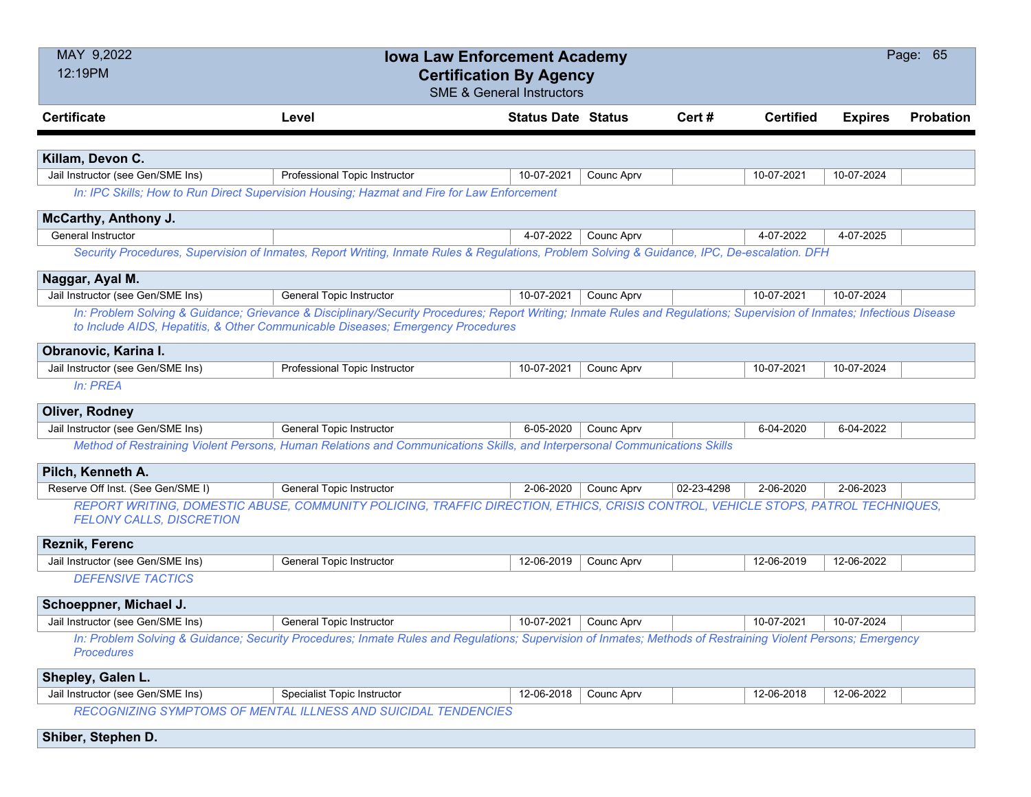# Iowa Law Enforcement Academy
## Certification By Agency
### SME & General Instructors

| Certificate | Level | Status Date | Status | Cert # | Certified | Expires | Probation |
|---|---|---|---|---|---|---|---|
| **Killam, Devon C.** | | | | | | | |
| Jail Instructor (see Gen/SME Ins) | Professional Topic Instructor | 10-07-2021 | Counc Aprv | | 10-07-2021 | 10-07-2024 | |
| *In: IPC Skills; How to Run Direct Supervision Housing; Hazmat and Fire for Law Enforcement* | | | | | | | |
| **McCarthy, Anthony J.** | | | | | | | |
| General Instructor | | 4-07-2022 | Counc Aprv | | 4-07-2022 | 4-07-2025 | |
| *Security Procedures, Supervision of Inmates, Report Writing, Inmate Rules & Regulations, Problem Solving & Guidance, IPC, De-escalation. DFH* | | | | | | | |
| **Naggar, Ayal M.** | | | | | | | |
| Jail Instructor (see Gen/SME Ins) | General Topic Instructor | 10-07-2021 | Counc Aprv | | 10-07-2021 | 10-07-2024 | |
| *In: Problem Solving & Guidance; Grievance & Disciplinary/Security Procedures; Report Writing; Inmate Rules and Regulations; Supervision of Inmates; Infectious Disease to Include AIDS, Hepatitis, & Other Communicable Diseases; Emergency Procedures* | | | | | | | |
| **Obranovic, Karina I.** | | | | | | | |
| Jail Instructor (see Gen/SME Ins) | Professional Topic Instructor | 10-07-2021 | Counc Aprv | | 10-07-2021 | 10-07-2024 | |
| *In: PREA* | | | | | | | |
| **Oliver, Rodney** | | | | | | | |
| Jail Instructor (see Gen/SME Ins) | General Topic Instructor | 6-05-2020 | Counc Aprv | | 6-04-2020 | 6-04-2022 | |
| *Method of Restraining Violent Persons, Human Relations and Communications Skills, and Interpersonal Communications Skills* | | | | | | | |
| **Pilch, Kenneth A.** | | | | | | | |
| Reserve Off Inst. (See Gen/SME I) | General Topic Instructor | 2-06-2020 | Counc Aprv | 02-23-4298 | 2-06-2020 | 2-06-2023 | |
| *REPORT WRITING, DOMESTIC ABUSE, COMMUNITY POLICING, TRAFFIC DIRECTION, ETHICS, CRISIS CONTROL, VEHICLE STOPS, PATROL TECHNIQUES, FELONY CALLS, DISCRETION* | | | | | | | |
| **Reznik, Ferenc** | | | | | | | |
| Jail Instructor (see Gen/SME Ins) | General Topic Instructor | 12-06-2019 | Counc Aprv | | 12-06-2019 | 12-06-2022 | |
| *DEFENSIVE TACTICS* | | | | | | | |
| **Schoeppner, Michael J.** | | | | | | | |
| Jail Instructor (see Gen/SME Ins) | General Topic Instructor | 10-07-2021 | Counc Aprv | | 10-07-2021 | 10-07-2024 | |
| *In: Problem Solving & Guidance; Security Procedures; Inmate Rules and Regulations; Supervision of Inmates; Methods of Restraining Violent Persons; Emergency Procedures* | | | | | | | |
| **Shepley, Galen L.** | | | | | | | |
| Jail Instructor (see Gen/SME Ins) | Specialist Topic Instructor | 12-06-2018 | Counc Aprv | | 12-06-2018 | 12-06-2022 | |
| *RECOGNIZING SYMPTOMS OF MENTAL ILLNESS AND SUICIDAL TENDENCIES* | | | | | | | |
| **Shiber, Stephen D.** | | | | | | | |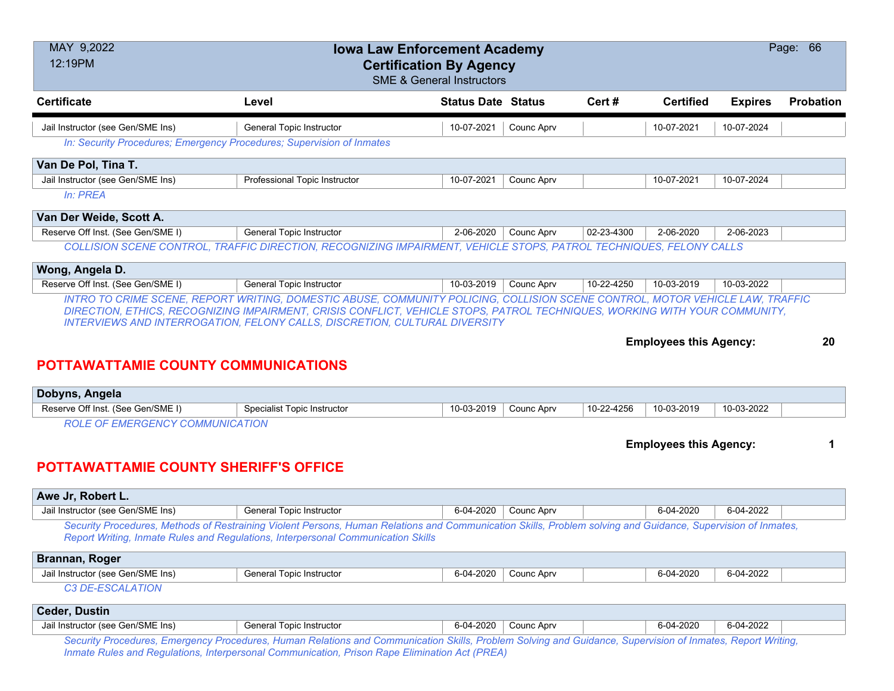| Certificate | Level | Status Date | Status | Cert # | Certified | Expires | Probation |
|---|---|---|---|---|---|---|---|
| Jail Instructor (see Gen/SME Ins) | General Topic Instructor | 10-07-2021 | Counc Aprv | | 10-07-2021 | 10-07-2024 | |

*In: Security Procedures; Emergency Procedures; Supervision of Inmates*

**Van De Pol, Tina T.**

| Certificate | Level | Status Date | Status | Cert # | Certified | Expires | Probation |
|---|---|---|---|---|---|---|---|
| Jail Instructor (see Gen/SME Ins) | Professional Topic Instructor | 10-07-2021 | Counc Aprv | | 10-07-2021 | 10-07-2024 | |

*In: PREA*

**Van Der Weide, Scott A.**

| Certificate | Level | Status Date | Status | Cert # | Certified | Expires | Probation |
|---|---|---|---|---|---|---|---|
| Reserve Off Inst. (See Gen/SME I) | General Topic Instructor | 2-06-2020 | Counc Aprv | 02-23-4300 | 2-06-2020 | 2-06-2023 | |

*COLLISION SCENE CONTROL, TRAFFIC DIRECTION, RECOGNIZING IMPAIRMENT, VEHICLE STOPS, PATROL TECHNIQUES, FELONY CALLS*

**Wong, Angela D.**

| Certificate | Level | Status Date | Status | Cert # | Certified | Expires | Probation |
|---|---|---|---|---|---|---|---|
| Reserve Off Inst. (See Gen/SME I) | General Topic Instructor | 10-03-2019 | Counc Aprv | 10-22-4250 | 10-03-2019 | 10-03-2022 | |

*INTRO TO CRIME SCENE, REPORT WRITING, DOMESTIC ABUSE, COMMUNITY POLICING, COLLISION SCENE CONTROL, MOTOR VEHICLE LAW, TRAFFIC DIRECTION, ETHICS, RECOGNIZING IMPAIRMENT, CRISIS CONFLICT, VEHICLE STOPS, PATROL TECHNIQUES, WORKING WITH YOUR COMMUNITY, INTERVIEWS AND INTERROGATION, FELONY CALLS, DISCRETION, CULTURAL DIVERSITY*

**Employees this Agency: 20**

## POTTAWATTAMIE COUNTY COMMUNICATIONS

**Dobyns, Angela**

| Certificate | Level | Status Date | Status | Cert # | Certified | Expires | Probation |
|---|---|---|---|---|---|---|---|
| Reserve Off Inst. (See Gen/SME I) | Specialist Topic Instructor | 10-03-2019 | Counc Aprv | 10-22-4256 | 10-03-2019 | 10-03-2022 | |

*ROLE OF EMERGENCY COMMUNICATION*

**Employees this Agency: 1**

## POTTAWATTAMIE COUNTY SHERIFF'S OFFICE

**Awe Jr, Robert L.**

| Certificate | Level | Status Date | Status | Cert # | Certified | Expires | Probation |
|---|---|---|---|---|---|---|---|
| Jail Instructor (see Gen/SME Ins) | General Topic Instructor | 6-04-2020 | Counc Aprv | | 6-04-2020 | 6-04-2022 | |

*Security Procedures, Methods of Restraining Violent Persons, Human Relations and Communication Skills, Problem solving and Guidance, Supervision of Inmates, Report Writing, Inmate Rules and Regulations, Interpersonal Communication Skills*

**Brannan, Roger**

| Certificate | Level | Status Date | Status | Cert # | Certified | Expires | Probation |
|---|---|---|---|---|---|---|---|
| Jail Instructor (see Gen/SME Ins) | General Topic Instructor | 6-04-2020 | Counc Aprv | | 6-04-2020 | 6-04-2022 | |

*C3 DE-ESCALATION*

**Ceder, Dustin**

| Certificate | Level | Status Date | Status | Cert # | Certified | Expires | Probation |
|---|---|---|---|---|---|---|---|
| Jail Instructor (see Gen/SME Ins) | General Topic Instructor | 6-04-2020 | Counc Aprv | | 6-04-2020 | 6-04-2022 | |

*Security Procedures, Emergency Procedures, Human Relations and Communication Skills, Problem Solving and Guidance, Supervision of Inmates, Report Writing, Inmate Rules and Regulations, Interpersonal Communication, Prison Rape Elimination Act (PREA)*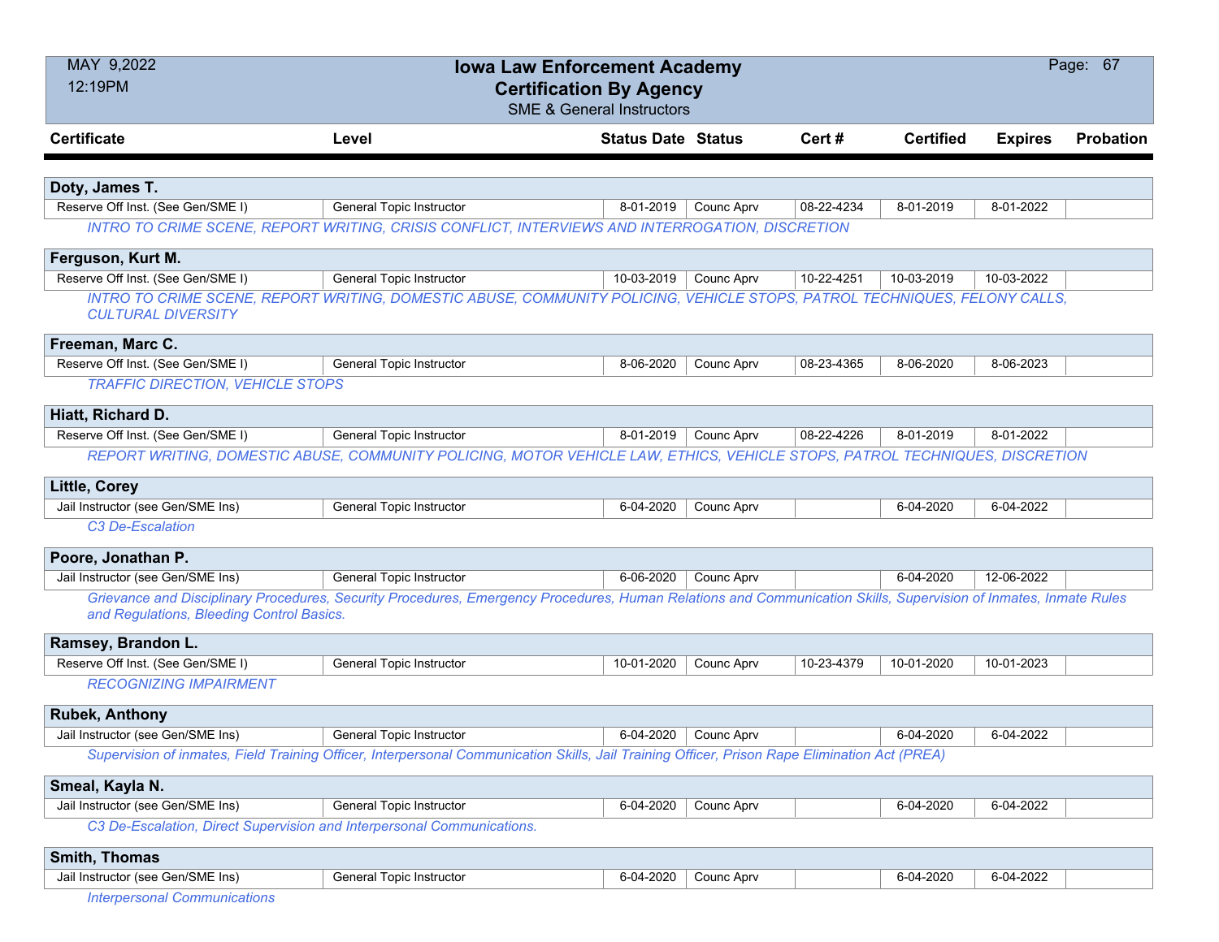# Iowa Law Enforcement Academy
## Certification By Agency
SME & General Instructors

MAY 9,2022
12:19PM

| Certificate | Level | Status Date | Status | Cert # | Certified | Expires | Probation |
|---|---|---|---|---|---|---|---|
| **Doty, James T.** | | | | | | | |
| Reserve Off Inst. (See Gen/SME I) | General Topic Instructor | 8-01-2019 | Counc Aprv | 08-22-4234 | 8-01-2019 | 8-01-2022 | |
| *INTRO TO CRIME SCENE, REPORT WRITING, CRISIS CONFLICT, INTERVIEWS AND INTERROGATION, DISCRETION* | | | | | | | |
| **Ferguson, Kurt M.** | | | | | | | |
| Reserve Off Inst. (See Gen/SME I) | General Topic Instructor | 10-03-2019 | Counc Aprv | 10-22-4251 | 10-03-2019 | 10-03-2022 | |
| *INTRO TO CRIME SCENE, REPORT WRITING, DOMESTIC ABUSE, COMMUNITY POLICING, VEHICLE STOPS, PATROL TECHNIQUES, FELONY CALLS, CULTURAL DIVERSITY* | | | | | | | |
| **Freeman, Marc C.** | | | | | | | |
| Reserve Off Inst. (See Gen/SME I) | General Topic Instructor | 8-06-2020 | Counc Aprv | 08-23-4365 | 8-06-2020 | 8-06-2023 | |
| *TRAFFIC DIRECTION, VEHICLE STOPS* | | | | | | | |
| **Hiatt, Richard D.** | | | | | | | |
| Reserve Off Inst. (See Gen/SME I) | General Topic Instructor | 8-01-2019 | Counc Aprv | 08-22-4226 | 8-01-2019 | 8-01-2022 | |
| *REPORT WRITING, DOMESTIC ABUSE, COMMUNITY POLICING, MOTOR VEHICLE LAW, ETHICS, VEHICLE STOPS, PATROL TECHNIQUES, DISCRETION* | | | | | | | |
| **Little, Corey** | | | | | | | |
| Jail Instructor (see Gen/SME Ins) | General Topic Instructor | 6-04-2020 | Counc Aprv | | 6-04-2020 | 6-04-2022 | |
| *C3 De-Escalation* | | | | | | | |
| **Poore, Jonathan P.** | | | | | | | |
| Jail Instructor (see Gen/SME Ins) | General Topic Instructor | 6-06-2020 | Counc Aprv | | 6-04-2020 | 12-06-2022 | |
| *Grievance and Disciplinary Procedures, Security Procedures, Emergency Procedures, Human Relations and Communication Skills, Supervision of Inmates, Inmate Rules and Regulations, Bleeding Control Basics.* | | | | | | | |
| **Ramsey, Brandon L.** | | | | | | | |
| Reserve Off Inst. (See Gen/SME I) | General Topic Instructor | 10-01-2020 | Counc Aprv | 10-23-4379 | 10-01-2020 | 10-01-2023 | |
| *RECOGNIZING IMPAIRMENT* | | | | | | | |
| **Rubek, Anthony** | | | | | | | |
| Jail Instructor (see Gen/SME Ins) | General Topic Instructor | 6-04-2020 | Counc Aprv | | 6-04-2020 | 6-04-2022 | |
| *Supervision of inmates, Field Training Officer, Interpersonal Communication Skills, Jail Training Officer, Prison Rape Elimination Act (PREA)* | | | | | | | |
| **Smeal, Kayla N.** | | | | | | | |
| Jail Instructor (see Gen/SME Ins) | General Topic Instructor | 6-04-2020 | Counc Aprv | | 6-04-2020 | 6-04-2022 | |
| *C3 De-Escalation, Direct Supervision and Interpersonal Communications.* | | | | | | | |
| **Smith, Thomas** | | | | | | | |
| Jail Instructor (see Gen/SME Ins) | General Topic Instructor | 6-04-2020 | Counc Aprv | | 6-04-2020 | 6-04-2022 | |
| *Interpersonal Communications* | | | | | | | |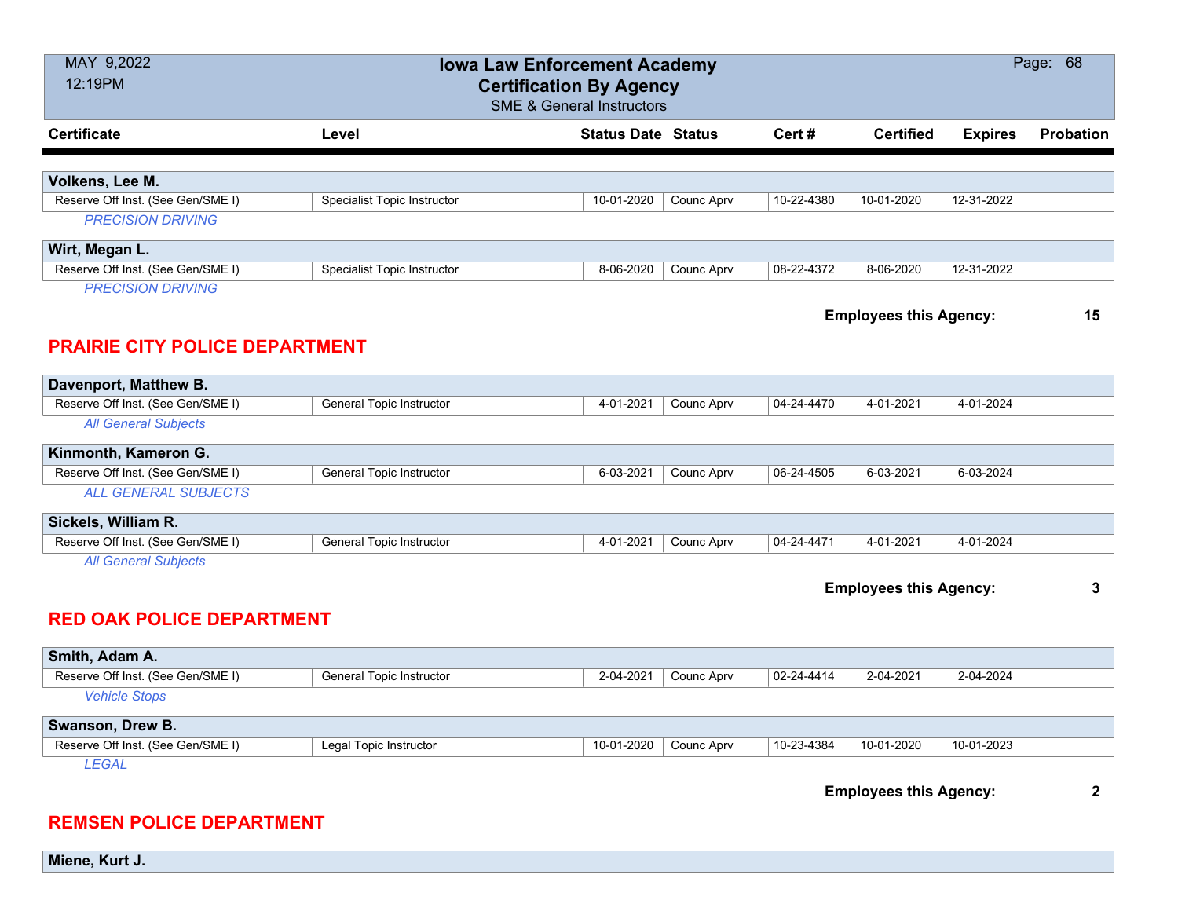| Certificate | Level | Status Date | Status | Cert # | Certified | Expires | Probation |
|---|---|---|---|---|---|---|---|

**Volkens, Lee M.**

| Reserve Off Inst. (See Gen/SME I) | Specialist Topic Instructor | 10-01-2020 | Counc Aprv | 10-22-4380 | 10-01-2020 | 12-31-2022 | |
|---|---|---|---|---|---|---|---|

*PRECISION DRIVING*

**Wirt, Megan L.**

| Reserve Off Inst. (See Gen/SME I) | Specialist Topic Instructor | 8-06-2020 | Counc Aprv | 08-22-4372 | 8-06-2020 | 12-31-2022 | |
|---|---|---|---|---|---|---|---|

*PRECISION DRIVING*

**Employees this Agency: 15**

## PRAIRIE CITY POLICE DEPARTMENT

**Davenport, Matthew B.**

| Reserve Off Inst. (See Gen/SME I) | General Topic Instructor | 4-01-2021 | Counc Aprv | 04-24-4470 | 4-01-2021 | 4-01-2024 | |
|---|---|---|---|---|---|---|---|

*All General Subjects*

**Kinmonth, Kameron G.**

| Reserve Off Inst. (See Gen/SME I) | General Topic Instructor | 6-03-2021 | Counc Aprv | 06-24-4505 | 6-03-2021 | 6-03-2024 | |
|---|---|---|---|---|---|---|---|

*ALL GENERAL SUBJECTS*

**Sickels, William R.**

| Reserve Off Inst. (See Gen/SME I) | General Topic Instructor | 4-01-2021 | Counc Aprv | 04-24-4471 | 4-01-2021 | 4-01-2024 | |
|---|---|---|---|---|---|---|---|

*All General Subjects*

**Employees this Agency: 3**

## RED OAK POLICE DEPARTMENT

**Smith, Adam A.**

| Reserve Off Inst. (See Gen/SME I) | General Topic Instructor | 2-04-2021 | Counc Aprv | 02-24-4414 | 2-04-2021 | 2-04-2024 | |
|---|---|---|---|---|---|---|---|

*Vehicle Stops*

**Swanson, Drew B.**

| Reserve Off Inst. (See Gen/SME I) | Legal Topic Instructor | 10-01-2020 | Counc Aprv | 10-23-4384 | 10-01-2020 | 10-01-2023 | |
|---|---|---|---|---|---|---|---|

*LEGAL*

**Employees this Agency: 2**

## REMSEN POLICE DEPARTMENT

**Miene, Kurt J.**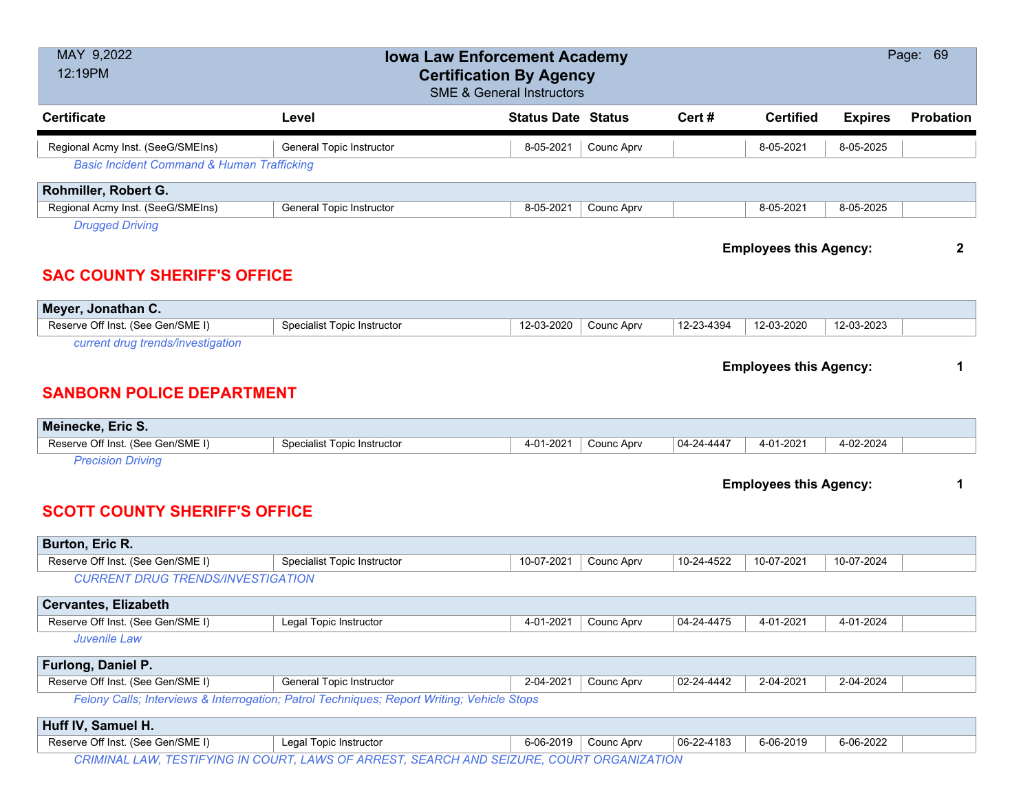| Certificate | Level | Status Date | Status | Cert # | Certified | Expires | Probation |
|---|---|---|---|---|---|---|---|
| Regional Acmy Inst. (SeeG/SMEIns) | General Topic Instructor | 8-05-2021 | Counc Aprv | | 8-05-2021 | 8-05-2025 | |

*Basic Incident Command & Human Trafficking*

**Rohmiller, Robert G.**

| Certificate | Level | Status Date | Status | Cert # | Certified | Expires | Probation |
|---|---|---|---|---|---|---|---|
| Regional Acmy Inst. (SeeG/SMEIns) | General Topic Instructor | 8-05-2021 | Counc Aprv | | 8-05-2021 | 8-05-2025 | |

*Drugged Driving*

**Employees this Agency: 2**

## SAC COUNTY SHERIFF'S OFFICE

**Meyer, Jonathan C.**

| Certificate | Level | Status Date | Status | Cert # | Certified | Expires | Probation |
|---|---|---|---|---|---|---|---|
| Reserve Off Inst. (See Gen/SME I) | Specialist Topic Instructor | 12-03-2020 | Counc Aprv | 12-23-4394 | 12-03-2020 | 12-03-2023 | |

*current drug trends/investigation*

**Employees this Agency: 1**

## SANBORN POLICE DEPARTMENT

**Meinecke, Eric S.**

| Certificate | Level | Status Date | Status | Cert # | Certified | Expires | Probation |
|---|---|---|---|---|---|---|---|
| Reserve Off Inst. (See Gen/SME I) | Specialist Topic Instructor | 4-01-2021 | Counc Aprv | 04-24-4447 | 4-01-2021 | 4-02-2024 | |

*Precision Driving*

**Employees this Agency: 1**

## SCOTT COUNTY SHERIFF'S OFFICE

**Burton, Eric R.**

| Certificate | Level | Status Date | Status | Cert # | Certified | Expires | Probation |
|---|---|---|---|---|---|---|---|
| Reserve Off Inst. (See Gen/SME I) | Specialist Topic Instructor | 10-07-2021 | Counc Aprv | 10-24-4522 | 10-07-2021 | 10-07-2024 | |

*CURRENT DRUG TRENDS/INVESTIGATION*

**Cervantes, Elizabeth**

| Certificate | Level | Status Date | Status | Cert # | Certified | Expires | Probation |
|---|---|---|---|---|---|---|---|
| Reserve Off Inst. (See Gen/SME I) | Legal Topic Instructor | 4-01-2021 | Counc Aprv | 04-24-4475 | 4-01-2021 | 4-01-2024 | |

*Juvenile Law*

**Furlong, Daniel P.**

| Certificate | Level | Status Date | Status | Cert # | Certified | Expires | Probation |
|---|---|---|---|---|---|---|---|
| Reserve Off Inst. (See Gen/SME I) | General Topic Instructor | 2-04-2021 | Counc Aprv | 02-24-4442 | 2-04-2021 | 2-04-2024 | |

*Felony Calls; Interviews & Interrogation; Patrol Techniques; Report Writing; Vehicle Stops*

**Huff IV, Samuel H.**

| Certificate | Level | Status Date | Status | Cert # | Certified | Expires | Probation |
|---|---|---|---|---|---|---|---|
| Reserve Off Inst. (See Gen/SME I) | Legal Topic Instructor | 6-06-2019 | Counc Aprv | 06-22-4183 | 6-06-2019 | 6-06-2022 | |

*CRIMINAL LAW, TESTIFYING IN COURT, LAWS OF ARREST, SEARCH AND SEIZURE, COURT ORGANIZATION*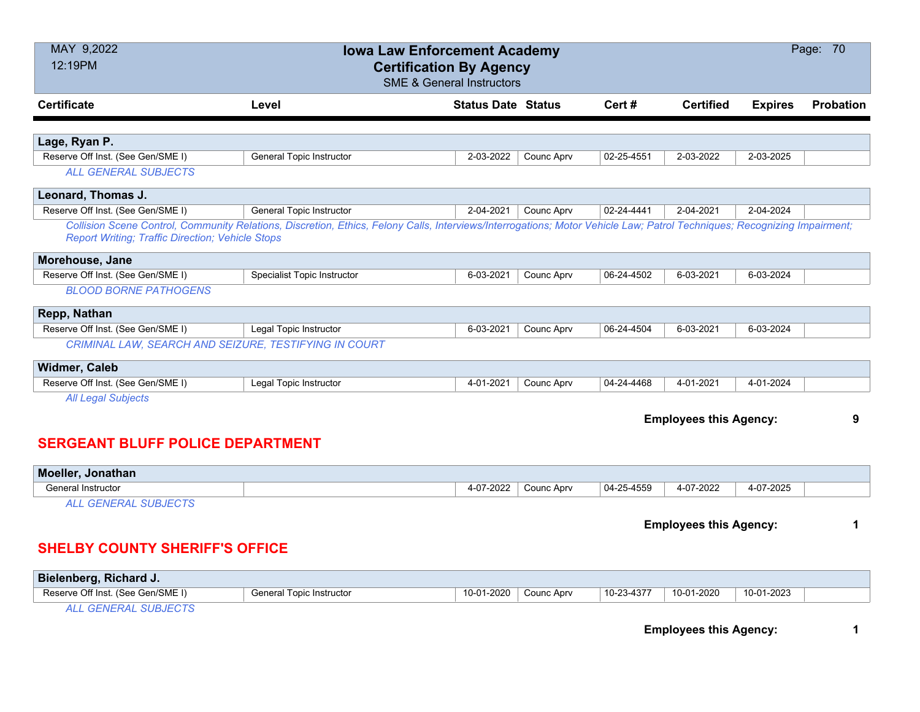| Certificate | Level | Status Date | Status | Cert # | Certified | Expires | Probation |
|---|---|---|---|---|---|---|---|
| **Lage, Ryan P.** | | | | | | | |
| Reserve Off Inst. (See Gen/SME I) | General Topic Instructor | 2-03-2022 | Counc Aprv | 02-25-4551 | 2-03-2022 | 2-03-2025 | |
| *ALL GENERAL SUBJECTS* | | | | | | | |
| **Leonard, Thomas J.** | | | | | | | |
| Reserve Off Inst. (See Gen/SME I) | General Topic Instructor | 2-04-2021 | Counc Aprv | 02-24-4441 | 2-04-2021 | 2-04-2024 | |
| *Collision Scene Control, Community Relations, Discretion, Ethics, Felony Calls, Interviews/Interrogations; Motor Vehicle Law; Patrol Techniques; Recognizing Impairment; Report Writing; Traffic Direction; Vehicle Stops* | | | | | | | |
| **Morehouse, Jane** | | | | | | | |
| Reserve Off Inst. (See Gen/SME I) | Specialist Topic Instructor | 6-03-2021 | Counc Aprv | 06-24-4502 | 6-03-2021 | 6-03-2024 | |
| *BLOOD BORNE PATHOGENS* | | | | | | | |
| **Repp, Nathan** | | | | | | | |
| Reserve Off Inst. (See Gen/SME I) | Legal Topic Instructor | 6-03-2021 | Counc Aprv | 06-24-4504 | 6-03-2021 | 6-03-2024 | |
| *CRIMINAL LAW, SEARCH AND SEIZURE, TESTIFYING IN COURT* | | | | | | | |
| **Widmer, Caleb** | | | | | | | |
| Reserve Off Inst. (See Gen/SME I) | Legal Topic Instructor | 4-01-2021 | Counc Aprv | 04-24-4468 | 4-01-2021 | 4-01-2024 | |
| *All Legal Subjects* | | | | | | | |

**Employees this Agency: 9**

## SERGEANT BLUFF POLICE DEPARTMENT

| Certificate | Level | Status Date | Status | Cert # | Certified | Expires | Probation |
|---|---|---|---|---|---|---|---|
| **Moeller, Jonathan** | | | | | | | |
| General Instructor | | 4-07-2022 | Counc Aprv | 04-25-4559 | 4-07-2022 | 4-07-2025 | |
| *ALL GENERAL SUBJECTS* | | | | | | | |

**Employees this Agency: 1**

## SHELBY COUNTY SHERIFF'S OFFICE

| Certificate | Level | Status Date | Status | Cert # | Certified | Expires | Probation |
|---|---|---|---|---|---|---|---|
| **Bielenberg, Richard J.** | | | | | | | |
| Reserve Off Inst. (See Gen/SME I) | General Topic Instructor | 10-01-2020 | Counc Aprv | 10-23-4377 | 10-01-2020 | 10-01-2023 | |
| *ALL GENERAL SUBJECTS* | | | | | | | |

**Employees this Agency: 1**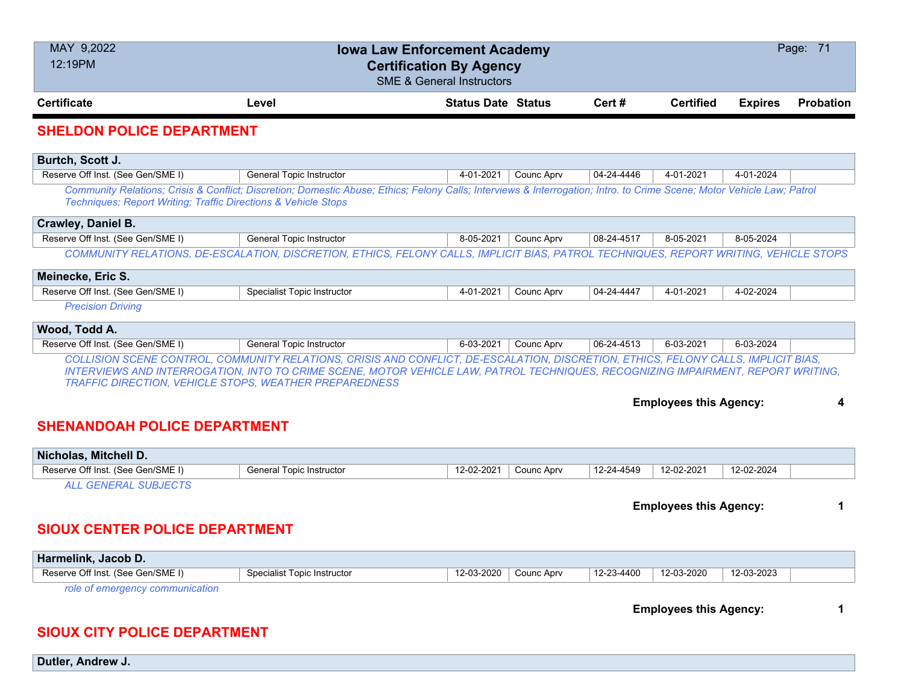# Iowa Law Enforcement Academy
## Certification By Agency
SME & General Instructors

MAY 9,2022
12:19PM

| Certificate | Level | Status Date | Status | Cert # | Certified | Expires | Probation |
|---|---|---|---|---|---|---|---|

## SHELDON POLICE DEPARTMENT

**Burtch, Scott J.**

| Certificate | Level | Status Date | Status | Cert # | Certified | Expires | Probation |
|---|---|---|---|---|---|---|---|
| Reserve Off Inst. (See Gen/SME I) | General Topic Instructor | 4-01-2021 | Counc Aprv | 04-24-4446 | 4-01-2021 | 4-01-2024 | |

*Community Relations; Crisis & Conflict; Discretion; Domestic Abuse; Ethics; Felony Calls; Interviews & Interrogation; Intro. to Crime Scene; Motor Vehicle Law; Patrol Techniques; Report Writing; Traffic Directions & Vehicle Stops*

**Crawley, Daniel B.**

| Certificate | Level | Status Date | Status | Cert # | Certified | Expires | Probation |
|---|---|---|---|---|---|---|---|
| Reserve Off Inst. (See Gen/SME I) | General Topic Instructor | 8-05-2021 | Counc Aprv | 08-24-4517 | 8-05-2021 | 8-05-2024 | |

*COMMUNITY RELATIONS, DE-ESCALATION, DISCRETION, ETHICS, FELONY CALLS, IMPLICIT BIAS, PATROL TECHNIQUES, REPORT WRITING, VEHICLE STOPS*

**Meinecke, Eric S.**

| Certificate | Level | Status Date | Status | Cert # | Certified | Expires | Probation |
|---|---|---|---|---|---|---|---|
| Reserve Off Inst. (See Gen/SME I) | Specialist Topic Instructor | 4-01-2021 | Counc Aprv | 04-24-4447 | 4-01-2021 | 4-02-2024 | |

*Precision Driving*

**Wood, Todd A.**

| Certificate | Level | Status Date | Status | Cert # | Certified | Expires | Probation |
|---|---|---|---|---|---|---|---|
| Reserve Off Inst. (See Gen/SME I) | General Topic Instructor | 6-03-2021 | Counc Aprv | 06-24-4513 | 6-03-2021 | 6-03-2024 | |

*COLLISION SCENE CONTROL, COMMUNITY RELATIONS, CRISIS AND CONFLICT, DE-ESCALATION, DISCRETION, ETHICS, FELONY CALLS, IMPLICIT BIAS, INTERVIEWS AND INTERROGATION, INTO TO CRIME SCENE, MOTOR VEHICLE LAW, PATROL TECHNIQUES, RECOGNIZING IMPAIRMENT, REPORT WRITING, TRAFFIC DIRECTION, VEHICLE STOPS, WEATHER PREPAREDNESS*

**Employees this Agency: 4**

## SHENANDOAH POLICE DEPARTMENT

**Nicholas, Mitchell D.**

| Certificate | Level | Status Date | Status | Cert # | Certified | Expires | Probation |
|---|---|---|---|---|---|---|---|
| Reserve Off Inst. (See Gen/SME I) | General Topic Instructor | 12-02-2021 | Counc Aprv | 12-24-4549 | 12-02-2021 | 12-02-2024 | |

*ALL GENERAL SUBJECTS*

**Employees this Agency: 1**

## SIOUX CENTER POLICE DEPARTMENT

**Harmelink, Jacob D.**

| Certificate | Level | Status Date | Status | Cert # | Certified | Expires | Probation |
|---|---|---|---|---|---|---|---|
| Reserve Off Inst. (See Gen/SME I) | Specialist Topic Instructor | 12-03-2020 | Counc Aprv | 12-23-4400 | 12-03-2020 | 12-03-2023 | |

*role of emergency communication*

**Employees this Agency: 1**

## SIOUX CITY POLICE DEPARTMENT

**Dutler, Andrew J.**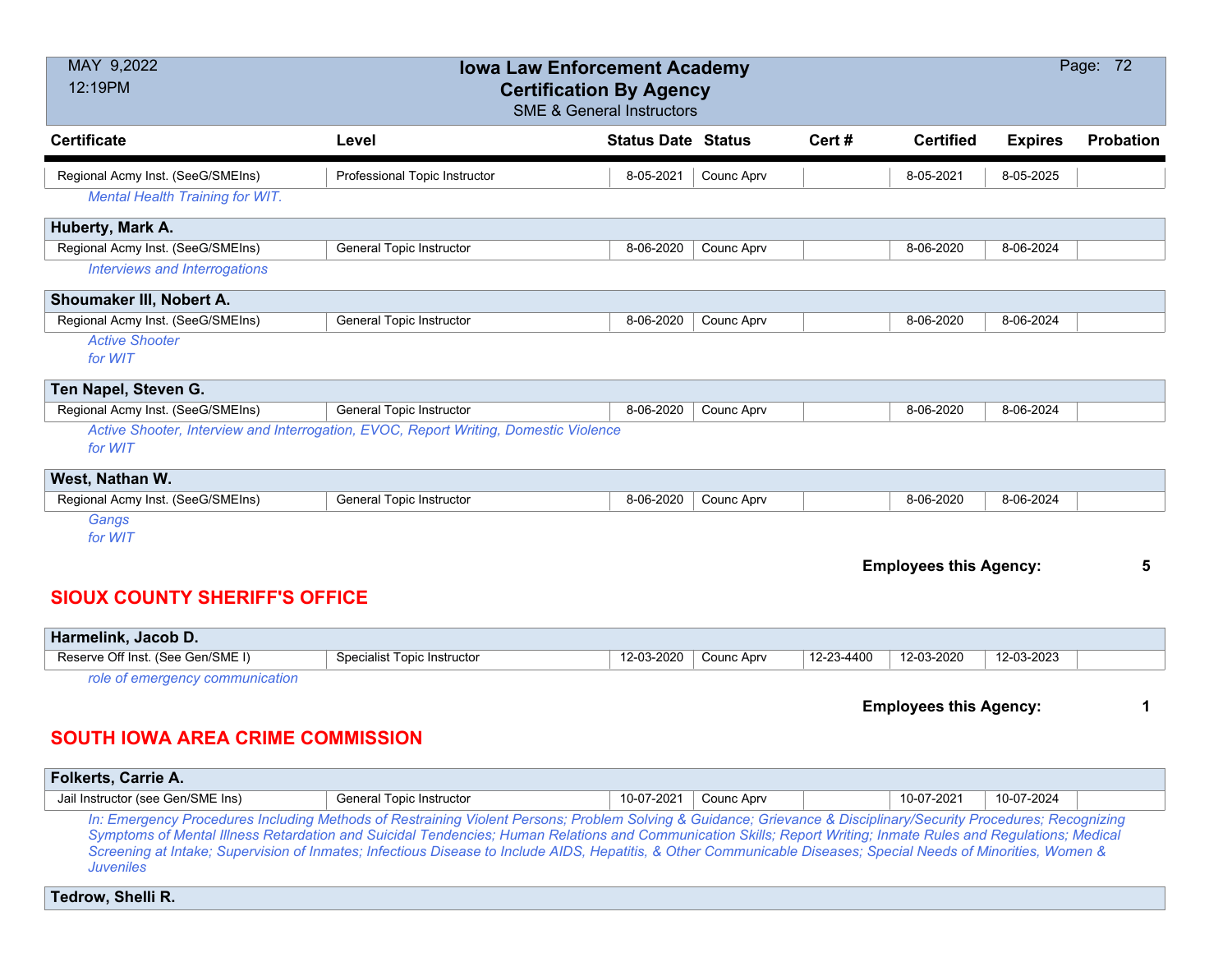| Certificate | Level | Status Date | Status | Cert # | Certified | Expires | Probation |
|---|---|---|---|---|---|---|---|
| Regional Acmy Inst. (SeeG/SMEIns) | Professional Topic Instructor | 8-05-2021 | Counc Aprv | | 8-05-2021 | 8-05-2025 | |

*Mental Health Training for WIT.*

**Huberty, Mark A.**

| Certificate | Level | Status Date | Status | Cert # | Certified | Expires | Probation |
|---|---|---|---|---|---|---|---|
| Regional Acmy Inst. (SeeG/SMEIns) | General Topic Instructor | 8-06-2020 | Counc Aprv | | 8-06-2020 | 8-06-2024 | |

*Interviews and Interrogations*

**Shoumaker III, Nobert A.**

| Certificate | Level | Status Date | Status | Cert # | Certified | Expires | Probation |
|---|---|---|---|---|---|---|---|
| Regional Acmy Inst. (SeeG/SMEIns) | General Topic Instructor | 8-06-2020 | Counc Aprv | | 8-06-2020 | 8-06-2024 | |

*Active Shooter*
*for WIT*

**Ten Napel, Steven G.**

| Certificate | Level | Status Date | Status | Cert # | Certified | Expires | Probation |
|---|---|---|---|---|---|---|---|
| Regional Acmy Inst. (SeeG/SMEIns) | General Topic Instructor | 8-06-2020 | Counc Aprv | | 8-06-2020 | 8-06-2024 | |

*Active Shooter, Interview and Interrogation, EVOC, Report Writing, Domestic Violence*
*for WIT*

**West, Nathan W.**

| Certificate | Level | Status Date | Status | Cert # | Certified | Expires | Probation |
|---|---|---|---|---|---|---|---|
| Regional Acmy Inst. (SeeG/SMEIns) | General Topic Instructor | 8-06-2020 | Counc Aprv | | 8-06-2020 | 8-06-2024 | |

*Gangs*
*for WIT*

**Employees this Agency: 5**

## SIOUX COUNTY SHERIFF'S OFFICE

**Harmelink, Jacob D.**

| Certificate | Level | Status Date | Status | Cert # | Certified | Expires | Probation |
|---|---|---|---|---|---|---|---|
| Reserve Off Inst. (See Gen/SME I) | Specialist Topic Instructor | 12-03-2020 | Counc Aprv | 12-23-4400 | 12-03-2020 | 12-03-2023 | |

*role of emergency communication*

**Employees this Agency: 1**

## SOUTH IOWA AREA CRIME COMMISSION

**Folkerts, Carrie A.**

| Certificate | Level | Status Date | Status | Cert # | Certified | Expires | Probation |
|---|---|---|---|---|---|---|---|
| Jail Instructor (see Gen/SME Ins) | General Topic Instructor | 10-07-2021 | Counc Aprv | | 10-07-2021 | 10-07-2024 | |

*In: Emergency Procedures Including Methods of Restraining Violent Persons; Problem Solving & Guidance; Grievance & Disciplinary/Security Procedures; Recognizing Symptoms of Mental Illness Retardation and Suicidal Tendencies; Human Relations and Communication Skills; Report Writing; Inmate Rules and Regulations; Medical Screening at Intake; Supervision of Inmates; Infectious Disease to Include AIDS, Hepatitis, & Other Communicable Diseases; Special Needs of Minorities, Women & Juveniles*

**Tedrow, Shelli R.**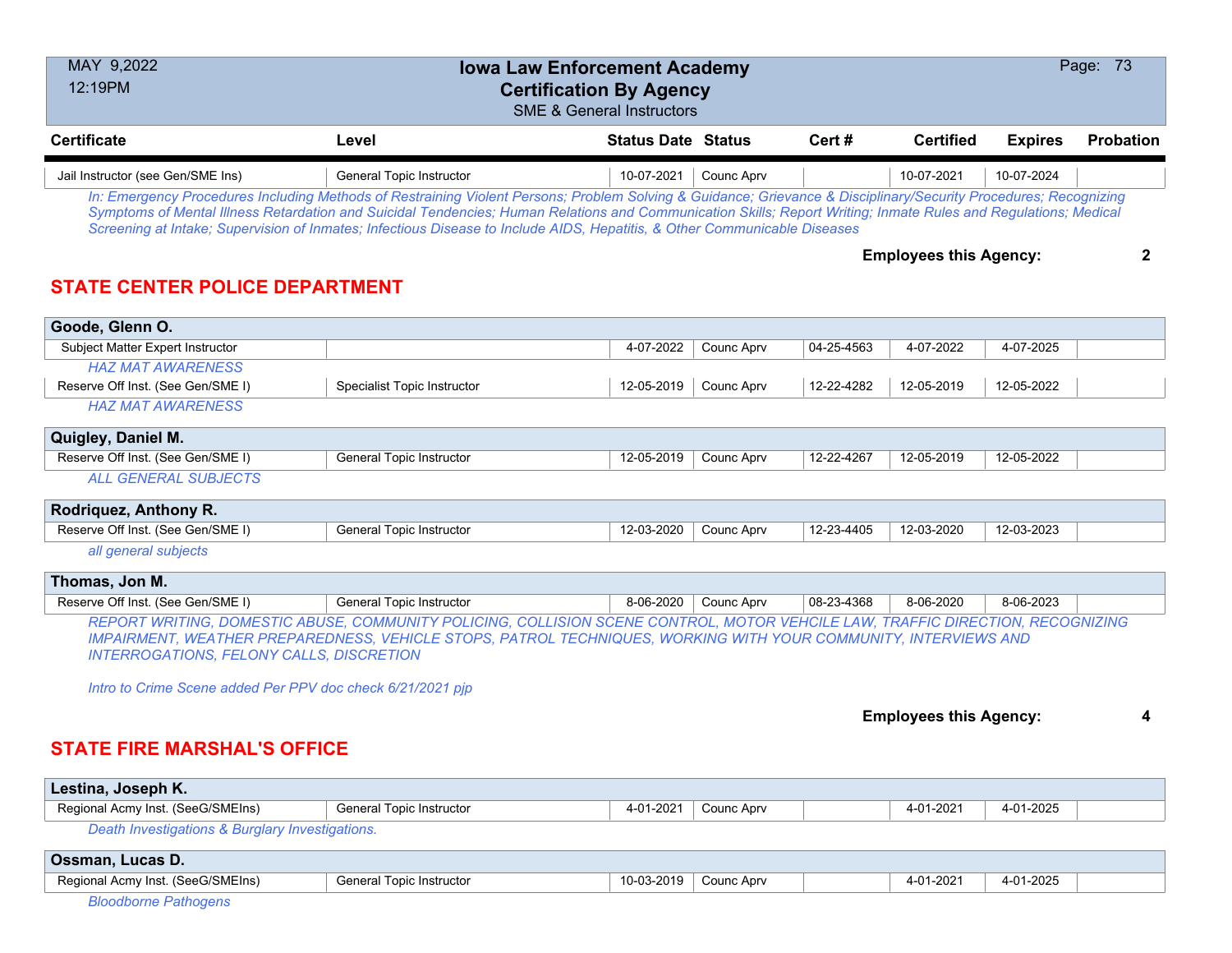| Certificate | Level | Status Date | Status | Cert # | Certified | Expires | Probation |
|---|---|---|---|---|---|---|---|
| Jail Instructor (see Gen/SME Ins) | General Topic Instructor | 10-07-2021 | Counc Aprv | | 10-07-2021 | 10-07-2024 | |

*In: Emergency Procedures Including Methods of Restraining Violent Persons; Problem Solving & Guidance; Grievance & Disciplinary/Security Procedures; Recognizing Symptoms of Mental Illness Retardation and Suicidal Tendencies; Human Relations and Communication Skills; Report Writing; Inmate Rules and Regulations; Medical Screening at Intake; Supervision of Inmates; Infectious Disease to Include AIDS, Hepatitis, & Other Communicable Diseases*

**Employees this Agency: 2**

## STATE CENTER POLICE DEPARTMENT

**Goode, Glenn O.**

| Certificate | Level | Status Date | Status | Cert # | Certified | Expires | Probation |
|---|---|---|---|---|---|---|---|
| Subject Matter Expert Instructor | | 4-07-2022 | Counc Aprv | 04-25-4563 | 4-07-2022 | 4-07-2025 | |
| *HAZ MAT AWARENESS* | | | | | | | |
| Reserve Off Inst. (See Gen/SME I) | Specialist Topic Instructor | 12-05-2019 | Counc Aprv | 12-22-4282 | 12-05-2019 | 12-05-2022 | |
| *HAZ MAT AWARENESS* | | | | | | | |

**Quigley, Daniel M.**

| Certificate | Level | Status Date | Status | Cert # | Certified | Expires | Probation |
|---|---|---|---|---|---|---|---|
| Reserve Off Inst. (See Gen/SME I) | General Topic Instructor | 12-05-2019 | Counc Aprv | 12-22-4267 | 12-05-2019 | 12-05-2022 | |

*ALL GENERAL SUBJECTS*

**Rodriquez, Anthony R.**

| Certificate | Level | Status Date | Status | Cert # | Certified | Expires | Probation |
|---|---|---|---|---|---|---|---|
| Reserve Off Inst. (See Gen/SME I) | General Topic Instructor | 12-03-2020 | Counc Aprv | 12-23-4405 | 12-03-2020 | 12-03-2023 | |

*all general subjects*

**Thomas, Jon M.**

| Certificate | Level | Status Date | Status | Cert # | Certified | Expires | Probation |
|---|---|---|---|---|---|---|---|
| Reserve Off Inst. (See Gen/SME I) | General Topic Instructor | 8-06-2020 | Counc Aprv | 08-23-4368 | 8-06-2020 | 8-06-2023 | |

*REPORT WRITING, DOMESTIC ABUSE, COMMUNITY POLICING, COLLISION SCENE CONTROL, MOTOR VEHICLE LAW, TRAFFIC DIRECTION, RECOGNIZING IMPAIRMENT, WEATHER PREPAREDNESS, VEHICLE STOPS, PATROL TECHNIQUES, WORKING WITH YOUR COMMUNITY, INTERVIEWS AND INTERROGATIONS, FELONY CALLS, DISCRETION*

*Intro to Crime Scene added Per PPV doc check 6/21/2021 pjp*

**Employees this Agency: 4**

## STATE FIRE MARSHAL'S OFFICE

**Lestina, Joseph K.**

| Certificate | Level | Status Date | Status | Cert # | Certified | Expires | Probation |
|---|---|---|---|---|---|---|---|
| Regional Acmy Inst. (SeeG/SMEIns) | General Topic Instructor | 4-01-2021 | Counc Aprv | | 4-01-2021 | 4-01-2025 | |

*Death Investigations & Burglary Investigations.*

**Ossman, Lucas D.**

| Certificate | Level | Status Date | Status | Cert # | Certified | Expires | Probation |
|---|---|---|---|---|---|---|---|
| Regional Acmy Inst. (SeeG/SMEIns) | General Topic Instructor | 10-03-2019 | Counc Aprv | | 4-01-2021 | 4-01-2025 | |

*Bloodborne Pathogens*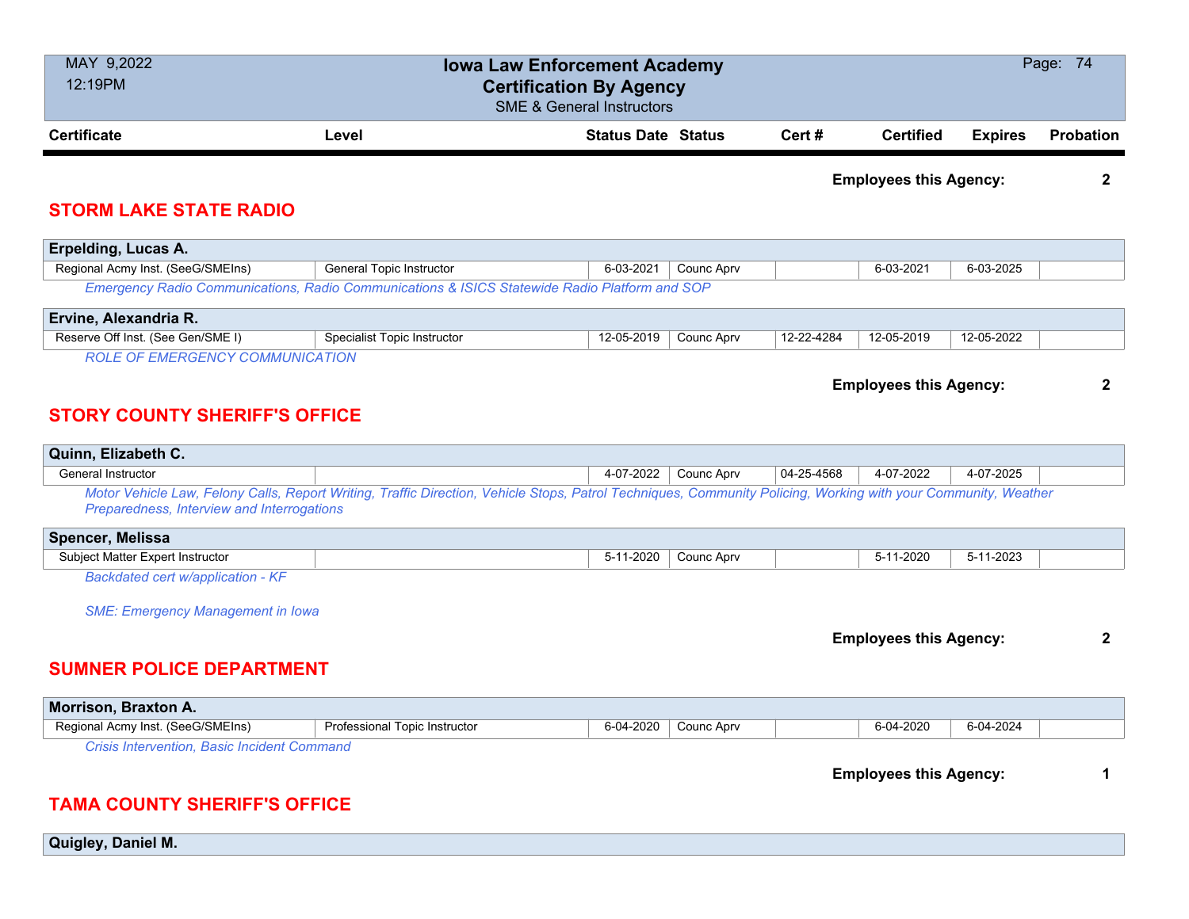| Certificate | Level | Status Date | Status | Cert # | Certified | Expires | Probation |
|---|---|---|---|---|---|---|---|

**Employees this Agency: 2**

## STORM LAKE STATE RADIO

**Erpelding, Lucas A.**

| Certificate | Level | Status Date | Status | Cert # | Certified | Expires | Probation |
|---|---|---|---|---|---|---|---|
| Regional Acmy Inst. (SeeG/SMEIns) | General Topic Instructor | 6-03-2021 | Counc Aprv | | 6-03-2021 | 6-03-2025 | |

*Emergency Radio Communications, Radio Communications & ISICS Statewide Radio Platform and SOP*

**Ervine, Alexandria R.**

| Certificate | Level | Status Date | Status | Cert # | Certified | Expires | Probation |
|---|---|---|---|---|---|---|---|
| Reserve Off Inst. (See Gen/SME I) | Specialist Topic Instructor | 12-05-2019 | Counc Aprv | 12-22-4284 | 12-05-2019 | 12-05-2022 | |

*ROLE OF EMERGENCY COMMUNICATION*

**Employees this Agency: 2**

## STORY COUNTY SHERIFF'S OFFICE

**Quinn, Elizabeth C.**

| Certificate | Level | Status Date | Status | Cert # | Certified | Expires | Probation |
|---|---|---|---|---|---|---|---|
| General Instructor | | 4-07-2022 | Counc Aprv | 04-25-4568 | 4-07-2022 | 4-07-2025 | |

*Motor Vehicle Law, Felony Calls, Report Writing, Traffic Direction, Vehicle Stops, Patrol Techniques, Community Policing, Working with your Community, Weather Preparedness, Interview and Interrogations*

**Spencer, Melissa**

| Certificate | Level | Status Date | Status | Cert # | Certified | Expires | Probation |
|---|---|---|---|---|---|---|---|
| Subject Matter Expert Instructor | | 5-11-2020 | Counc Aprv | | 5-11-2020 | 5-11-2023 | |

*Backdated cert w/application - KF*

*SME: Emergency Management in Iowa*

**Employees this Agency: 2**

## SUMNER POLICE DEPARTMENT

**Morrison, Braxton A.**

| Certificate | Level | Status Date | Status | Cert # | Certified | Expires | Probation |
|---|---|---|---|---|---|---|---|
| Regional Acmy Inst. (SeeG/SMEIns) | Professional Topic Instructor | 6-04-2020 | Counc Aprv | | 6-04-2020 | 6-04-2024 | |

*Crisis Intervention, Basic Incident Command*

**Employees this Agency: 1**

## TAMA COUNTY SHERIFF'S OFFICE

**Quigley, Daniel M.**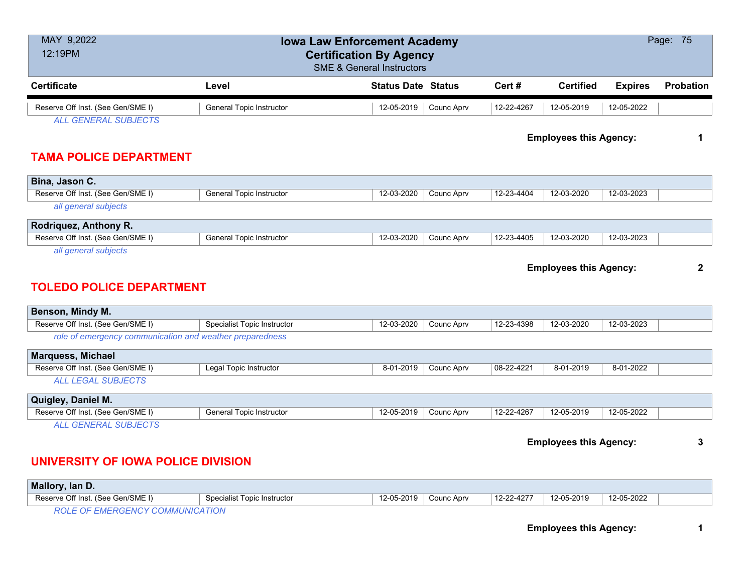| Certificate | Level | Status Date | Status | Cert # | Certified | Expires | Probation |
|---|---|---|---|---|---|---|---|
| Reserve Off Inst. (See Gen/SME I) | General Topic Instructor | 12-05-2019 | Counc Aprv | 12-22-4267 | 12-05-2019 | 12-05-2022 | |

*ALL GENERAL SUBJECTS*

**Employees this Agency: 1**

## TAMA POLICE DEPARTMENT

**Bina, Jason C.**

| Certificate | Level | Status Date | Status | Cert # | Certified | Expires | Probation |
|---|---|---|---|---|---|---|---|
| Reserve Off Inst. (See Gen/SME I) | General Topic Instructor | 12-03-2020 | Counc Aprv | 12-23-4404 | 12-03-2020 | 12-03-2023 | |

*all general subjects*

**Rodriquez, Anthony R.**

| Certificate | Level | Status Date | Status | Cert # | Certified | Expires | Probation |
|---|---|---|---|---|---|---|---|
| Reserve Off Inst. (See Gen/SME I) | General Topic Instructor | 12-03-2020 | Counc Aprv | 12-23-4405 | 12-03-2020 | 12-03-2023 | |

*all general subjects*

**Employees this Agency: 2**

## TOLEDO POLICE DEPARTMENT

**Benson, Mindy M.**

| Certificate | Level | Status Date | Status | Cert # | Certified | Expires | Probation |
|---|---|---|---|---|---|---|---|
| Reserve Off Inst. (See Gen/SME I) | Specialist Topic Instructor | 12-03-2020 | Counc Aprv | 12-23-4398 | 12-03-2020 | 12-03-2023 | |

*role of emergency communication and weather preparedness*

**Marquess, Michael**

| Certificate | Level | Status Date | Status | Cert # | Certified | Expires | Probation |
|---|---|---|---|---|---|---|---|
| Reserve Off Inst. (See Gen/SME I) | Legal Topic Instructor | 8-01-2019 | Counc Aprv | 08-22-4221 | 8-01-2019 | 8-01-2022 | |

*ALL LEGAL SUBJECTS*

**Quigley, Daniel M.**

| Certificate | Level | Status Date | Status | Cert # | Certified | Expires | Probation |
|---|---|---|---|---|---|---|---|
| Reserve Off Inst. (See Gen/SME I) | General Topic Instructor | 12-05-2019 | Counc Aprv | 12-22-4267 | 12-05-2019 | 12-05-2022 | |

*ALL GENERAL SUBJECTS*

**Employees this Agency: 3**

## UNIVERSITY OF IOWA POLICE DIVISION

**Mallory, Ian D.**

| Certificate | Level | Status Date | Status | Cert # | Certified | Expires | Probation |
|---|---|---|---|---|---|---|---|
| Reserve Off Inst. (See Gen/SME I) | Specialist Topic Instructor | 12-05-2019 | Counc Aprv | 12-22-4277 | 12-05-2019 | 12-05-2022 | |

*ROLE OF EMERGENCY COMMUNICATION*

**Employees this Agency: 1**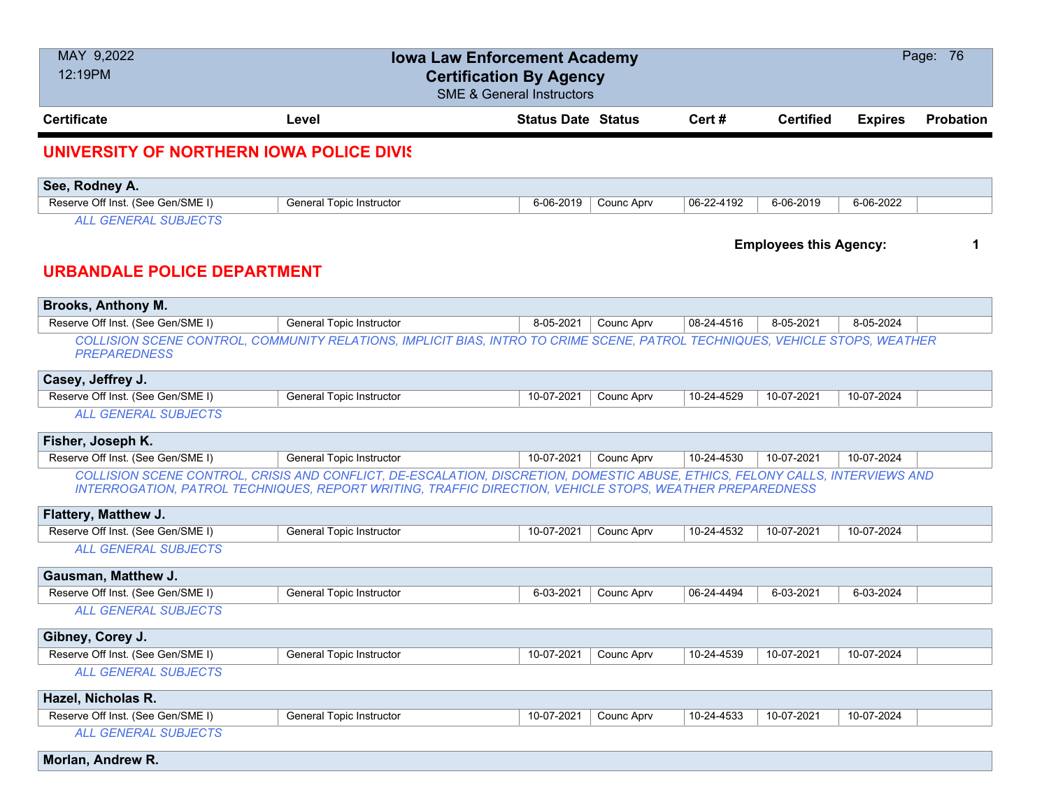| Certificate | Level | Status Date | Status | Cert # | Certified | Expires | Probation |
|---|---|---|---|---|---|---|---|

## UNIVERSITY OF NORTHERN IOWA POLICE DIVIS

**See, Rodney A.**

| Reserve Off Inst. (See Gen/SME I) | General Topic Instructor | 6-06-2019 | Counc Aprv | 06-22-4192 | 6-06-2019 | 6-06-2022 | |
|---|---|---|---|---|---|---|---|

*ALL GENERAL SUBJECTS*

**Employees this Agency: 1**

## URBANDALE POLICE DEPARTMENT

**Brooks, Anthony M.**

| Reserve Off Inst. (See Gen/SME I) | General Topic Instructor | 8-05-2021 | Counc Aprv | 08-24-4516 | 8-05-2021 | 8-05-2024 | |
|---|---|---|---|---|---|---|---|

*COLLISION SCENE CONTROL, COMMUNITY RELATIONS, IMPLICIT BIAS, INTRO TO CRIME SCENE, PATROL TECHNIQUES, VEHICLE STOPS, WEATHER PREPAREDNESS*

**Casey, Jeffrey J.**

| Reserve Off Inst. (See Gen/SME I) | General Topic Instructor | 10-07-2021 | Counc Aprv | 10-24-4529 | 10-07-2021 | 10-07-2024 | |
|---|---|---|---|---|---|---|---|

*ALL GENERAL SUBJECTS*

**Fisher, Joseph K.**

| Reserve Off Inst. (See Gen/SME I) | General Topic Instructor | 10-07-2021 | Counc Aprv | 10-24-4530 | 10-07-2021 | 10-07-2024 | |
|---|---|---|---|---|---|---|---|

*COLLISION SCENE CONTROL, CRISIS AND CONFLICT, DE-ESCALATION, DISCRETION, DOMESTIC ABUSE, ETHICS, FELONY CALLS, INTERVIEWS AND INTERROGATION, PATROL TECHNIQUES, REPORT WRITING, TRAFFIC DIRECTION, VEHICLE STOPS, WEATHER PREPAREDNESS*

**Flattery, Matthew J.**

| Reserve Off Inst. (See Gen/SME I) | General Topic Instructor | 10-07-2021 | Counc Aprv | 10-24-4532 | 10-07-2021 | 10-07-2024 | |
|---|---|---|---|---|---|---|---|

*ALL GENERAL SUBJECTS*

**Gausman, Matthew J.**

| Reserve Off Inst. (See Gen/SME I) | General Topic Instructor | 6-03-2021 | Counc Aprv | 06-24-4494 | 6-03-2021 | 6-03-2024 | |
|---|---|---|---|---|---|---|---|

*ALL GENERAL SUBJECTS*

**Gibney, Corey J.**

| Reserve Off Inst. (See Gen/SME I) | General Topic Instructor | 10-07-2021 | Counc Aprv | 10-24-4539 | 10-07-2021 | 10-07-2024 | |
|---|---|---|---|---|---|---|---|

*ALL GENERAL SUBJECTS*

**Hazel, Nicholas R.**

| Reserve Off Inst. (See Gen/SME I) | General Topic Instructor | 10-07-2021 | Counc Aprv | 10-24-4533 | 10-07-2021 | 10-07-2024 | |
|---|---|---|---|---|---|---|---|

*ALL GENERAL SUBJECTS*

**Morlan, Andrew R.**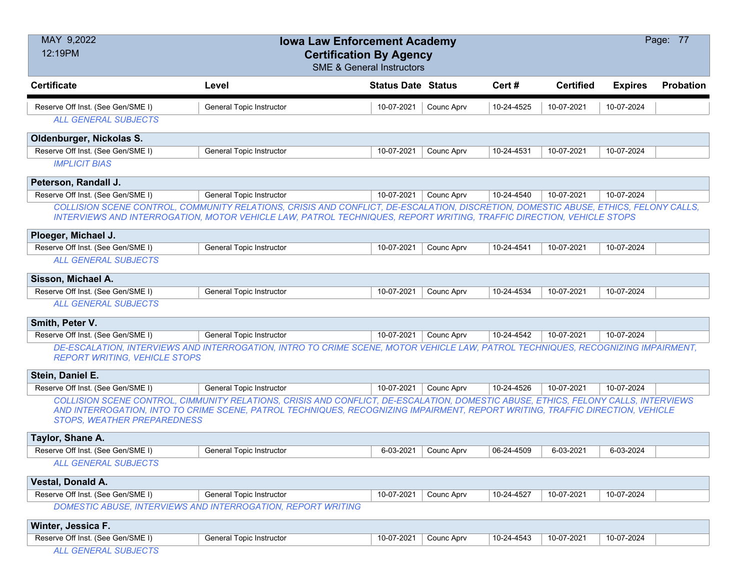# Iowa Law Enforcement Academy
## Certification By Agency
### SME & General Instructors

MAY 9,2022
12:19PM

| Certificate | Level | Status Date | Status | Cert # | Certified | Expires | Probation |
|---|---|---|---|---|---|---|---|
| Reserve Off Inst. (See Gen/SME I) | General Topic Instructor | 10-07-2021 | Counc Aprv | 10-24-4525 | 10-07-2021 | 10-07-2024 | |

*ALL GENERAL SUBJECTS*

**Oldenburger, Nickolas S.**

| Certificate | Level | Status Date | Status | Cert # | Certified | Expires | Probation |
|---|---|---|---|---|---|---|---|
| Reserve Off Inst. (See Gen/SME I) | General Topic Instructor | 10-07-2021 | Counc Aprv | 10-24-4531 | 10-07-2021 | 10-07-2024 | |

*IMPLICIT BIAS*

**Peterson, Randall J.**

| Certificate | Level | Status Date | Status | Cert # | Certified | Expires | Probation |
|---|---|---|---|---|---|---|---|
| Reserve Off Inst. (See Gen/SME I) | General Topic Instructor | 10-07-2021 | Counc Aprv | 10-24-4540 | 10-07-2021 | 10-07-2024 | |

*COLLISION SCENE CONTROL, COMMUNITY RELATIONS, CRISIS AND CONFLICT, DE-ESCALATION, DISCRETION, DOMESTIC ABUSE, ETHICS, FELONY CALLS, INTERVIEWS AND INTERROGATION, MOTOR VEHICLE LAW, PATROL TECHNIQUES, REPORT WRITING, TRAFFIC DIRECTION, VEHICLE STOPS*

**Ploeger, Michael J.**

| Certificate | Level | Status Date | Status | Cert # | Certified | Expires | Probation |
|---|---|---|---|---|---|---|---|
| Reserve Off Inst. (See Gen/SME I) | General Topic Instructor | 10-07-2021 | Counc Aprv | 10-24-4541 | 10-07-2021 | 10-07-2024 | |

*ALL GENERAL SUBJECTS*

**Sisson, Michael A.**

| Certificate | Level | Status Date | Status | Cert # | Certified | Expires | Probation |
|---|---|---|---|---|---|---|---|
| Reserve Off Inst. (See Gen/SME I) | General Topic Instructor | 10-07-2021 | Counc Aprv | 10-24-4534 | 10-07-2021 | 10-07-2024 | |

*ALL GENERAL SUBJECTS*

**Smith, Peter V.**

| Certificate | Level | Status Date | Status | Cert # | Certified | Expires | Probation |
|---|---|---|---|---|---|---|---|
| Reserve Off Inst. (See Gen/SME I) | General Topic Instructor | 10-07-2021 | Counc Aprv | 10-24-4542 | 10-07-2021 | 10-07-2024 | |

*DE-ESCALATION, INTERVIEWS AND INTERROGATION, INTRO TO CRIME SCENE, MOTOR VEHICLE LAW, PATROL TECHNIQUES, RECOGNIZING IMPAIRMENT, REPORT WRITING, VEHICLE STOPS*

**Stein, Daniel E.**

| Certificate | Level | Status Date | Status | Cert # | Certified | Expires | Probation |
|---|---|---|---|---|---|---|---|
| Reserve Off Inst. (See Gen/SME I) | General Topic Instructor | 10-07-2021 | Counc Aprv | 10-24-4526 | 10-07-2021 | 10-07-2024 | |

*COLLISION SCENE CONTROL, CIMMUNITY RELATIONS, CRISIS AND CONFLICT, DE-ESCALATION, DOMESTIC ABUSE, ETHICS, FELONY CALLS, INTERVIEWS AND INTERROGATION, INTO TO CRIME SCENE, PATROL TECHNIQUES, RECOGNIZING IMPAIRMENT, REPORT WRITING, TRAFFIC DIRECTION, VEHICLE STOPS, WEATHER PREPAREDNESS*

**Taylor, Shane A.**

| Certificate | Level | Status Date | Status | Cert # | Certified | Expires | Probation |
|---|---|---|---|---|---|---|---|
| Reserve Off Inst. (See Gen/SME I) | General Topic Instructor | 6-03-2021 | Counc Aprv | 06-24-4509 | 6-03-2021 | 6-03-2024 | |

*ALL GENERAL SUBJECTS*

**Vestal, Donald A.**

| Certificate | Level | Status Date | Status | Cert # | Certified | Expires | Probation |
|---|---|---|---|---|---|---|---|
| Reserve Off Inst. (See Gen/SME I) | General Topic Instructor | 10-07-2021 | Counc Aprv | 10-24-4527 | 10-07-2021 | 10-07-2024 | |

*DOMESTIC ABUSE, INTERVIEWS AND INTERROGATION, REPORT WRITING*

**Winter, Jessica F.**

| Certificate | Level | Status Date | Status | Cert # | Certified | Expires | Probation |
|---|---|---|---|---|---|---|---|
| Reserve Off Inst. (See Gen/SME I) | General Topic Instructor | 10-07-2021 | Counc Aprv | 10-24-4543 | 10-07-2021 | 10-07-2024 | |

*ALL GENERAL SUBJECTS*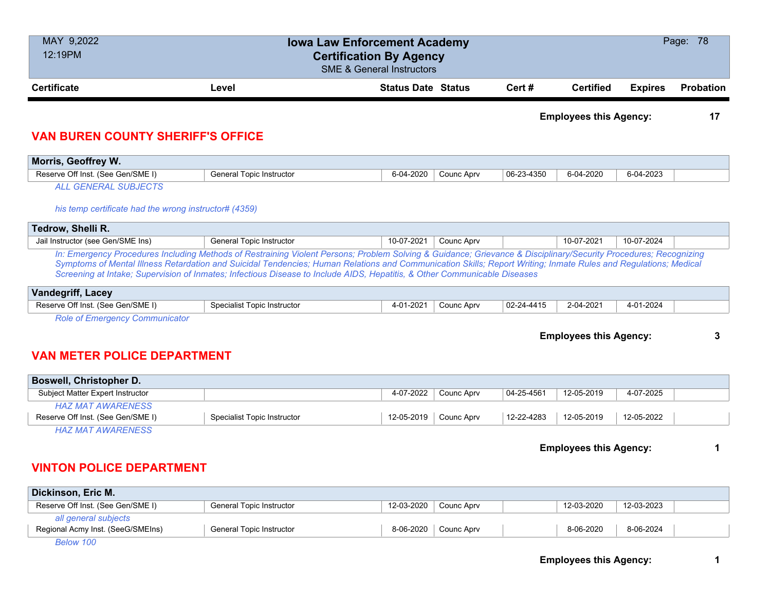**Iowa Law Enforcement Academy**
**Certification By Agency**
SME & General Instructors

MAY 9,2022
12:19PM

**Employees this Agency: 17**

## VAN BUREN COUNTY SHERIFF'S OFFICE

| Certificate | Level | Status Date | Status | Cert # | Certified | Expires | Probation |
|---|---|---|---|---|---|---|---|
| **Morris, Geoffrey W.** | | | | | | | |
| Reserve Off Inst. (See Gen/SME I) | General Topic Instructor | 6-04-2020 | Counc Aprv | 06-23-4350 | 6-04-2020 | 6-04-2023 | |

*ALL GENERAL SUBJECTS*

*his temp certificate had the wrong instructor# (4359)*

| Certificate | Level | Status Date | Status | Cert # | Certified | Expires | Probation |
|---|---|---|---|---|---|---|---|
| **Tedrow, Shelli R.** | | | | | | | |
| Jail Instructor (see Gen/SME Ins) | General Topic Instructor | 10-07-2021 | Counc Aprv | | 10-07-2021 | 10-07-2024 | |

*In: Emergency Procedures Including Methods of Restraining Violent Persons; Problem Solving & Guidance; Grievance & Disciplinary/Security Procedures; Recognizing Symptoms of Mental Illness Retardation and Suicidal Tendencies; Human Relations and Communication Skills; Report Writing; Inmate Rules and Regulations; Medical Screening at Intake; Supervision of Inmates; Infectious Disease to Include AIDS, Hepatitis, & Other Communicable Diseases*

| Certificate | Level | Status Date | Status | Cert # | Certified | Expires | Probation |
|---|---|---|---|---|---|---|---|
| **Vandegriff, Lacey** | | | | | | | |
| Reserve Off Inst. (See Gen/SME I) | Specialist Topic Instructor | 4-01-2021 | Counc Aprv | 02-24-4415 | 2-04-2021 | 4-01-2024 | |

*Role of Emergency Communicator*

**Employees this Agency: 3**

## VAN METER POLICE DEPARTMENT

| Certificate | Level | Status Date | Status | Cert # | Certified | Expires | Probation |
|---|---|---|---|---|---|---|---|
| **Boswell, Christopher D.** | | | | | | | |
| Subject Matter Expert Instructor | | 4-07-2022 | Counc Aprv | 04-25-4561 | 12-05-2019 | 4-07-2025 | |
| *HAZ MAT AWARENESS* | | | | | | | |
| Reserve Off Inst. (See Gen/SME I) | Specialist Topic Instructor | 12-05-2019 | Counc Aprv | 12-22-4283 | 12-05-2019 | 12-05-2022 | |
| *HAZ MAT AWARENESS* | | | | | | | |

**Employees this Agency: 1**

## VINTON POLICE DEPARTMENT

| Certificate | Level | Status Date | Status | Cert # | Certified | Expires | Probation |
|---|---|---|---|---|---|---|---|
| **Dickinson, Eric M.** | | | | | | | |
| Reserve Off Inst. (See Gen/SME I) | General Topic Instructor | 12-03-2020 | Counc Aprv | | 12-03-2020 | 12-03-2023 | |
| *all general subjects* | | | | | | | |
| Regional Acmy Inst. (SeeG/SMEIns) | General Topic Instructor | 8-06-2020 | Counc Aprv | | 8-06-2020 | 8-06-2024 | |
| *Below 100* | | | | | | | |

**Employees this Agency: 1**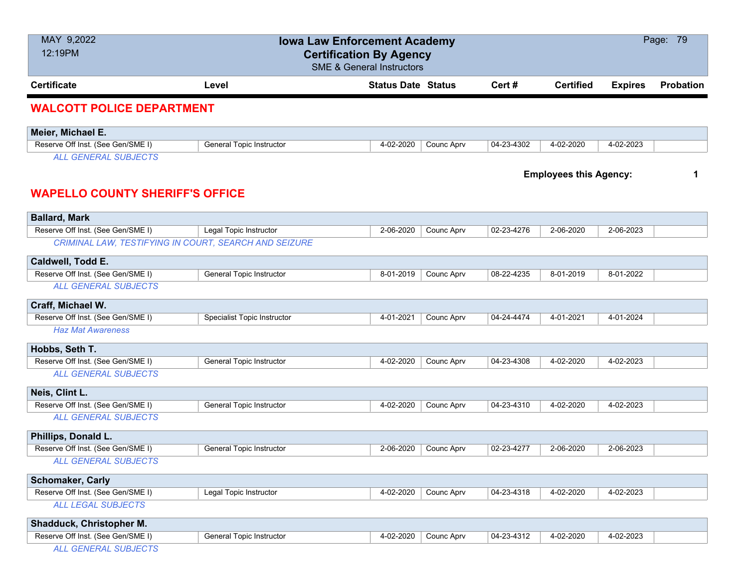| Certificate | Level | Status Date | Status | Cert # | Certified | Expires | Probation |
|---|---|---|---|---|---|---|---|

## WALCOTT POLICE DEPARTMENT

**Meier, Michael E.**

| Reserve Off Inst. (See Gen/SME I) | General Topic Instructor | 4-02-2020 | Counc Aprv | 04-23-4302 | 4-02-2020 | 4-02-2023 | |
|---|---|---|---|---|---|---|---|

*ALL GENERAL SUBJECTS*

**Employees this Agency: 1**

## WAPELLO COUNTY SHERIFF'S OFFICE

**Ballard, Mark**

| Reserve Off Inst. (See Gen/SME I) | Legal Topic Instructor | 2-06-2020 | Counc Aprv | 02-23-4276 | 2-06-2020 | 2-06-2023 | |
|---|---|---|---|---|---|---|---|

*CRIMINAL LAW, TESTIFYING IN COURT, SEARCH AND SEIZURE*

**Caldwell, Todd E.**

| Reserve Off Inst. (See Gen/SME I) | General Topic Instructor | 8-01-2019 | Counc Aprv | 08-22-4235 | 8-01-2019 | 8-01-2022 | |
|---|---|---|---|---|---|---|---|

*ALL GENERAL SUBJECTS*

**Craff, Michael W.**

| Reserve Off Inst. (See Gen/SME I) | Specialist Topic Instructor | 4-01-2021 | Counc Aprv | 04-24-4474 | 4-01-2021 | 4-01-2024 | |
|---|---|---|---|---|---|---|---|

*Haz Mat Awareness*

**Hobbs, Seth T.**

| Reserve Off Inst. (See Gen/SME I) | General Topic Instructor | 4-02-2020 | Counc Aprv | 04-23-4308 | 4-02-2020 | 4-02-2023 | |
|---|---|---|---|---|---|---|---|

*ALL GENERAL SUBJECTS*

**Neis, Clint L.**

| Reserve Off Inst. (See Gen/SME I) | General Topic Instructor | 4-02-2020 | Counc Aprv | 04-23-4310 | 4-02-2020 | 4-02-2023 | |
|---|---|---|---|---|---|---|---|

*ALL GENERAL SUBJECTS*

**Phillips, Donald L.**

| Reserve Off Inst. (See Gen/SME I) | General Topic Instructor | 2-06-2020 | Counc Aprv | 02-23-4277 | 2-06-2020 | 2-06-2023 | |
|---|---|---|---|---|---|---|---|

*ALL GENERAL SUBJECTS*

**Schomaker, Carly**

| Reserve Off Inst. (See Gen/SME I) | Legal Topic Instructor | 4-02-2020 | Counc Aprv | 04-23-4318 | 4-02-2020 | 4-02-2023 | |
|---|---|---|---|---|---|---|---|

*ALL LEGAL SUBJECTS*

**Shadduck, Christopher M.**

| Reserve Off Inst. (See Gen/SME I) | General Topic Instructor | 4-02-2020 | Counc Aprv | 04-23-4312 | 4-02-2020 | 4-02-2023 | |
|---|---|---|---|---|---|---|---|

*ALL GENERAL SUBJECTS*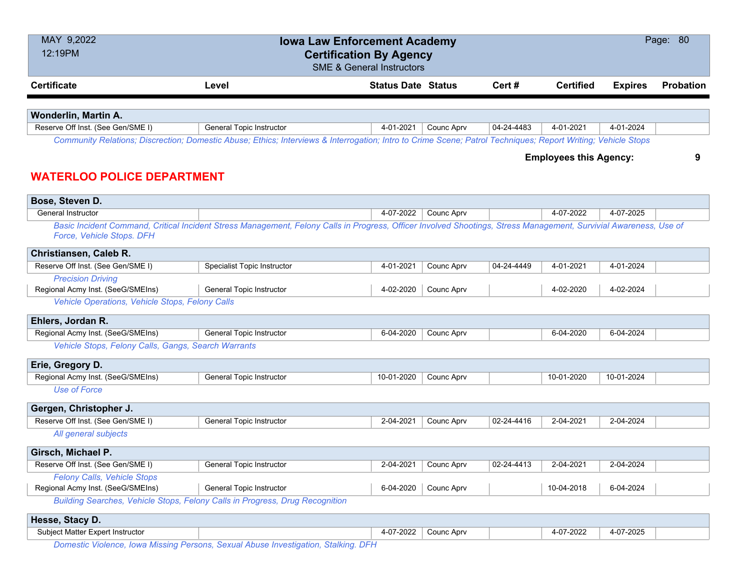| Certificate | Level | Status Date | Status | Cert # | Certified | Expires | Probation |
|---|---|---|---|---|---|---|---|

**Wonderlin, Martin A.**

| Certificate | Level | Status Date | Status | Cert # | Certified | Expires | Probation |
|---|---|---|---|---|---|---|---|
| Reserve Off Inst. (See Gen/SME I) | General Topic Instructor | 4-01-2021 | Counc Aprv | 04-24-4483 | 4-01-2021 | 4-01-2024 | |

*Community Relations; Discretion; Domestic Abuse; Ethics; Interviews & Interrogation; Intro to Crime Scene; Patrol Techniques; Report Writing; Vehicle Stops*

**Employees this Agency: 9**

## WATERLOO POLICE DEPARTMENT

**Bose, Steven D.**

| Certificate | Level | Status Date | Status | Cert # | Certified | Expires | Probation |
|---|---|---|---|---|---|---|---|
| General Instructor | | 4-07-2022 | Counc Aprv | | 4-07-2022 | 4-07-2025 | |

*Basic Incident Command, Critical Incident Stress Management, Felony Calls in Progress, Officer Involved Shootings, Stress Management, Survivial Awareness, Use of Force, Vehicle Stops. DFH*

**Christiansen, Caleb R.**

| Certificate | Level | Status Date | Status | Cert # | Certified | Expires | Probation |
|---|---|---|---|---|---|---|---|
| Reserve Off Inst. (See Gen/SME I) | Specialist Topic Instructor | 4-01-2021 | Counc Aprv | 04-24-4449 | 4-01-2021 | 4-01-2024 | |

*Precision Driving*

| Certificate | Level | Status Date | Status | Cert # | Certified | Expires | Probation |
|---|---|---|---|---|---|---|---|
| Regional Acmy Inst. (SeeG/SMEIns) | General Topic Instructor | 4-02-2020 | Counc Aprv | | 4-02-2020 | 4-02-2024 | |

*Vehicle Operations, Vehicle Stops, Felony Calls*

**Ehlers, Jordan R.**

| Certificate | Level | Status Date | Status | Cert # | Certified | Expires | Probation |
|---|---|---|---|---|---|---|---|
| Regional Acmy Inst. (SeeG/SMEIns) | General Topic Instructor | 6-04-2020 | Counc Aprv | | 6-04-2020 | 6-04-2024 | |

*Vehicle Stops, Felony Calls, Gangs, Search Warrants*

**Erie, Gregory D.**

| Certificate | Level | Status Date | Status | Cert # | Certified | Expires | Probation |
|---|---|---|---|---|---|---|---|
| Regional Acmy Inst. (SeeG/SMEIns) | General Topic Instructor | 10-01-2020 | Counc Aprv | | 10-01-2020 | 10-01-2024 | |

*Use of Force*

**Gergen, Christopher J.**

| Certificate | Level | Status Date | Status | Cert # | Certified | Expires | Probation |
|---|---|---|---|---|---|---|---|
| Reserve Off Inst. (See Gen/SME I) | General Topic Instructor | 2-04-2021 | Counc Aprv | 02-24-4416 | 2-04-2021 | 2-04-2024 | |

*All general subjects*

**Girsch, Michael P.**

| Certificate | Level | Status Date | Status | Cert # | Certified | Expires | Probation |
|---|---|---|---|---|---|---|---|
| Reserve Off Inst. (See Gen/SME I) | General Topic Instructor | 2-04-2021 | Counc Aprv | 02-24-4413 | 2-04-2021 | 2-04-2024 | |

*Felony Calls, Vehicle Stops*

| Certificate | Level | Status Date | Status | Cert # | Certified | Expires | Probation |
|---|---|---|---|---|---|---|---|
| Regional Acmy Inst. (SeeG/SMEIns) | General Topic Instructor | 6-04-2020 | Counc Aprv | | 10-04-2018 | 6-04-2024 | |

*Building Searches, Vehicle Stops, Felony Calls in Progress, Drug Recognition*

**Hesse, Stacy D.**

| Certificate | Level | Status Date | Status | Cert # | Certified | Expires | Probation |
|---|---|---|---|---|---|---|---|
| Subject Matter Expert Instructor | | 4-07-2022 | Counc Aprv | | 4-07-2022 | 4-07-2025 | |

*Domestic Violence, Iowa Missing Persons, Sexual Abuse Investigation, Stalking. DFH*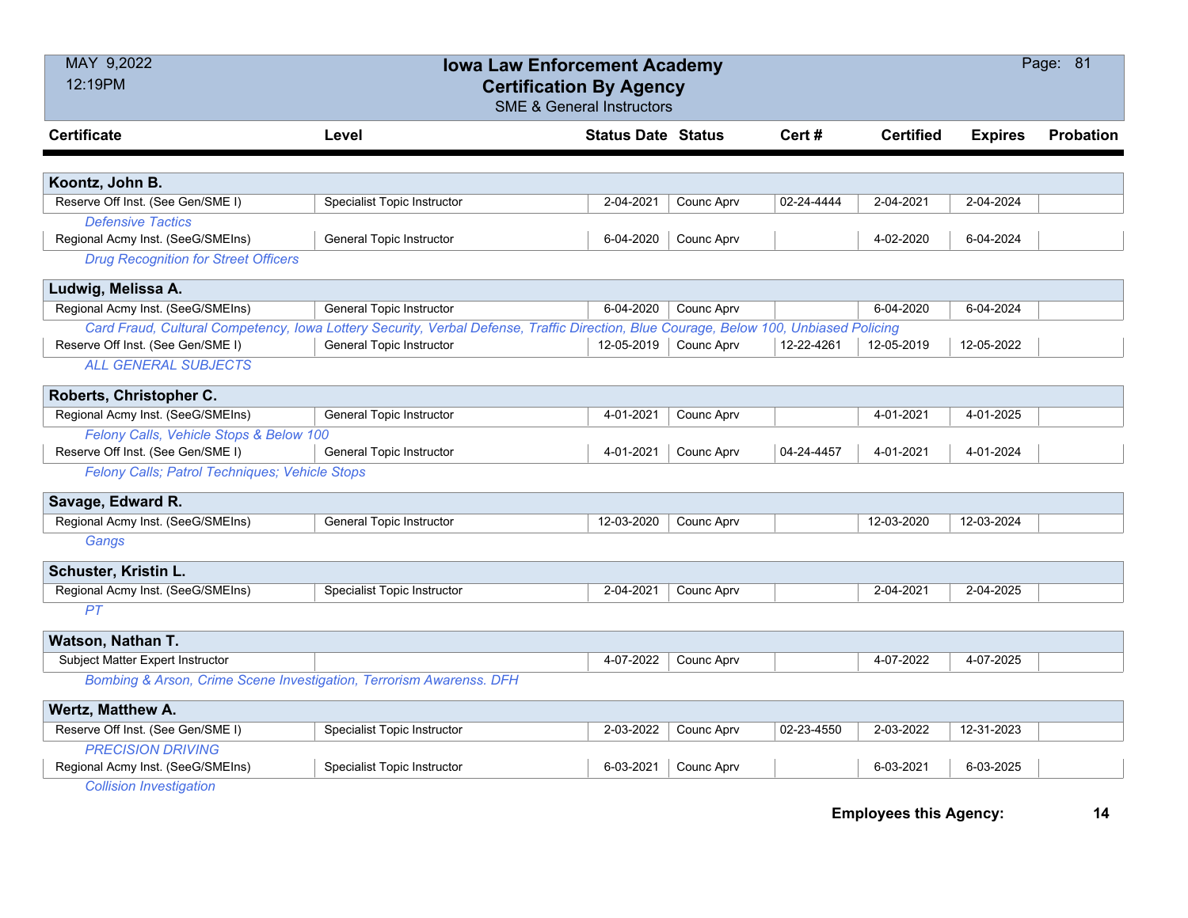# Iowa Law Enforcement Academy

## Certification By Agency

SME & General Instructors

MAY 9,2022
12:19PM

| Certificate | Level | Status Date | Status | Cert # | Certified | Expires | Probation |
|---|---|---|---|---|---|---|---|
| **Koontz, John B.** | | | | | | | |
| Reserve Off Inst. (See Gen/SME I) | Specialist Topic Instructor | 2-04-2021 | Counc Aprv | 02-24-4444 | 2-04-2021 | 2-04-2024 | |
| *Defensive Tactics* | | | | | | | |
| Regional Acmy Inst. (SeeG/SMEIns) | General Topic Instructor | 6-04-2020 | Counc Aprv | | 4-02-2020 | 6-04-2024 | |
| *Drug Recognition for Street Officers* | | | | | | | |
| **Ludwig, Melissa A.** | | | | | | | |
| Regional Acmy Inst. (SeeG/SMEIns) | General Topic Instructor | 6-04-2020 | Counc Aprv | | 6-04-2020 | 6-04-2024 | |
| *Card Fraud, Cultural Competency, Iowa Lottery Security, Verbal Defense, Traffic Direction, Blue Courage, Below 100, Unbiased Policing* | | | | | | | |
| Reserve Off Inst. (See Gen/SME I) | General Topic Instructor | 12-05-2019 | Counc Aprv | 12-22-4261 | 12-05-2019 | 12-05-2022 | |
| *ALL GENERAL SUBJECTS* | | | | | | | |
| **Roberts, Christopher C.** | | | | | | | |
| Regional Acmy Inst. (SeeG/SMEIns) | General Topic Instructor | 4-01-2021 | Counc Aprv | | 4-01-2021 | 4-01-2025 | |
| *Felony Calls, Vehicle Stops & Below 100* | | | | | | | |
| Reserve Off Inst. (See Gen/SME I) | General Topic Instructor | 4-01-2021 | Counc Aprv | 04-24-4457 | 4-01-2021 | 4-01-2024 | |
| *Felony Calls; Patrol Techniques; Vehicle Stops* | | | | | | | |
| **Savage, Edward R.** | | | | | | | |
| Regional Acmy Inst. (SeeG/SMEIns) | General Topic Instructor | 12-03-2020 | Counc Aprv | | 12-03-2020 | 12-03-2024 | |
| *Gangs* | | | | | | | |
| **Schuster, Kristin L.** | | | | | | | |
| Regional Acmy Inst. (SeeG/SMEIns) | Specialist Topic Instructor | 2-04-2021 | Counc Aprv | | 2-04-2021 | 2-04-2025 | |
| *PT* | | | | | | | |
| **Watson, Nathan T.** | | | | | | | |
| Subject Matter Expert Instructor | | 4-07-2022 | Counc Aprv | | 4-07-2022 | 4-07-2025 | |
| *Bombing & Arson, Crime Scene Investigation, Terrorism Awarenss. DFH* | | | | | | | |
| **Wertz, Matthew A.** | | | | | | | |
| Reserve Off Inst. (See Gen/SME I) | Specialist Topic Instructor | 2-03-2022 | Counc Aprv | 02-23-4550 | 2-03-2022 | 12-31-2023 | |
| *PRECISION DRIVING* | | | | | | | |
| Regional Acmy Inst. (SeeG/SMEIns) | Specialist Topic Instructor | 6-03-2021 | Counc Aprv | | 6-03-2021 | 6-03-2025 | |
| *Collision Investigation* | | | | | | | |

**Employees this Agency: 14**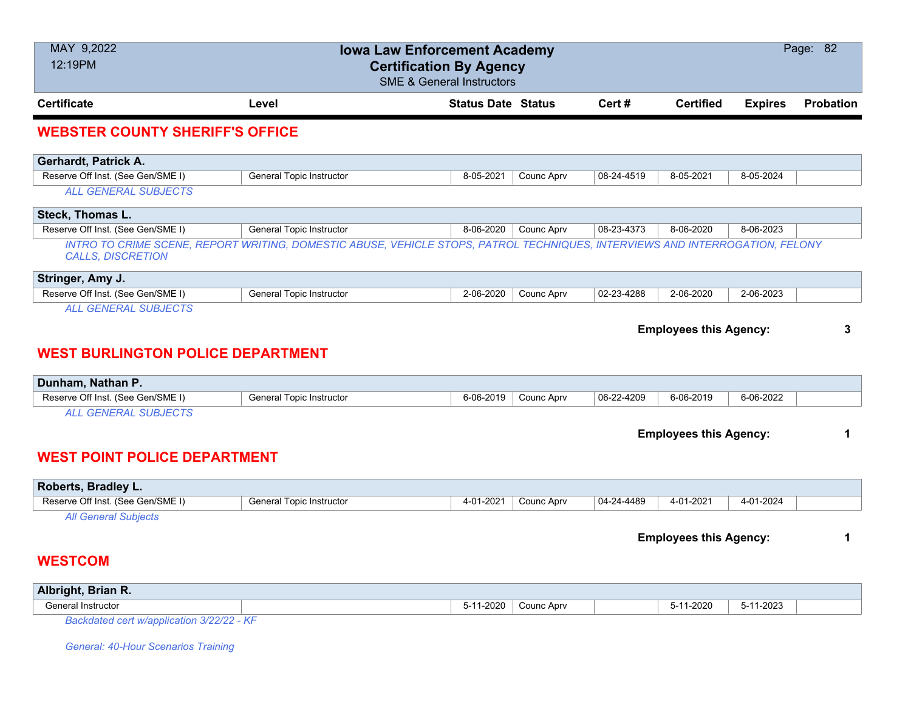| Certificate | Level | Status Date | Status | Cert # | Certified | Expires | Probation |
|---|---|---|---|---|---|---|---|

## WEBSTER COUNTY SHERIFF'S OFFICE

**Gerhardt, Patrick A.**

| Certificate | Level | Status Date | Status | Cert # | Certified | Expires | Probation |
|---|---|---|---|---|---|---|---|
| Reserve Off Inst. (See Gen/SME I) | General Topic Instructor | 8-05-2021 | Counc Aprv | 08-24-4519 | 8-05-2021 | 8-05-2024 | |

*ALL GENERAL SUBJECTS*

**Steck, Thomas L.**

| Certificate | Level | Status Date | Status | Cert # | Certified | Expires | Probation |
|---|---|---|---|---|---|---|---|
| Reserve Off Inst. (See Gen/SME I) | General Topic Instructor | 8-06-2020 | Counc Aprv | 08-23-4373 | 8-06-2020 | 8-06-2023 | |

*INTRO TO CRIME SCENE, REPORT WRITING, DOMESTIC ABUSE, VEHICLE STOPS, PATROL TECHNIQUES, INTERVIEWS AND INTERROGATION, FELONY CALLS, DISCRETION*

**Stringer, Amy J.**

| Certificate | Level | Status Date | Status | Cert # | Certified | Expires | Probation |
|---|---|---|---|---|---|---|---|
| Reserve Off Inst. (See Gen/SME I) | General Topic Instructor | 2-06-2020 | Counc Aprv | 02-23-4288 | 2-06-2020 | 2-06-2023 | |

*ALL GENERAL SUBJECTS*

**Employees this Agency: 3**

## WEST BURLINGTON POLICE DEPARTMENT

**Dunham, Nathan P.**

| Certificate | Level | Status Date | Status | Cert # | Certified | Expires | Probation |
|---|---|---|---|---|---|---|---|
| Reserve Off Inst. (See Gen/SME I) | General Topic Instructor | 6-06-2019 | Counc Aprv | 06-22-4209 | 6-06-2019 | 6-06-2022 | |

*ALL GENERAL SUBJECTS*

**Employees this Agency: 1**

## WEST POINT POLICE DEPARTMENT

**Roberts, Bradley L.**

| Certificate | Level | Status Date | Status | Cert # | Certified | Expires | Probation |
|---|---|---|---|---|---|---|---|
| Reserve Off Inst. (See Gen/SME I) | General Topic Instructor | 4-01-2021 | Counc Aprv | 04-24-4489 | 4-01-2021 | 4-01-2024 | |

*All General Subjects*

**Employees this Agency: 1**

## WESTCOM

**Albright, Brian R.**

| Certificate | Level | Status Date | Status | Cert # | Certified | Expires | Probation |
|---|---|---|---|---|---|---|---|
| General Instructor | | 5-11-2020 | Counc Aprv | | 5-11-2020 | 5-11-2023 | |

*Backdated cert w/application 3/22/22 - KF*

*General: 40-Hour Scenarios Training*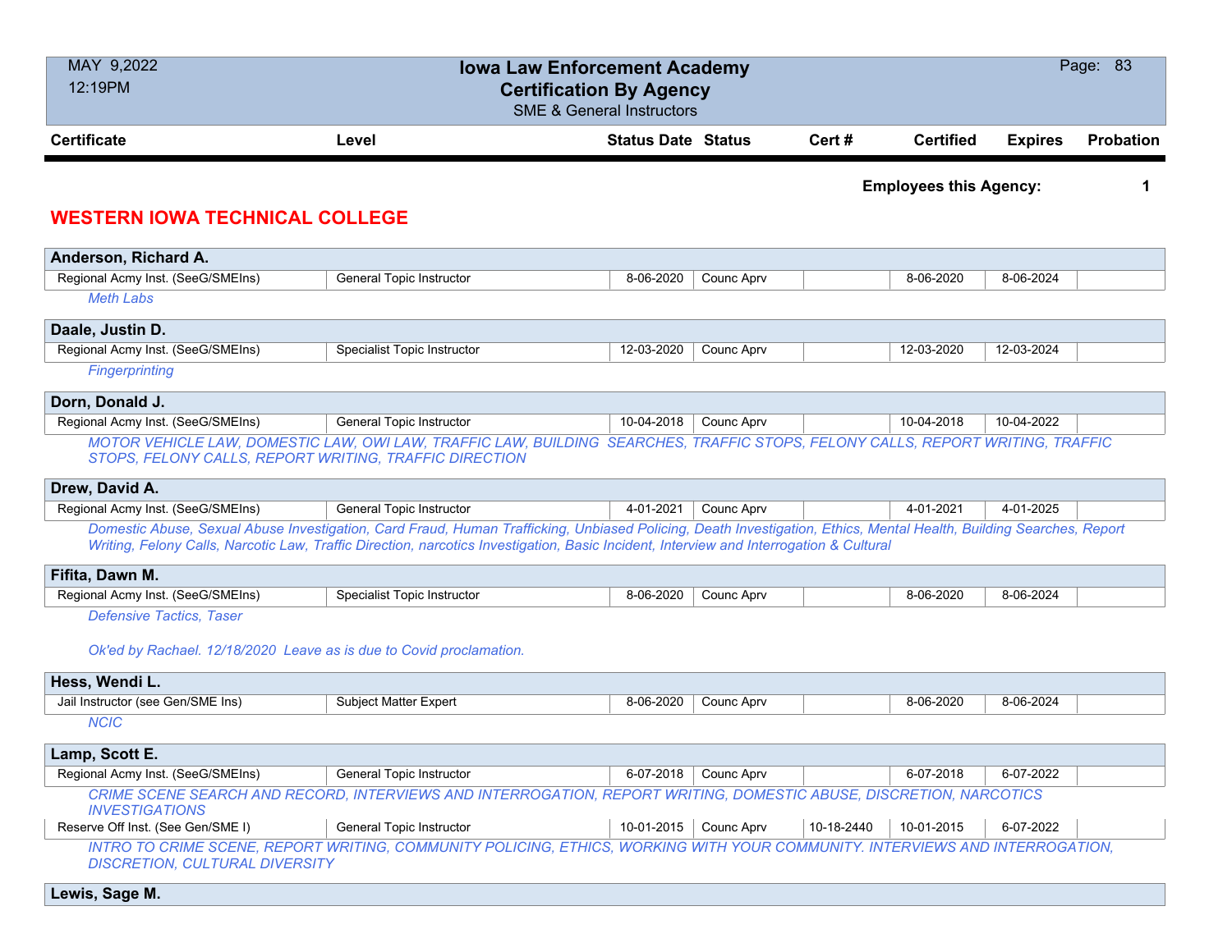**Employees this Agency: 1**

## WESTERN IOWA TECHNICAL COLLEGE

| Certificate | Level | Status Date | Status | Cert # | Certified | Expires | Probation |
|---|---|---|---|---|---|---|---|
| **Anderson, Richard A.** | | | | | | | |
| Regional Acmy Inst. (SeeG/SMEIns) | General Topic Instructor | 8-06-2020 | Counc Aprv | | 8-06-2020 | 8-06-2024 | |
| *Meth Labs* | | | | | | | |
| **Daale, Justin D.** | | | | | | | |
| Regional Acmy Inst. (SeeG/SMEIns) | Specialist Topic Instructor | 12-03-2020 | Counc Aprv | | 12-03-2020 | 12-03-2024 | |
| *Fingerprinting* | | | | | | | |
| **Dorn, Donald J.** | | | | | | | |
| Regional Acmy Inst. (SeeG/SMEIns) | General Topic Instructor | 10-04-2018 | Counc Aprv | | 10-04-2018 | 10-04-2022 | |
| *MOTOR VEHICLE LAW, DOMESTIC LAW, OWI LAW, TRAFFIC LAW, BUILDING SEARCHES, TRAFFIC STOPS, FELONY CALLS, REPORT WRITING, TRAFFIC STOPS, FELONY CALLS, REPORT WRITING, TRAFFIC DIRECTION* | | | | | | | |
| **Drew, David A.** | | | | | | | |
| Regional Acmy Inst. (SeeG/SMEIns) | General Topic Instructor | 4-01-2021 | Counc Aprv | | 4-01-2021 | 4-01-2025 | |
| *Domestic Abuse, Sexual Abuse Investigation, Card Fraud, Human Trafficking, Unbiased Policing, Death Investigation, Ethics, Mental Health, Building Searches, Report Writing, Felony Calls, Narcotic Law, Traffic Direction, narcotics Investigation, Basic Incident, Interview and Interrogation & Cultural* | | | | | | | |
| **Fifita, Dawn M.** | | | | | | | |
| Regional Acmy Inst. (SeeG/SMEIns) | Specialist Topic Instructor | 8-06-2020 | Counc Aprv | | 8-06-2020 | 8-06-2024 | |
| *Defensive Tactics, Taser* | | | | | | | |
| *Ok'ed by Rachael. 12/18/2020 Leave as is due to Covid proclamation.* | | | | | | | |
| **Hess, Wendi L.** | | | | | | | |
| Jail Instructor (see Gen/SME Ins) | Subject Matter Expert | 8-06-2020 | Counc Aprv | | 8-06-2020 | 8-06-2024 | |
| *NCIC* | | | | | | | |
| **Lamp, Scott E.** | | | | | | | |
| Regional Acmy Inst. (SeeG/SMEIns) | General Topic Instructor | 6-07-2018 | Counc Aprv | | 6-07-2018 | 6-07-2022 | |
| *CRIME SCENE SEARCH AND RECORD, INTERVIEWS AND INTERROGATION, REPORT WRITING, DOMESTIC ABUSE, DISCRETION, NARCOTICS INVESTIGATIONS* | | | | | | | |
| Reserve Off Inst. (See Gen/SME I) | General Topic Instructor | 10-01-2015 | Counc Aprv | 10-18-2440 | 10-01-2015 | 6-07-2022 | |
| *INTRO TO CRIME SCENE, REPORT WRITING, COMMUNITY POLICING, ETHICS, WORKING WITH YOUR COMMUNITY. INTERVIEWS AND INTERROGATION, DISCRETION, CULTURAL DIVERSITY* | | | | | | | |
| **Lewis, Sage M.** | | | | | | | |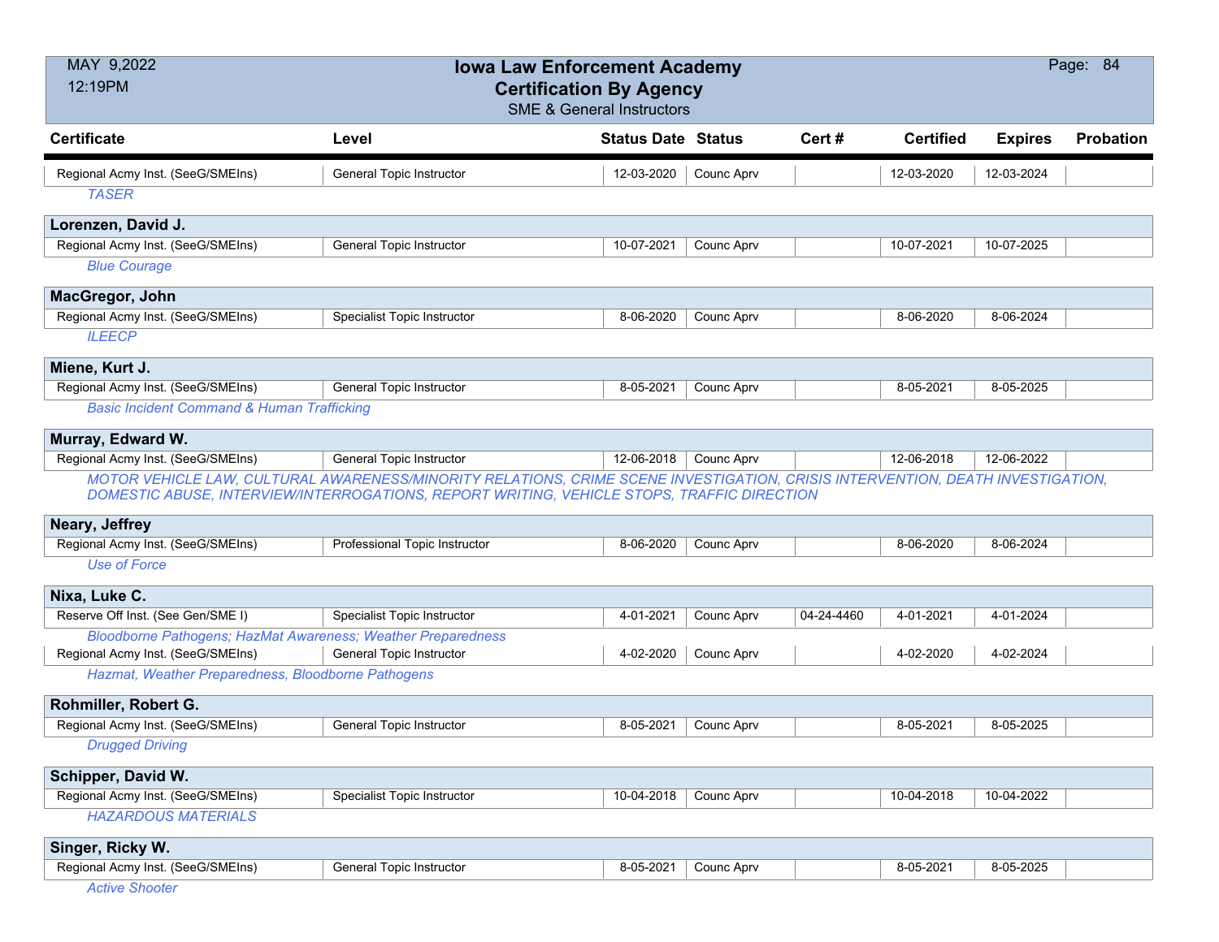# Iowa Law Enforcement Academy
## Certification By Agency
### SME & General Instructors

MAY 9,2022
12:19PM

| Certificate | Level | Status Date | Status | Cert # | Certified | Expires | Probation |
|---|---|---|---|---|---|---|---|
| Regional Acmy Inst. (SeeG/SMEIns) | General Topic Instructor | 12-03-2020 | Counc Aprv | | 12-03-2020 | 12-03-2024 | |
| *TASER* | | | | | | | |
| **Lorenzen, David J.** | | | | | | | |
| Regional Acmy Inst. (SeeG/SMEIns) | General Topic Instructor | 10-07-2021 | Counc Aprv | | 10-07-2021 | 10-07-2025 | |
| *Blue Courage* | | | | | | | |
| **MacGregor, John** | | | | | | | |
| Regional Acmy Inst. (SeeG/SMEIns) | Specialist Topic Instructor | 8-06-2020 | Counc Aprv | | 8-06-2020 | 8-06-2024 | |
| *ILEECP* | | | | | | | |
| **Miene, Kurt J.** | | | | | | | |
| Regional Acmy Inst. (SeeG/SMEIns) | General Topic Instructor | 8-05-2021 | Counc Aprv | | 8-05-2021 | 8-05-2025 | |
| *Basic Incident Command & Human Trafficking* | | | | | | | |
| **Murray, Edward W.** | | | | | | | |
| Regional Acmy Inst. (SeeG/SMEIns) | General Topic Instructor | 12-06-2018 | Counc Aprv | | 12-06-2018 | 12-06-2022 | |
| *MOTOR VEHICLE LAW, CULTURAL AWARENESS/MINORITY RELATIONS, CRIME SCENE INVESTIGATION, CRISIS INTERVENTION, DEATH INVESTIGATION, DOMESTIC ABUSE, INTERVIEW/INTERROGATIONS, REPORT WRITING, VEHICLE STOPS, TRAFFIC DIRECTION* | | | | | | | |
| **Neary, Jeffrey** | | | | | | | |
| Regional Acmy Inst. (SeeG/SMEIns) | Professional Topic Instructor | 8-06-2020 | Counc Aprv | | 8-06-2020 | 8-06-2024 | |
| *Use of Force* | | | | | | | |
| **Nixa, Luke C.** | | | | | | | |
| Reserve Off Inst. (See Gen/SME I) | Specialist Topic Instructor | 4-01-2021 | Counc Aprv | 04-24-4460 | 4-01-2021 | 4-01-2024 | |
| *Bloodborne Pathogens; HazMat Awareness; Weather Preparedness* | | | | | | | |
| Regional Acmy Inst. (SeeG/SMEIns) | General Topic Instructor | 4-02-2020 | Counc Aprv | | 4-02-2020 | 4-02-2024 | |
| *Hazmat, Weather Preparedness, Bloodborne Pathogens* | | | | | | | |
| **Rohmiller, Robert G.** | | | | | | | |
| Regional Acmy Inst. (SeeG/SMEIns) | General Topic Instructor | 8-05-2021 | Counc Aprv | | 8-05-2021 | 8-05-2025 | |
| *Drugged Driving* | | | | | | | |
| **Schipper, David W.** | | | | | | | |
| Regional Acmy Inst. (SeeG/SMEIns) | Specialist Topic Instructor | 10-04-2018 | Counc Aprv | | 10-04-2018 | 10-04-2022 | |
| *HAZARDOUS MATERIALS* | | | | | | | |
| **Singer, Ricky W.** | | | | | | | |
| Regional Acmy Inst. (SeeG/SMEIns) | General Topic Instructor | 8-05-2021 | Counc Aprv | | 8-05-2021 | 8-05-2025 | |
| *Active Shooter* | | | | | | | |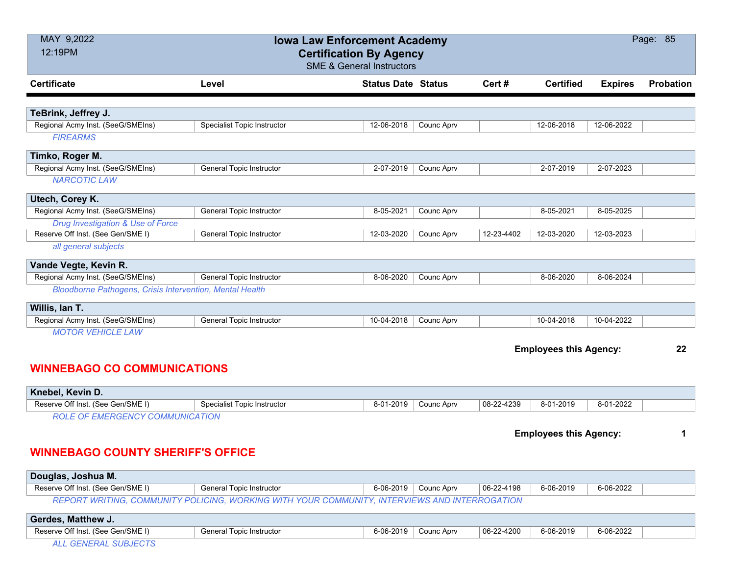| Certificate | Level | Status Date | Status | Cert # | Certified | Expires | Probation |
|---|---|---|---|---|---|---|---|
| **TeBrink, Jeffrey J.** | | | | | | | |
| Regional Acmy Inst. (SeeG/SMEIns) | Specialist Topic Instructor | 12-06-2018 | Counc Aprv | | 12-06-2018 | 12-06-2022 | |
| *FIREARMS* | | | | | | | |
| **Timko, Roger M.** | | | | | | | |
| Regional Acmy Inst. (SeeG/SMEIns) | General Topic Instructor | 2-07-2019 | Counc Aprv | | 2-07-2019 | 2-07-2023 | |
| *NARCOTIC LAW* | | | | | | | |
| **Utech, Corey K.** | | | | | | | |
| Regional Acmy Inst. (SeeG/SMEIns) | General Topic Instructor | 8-05-2021 | Counc Aprv | | 8-05-2021 | 8-05-2025 | |
| *Drug Investigation & Use of Force* | | | | | | | |
| Reserve Off Inst. (See Gen/SME I) | General Topic Instructor | 12-03-2020 | Counc Aprv | 12-23-4402 | 12-03-2020 | 12-03-2023 | |
| *all general subjects* | | | | | | | |
| **Vande Vegte, Kevin R.** | | | | | | | |
| Regional Acmy Inst. (SeeG/SMEIns) | General Topic Instructor | 8-06-2020 | Counc Aprv | | 8-06-2020 | 8-06-2024 | |
| *Bloodborne Pathogens, Crisis Intervention, Mental Health* | | | | | | | |
| **Willis, Ian T.** | | | | | | | |
| Regional Acmy Inst. (SeeG/SMEIns) | General Topic Instructor | 10-04-2018 | Counc Aprv | | 10-04-2018 | 10-04-2022 | |
| *MOTOR VEHICLE LAW* | | | | | | | |

**Employees this Agency: 22**

## WINNEBAGO CO COMMUNICATIONS

| Certificate | Level | Status Date | Status | Cert # | Certified | Expires | Probation |
|---|---|---|---|---|---|---|---|
| **Knebel, Kevin D.** | | | | | | | |
| Reserve Off Inst. (See Gen/SME I) | Specialist Topic Instructor | 8-01-2019 | Counc Aprv | 08-22-4239 | 8-01-2019 | 8-01-2022 | |
| *ROLE OF EMERGENCY COMMUNICATION* | | | | | | | |

**Employees this Agency: 1**

## WINNEBAGO COUNTY SHERIFF'S OFFICE

| Certificate | Level | Status Date | Status | Cert # | Certified | Expires | Probation |
|---|---|---|---|---|---|---|---|
| **Douglas, Joshua M.** | | | | | | | |
| Reserve Off Inst. (See Gen/SME I) | General Topic Instructor | 6-06-2019 | Counc Aprv | 06-22-4198 | 6-06-2019 | 6-06-2022 | |
| *REPORT WRITING, COMMUNITY POLICING, WORKING WITH YOUR COMMUNITY, INTERVIEWS AND INTERROGATION* | | | | | | | |
| **Gerdes, Matthew J.** | | | | | | | |
| Reserve Off Inst. (See Gen/SME I) | General Topic Instructor | 6-06-2019 | Counc Aprv | 06-22-4200 | 6-06-2019 | 6-06-2022 | |
| *ALL GENERAL SUBJECTS* | | | | | | | |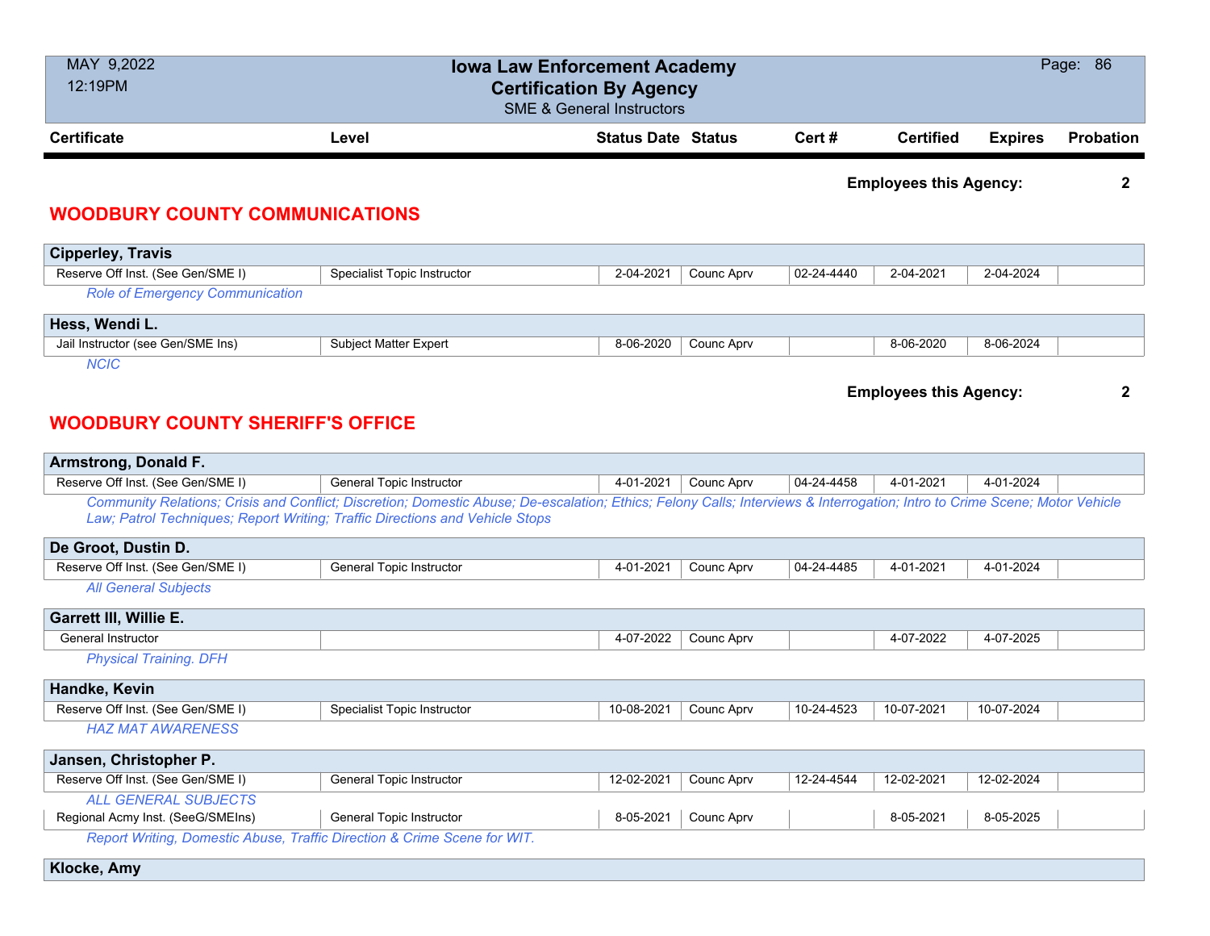| Certificate | Level | Status Date | Status | Cert # | Certified | Expires | Probation |
|---|---|---|---|---|---|---|---|

**Employees this Agency: 2**

## WOODBURY COUNTY COMMUNICATIONS

**Cipperley, Travis**

| Certificate | Level | Status Date | Status | Cert # | Certified | Expires | Probation |
|---|---|---|---|---|---|---|---|
| Reserve Off Inst. (See Gen/SME I) | Specialist Topic Instructor | 2-04-2021 | Counc Aprv | 02-24-4440 | 2-04-2021 | 2-04-2024 | |

*Role of Emergency Communication*

**Hess, Wendi L.**

| Certificate | Level | Status Date | Status | Cert # | Certified | Expires | Probation |
|---|---|---|---|---|---|---|---|
| Jail Instructor (see Gen/SME Ins) | Subject Matter Expert | 8-06-2020 | Counc Aprv | | 8-06-2020 | 8-06-2024 | |

*NCIC*

**Employees this Agency: 2**

## WOODBURY COUNTY SHERIFF'S OFFICE

**Armstrong, Donald F.**

| Certificate | Level | Status Date | Status | Cert # | Certified | Expires | Probation |
|---|---|---|---|---|---|---|---|
| Reserve Off Inst. (See Gen/SME I) | General Topic Instructor | 4-01-2021 | Counc Aprv | 04-24-4458 | 4-01-2021 | 4-01-2024 | |

*Community Relations; Crisis and Conflict; Discretion; Domestic Abuse; De-escalation; Ethics; Felony Calls; Interviews & Interrogation; Intro to Crime Scene; Motor Vehicle Law; Patrol Techniques; Report Writing; Traffic Directions and Vehicle Stops*

**De Groot, Dustin D.**

| Certificate | Level | Status Date | Status | Cert # | Certified | Expires | Probation |
|---|---|---|---|---|---|---|---|
| Reserve Off Inst. (See Gen/SME I) | General Topic Instructor | 4-01-2021 | Counc Aprv | 04-24-4485 | 4-01-2021 | 4-01-2024 | |

*All General Subjects*

**Garrett III, Willie E.**

| Certificate | Level | Status Date | Status | Cert # | Certified | Expires | Probation |
|---|---|---|---|---|---|---|---|
| General Instructor | | 4-07-2022 | Counc Aprv | | 4-07-2022 | 4-07-2025 | |

*Physical Training. DFH*

**Handke, Kevin**

| Certificate | Level | Status Date | Status | Cert # | Certified | Expires | Probation |
|---|---|---|---|---|---|---|---|
| Reserve Off Inst. (See Gen/SME I) | Specialist Topic Instructor | 10-08-2021 | Counc Aprv | 10-24-4523 | 10-07-2021 | 10-07-2024 | |

*HAZ MAT AWARENESS*

**Jansen, Christopher P.**

| Certificate | Level | Status Date | Status | Cert # | Certified | Expires | Probation |
|---|---|---|---|---|---|---|---|
| Reserve Off Inst. (See Gen/SME I) | General Topic Instructor | 12-02-2021 | Counc Aprv | 12-24-4544 | 12-02-2021 | 12-02-2024 | |

*ALL GENERAL SUBJECTS*

| Certificate | Level | Status Date | Status | Cert # | Certified | Expires | Probation |
|---|---|---|---|---|---|---|---|
| Regional Acmy Inst. (SeeG/SMEIns) | General Topic Instructor | 8-05-2021 | Counc Aprv | | 8-05-2021 | 8-05-2025 | |

*Report Writing, Domestic Abuse, Traffic Direction & Crime Scene for WIT.*

**Klocke, Amy**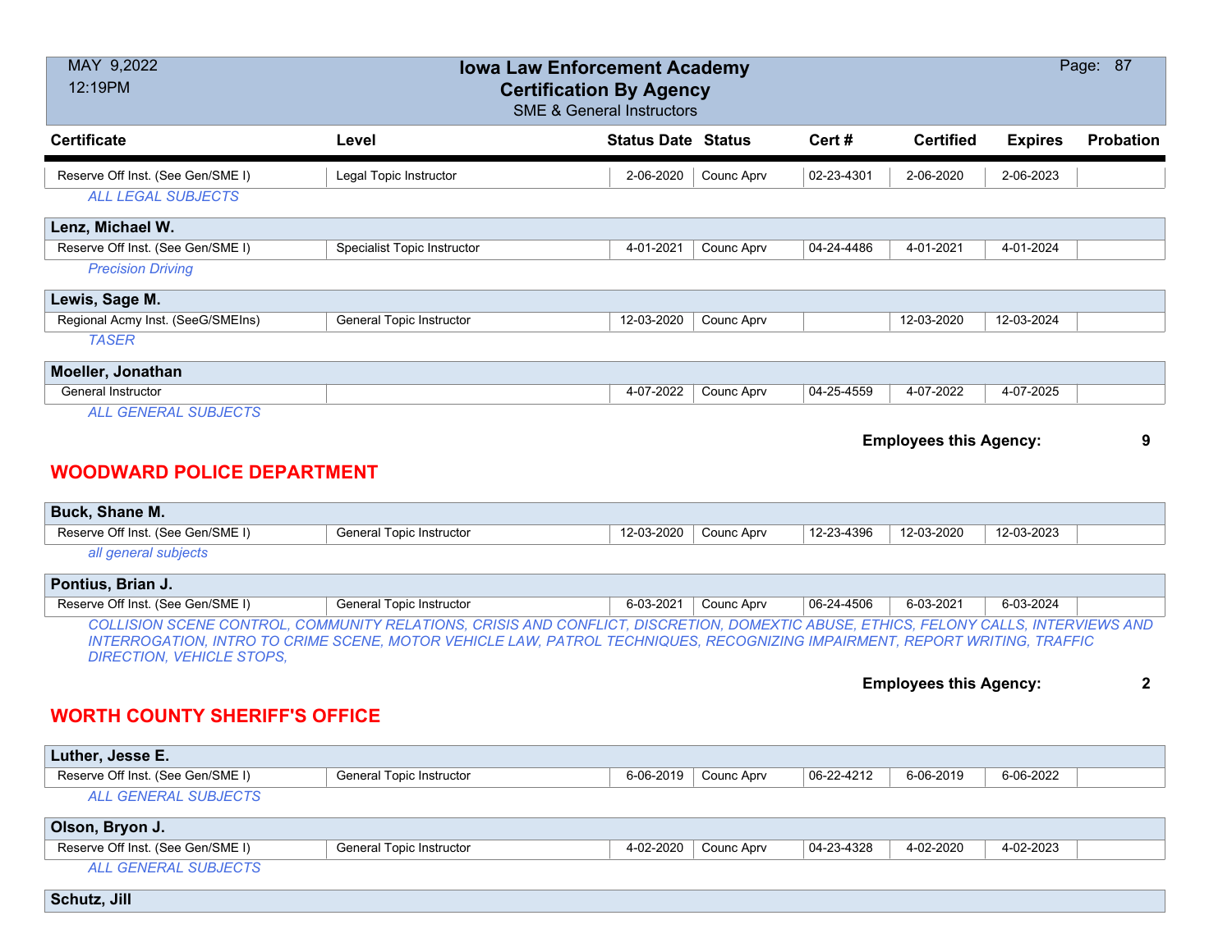| Certificate | Level | Status Date | Status | Cert # | Certified | Expires | Probation |
|---|---|---|---|---|---|---|---|
| Reserve Off Inst. (See Gen/SME I) | Legal Topic Instructor | 2-06-2020 | Counc Aprv | 02-23-4301 | 2-06-2020 | 2-06-2023 | |

*ALL LEGAL SUBJECTS*

**Lenz, Michael W.**

| Certificate | Level | Status Date | Status | Cert # | Certified | Expires | Probation |
|---|---|---|---|---|---|---|---|
| Reserve Off Inst. (See Gen/SME I) | Specialist Topic Instructor | 4-01-2021 | Counc Aprv | 04-24-4486 | 4-01-2021 | 4-01-2024 | |

*Precision Driving*

**Lewis, Sage M.**

| Certificate | Level | Status Date | Status | Cert # | Certified | Expires | Probation |
|---|---|---|---|---|---|---|---|
| Regional Acmy Inst. (SeeG/SMEIns) | General Topic Instructor | 12-03-2020 | Counc Aprv | | 12-03-2020 | 12-03-2024 | |

*TASER*

**Moeller, Jonathan**

| Certificate | Level | Status Date | Status | Cert # | Certified | Expires | Probation |
|---|---|---|---|---|---|---|---|
| General Instructor | | 4-07-2022 | Counc Aprv | 04-25-4559 | 4-07-2022 | 4-07-2025 | |

*ALL GENERAL SUBJECTS*

**Employees this Agency: 9**

## WOODWARD POLICE DEPARTMENT

**Buck, Shane M.**

| Certificate | Level | Status Date | Status | Cert # | Certified | Expires | Probation |
|---|---|---|---|---|---|---|---|
| Reserve Off Inst. (See Gen/SME I) | General Topic Instructor | 12-03-2020 | Counc Aprv | 12-23-4396 | 12-03-2020 | 12-03-2023 | |

*all general subjects*

**Pontius, Brian J.**

| Certificate | Level | Status Date | Status | Cert # | Certified | Expires | Probation |
|---|---|---|---|---|---|---|---|
| Reserve Off Inst. (See Gen/SME I) | General Topic Instructor | 6-03-2021 | Counc Aprv | 06-24-4506 | 6-03-2021 | 6-03-2024 | |

*COLLISION SCENE CONTROL, COMMUNITY RELATIONS, CRISIS AND CONFLICT, DISCRETION, DOMEXTIC ABUSE, ETHICS, FELONY CALLS, INTERVIEWS AND INTERROGATION, INTRO TO CRIME SCENE, MOTOR VEHICLE LAW, PATROL TECHNIQUES, RECOGNIZING IMPAIRMENT, REPORT WRITING, TRAFFIC DIRECTION, VEHICLE STOPS,*

**Employees this Agency: 2**

## WORTH COUNTY SHERIFF'S OFFICE

**Luther, Jesse E.**

| Certificate | Level | Status Date | Status | Cert # | Certified | Expires | Probation |
|---|---|---|---|---|---|---|---|
| Reserve Off Inst. (See Gen/SME I) | General Topic Instructor | 6-06-2019 | Counc Aprv | 06-22-4212 | 6-06-2019 | 6-06-2022 | |

*ALL GENERAL SUBJECTS*

**Olson, Bryon J.**

| Certificate | Level | Status Date | Status | Cert # | Certified | Expires | Probation |
|---|---|---|---|---|---|---|---|
| Reserve Off Inst. (See Gen/SME I) | General Topic Instructor | 4-02-2020 | Counc Aprv | 04-23-4328 | 4-02-2020 | 4-02-2023 | |

*ALL GENERAL SUBJECTS*

**Schutz, Jill**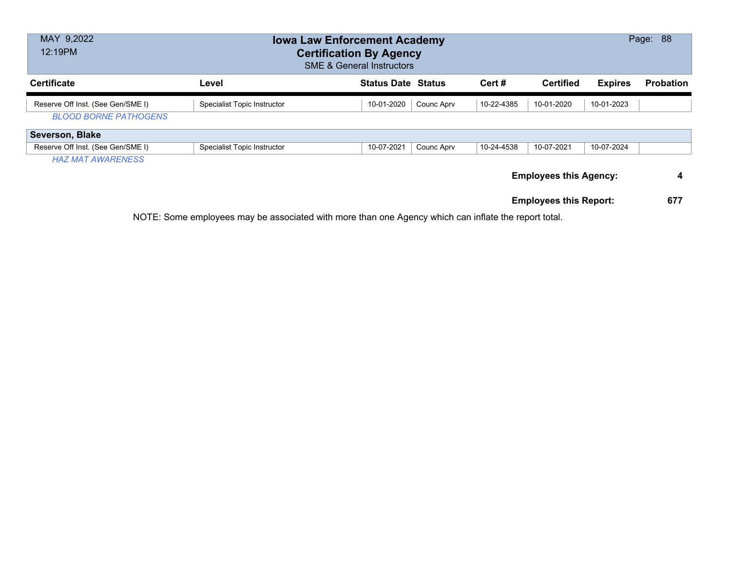| Certificate | Level | Status Date | Status | Cert # | Certified | Expires | Probation |
|---|---|---|---|---|---|---|---|
| Reserve Off Inst. (See Gen/SME I) | Specialist Topic Instructor | 10-01-2020 | Counc Aprv | 10-22-4385 | 10-01-2020 | 10-01-2023 | |
| *BLOOD BORNE PATHOGENS* | | | | | | | |
| **Severson, Blake** | | | | | | | |
| Reserve Off Inst. (See Gen/SME I) | Specialist Topic Instructor | 10-07-2021 | Counc Aprv | 10-24-4538 | 10-07-2021 | 10-07-2024 | |
| *HAZ MAT AWARENESS* | | | | | | | |

**Employees this Agency:** 4

**Employees this Report:** 677

NOTE: Some employees may be associated with more than one Agency which can inflate the report total.